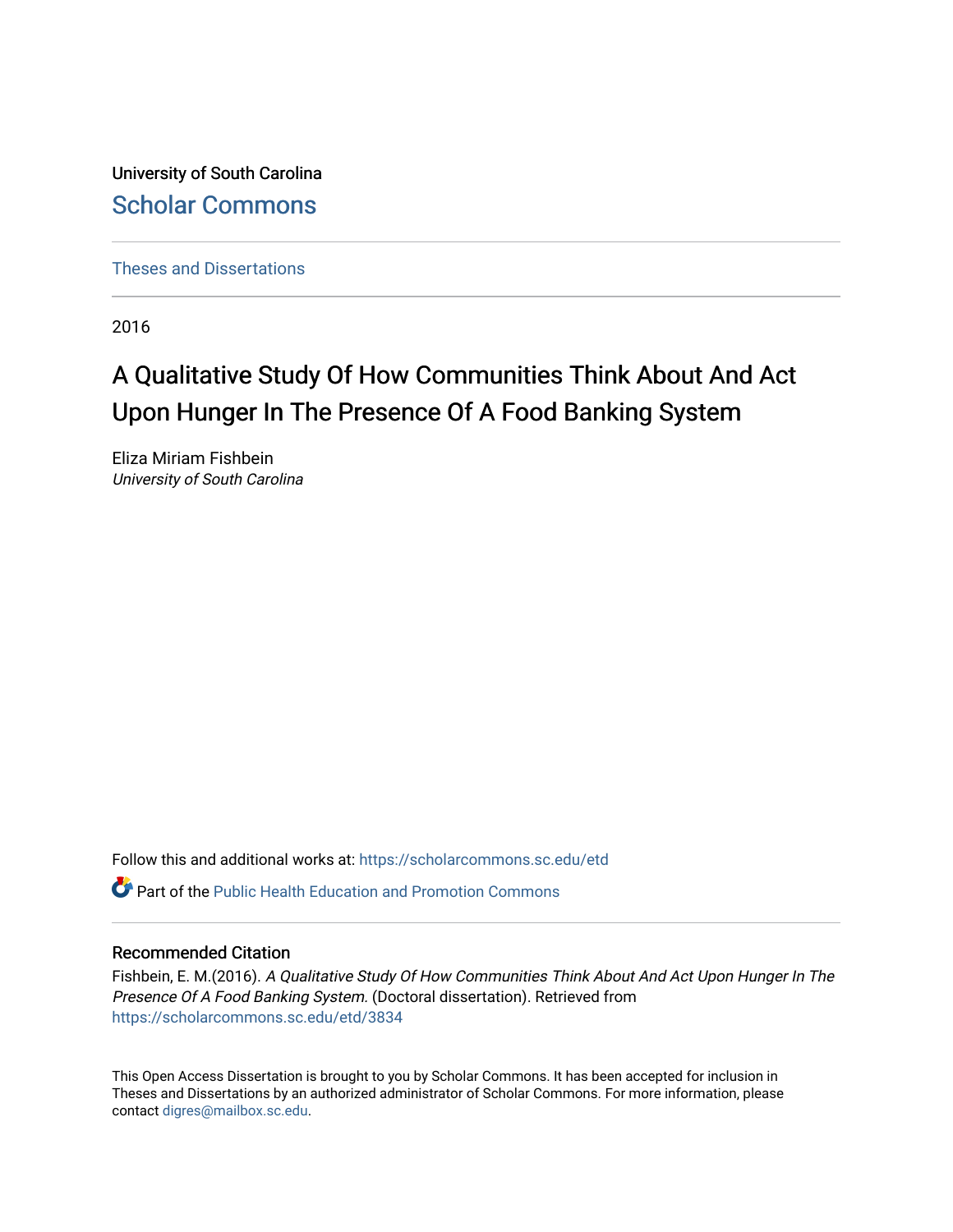University of South Carolina

Scholar Commons

Theses and Dissertations

2016

# A Qualitative Study Of How Communities Think About And Act Upon Hunger In The Presence Of A Food Banking System

Eliza Miriam Fishbein
*University of South Carolina*

Follow this and additional works at: https://scholarcommons.sc.edu/etd

Part of the Public Health Education and Promotion Commons

## Recommended Citation

Fishbein, E. M.(2016). *A Qualitative Study Of How Communities Think About And Act Upon Hunger In The Presence Of A Food Banking System.* (Doctoral dissertation). Retrieved from https://scholarcommons.sc.edu/etd/3834

This Open Access Dissertation is brought to you by Scholar Commons. It has been accepted for inclusion in Theses and Dissertations by an authorized administrator of Scholar Commons. For more information, please contact digres@mailbox.sc.edu.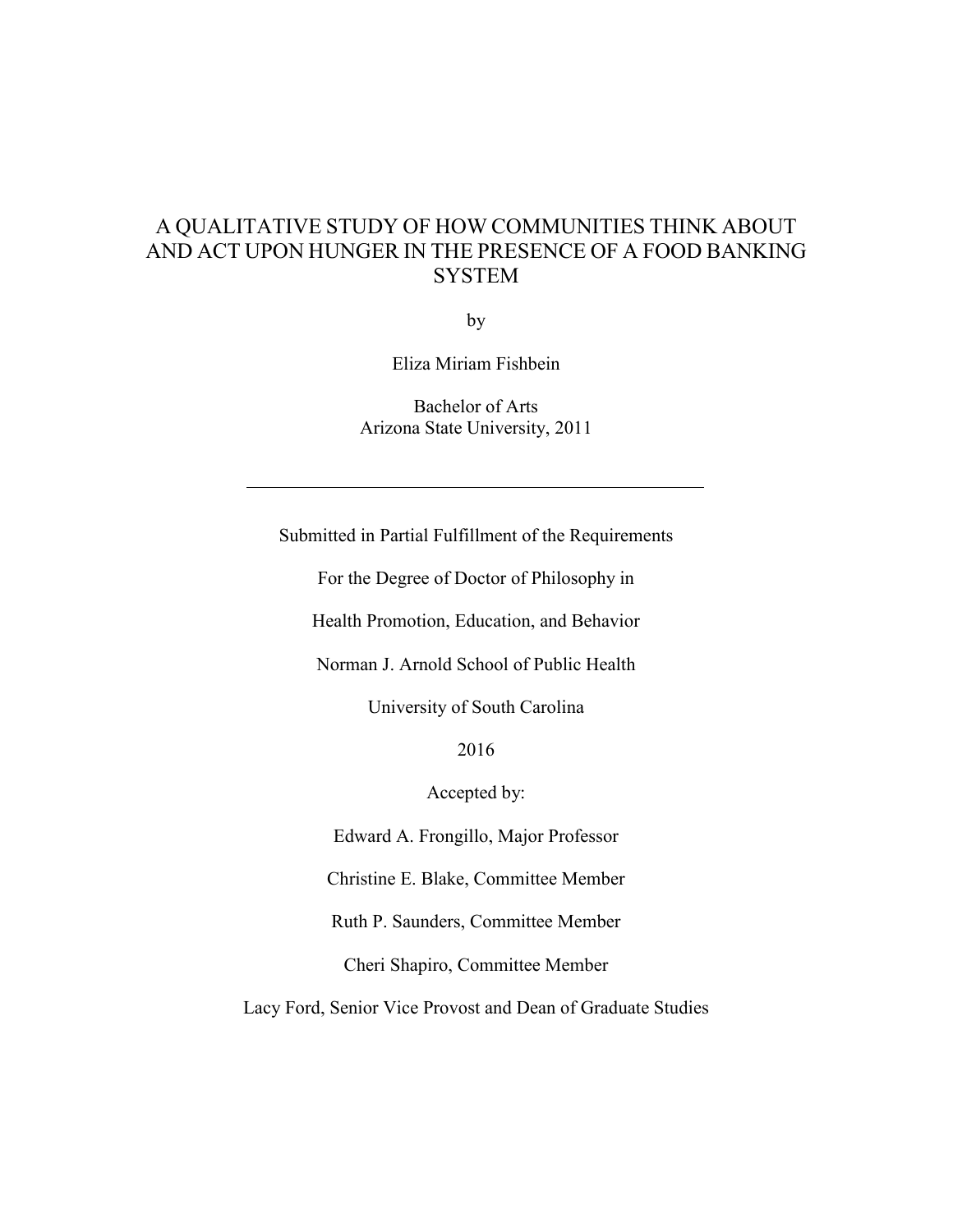# A QUALITATIVE STUDY OF HOW COMMUNITIES THINK ABOUT AND ACT UPON HUNGER IN THE PRESENCE OF A FOOD BANKING SYSTEM

by

Eliza Miriam Fishbein

Bachelor of Arts
Arizona State University, 2011

---

Submitted in Partial Fulfillment of the Requirements

For the Degree of Doctor of Philosophy in

Health Promotion, Education, and Behavior

Norman J. Arnold School of Public Health

University of South Carolina

2016

Accepted by:

Edward A. Frongillo, Major Professor

Christine E. Blake, Committee Member

Ruth P. Saunders, Committee Member

Cheri Shapiro, Committee Member

Lacy Ford, Senior Vice Provost and Dean of Graduate Studies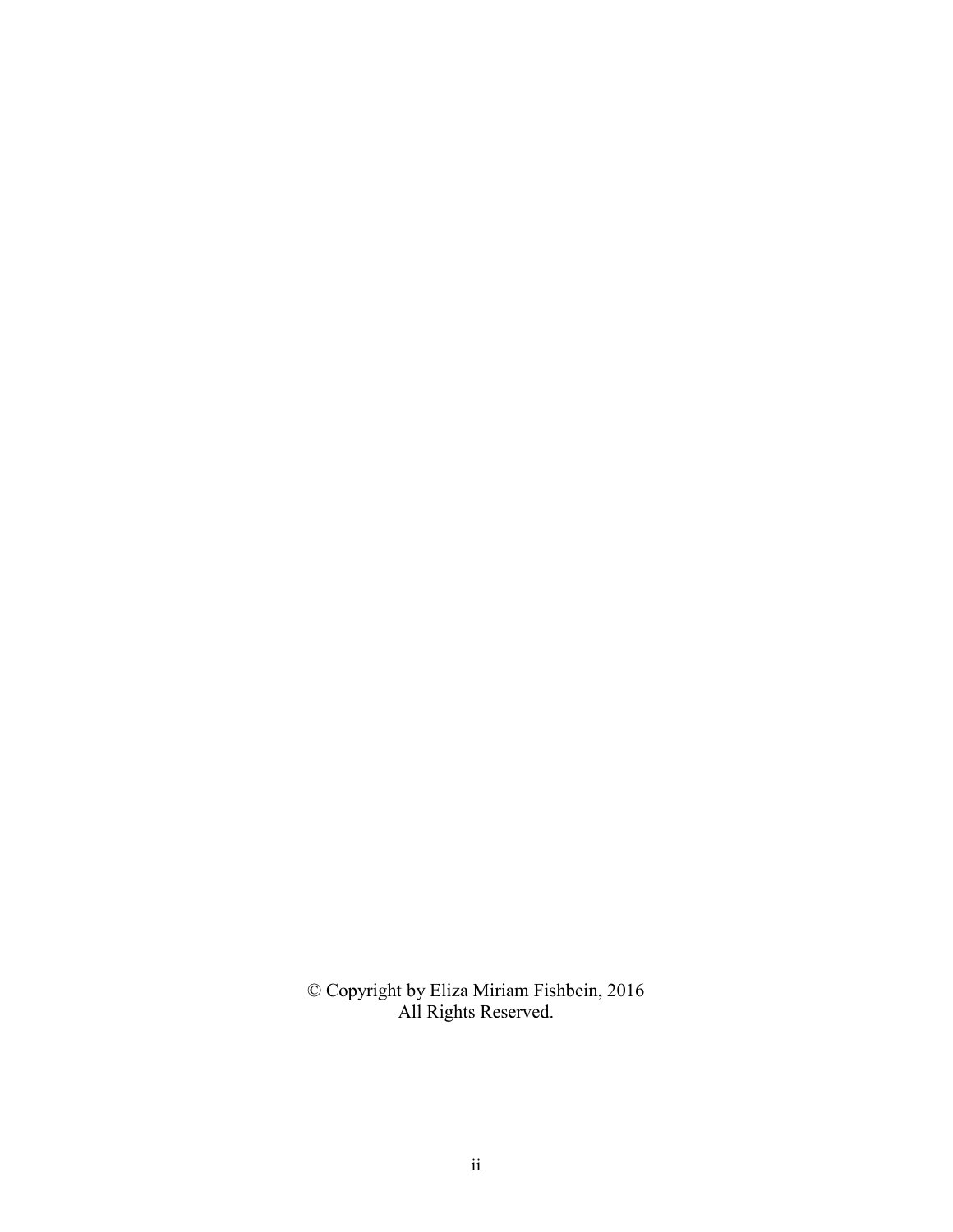© Copyright by Eliza Miriam Fishbein, 2016
All Rights Reserved.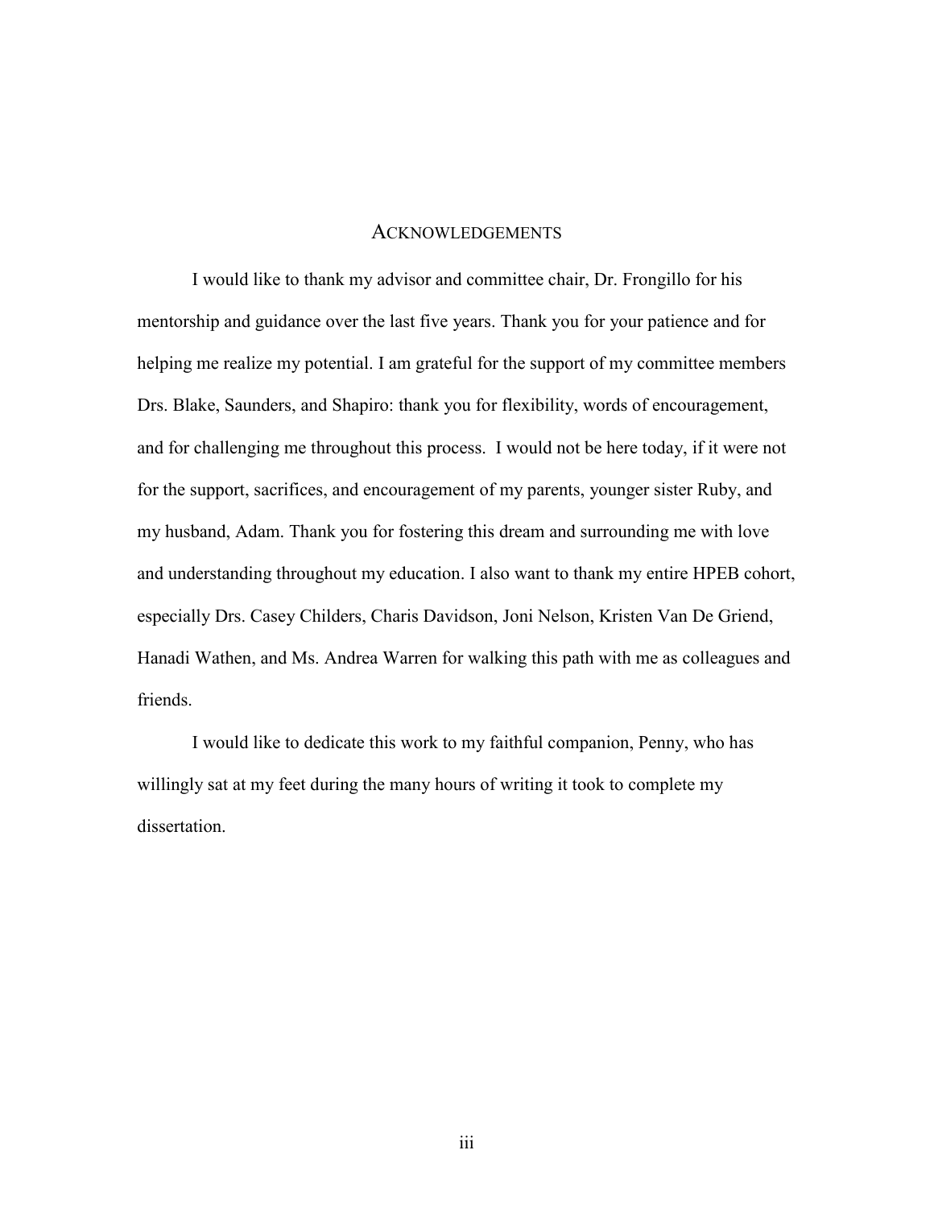# ACKNOWLEDGEMENTS

I would like to thank my advisor and committee chair, Dr. Frongillo for his mentorship and guidance over the last five years. Thank you for your patience and for helping me realize my potential. I am grateful for the support of my committee members Drs. Blake, Saunders, and Shapiro: thank you for flexibility, words of encouragement, and for challenging me throughout this process. I would not be here today, if it were not for the support, sacrifices, and encouragement of my parents, younger sister Ruby, and my husband, Adam. Thank you for fostering this dream and surrounding me with love and understanding throughout my education. I also want to thank my entire HPEB cohort, especially Drs. Casey Childers, Charis Davidson, Joni Nelson, Kristen Van De Griend, Hanadi Wathen, and Ms. Andrea Warren for walking this path with me as colleagues and friends.

I would like to dedicate this work to my faithful companion, Penny, who has willingly sat at my feet during the many hours of writing it took to complete my dissertation.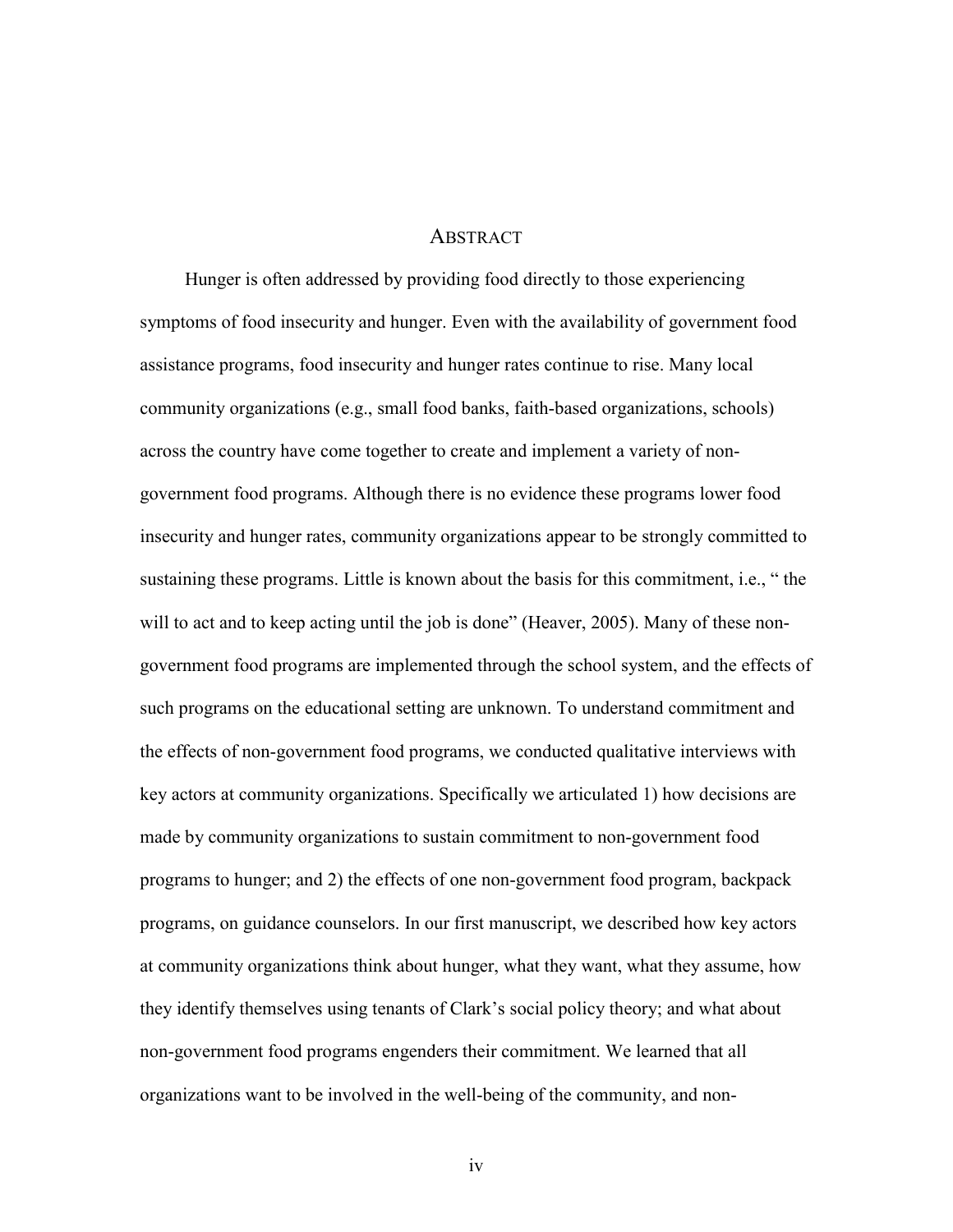# ABSTRACT

Hunger is often addressed by providing food directly to those experiencing symptoms of food insecurity and hunger. Even with the availability of government food assistance programs, food insecurity and hunger rates continue to rise. Many local community organizations (e.g., small food banks, faith-based organizations, schools) across the country have come together to create and implement a variety of non-government food programs. Although there is no evidence these programs lower food insecurity and hunger rates, community organizations appear to be strongly committed to sustaining these programs. Little is known about the basis for this commitment, i.e., " the will to act and to keep acting until the job is done" (Heaver, 2005). Many of these non-government food programs are implemented through the school system, and the effects of such programs on the educational setting are unknown. To understand commitment and the effects of non-government food programs, we conducted qualitative interviews with key actors at community organizations. Specifically we articulated 1) how decisions are made by community organizations to sustain commitment to non-government food programs to hunger; and 2) the effects of one non-government food program, backpack programs, on guidance counselors. In our first manuscript, we described how key actors at community organizations think about hunger, what they want, what they assume, how they identify themselves using tenants of Clark's social policy theory; and what about non-government food programs engenders their commitment. We learned that all organizations want to be involved in the well-being of the community, and non-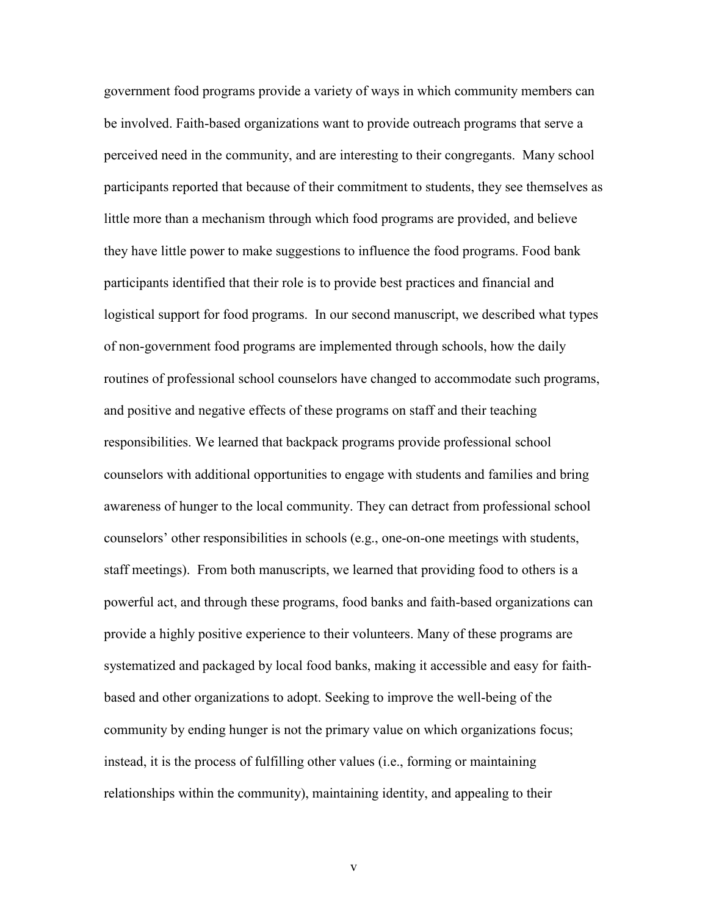government food programs provide a variety of ways in which community members can be involved. Faith-based organizations want to provide outreach programs that serve a perceived need in the community, and are interesting to their congregants. Many school participants reported that because of their commitment to students, they see themselves as little more than a mechanism through which food programs are provided, and believe they have little power to make suggestions to influence the food programs. Food bank participants identified that their role is to provide best practices and financial and logistical support for food programs. In our second manuscript, we described what types of non-government food programs are implemented through schools, how the daily routines of professional school counselors have changed to accommodate such programs, and positive and negative effects of these programs on staff and their teaching responsibilities. We learned that backpack programs provide professional school counselors with additional opportunities to engage with students and families and bring awareness of hunger to the local community. They can detract from professional school counselors' other responsibilities in schools (e.g., one-on-one meetings with students, staff meetings). From both manuscripts, we learned that providing food to others is a powerful act, and through these programs, food banks and faith-based organizations can provide a highly positive experience to their volunteers. Many of these programs are systematized and packaged by local food banks, making it accessible and easy for faith-based and other organizations to adopt. Seeking to improve the well-being of the community by ending hunger is not the primary value on which organizations focus; instead, it is the process of fulfilling other values (i.e., forming or maintaining relationships within the community), maintaining identity, and appealing to their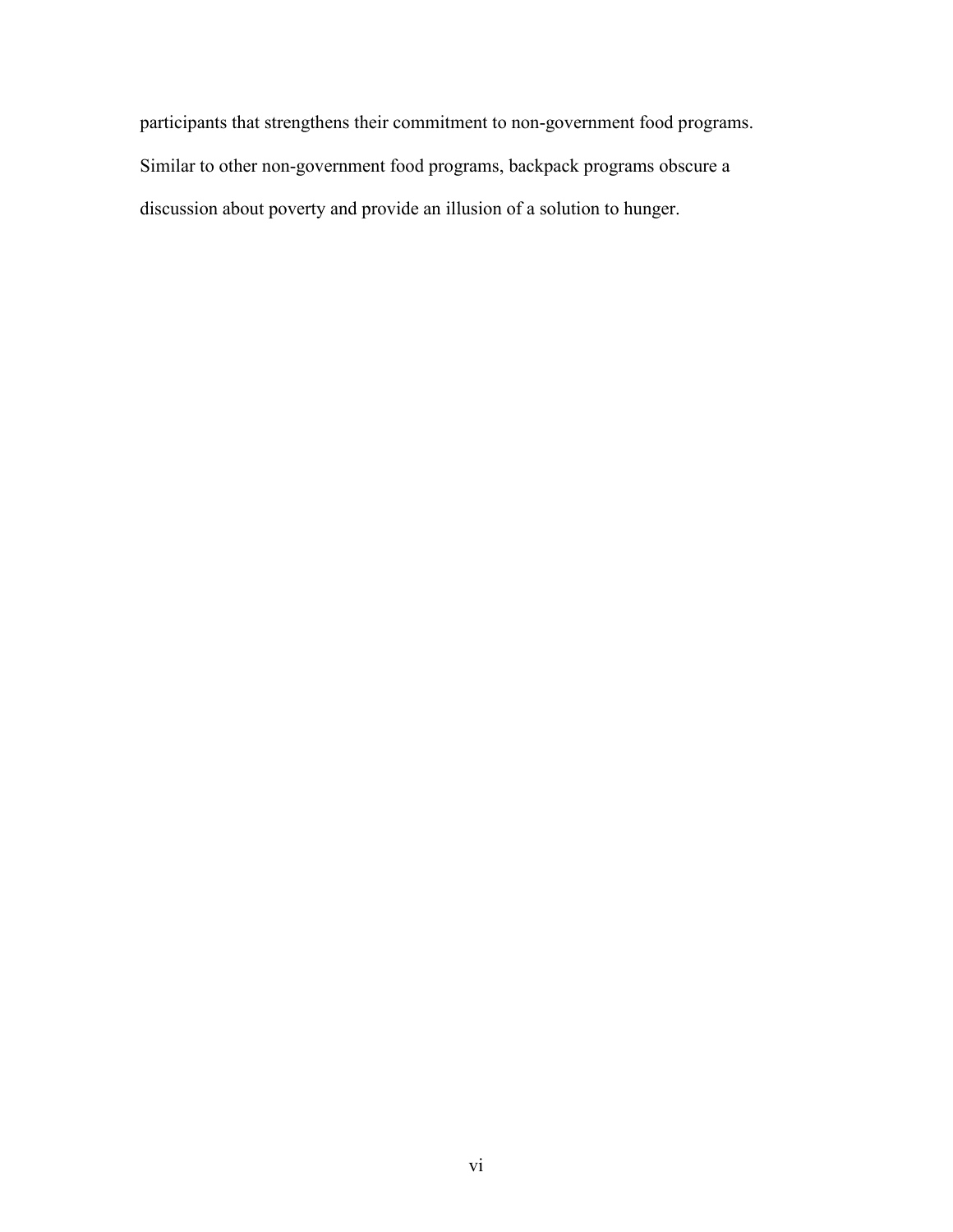participants that strengthens their commitment to non-government food programs. Similar to other non-government food programs, backpack programs obscure a discussion about poverty and provide an illusion of a solution to hunger.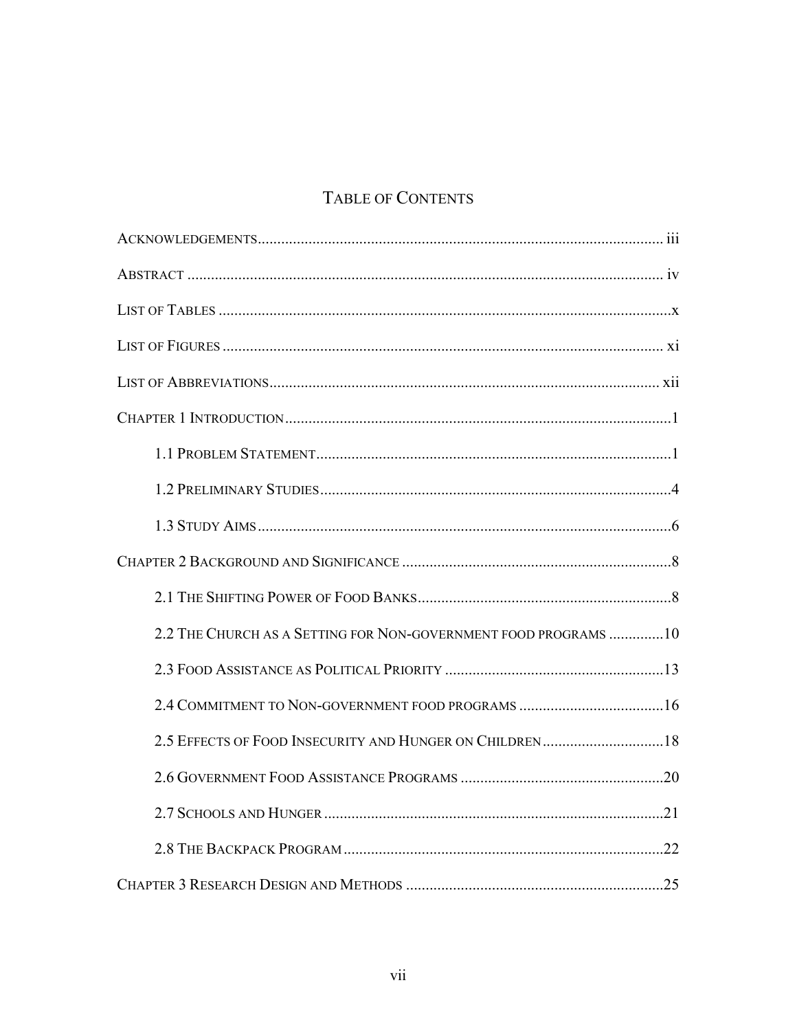# Table of Contents

Acknowledgements ........................................................................................................ iii

Abstract ......................................................................................................................... iv

List of Tables ....................................................................................................................x

List of Figures ................................................................................................................. xi

List of Abbreviations .................................................................................................... xii

Chapter 1 Introduction ...................................................................................................1

- 1.1 Problem Statement ...........................................................................................1
- 1.2 Preliminary Studies ..........................................................................................4
- 1.3 Study Aims ..........................................................................................................6

Chapter 2 Background and Significance .....................................................................8

- 2.1 The Shifting Power of Food Banks ...................................................................8
- 2.2 The Church as a Setting for Non-government food programs ..............10
- 2.3 Food Assistance as Political Priority ..........................................................13
- 2.4 Commitment to Non-government food programs ......................................16
- 2.5 Effects of Food Insecurity and Hunger on Children ................................18
- 2.6 Government Food Assistance Programs .....................................................20
- 2.7 Schools and Hunger ........................................................................................21
- 2.8 The Backpack Program ....................................................................................22

Chapter 3 Research Design and Methods ..................................................................25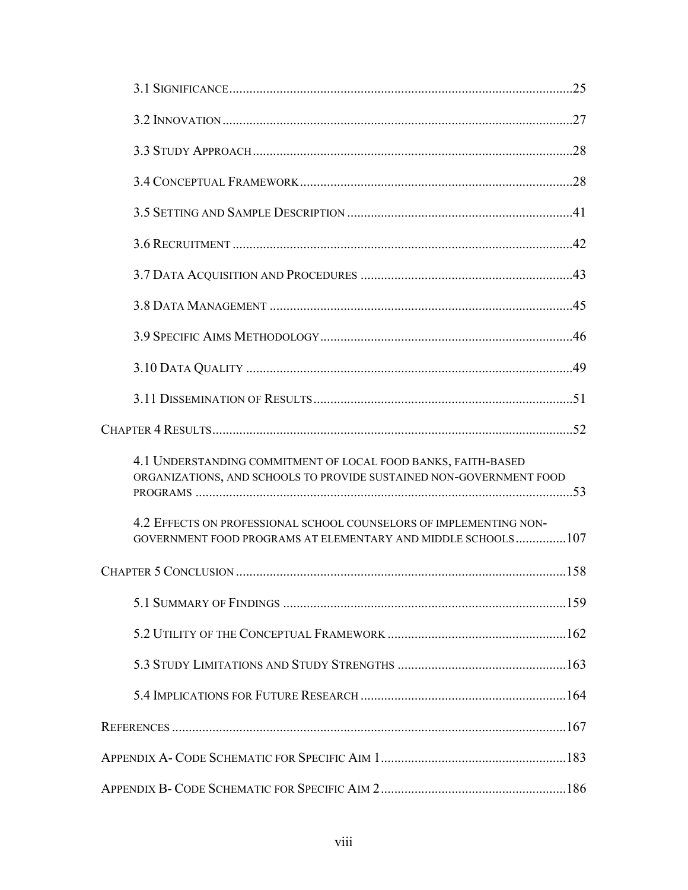3.1 Significance ....................................................................................................25

3.2 Innovation ......................................................................................................27

3.3 Study Approach ..............................................................................................28

3.4 Conceptual Framework ...................................................................................28

3.5 Setting and Sample Description ......................................................................41

3.6 Recruitment ....................................................................................................42

3.7 Data Acquisition and Procedures ....................................................................43

3.8 Data Management ..........................................................................................45

3.9 Specific Aims Methodology ............................................................................46

3.10 Data Quality ..................................................................................................49

3.11 Dissemination of Results ..............................................................................51

Chapter 4 Results ..................................................................................................52

4.1 Understanding commitment of local food banks, faith-based organizations, and schools to provide sustained non-government food programs ..............................................................................................................53

4.2 Effects on professional school counselors of implementing non-government food programs at elementary and middle schools ...............107

Chapter 5 Conclusion ............................................................................................158

5.1 Summary of Findings .....................................................................................159

5.2 Utility of the Conceptual Framework ..............................................................162

5.3 Study Limitations and Study Strengths ...........................................................163

5.4 Implications for Future Research ...................................................................164

References ............................................................................................................167

Appendix A- Code Schematic for Specific Aim 1 ...................................................183

Appendix B- Code Schematic for Specific Aim 2 ...................................................186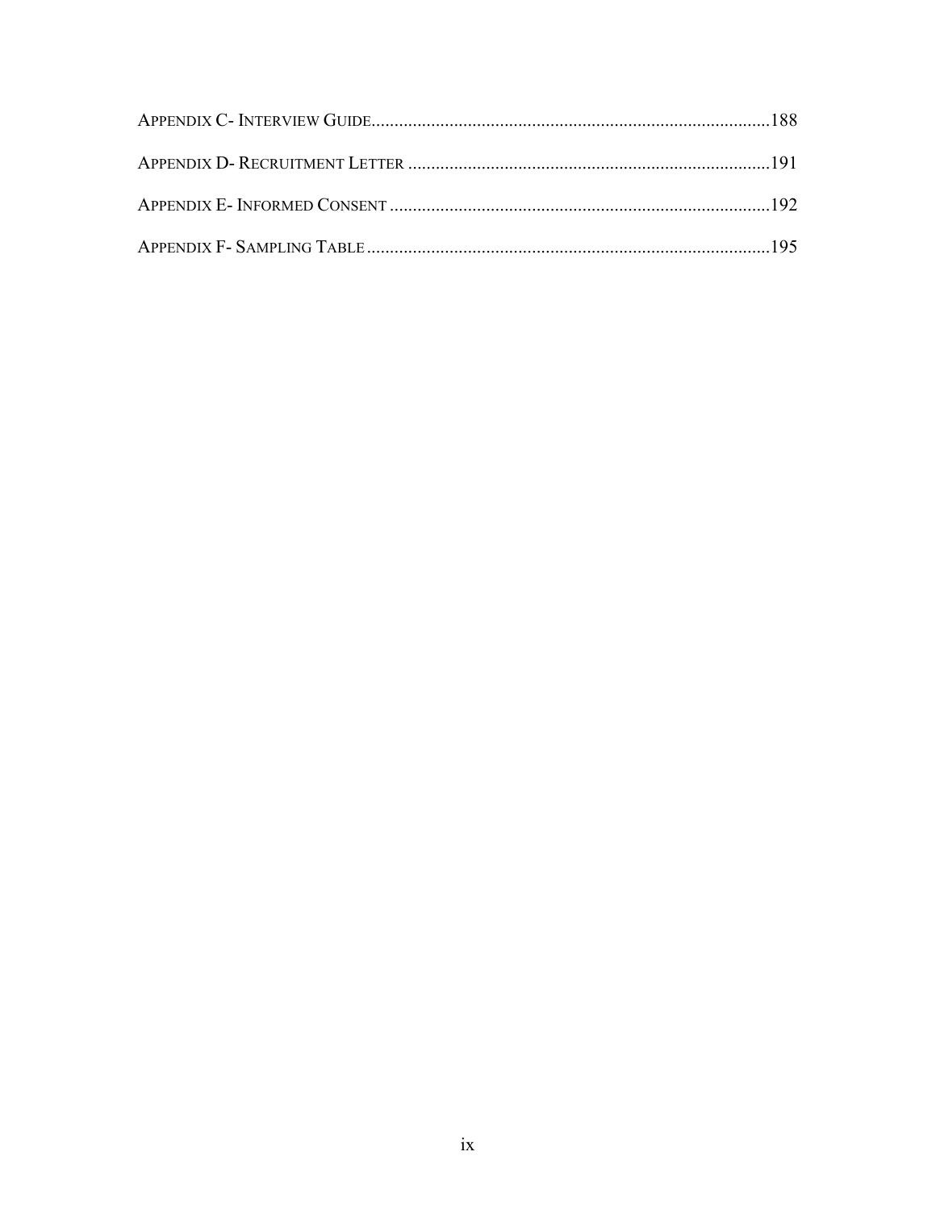APPENDIX C- INTERVIEW GUIDE........................................................................................188

APPENDIX D- RECRUITMENT LETTER ..............................................................................191

APPENDIX E- INFORMED CONSENT ..................................................................................192

APPENDIX F- SAMPLING TABLE........................................................................................195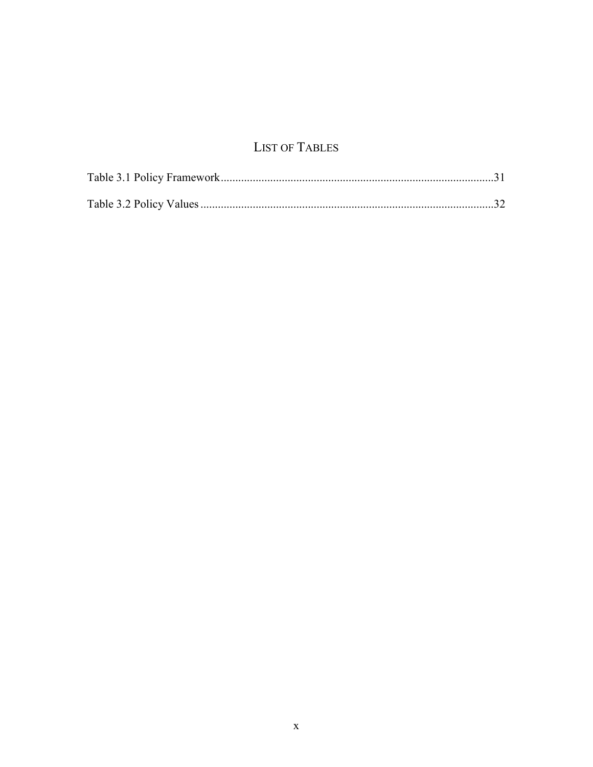# LIST OF TABLES

Table 3.1 Policy Framework.............................................................................................31

Table 3.2 Policy Values ....................................................................................................32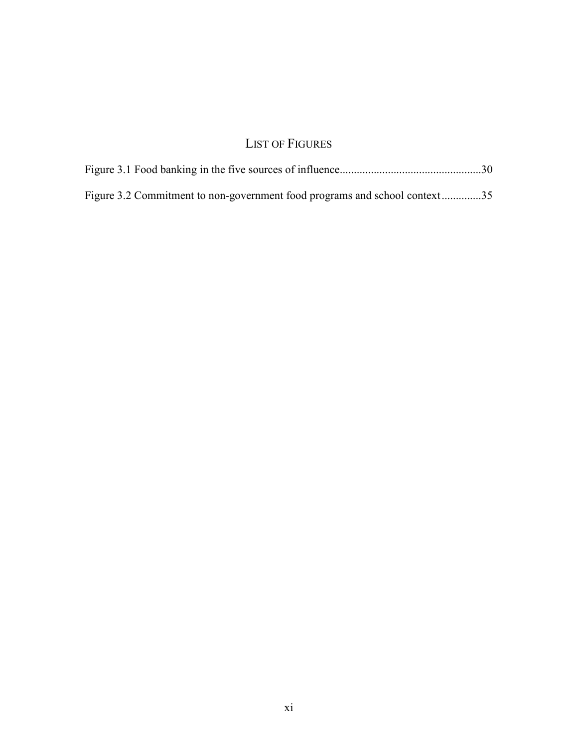# List of Figures

Figure 3.1 Food banking in the five sources of influence.................................................30

Figure 3.2 Commitment to non-government food programs and school context..............35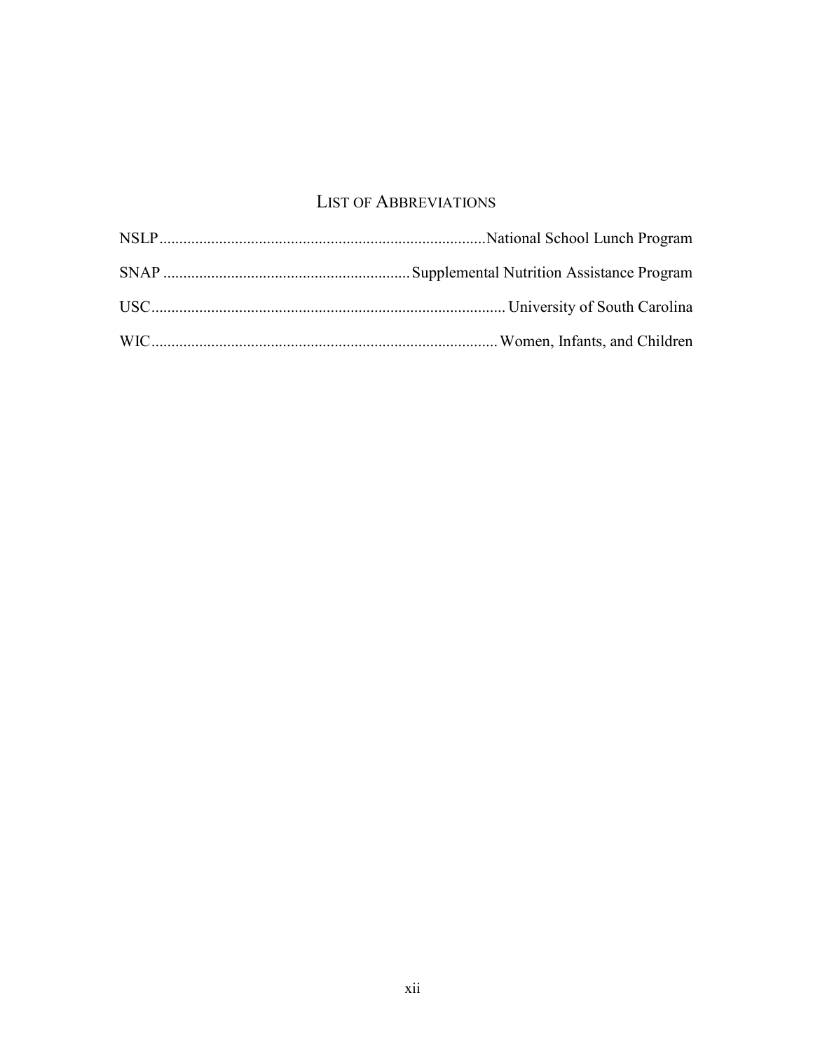# LIST OF ABBREVIATIONS

NSLP ............................................................................ National School Lunch Program

SNAP ............................................................ Supplemental Nutrition Assistance Program

USC ........................................................................................ University of South Carolina

WIC ...................................................................................... Women, Infants, and Children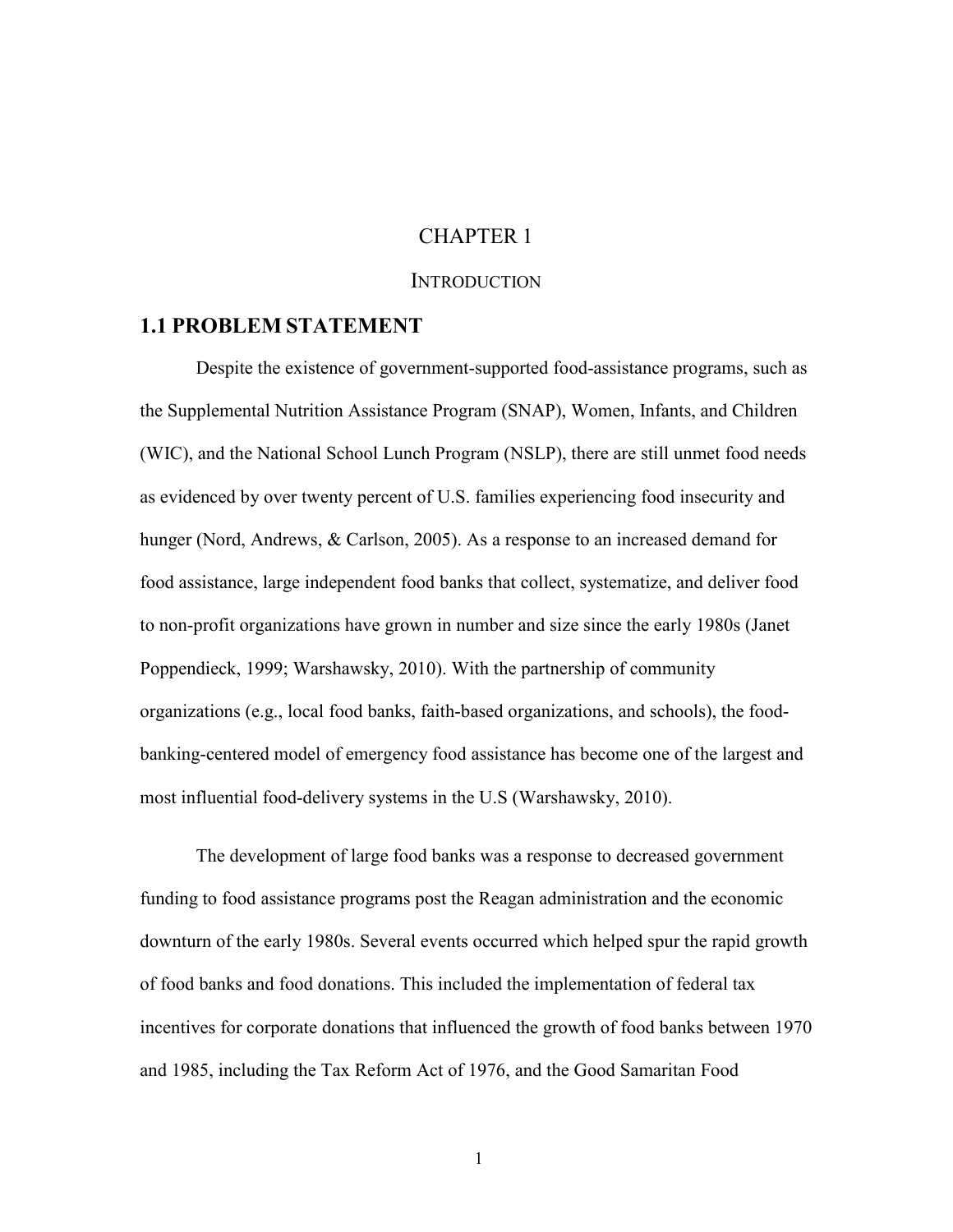# CHAPTER 1

## INTRODUCTION

## 1.1 PROBLEM STATEMENT

Despite the existence of government-supported food-assistance programs, such as the Supplemental Nutrition Assistance Program (SNAP), Women, Infants, and Children (WIC), and the National School Lunch Program (NSLP), there are still unmet food needs as evidenced by over twenty percent of U.S. families experiencing food insecurity and hunger (Nord, Andrews, & Carlson, 2005). As a response to an increased demand for food assistance, large independent food banks that collect, systematize, and deliver food to non-profit organizations have grown in number and size since the early 1980s (Janet Poppendieck, 1999; Warshawsky, 2010). With the partnership of community organizations (e.g., local food banks, faith-based organizations, and schools), the food-banking-centered model of emergency food assistance has become one of the largest and most influential food-delivery systems in the U.S (Warshawsky, 2010).

The development of large food banks was a response to decreased government funding to food assistance programs post the Reagan administration and the economic downturn of the early 1980s. Several events occurred which helped spur the rapid growth of food banks and food donations. This included the implementation of federal tax incentives for corporate donations that influenced the growth of food banks between 1970 and 1985, including the Tax Reform Act of 1976, and the Good Samaritan Food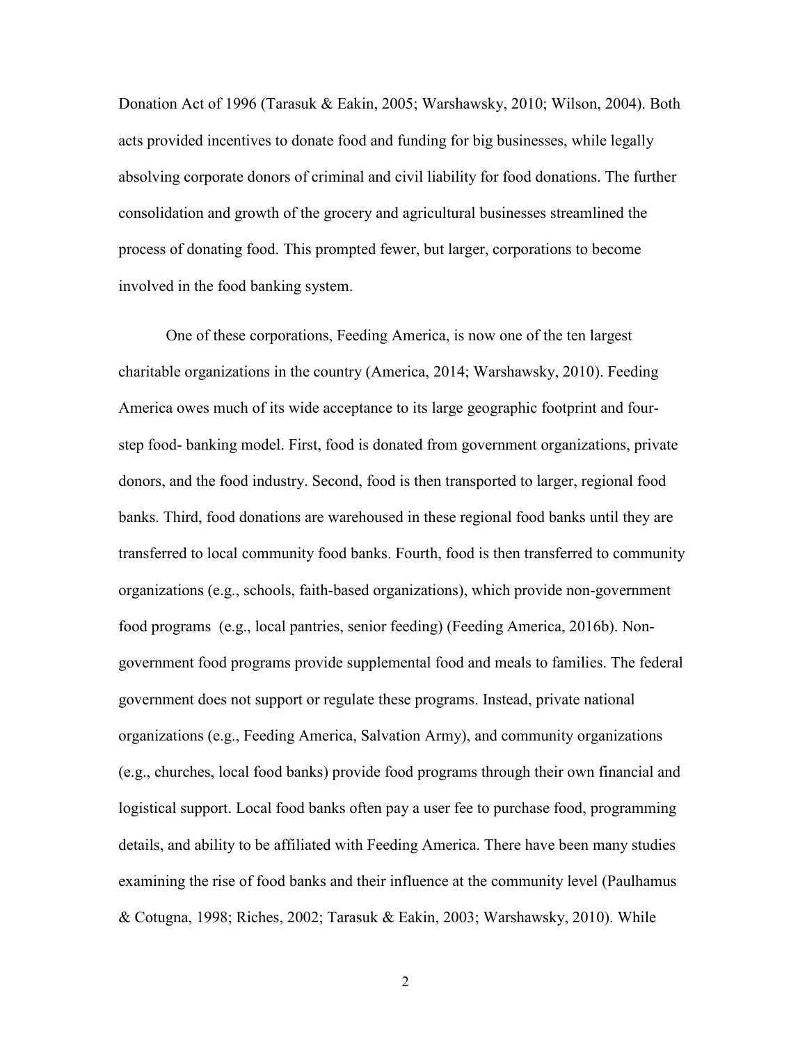Donation Act of 1996 (Tarasuk & Eakin, 2005; Warshawsky, 2010; Wilson, 2004). Both acts provided incentives to donate food and funding for big businesses, while legally absolving corporate donors of criminal and civil liability for food donations. The further consolidation and growth of the grocery and agricultural businesses streamlined the process of donating food. This prompted fewer, but larger, corporations to become involved in the food banking system.

One of these corporations, Feeding America, is now one of the ten largest charitable organizations in the country (America, 2014; Warshawsky, 2010). Feeding America owes much of its wide acceptance to its large geographic footprint and four-step food- banking model. First, food is donated from government organizations, private donors, and the food industry. Second, food is then transported to larger, regional food banks. Third, food donations are warehoused in these regional food banks until they are transferred to local community food banks. Fourth, food is then transferred to community organizations (e.g., schools, faith-based organizations), which provide non-government food programs (e.g., local pantries, senior feeding) (Feeding America, 2016b). Non-government food programs provide supplemental food and meals to families. The federal government does not support or regulate these programs. Instead, private national organizations (e.g., Feeding America, Salvation Army), and community organizations (e.g., churches, local food banks) provide food programs through their own financial and logistical support. Local food banks often pay a user fee to purchase food, programming details, and ability to be affiliated with Feeding America. There have been many studies examining the rise of food banks and their influence at the community level (Paulhamus & Cotugna, 1998; Riches, 2002; Tarasuk & Eakin, 2003; Warshawsky, 2010). While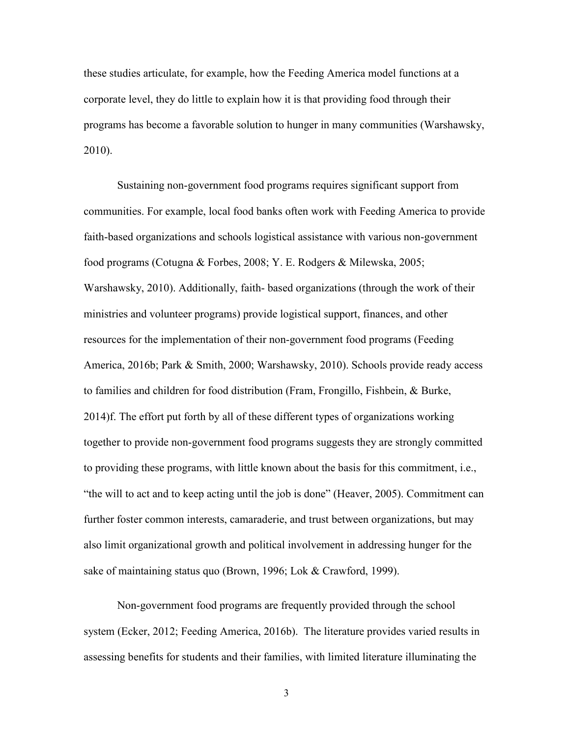these studies articulate, for example, how the Feeding America model functions at a corporate level, they do little to explain how it is that providing food through their programs has become a favorable solution to hunger in many communities (Warshawsky, 2010).

Sustaining non-government food programs requires significant support from communities. For example, local food banks often work with Feeding America to provide faith-based organizations and schools logistical assistance with various non-government food programs (Cotugna & Forbes, 2008; Y. E. Rodgers & Milewska, 2005; Warshawsky, 2010). Additionally, faith- based organizations (through the work of their ministries and volunteer programs) provide logistical support, finances, and other resources for the implementation of their non-government food programs (Feeding America, 2016b; Park & Smith, 2000; Warshawsky, 2010). Schools provide ready access to families and children for food distribution (Fram, Frongillo, Fishbein, & Burke, 2014)f. The effort put forth by all of these different types of organizations working together to provide non-government food programs suggests they are strongly committed to providing these programs, with little known about the basis for this commitment, i.e., "the will to act and to keep acting until the job is done" (Heaver, 2005). Commitment can further foster common interests, camaraderie, and trust between organizations, but may also limit organizational growth and political involvement in addressing hunger for the sake of maintaining status quo (Brown, 1996; Lok & Crawford, 1999).

Non-government food programs are frequently provided through the school system (Ecker, 2012; Feeding America, 2016b). The literature provides varied results in assessing benefits for students and their families, with limited literature illuminating the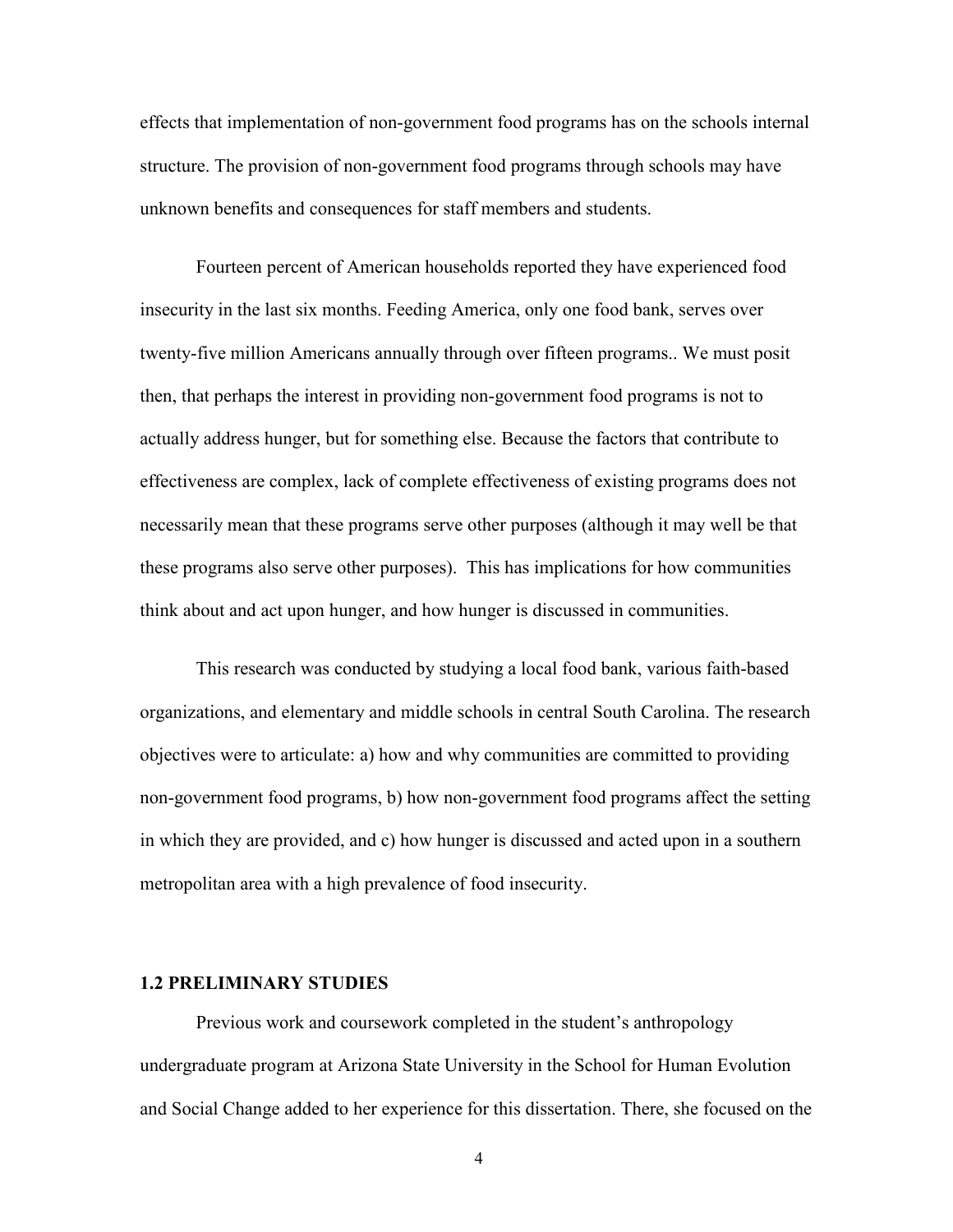effects that implementation of non-government food programs has on the schools internal structure. The provision of non-government food programs through schools may have unknown benefits and consequences for staff members and students.

Fourteen percent of American households reported they have experienced food insecurity in the last six months. Feeding America, only one food bank, serves over twenty-five million Americans annually through over fifteen programs.. We must posit then, that perhaps the interest in providing non-government food programs is not to actually address hunger, but for something else. Because the factors that contribute to effectiveness are complex, lack of complete effectiveness of existing programs does not necessarily mean that these programs serve other purposes (although it may well be that these programs also serve other purposes). This has implications for how communities think about and act upon hunger, and how hunger is discussed in communities.

This research was conducted by studying a local food bank, various faith-based organizations, and elementary and middle schools in central South Carolina. The research objectives were to articulate: a) how and why communities are committed to providing non-government food programs, b) how non-government food programs affect the setting in which they are provided, and c) how hunger is discussed and acted upon in a southern metropolitan area with a high prevalence of food insecurity.

### 1.2 PRELIMINARY STUDIES

Previous work and coursework completed in the student's anthropology undergraduate program at Arizona State University in the School for Human Evolution and Social Change added to her experience for this dissertation. There, she focused on the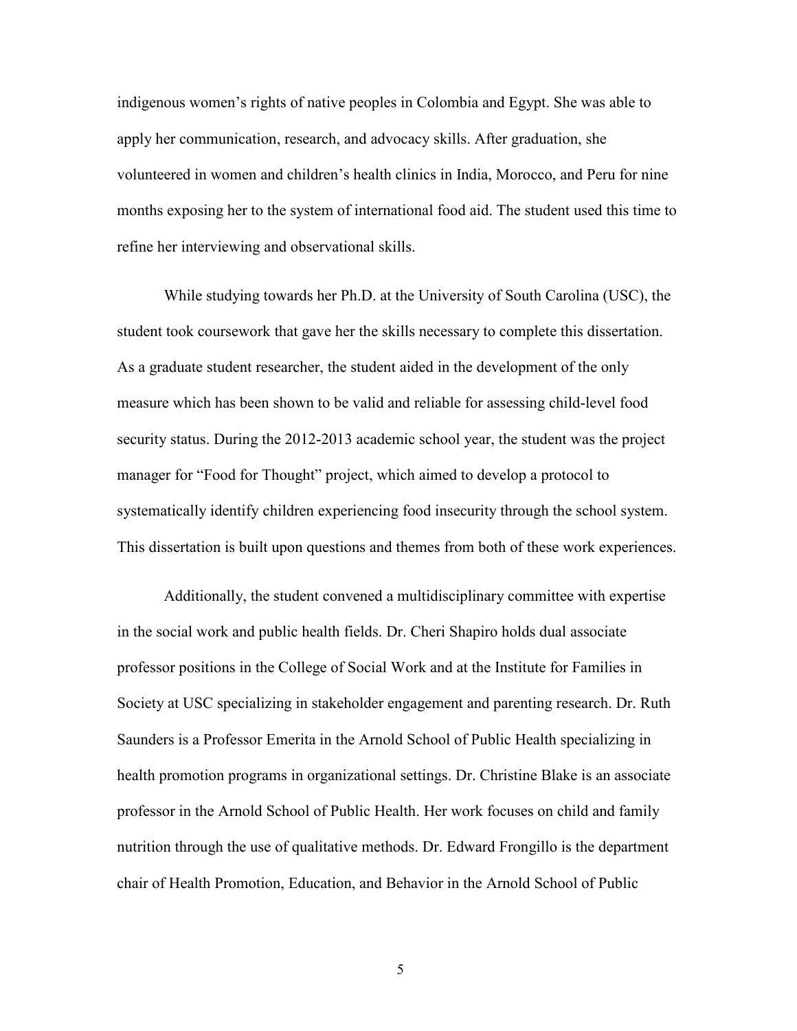indigenous women's rights of native peoples in Colombia and Egypt. She was able to apply her communication, research, and advocacy skills. After graduation, she volunteered in women and children's health clinics in India, Morocco, and Peru for nine months exposing her to the system of international food aid. The student used this time to refine her interviewing and observational skills.

While studying towards her Ph.D. at the University of South Carolina (USC), the student took coursework that gave her the skills necessary to complete this dissertation. As a graduate student researcher, the student aided in the development of the only measure which has been shown to be valid and reliable for assessing child-level food security status. During the 2012-2013 academic school year, the student was the project manager for "Food for Thought" project, which aimed to develop a protocol to systematically identify children experiencing food insecurity through the school system. This dissertation is built upon questions and themes from both of these work experiences.

Additionally, the student convened a multidisciplinary committee with expertise in the social work and public health fields. Dr. Cheri Shapiro holds dual associate professor positions in the College of Social Work and at the Institute for Families in Society at USC specializing in stakeholder engagement and parenting research. Dr. Ruth Saunders is a Professor Emerita in the Arnold School of Public Health specializing in health promotion programs in organizational settings. Dr. Christine Blake is an associate professor in the Arnold School of Public Health. Her work focuses on child and family nutrition through the use of qualitative methods. Dr. Edward Frongillo is the department chair of Health Promotion, Education, and Behavior in the Arnold School of Public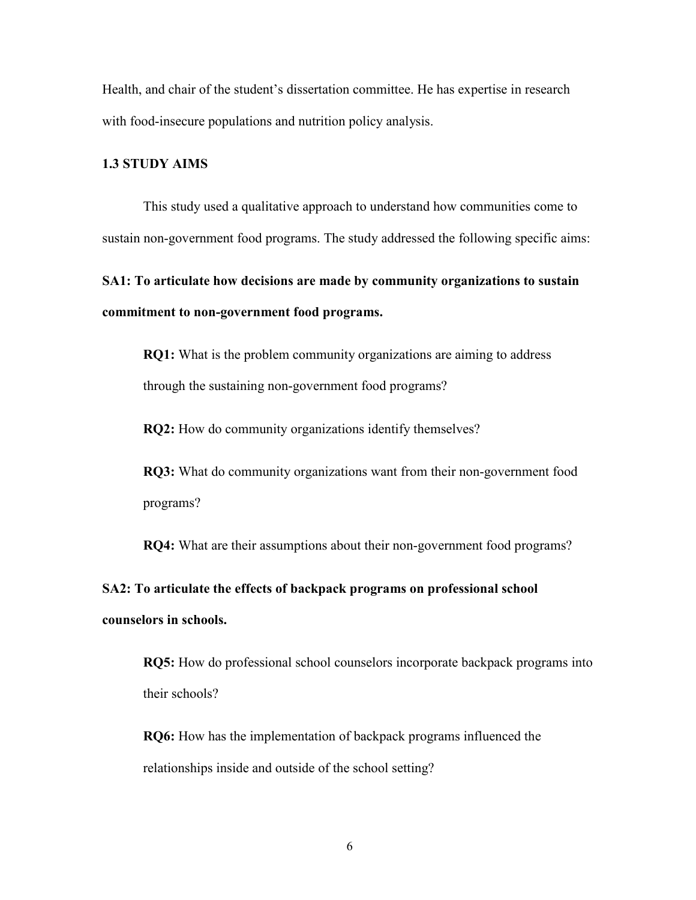Health, and chair of the student's dissertation committee. He has expertise in research with food-insecure populations and nutrition policy analysis.

### 1.3 STUDY AIMS

This study used a qualitative approach to understand how communities come to sustain non-government food programs. The study addressed the following specific aims:

**SA1: To articulate how decisions are made by community organizations to sustain commitment to non-government food programs.**

> **RQ1:** What is the problem community organizations are aiming to address through the sustaining non-government food programs?
>
> **RQ2:** How do community organizations identify themselves?
>
> **RQ3:** What do community organizations want from their non-government food programs?
>
> **RQ4:** What are their assumptions about their non-government food programs?

**SA2: To articulate the effects of backpack programs on professional school counselors in schools.**

> **RQ5:** How do professional school counselors incorporate backpack programs into their schools?
>
> **RQ6:** How has the implementation of backpack programs influenced the relationships inside and outside of the school setting?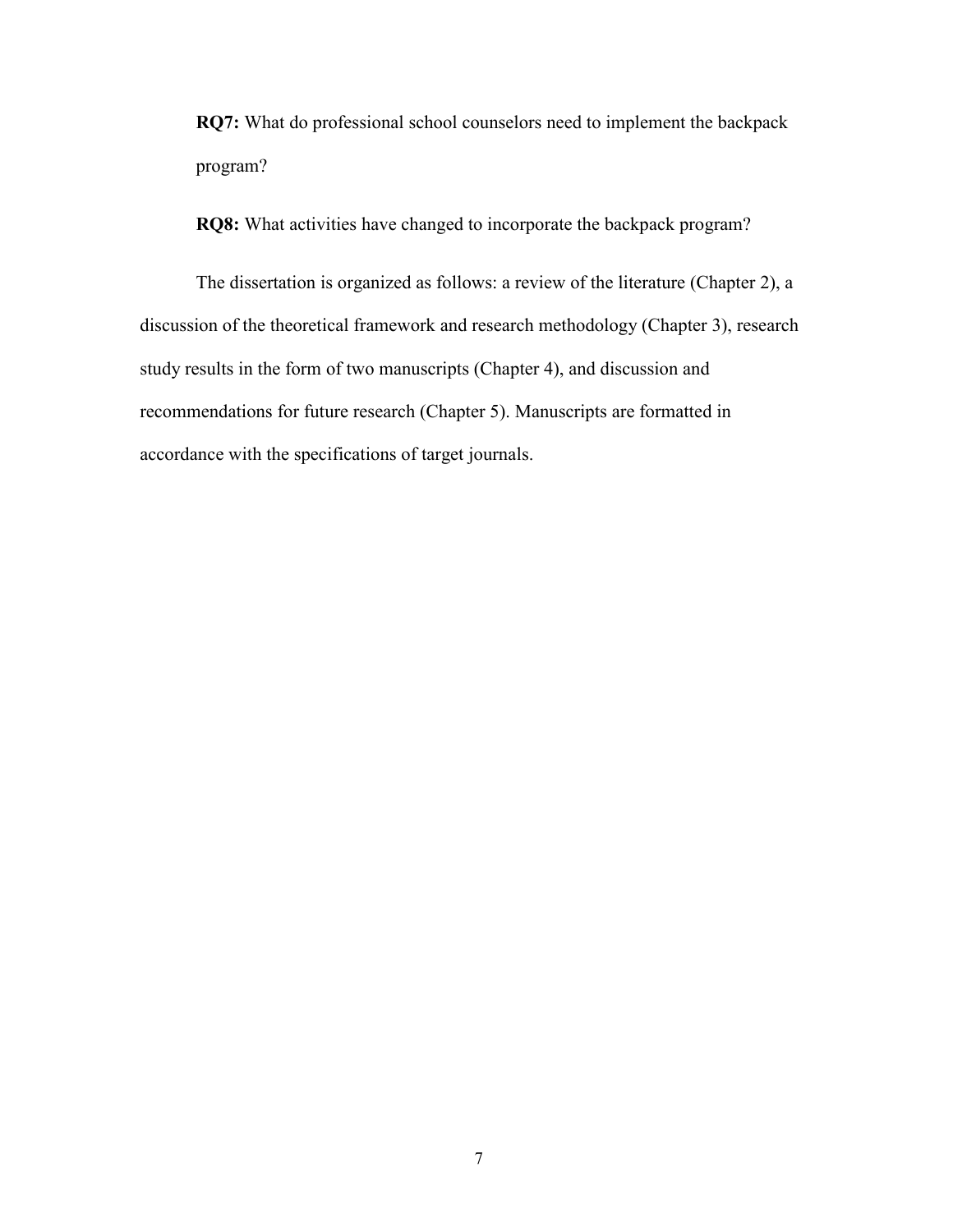**RQ7:** What do professional school counselors need to implement the backpack program?

**RQ8:** What activities have changed to incorporate the backpack program?

The dissertation is organized as follows: a review of the literature (Chapter 2), a discussion of the theoretical framework and research methodology (Chapter 3), research study results in the form of two manuscripts (Chapter 4), and discussion and recommendations for future research (Chapter 5). Manuscripts are formatted in accordance with the specifications of target journals.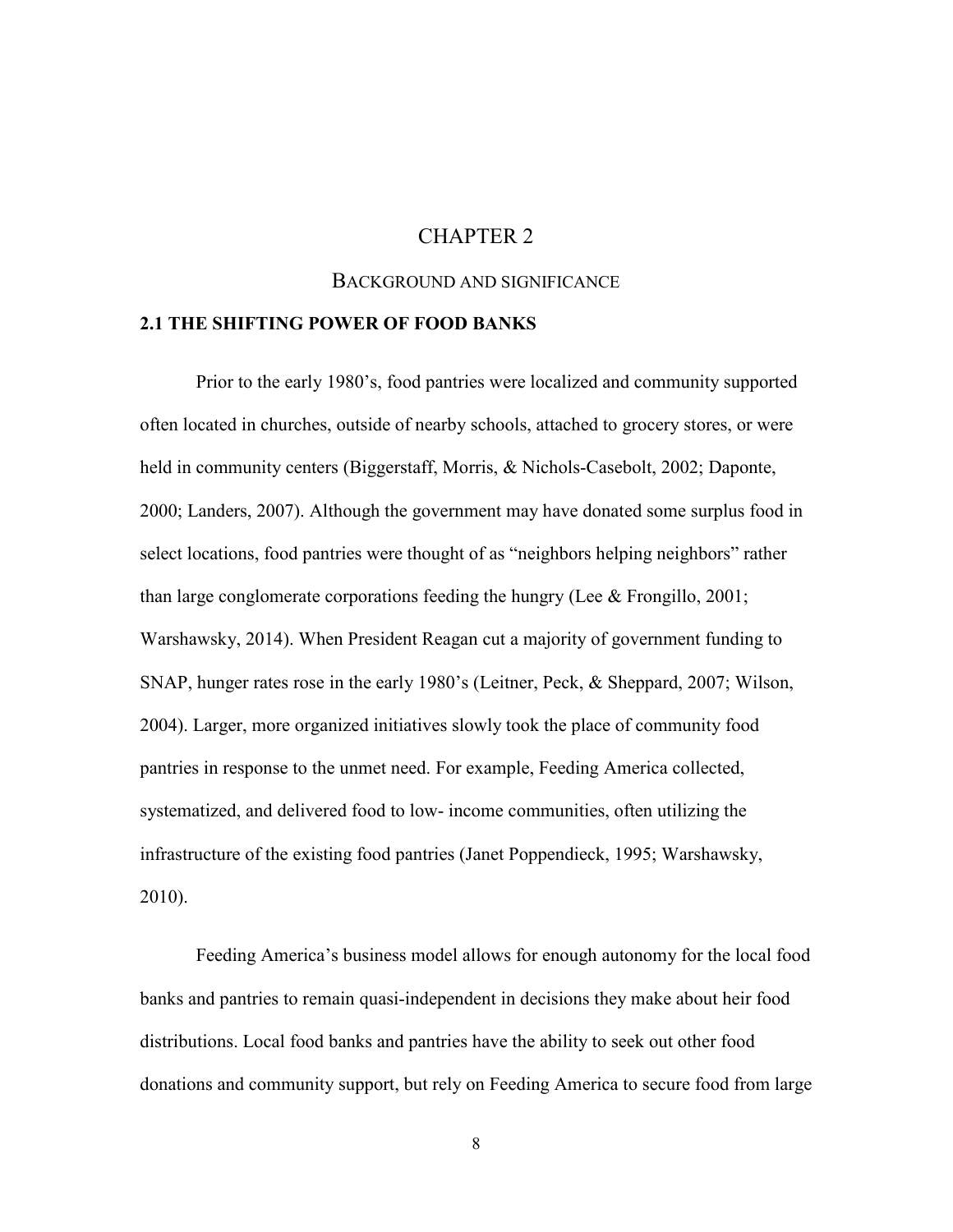# CHAPTER 2

## BACKGROUND AND SIGNIFICANCE

### 2.1 THE SHIFTING POWER OF FOOD BANKS

Prior to the early 1980's, food pantries were localized and community supported often located in churches, outside of nearby schools, attached to grocery stores, or were held in community centers (Biggerstaff, Morris, & Nichols-Casebolt, 2002; Daponte, 2000; Landers, 2007). Although the government may have donated some surplus food in select locations, food pantries were thought of as "neighbors helping neighbors" rather than large conglomerate corporations feeding the hungry (Lee & Frongillo, 2001; Warshawsky, 2014). When President Reagan cut a majority of government funding to SNAP, hunger rates rose in the early 1980's (Leitner, Peck, & Sheppard, 2007; Wilson, 2004). Larger, more organized initiatives slowly took the place of community food pantries in response to the unmet need. For example, Feeding America collected, systematized, and delivered food to low- income communities, often utilizing the infrastructure of the existing food pantries (Janet Poppendieck, 1995; Warshawsky, 2010).

Feeding America's business model allows for enough autonomy for the local food banks and pantries to remain quasi-independent in decisions they make about heir food distributions. Local food banks and pantries have the ability to seek out other food donations and community support, but rely on Feeding America to secure food from large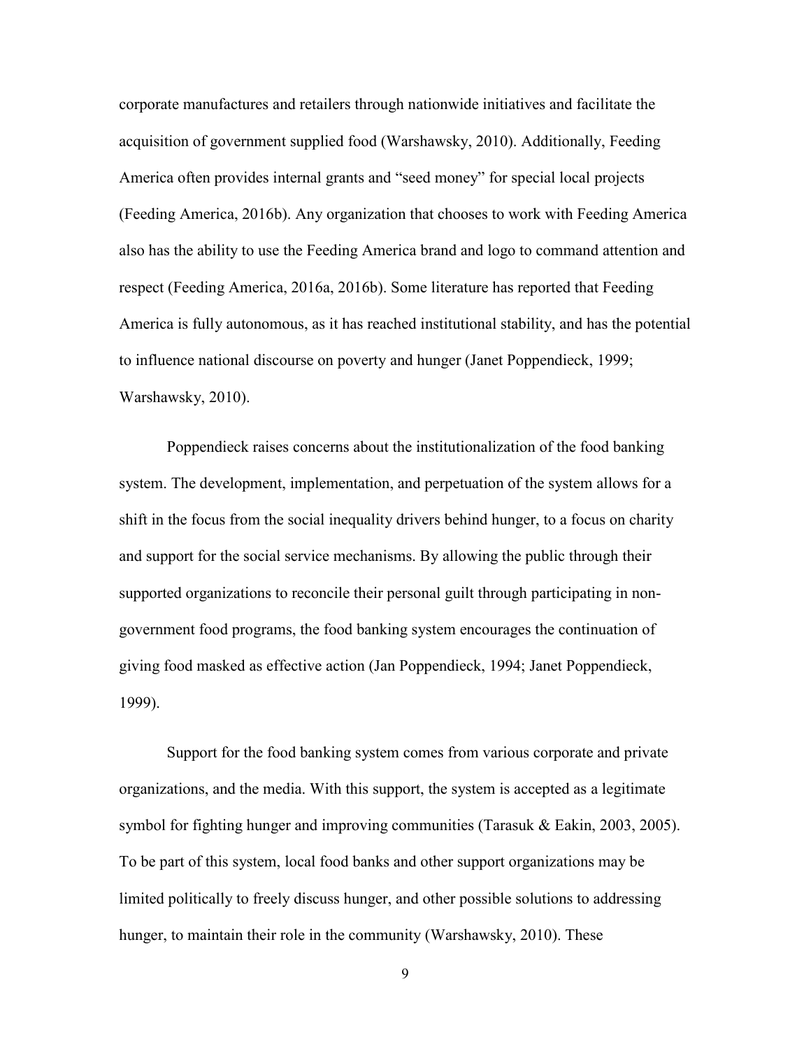corporate manufactures and retailers through nationwide initiatives and facilitate the acquisition of government supplied food (Warshawsky, 2010). Additionally, Feeding America often provides internal grants and "seed money" for special local projects (Feeding America, 2016b). Any organization that chooses to work with Feeding America also has the ability to use the Feeding America brand and logo to command attention and respect (Feeding America, 2016a, 2016b). Some literature has reported that Feeding America is fully autonomous, as it has reached institutional stability, and has the potential to influence national discourse on poverty and hunger (Janet Poppendieck, 1999; Warshawsky, 2010).

Poppendieck raises concerns about the institutionalization of the food banking system. The development, implementation, and perpetuation of the system allows for a shift in the focus from the social inequality drivers behind hunger, to a focus on charity and support for the social service mechanisms. By allowing the public through their supported organizations to reconcile their personal guilt through participating in non-government food programs, the food banking system encourages the continuation of giving food masked as effective action (Jan Poppendieck, 1994; Janet Poppendieck, 1999).

Support for the food banking system comes from various corporate and private organizations, and the media. With this support, the system is accepted as a legitimate symbol for fighting hunger and improving communities (Tarasuk & Eakin, 2003, 2005). To be part of this system, local food banks and other support organizations may be limited politically to freely discuss hunger, and other possible solutions to addressing hunger, to maintain their role in the community (Warshawsky, 2010). These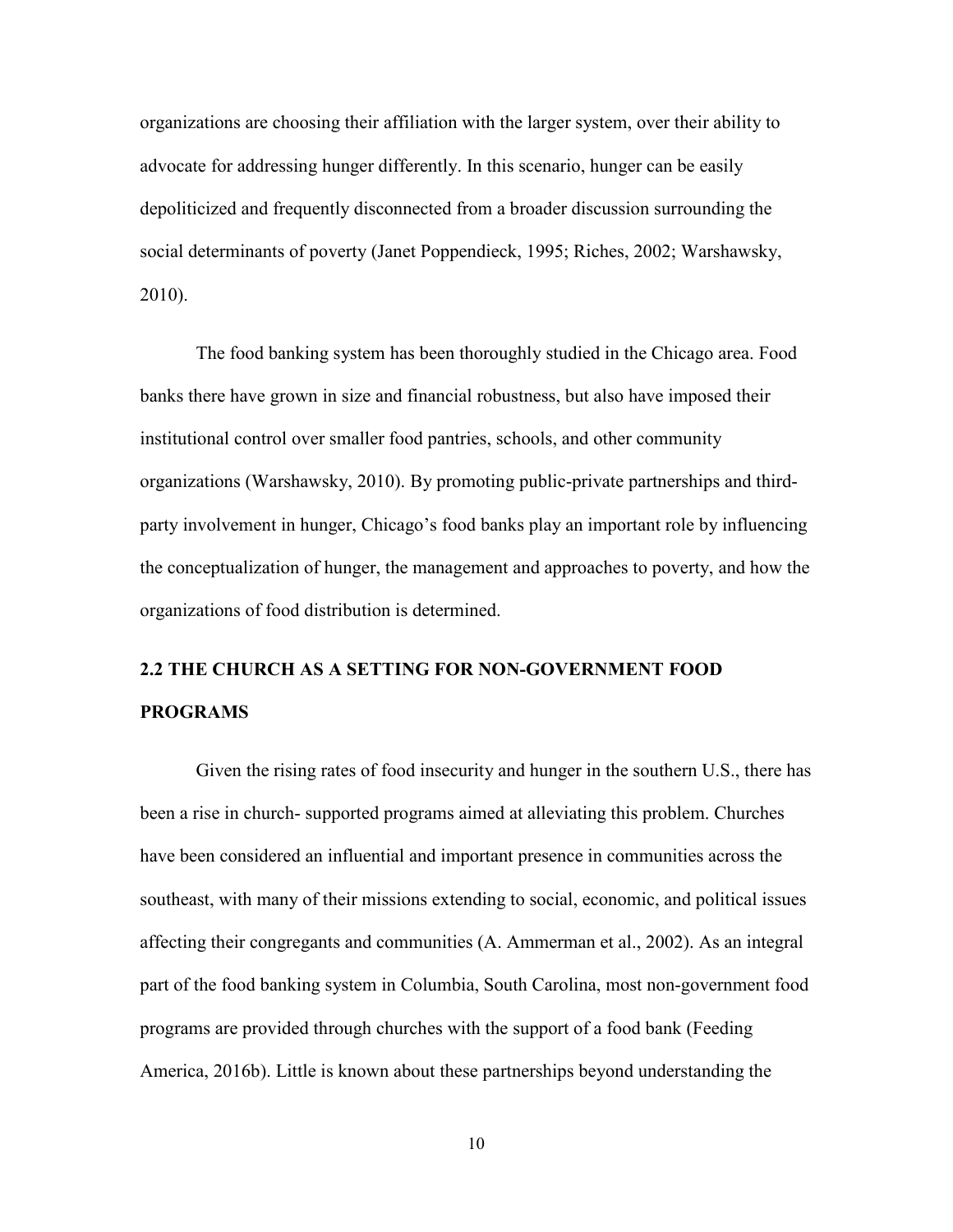organizations are choosing their affiliation with the larger system, over their ability to advocate for addressing hunger differently. In this scenario, hunger can be easily depoliticized and frequently disconnected from a broader discussion surrounding the social determinants of poverty (Janet Poppendieck, 1995; Riches, 2002; Warshawsky, 2010).

The food banking system has been thoroughly studied in the Chicago area. Food banks there have grown in size and financial robustness, but also have imposed their institutional control over smaller food pantries, schools, and other community organizations (Warshawsky, 2010). By promoting public-private partnerships and third-party involvement in hunger, Chicago's food banks play an important role by influencing the conceptualization of hunger, the management and approaches to poverty, and how the organizations of food distribution is determined.

## 2.2 THE CHURCH AS A SETTING FOR NON-GOVERNMENT FOOD PROGRAMS

Given the rising rates of food insecurity and hunger in the southern U.S., there has been a rise in church- supported programs aimed at alleviating this problem. Churches have been considered an influential and important presence in communities across the southeast, with many of their missions extending to social, economic, and political issues affecting their congregants and communities (A. Ammerman et al., 2002). As an integral part of the food banking system in Columbia, South Carolina, most non-government food programs are provided through churches with the support of a food bank (Feeding America, 2016b). Little is known about these partnerships beyond understanding the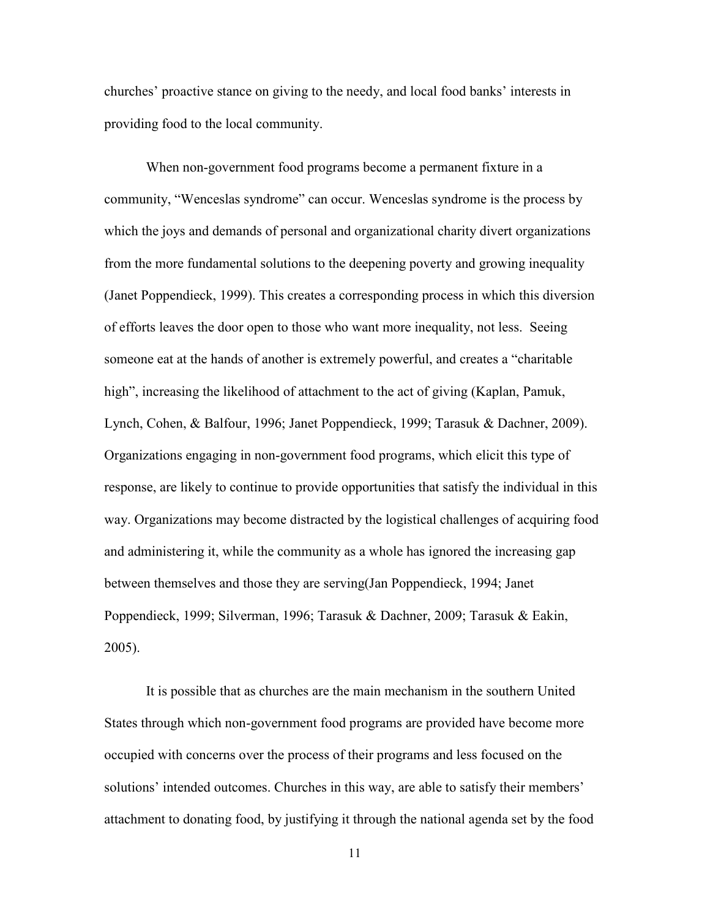churches' proactive stance on giving to the needy, and local food banks' interests in providing food to the local community.

When non-government food programs become a permanent fixture in a community, "Wenceslas syndrome" can occur. Wenceslas syndrome is the process by which the joys and demands of personal and organizational charity divert organizations from the more fundamental solutions to the deepening poverty and growing inequality (Janet Poppendieck, 1999). This creates a corresponding process in which this diversion of efforts leaves the door open to those who want more inequality, not less. Seeing someone eat at the hands of another is extremely powerful, and creates a "charitable high", increasing the likelihood of attachment to the act of giving (Kaplan, Pamuk, Lynch, Cohen, & Balfour, 1996; Janet Poppendieck, 1999; Tarasuk & Dachner, 2009). Organizations engaging in non-government food programs, which elicit this type of response, are likely to continue to provide opportunities that satisfy the individual in this way. Organizations may become distracted by the logistical challenges of acquiring food and administering it, while the community as a whole has ignored the increasing gap between themselves and those they are serving(Jan Poppendieck, 1994; Janet Poppendieck, 1999; Silverman, 1996; Tarasuk & Dachner, 2009; Tarasuk & Eakin, 2005).

It is possible that as churches are the main mechanism in the southern United States through which non-government food programs are provided have become more occupied with concerns over the process of their programs and less focused on the solutions' intended outcomes. Churches in this way, are able to satisfy their members' attachment to donating food, by justifying it through the national agenda set by the food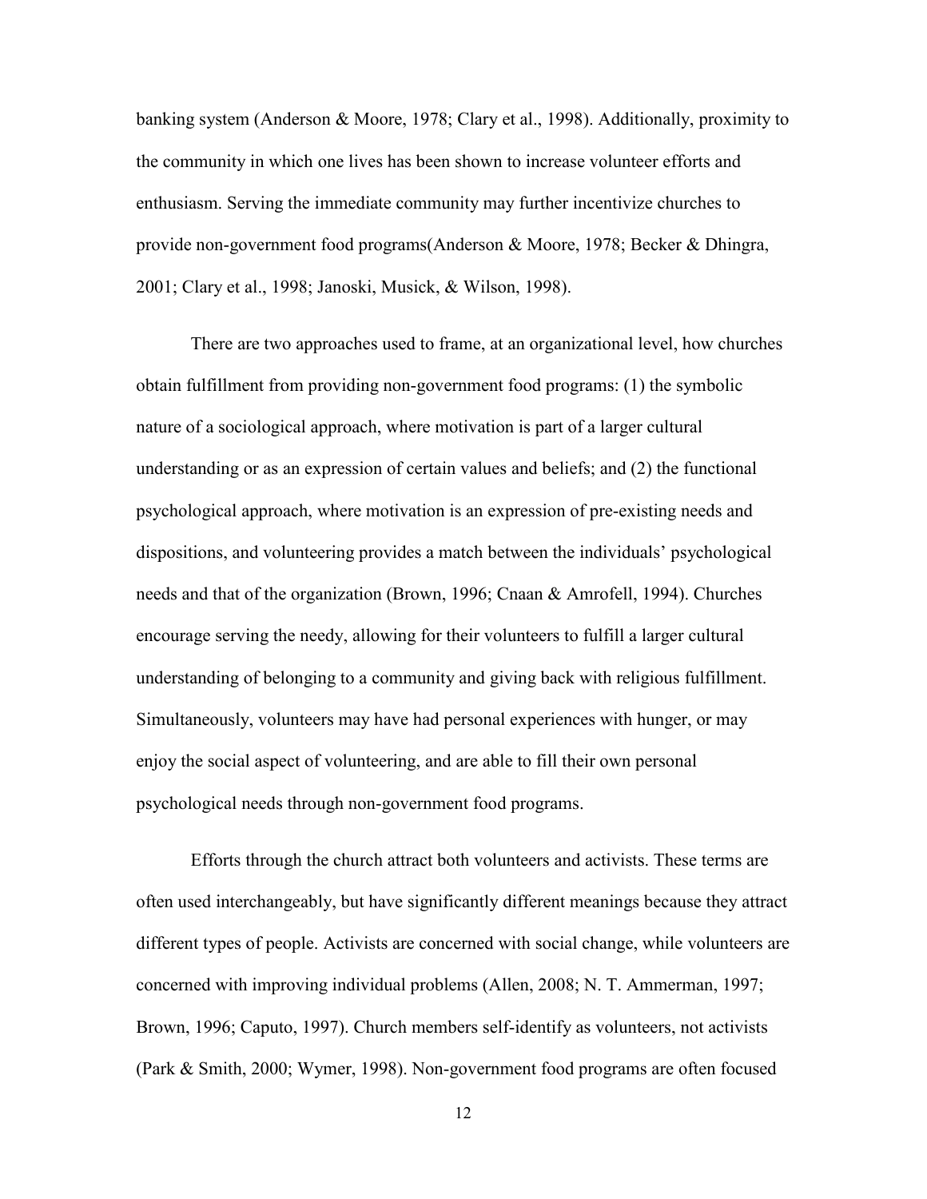banking system (Anderson & Moore, 1978; Clary et al., 1998). Additionally, proximity to the community in which one lives has been shown to increase volunteer efforts and enthusiasm. Serving the immediate community may further incentivize churches to provide non-government food programs(Anderson & Moore, 1978; Becker & Dhingra, 2001; Clary et al., 1998; Janoski, Musick, & Wilson, 1998).

There are two approaches used to frame, at an organizational level, how churches obtain fulfillment from providing non-government food programs: (1) the symbolic nature of a sociological approach, where motivation is part of a larger cultural understanding or as an expression of certain values and beliefs; and (2) the functional psychological approach, where motivation is an expression of pre-existing needs and dispositions, and volunteering provides a match between the individuals' psychological needs and that of the organization (Brown, 1996; Cnaan & Amrofell, 1994). Churches encourage serving the needy, allowing for their volunteers to fulfill a larger cultural understanding of belonging to a community and giving back with religious fulfillment. Simultaneously, volunteers may have had personal experiences with hunger, or may enjoy the social aspect of volunteering, and are able to fill their own personal psychological needs through non-government food programs.

Efforts through the church attract both volunteers and activists. These terms are often used interchangeably, but have significantly different meanings because they attract different types of people. Activists are concerned with social change, while volunteers are concerned with improving individual problems (Allen, 2008; N. T. Ammerman, 1997; Brown, 1996; Caputo, 1997). Church members self-identify as volunteers, not activists (Park & Smith, 2000; Wymer, 1998). Non-government food programs are often focused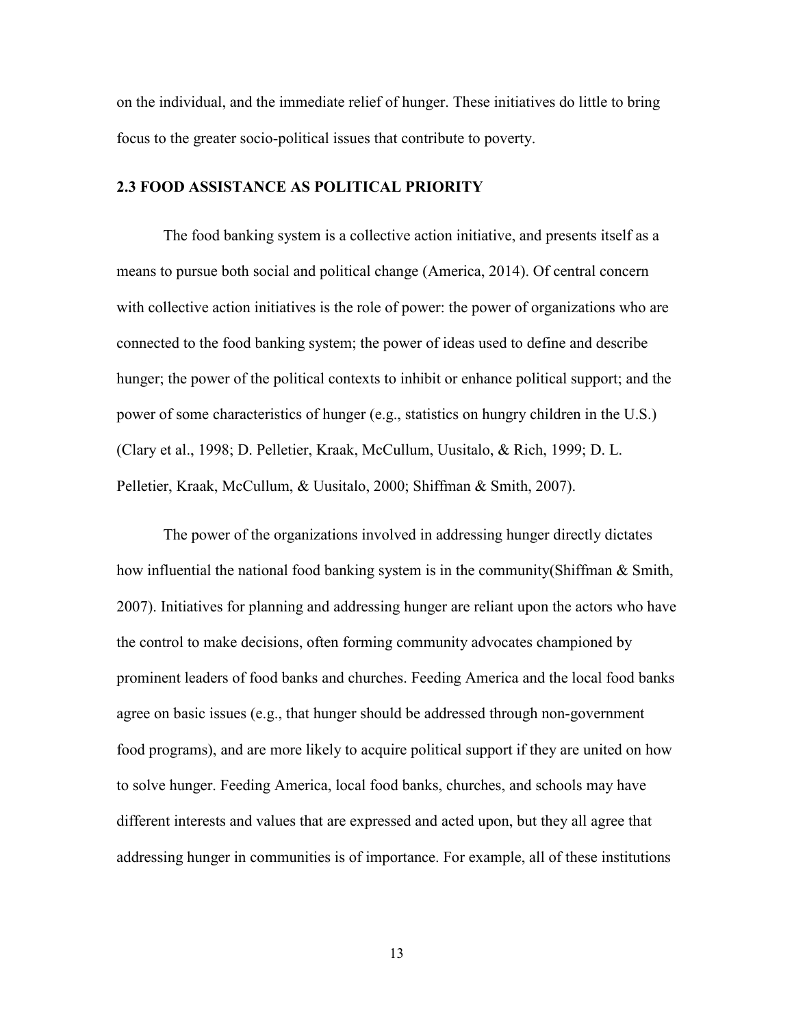on the individual, and the immediate relief of hunger. These initiatives do little to bring focus to the greater socio-political issues that contribute to poverty.

### 2.3 FOOD ASSISTANCE AS POLITICAL PRIORITY

The food banking system is a collective action initiative, and presents itself as a means to pursue both social and political change (America, 2014). Of central concern with collective action initiatives is the role of power: the power of organizations who are connected to the food banking system; the power of ideas used to define and describe hunger; the power of the political contexts to inhibit or enhance political support; and the power of some characteristics of hunger (e.g., statistics on hungry children in the U.S.) (Clary et al., 1998; D. Pelletier, Kraak, McCullum, Uusitalo, & Rich, 1999; D. L. Pelletier, Kraak, McCullum, & Uusitalo, 2000; Shiffman & Smith, 2007).

The power of the organizations involved in addressing hunger directly dictates how influential the national food banking system is in the community(Shiffman & Smith, 2007). Initiatives for planning and addressing hunger are reliant upon the actors who have the control to make decisions, often forming community advocates championed by prominent leaders of food banks and churches. Feeding America and the local food banks agree on basic issues (e.g., that hunger should be addressed through non-government food programs), and are more likely to acquire political support if they are united on how to solve hunger. Feeding America, local food banks, churches, and schools may have different interests and values that are expressed and acted upon, but they all agree that addressing hunger in communities is of importance. For example, all of these institutions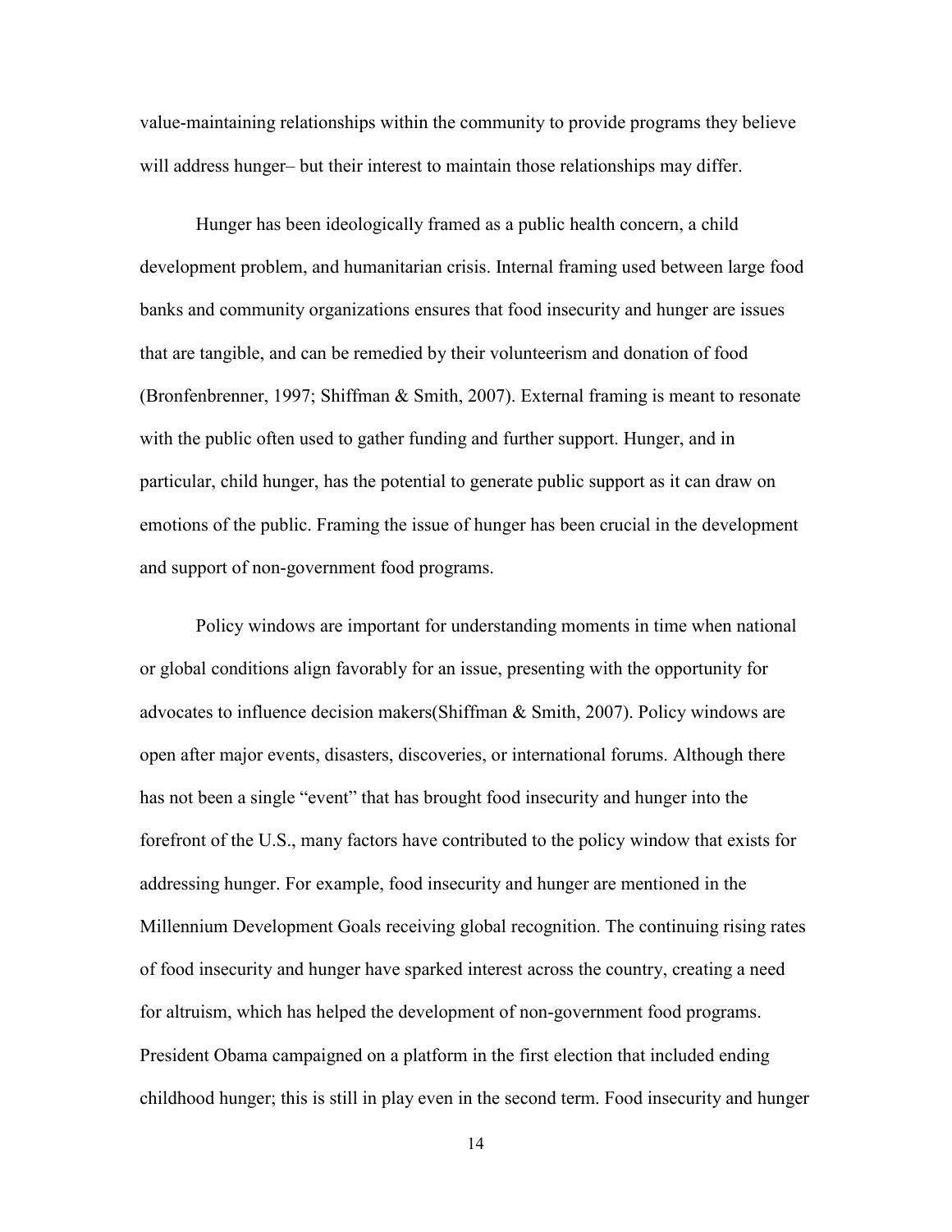value-maintaining relationships within the community to provide programs they believe will address hunger– but their interest to maintain those relationships may differ.

Hunger has been ideologically framed as a public health concern, a child development problem, and humanitarian crisis. Internal framing used between large food banks and community organizations ensures that food insecurity and hunger are issues that are tangible, and can be remedied by their volunteerism and donation of food (Bronfenbrenner, 1997; Shiffman & Smith, 2007). External framing is meant to resonate with the public often used to gather funding and further support. Hunger, and in particular, child hunger, has the potential to generate public support as it can draw on emotions of the public. Framing the issue of hunger has been crucial in the development and support of non-government food programs.

Policy windows are important for understanding moments in time when national or global conditions align favorably for an issue, presenting with the opportunity for advocates to influence decision makers(Shiffman & Smith, 2007). Policy windows are open after major events, disasters, discoveries, or international forums. Although there has not been a single "event" that has brought food insecurity and hunger into the forefront of the U.S., many factors have contributed to the policy window that exists for addressing hunger. For example, food insecurity and hunger are mentioned in the Millennium Development Goals receiving global recognition. The continuing rising rates of food insecurity and hunger have sparked interest across the country, creating a need for altruism, which has helped the development of non-government food programs. President Obama campaigned on a platform in the first election that included ending childhood hunger; this is still in play even in the second term. Food insecurity and hunger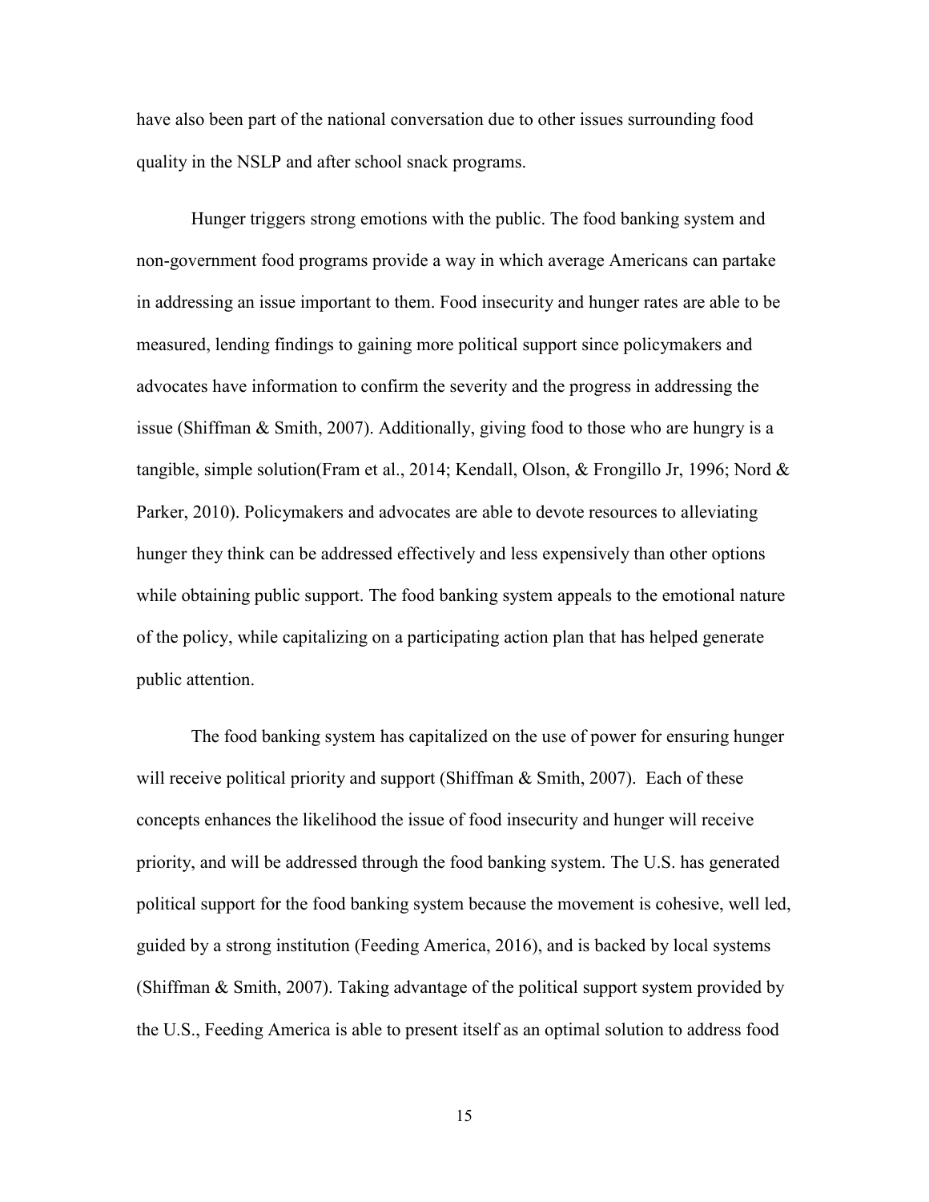have also been part of the national conversation due to other issues surrounding food quality in the NSLP and after school snack programs.

Hunger triggers strong emotions with the public. The food banking system and non-government food programs provide a way in which average Americans can partake in addressing an issue important to them. Food insecurity and hunger rates are able to be measured, lending findings to gaining more political support since policymakers and advocates have information to confirm the severity and the progress in addressing the issue (Shiffman & Smith, 2007). Additionally, giving food to those who are hungry is a tangible, simple solution(Fram et al., 2014; Kendall, Olson, & Frongillo Jr, 1996; Nord & Parker, 2010). Policymakers and advocates are able to devote resources to alleviating hunger they think can be addressed effectively and less expensively than other options while obtaining public support. The food banking system appeals to the emotional nature of the policy, while capitalizing on a participating action plan that has helped generate public attention.

The food banking system has capitalized on the use of power for ensuring hunger will receive political priority and support (Shiffman & Smith, 2007). Each of these concepts enhances the likelihood the issue of food insecurity and hunger will receive priority, and will be addressed through the food banking system. The U.S. has generated political support for the food banking system because the movement is cohesive, well led, guided by a strong institution (Feeding America, 2016), and is backed by local systems (Shiffman & Smith, 2007). Taking advantage of the political support system provided by the U.S., Feeding America is able to present itself as an optimal solution to address food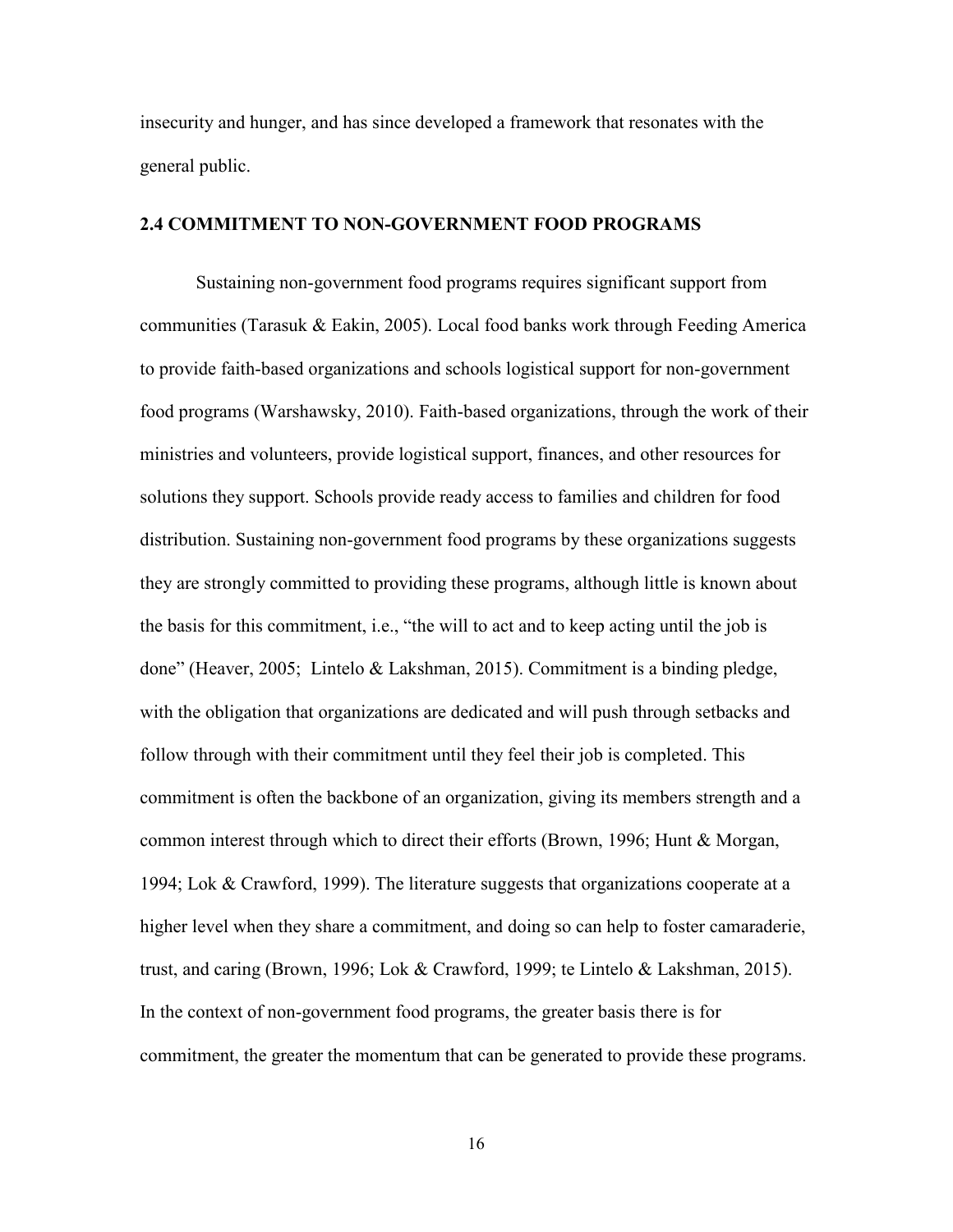insecurity and hunger, and has since developed a framework that resonates with the general public.

### 2.4 COMMITMENT TO NON-GOVERNMENT FOOD PROGRAMS

Sustaining non-government food programs requires significant support from communities (Tarasuk & Eakin, 2005). Local food banks work through Feeding America to provide faith-based organizations and schools logistical support for non-government food programs (Warshawsky, 2010). Faith-based organizations, through the work of their ministries and volunteers, provide logistical support, finances, and other resources for solutions they support. Schools provide ready access to families and children for food distribution. Sustaining non-government food programs by these organizations suggests they are strongly committed to providing these programs, although little is known about the basis for this commitment, i.e., "the will to act and to keep acting until the job is done" (Heaver, 2005; Lintelo & Lakshman, 2015). Commitment is a binding pledge, with the obligation that organizations are dedicated and will push through setbacks and follow through with their commitment until they feel their job is completed. This commitment is often the backbone of an organization, giving its members strength and a common interest through which to direct their efforts (Brown, 1996; Hunt & Morgan, 1994; Lok & Crawford, 1999). The literature suggests that organizations cooperate at a higher level when they share a commitment, and doing so can help to foster camaraderie, trust, and caring (Brown, 1996; Lok & Crawford, 1999; te Lintelo & Lakshman, 2015). In the context of non-government food programs, the greater basis there is for commitment, the greater the momentum that can be generated to provide these programs.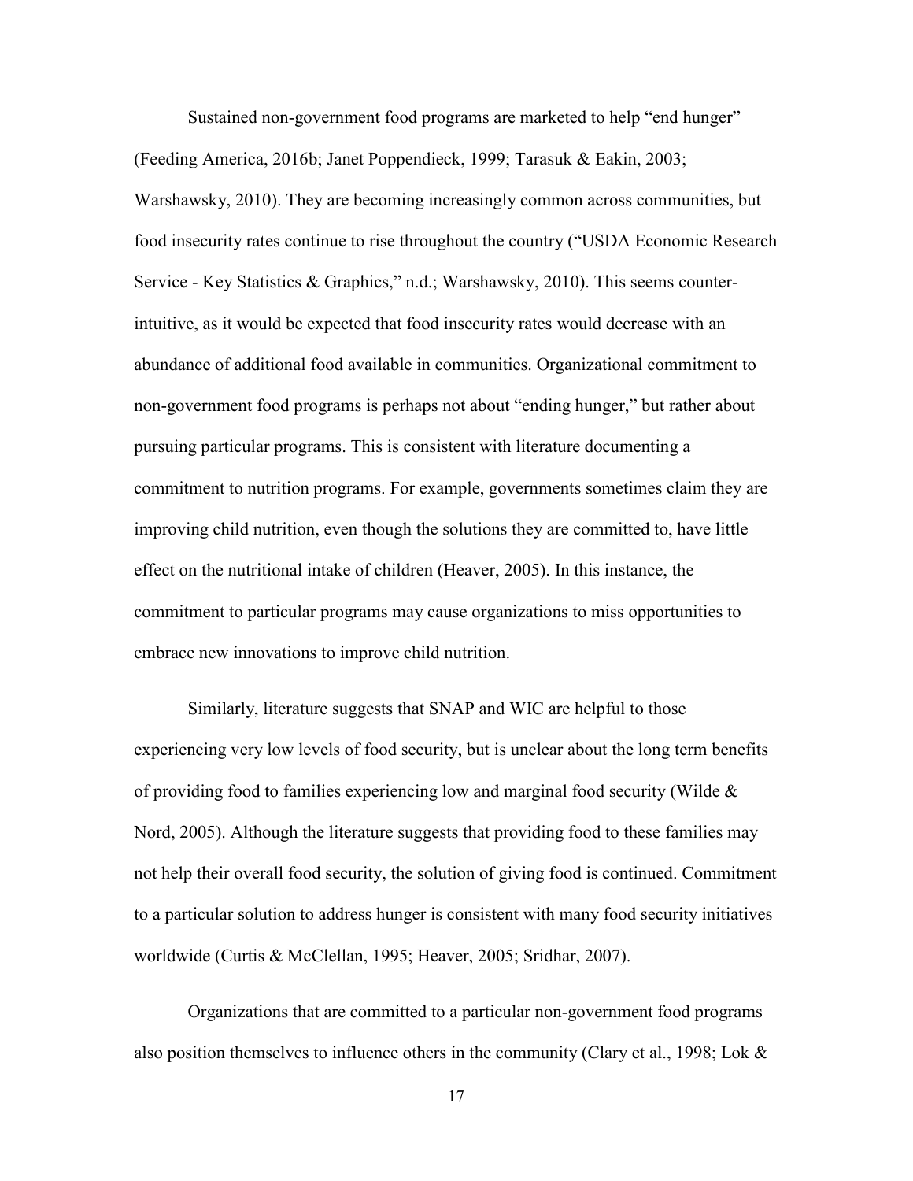Sustained non-government food programs are marketed to help "end hunger" (Feeding America, 2016b; Janet Poppendieck, 1999; Tarasuk & Eakin, 2003; Warshawsky, 2010). They are becoming increasingly common across communities, but food insecurity rates continue to rise throughout the country ("USDA Economic Research Service - Key Statistics & Graphics," n.d.; Warshawsky, 2010). This seems counter-intuitive, as it would be expected that food insecurity rates would decrease with an abundance of additional food available in communities. Organizational commitment to non-government food programs is perhaps not about "ending hunger," but rather about pursuing particular programs. This is consistent with literature documenting a commitment to nutrition programs. For example, governments sometimes claim they are improving child nutrition, even though the solutions they are committed to, have little effect on the nutritional intake of children (Heaver, 2005). In this instance, the commitment to particular programs may cause organizations to miss opportunities to embrace new innovations to improve child nutrition.

Similarly, literature suggests that SNAP and WIC are helpful to those experiencing very low levels of food security, but is unclear about the long term benefits of providing food to families experiencing low and marginal food security (Wilde & Nord, 2005). Although the literature suggests that providing food to these families may not help their overall food security, the solution of giving food is continued. Commitment to a particular solution to address hunger is consistent with many food security initiatives worldwide (Curtis & McClellan, 1995; Heaver, 2005; Sridhar, 2007).

Organizations that are committed to a particular non-government food programs also position themselves to influence others in the community (Clary et al., 1998; Lok &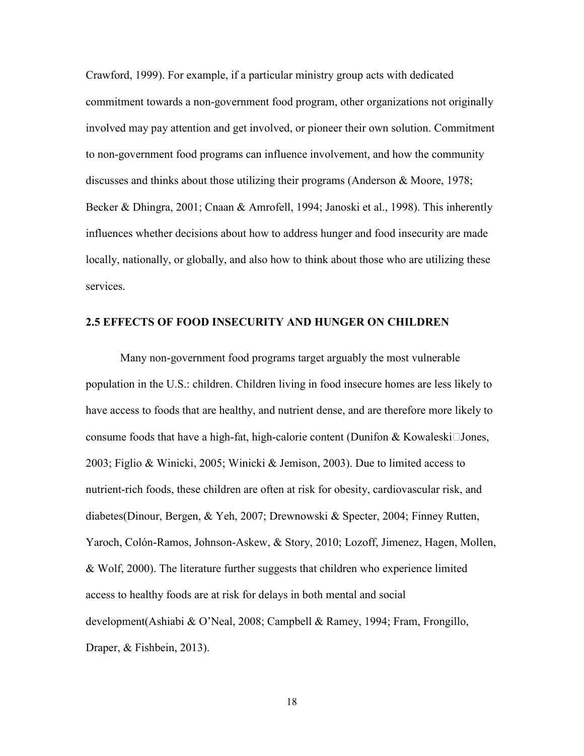Crawford, 1999). For example, if a particular ministry group acts with dedicated commitment towards a non-government food program, other organizations not originally involved may pay attention and get involved, or pioneer their own solution. Commitment to non-government food programs can influence involvement, and how the community discusses and thinks about those utilizing their programs (Anderson & Moore, 1978; Becker & Dhingra, 2001; Cnaan & Amrofell, 1994; Janoski et al., 1998). This inherently influences whether decisions about how to address hunger and food insecurity are made locally, nationally, or globally, and also how to think about those who are utilizing these services.

## 2.5 EFFECTS OF FOOD INSECURITY AND HUNGER ON CHILDREN

Many non-government food programs target arguably the most vulnerable population in the U.S.: children. Children living in food insecure homes are less likely to have access to foods that are healthy, and nutrient dense, and are therefore more likely to consume foods that have a high-fat, high-calorie content (Dunifon & Kowaleski‐Jones, 2003; Figlio & Winicki, 2005; Winicki & Jemison, 2003). Due to limited access to nutrient-rich foods, these children are often at risk for obesity, cardiovascular risk, and diabetes(Dinour, Bergen, & Yeh, 2007; Drewnowski & Specter, 2004; Finney Rutten, Yaroch, Colón-Ramos, Johnson-Askew, & Story, 2010; Lozoff, Jimenez, Hagen, Mollen, & Wolf, 2000). The literature further suggests that children who experience limited access to healthy foods are at risk for delays in both mental and social development(Ashiabi & O'Neal, 2008; Campbell & Ramey, 1994; Fram, Frongillo, Draper, & Fishbein, 2013).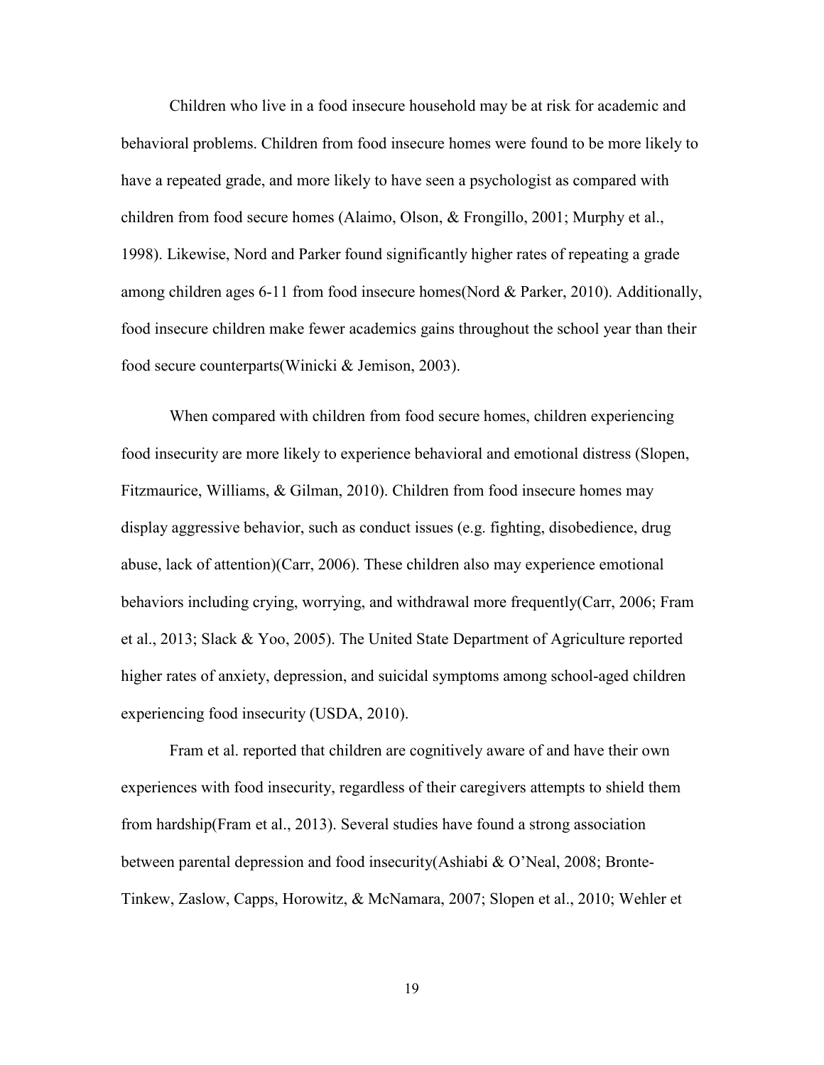Children who live in a food insecure household may be at risk for academic and behavioral problems. Children from food insecure homes were found to be more likely to have a repeated grade, and more likely to have seen a psychologist as compared with children from food secure homes (Alaimo, Olson, & Frongillo, 2001; Murphy et al., 1998). Likewise, Nord and Parker found significantly higher rates of repeating a grade among children ages 6-11 from food insecure homes(Nord & Parker, 2010). Additionally, food insecure children make fewer academics gains throughout the school year than their food secure counterparts(Winicki & Jemison, 2003).

When compared with children from food secure homes, children experiencing food insecurity are more likely to experience behavioral and emotional distress (Slopen, Fitzmaurice, Williams, & Gilman, 2010). Children from food insecure homes may display aggressive behavior, such as conduct issues (e.g. fighting, disobedience, drug abuse, lack of attention)(Carr, 2006). These children also may experience emotional behaviors including crying, worrying, and withdrawal more frequently(Carr, 2006; Fram et al., 2013; Slack & Yoo, 2005). The United State Department of Agriculture reported higher rates of anxiety, depression, and suicidal symptoms among school-aged children experiencing food insecurity (USDA, 2010).

Fram et al. reported that children are cognitively aware of and have their own experiences with food insecurity, regardless of their caregivers attempts to shield them from hardship(Fram et al., 2013). Several studies have found a strong association between parental depression and food insecurity(Ashiabi & O'Neal, 2008; Bronte-Tinkew, Zaslow, Capps, Horowitz, & McNamara, 2007; Slopen et al., 2010; Wehler et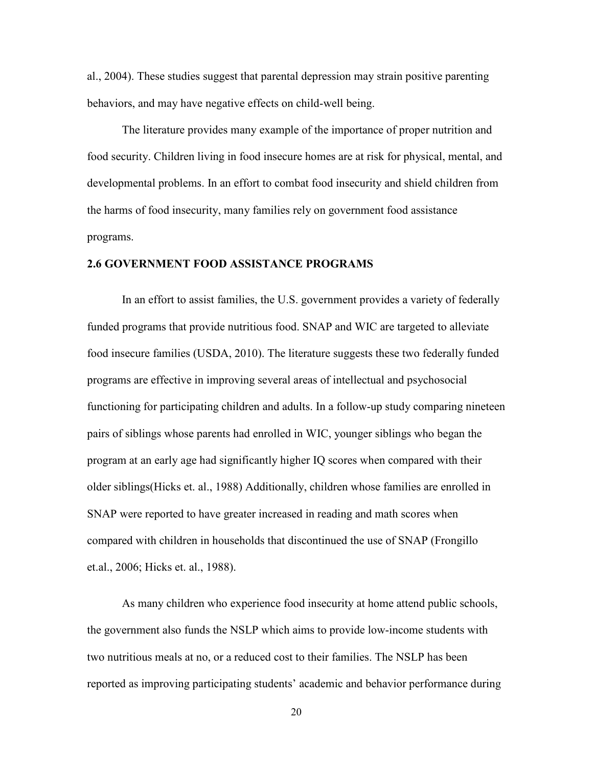al., 2004). These studies suggest that parental depression may strain positive parenting behaviors, and may have negative effects on child-well being.

The literature provides many example of the importance of proper nutrition and food security. Children living in food insecure homes are at risk for physical, mental, and developmental problems. In an effort to combat food insecurity and shield children from the harms of food insecurity, many families rely on government food assistance programs.

## 2.6 GOVERNMENT FOOD ASSISTANCE PROGRAMS

In an effort to assist families, the U.S. government provides a variety of federally funded programs that provide nutritious food. SNAP and WIC are targeted to alleviate food insecure families (USDA, 2010). The literature suggests these two federally funded programs are effective in improving several areas of intellectual and psychosocial functioning for participating children and adults. In a follow-up study comparing nineteen pairs of siblings whose parents had enrolled in WIC, younger siblings who began the program at an early age had significantly higher IQ scores when compared with their older siblings(Hicks et. al., 1988) Additionally, children whose families are enrolled in SNAP were reported to have greater increased in reading and math scores when compared with children in households that discontinued the use of SNAP (Frongillo et.al., 2006; Hicks et. al., 1988).

As many children who experience food insecurity at home attend public schools, the government also funds the NSLP which aims to provide low-income students with two nutritious meals at no, or a reduced cost to their families. The NSLP has been reported as improving participating students' academic and behavior performance during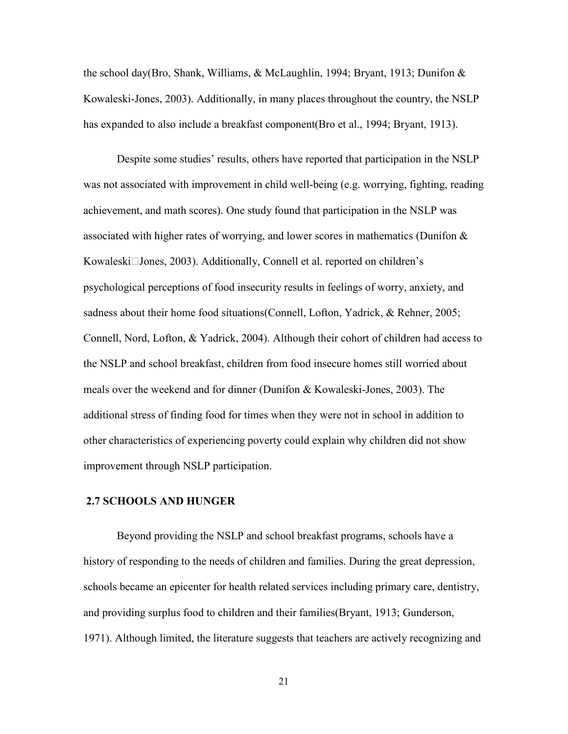the school day(Bro, Shank, Williams, & McLaughlin, 1994; Bryant, 1913; Dunifon & Kowaleski-Jones, 2003). Additionally, in many places throughout the country, the NSLP has expanded to also include a breakfast component(Bro et al., 1994; Bryant, 1913).

Despite some studies' results, others have reported that participation in the NSLP was not associated with improvement in child well-being (e.g. worrying, fighting, reading achievement, and math scores). One study found that participation in the NSLP was associated with higher rates of worrying, and lower scores in mathematics (Dunifon & Kowaleski□Jones, 2003). Additionally, Connell et al. reported on children's psychological perceptions of food insecurity results in feelings of worry, anxiety, and sadness about their home food situations(Connell, Lofton, Yadrick, & Rehner, 2005; Connell, Nord, Lofton, & Yadrick, 2004). Although their cohort of children had access to the NSLP and school breakfast, children from food insecure homes still worried about meals over the weekend and for dinner (Dunifon & Kowaleski-Jones, 2003). The additional stress of finding food for times when they were not in school in addition to other characteristics of experiencing poverty could explain why children did not show improvement through NSLP participation.

## 2.7 SCHOOLS AND HUNGER

Beyond providing the NSLP and school breakfast programs, schools have a history of responding to the needs of children and families. During the great depression, schools became an epicenter for health related services including primary care, dentistry, and providing surplus food to children and their families(Bryant, 1913; Gunderson, 1971). Although limited, the literature suggests that teachers are actively recognizing and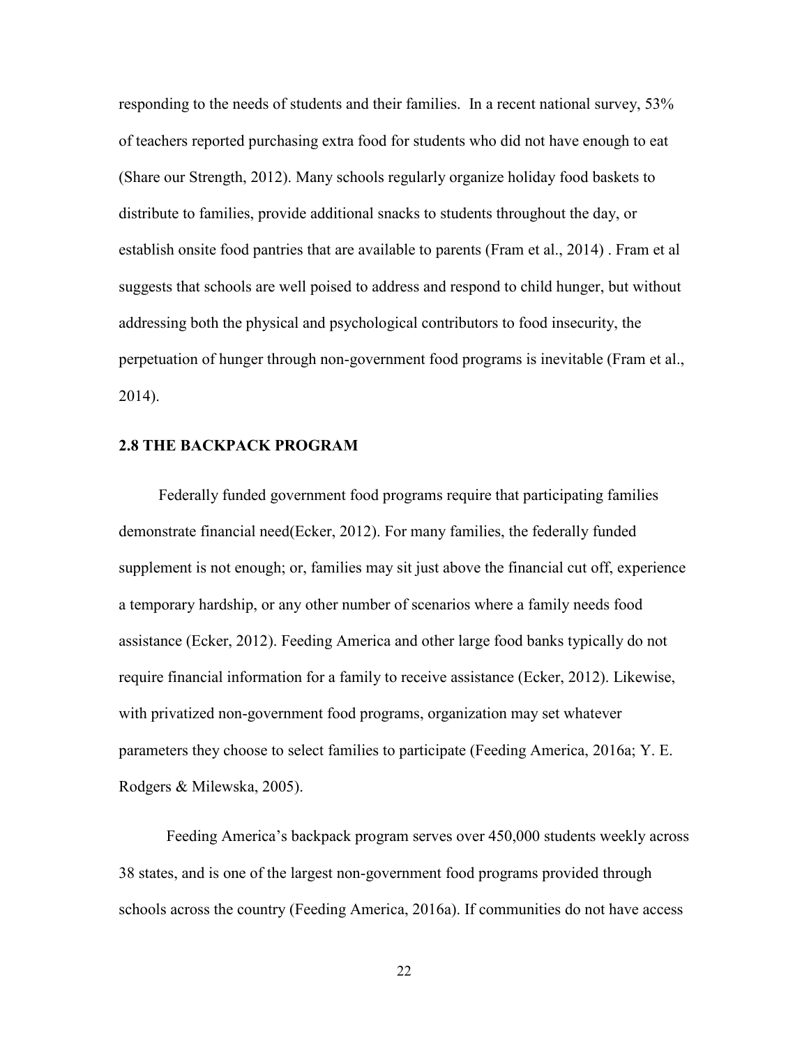responding to the needs of students and their families. In a recent national survey, 53% of teachers reported purchasing extra food for students who did not have enough to eat (Share our Strength, 2012). Many schools regularly organize holiday food baskets to distribute to families, provide additional snacks to students throughout the day, or establish onsite food pantries that are available to parents (Fram et al., 2014) . Fram et al suggests that schools are well poised to address and respond to child hunger, but without addressing both the physical and psychological contributors to food insecurity, the perpetuation of hunger through non-government food programs is inevitable (Fram et al., 2014).

## 2.8 THE BACKPACK PROGRAM

Federally funded government food programs require that participating families demonstrate financial need(Ecker, 2012). For many families, the federally funded supplement is not enough; or, families may sit just above the financial cut off, experience a temporary hardship, or any other number of scenarios where a family needs food assistance (Ecker, 2012). Feeding America and other large food banks typically do not require financial information for a family to receive assistance (Ecker, 2012). Likewise, with privatized non-government food programs, organization may set whatever parameters they choose to select families to participate (Feeding America, 2016a; Y. E. Rodgers & Milewska, 2005).

Feeding America's backpack program serves over 450,000 students weekly across 38 states, and is one of the largest non-government food programs provided through schools across the country (Feeding America, 2016a). If communities do not have access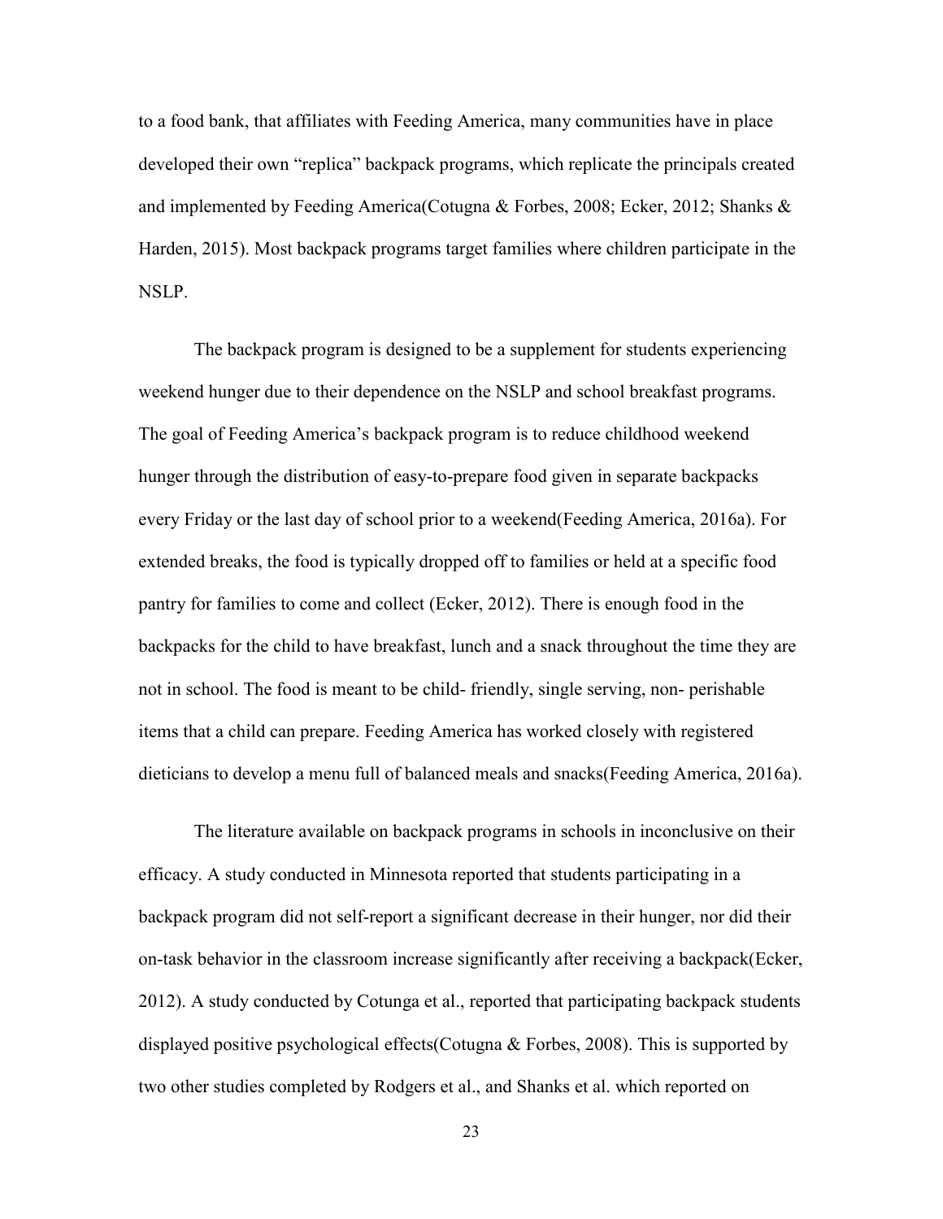to a food bank, that affiliates with Feeding America, many communities have in place developed their own "replica" backpack programs, which replicate the principals created and implemented by Feeding America(Cotugna & Forbes, 2008; Ecker, 2012; Shanks & Harden, 2015). Most backpack programs target families where children participate in the NSLP.

The backpack program is designed to be a supplement for students experiencing weekend hunger due to their dependence on the NSLP and school breakfast programs. The goal of Feeding America's backpack program is to reduce childhood weekend hunger through the distribution of easy-to-prepare food given in separate backpacks every Friday or the last day of school prior to a weekend(Feeding America, 2016a). For extended breaks, the food is typically dropped off to families or held at a specific food pantry for families to come and collect (Ecker, 2012). There is enough food in the backpacks for the child to have breakfast, lunch and a snack throughout the time they are not in school. The food is meant to be child- friendly, single serving, non- perishable items that a child can prepare. Feeding America has worked closely with registered dieticians to develop a menu full of balanced meals and snacks(Feeding America, 2016a).

The literature available on backpack programs in schools in inconclusive on their efficacy. A study conducted in Minnesota reported that students participating in a backpack program did not self-report a significant decrease in their hunger, nor did their on-task behavior in the classroom increase significantly after receiving a backpack(Ecker, 2012). A study conducted by Cotunga et al., reported that participating backpack students displayed positive psychological effects(Cotugna & Forbes, 2008). This is supported by two other studies completed by Rodgers et al., and Shanks et al. which reported on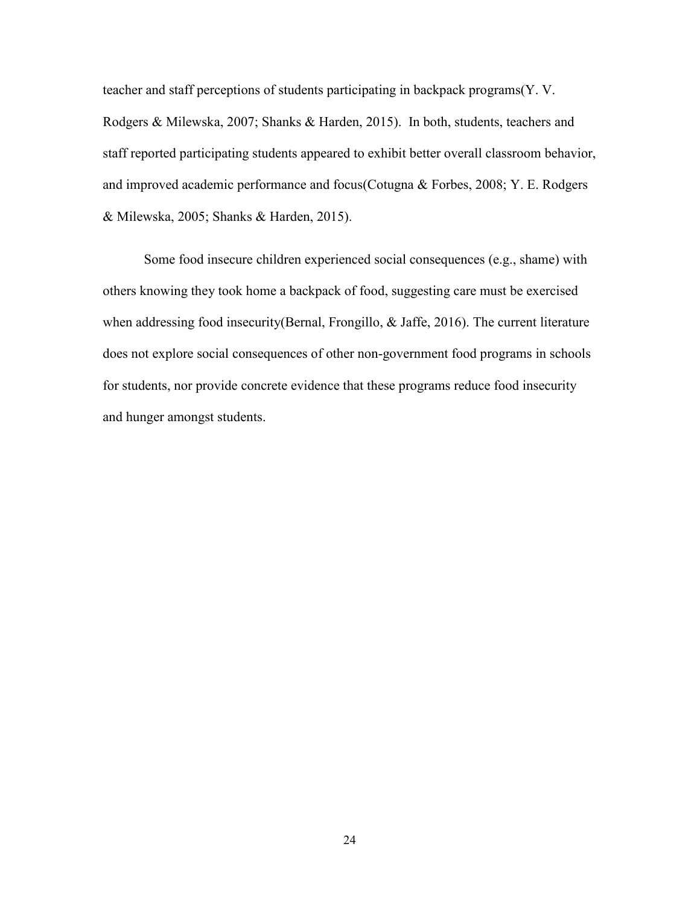teacher and staff perceptions of students participating in backpack programs(Y. V. Rodgers & Milewska, 2007; Shanks & Harden, 2015). In both, students, teachers and staff reported participating students appeared to exhibit better overall classroom behavior, and improved academic performance and focus(Cotugna & Forbes, 2008; Y. E. Rodgers & Milewska, 2005; Shanks & Harden, 2015).

Some food insecure children experienced social consequences (e.g., shame) with others knowing they took home a backpack of food, suggesting care must be exercised when addressing food insecurity(Bernal, Frongillo, & Jaffe, 2016). The current literature does not explore social consequences of other non-government food programs in schools for students, nor provide concrete evidence that these programs reduce food insecurity and hunger amongst students.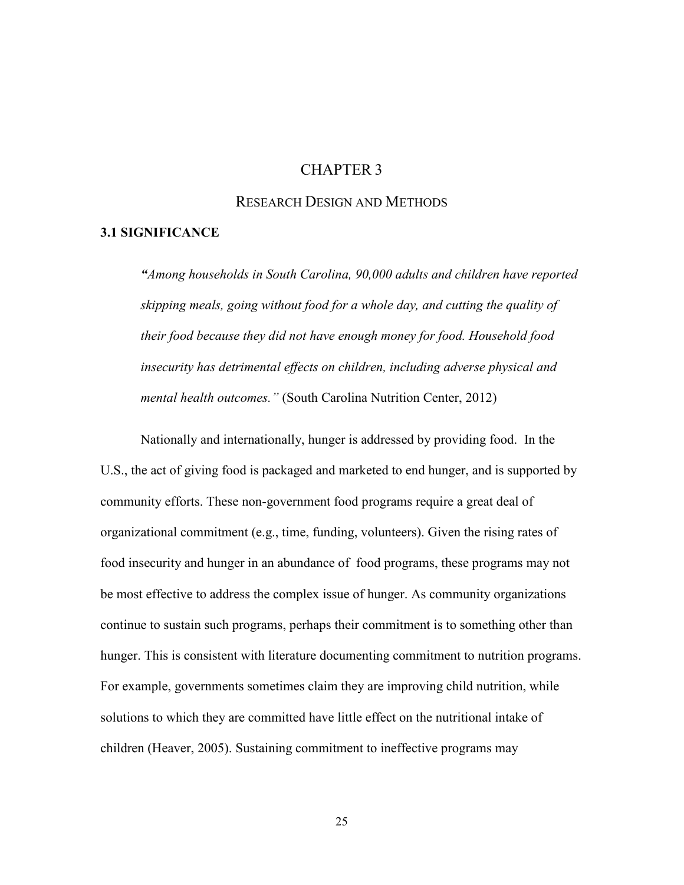# CHAPTER 3

## RESEARCH DESIGN AND METHODS

### 3.1 SIGNIFICANCE

> *"Among households in South Carolina, 90,000 adults and children have reported skipping meals, going without food for a whole day, and cutting the quality of their food because they did not have enough money for food. Household food insecurity has detrimental effects on children, including adverse physical and mental health outcomes."* (South Carolina Nutrition Center, 2012)

Nationally and internationally, hunger is addressed by providing food. In the U.S., the act of giving food is packaged and marketed to end hunger, and is supported by community efforts. These non-government food programs require a great deal of organizational commitment (e.g., time, funding, volunteers). Given the rising rates of food insecurity and hunger in an abundance of food programs, these programs may not be most effective to address the complex issue of hunger. As community organizations continue to sustain such programs, perhaps their commitment is to something other than hunger. This is consistent with literature documenting commitment to nutrition programs. For example, governments sometimes claim they are improving child nutrition, while solutions to which they are committed have little effect on the nutritional intake of children (Heaver, 2005). Sustaining commitment to ineffective programs may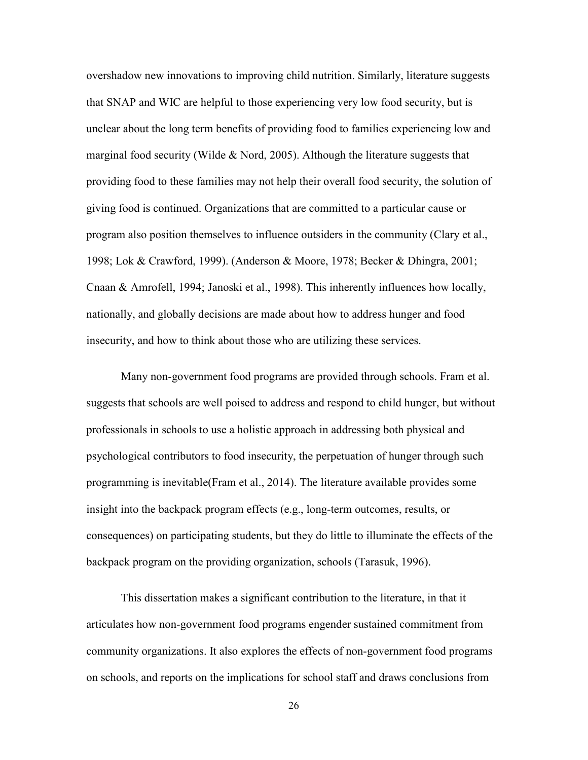overshadow new innovations to improving child nutrition. Similarly, literature suggests that SNAP and WIC are helpful to those experiencing very low food security, but is unclear about the long term benefits of providing food to families experiencing low and marginal food security (Wilde & Nord, 2005). Although the literature suggests that providing food to these families may not help their overall food security, the solution of giving food is continued. Organizations that are committed to a particular cause or program also position themselves to influence outsiders in the community (Clary et al., 1998; Lok & Crawford, 1999). (Anderson & Moore, 1978; Becker & Dhingra, 2001; Cnaan & Amrofell, 1994; Janoski et al., 1998). This inherently influences how locally, nationally, and globally decisions are made about how to address hunger and food insecurity, and how to think about those who are utilizing these services.

Many non-government food programs are provided through schools. Fram et al. suggests that schools are well poised to address and respond to child hunger, but without professionals in schools to use a holistic approach in addressing both physical and psychological contributors to food insecurity, the perpetuation of hunger through such programming is inevitable(Fram et al., 2014). The literature available provides some insight into the backpack program effects (e.g., long-term outcomes, results, or consequences) on participating students, but they do little to illuminate the effects of the backpack program on the providing organization, schools (Tarasuk, 1996).

This dissertation makes a significant contribution to the literature, in that it articulates how non-government food programs engender sustained commitment from community organizations. It also explores the effects of non-government food programs on schools, and reports on the implications for school staff and draws conclusions from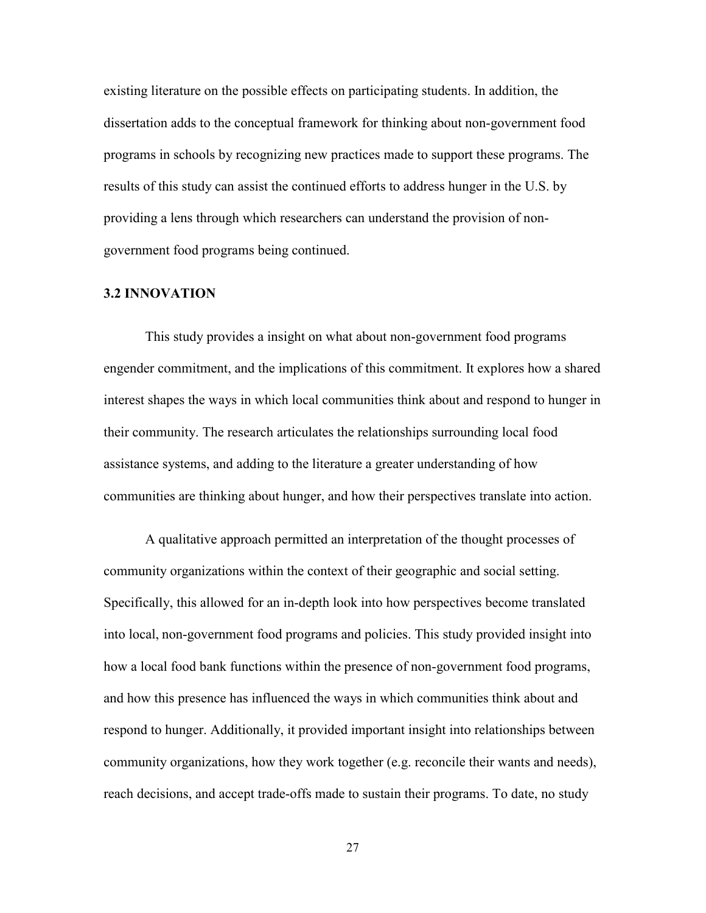existing literature on the possible effects on participating students. In addition, the dissertation adds to the conceptual framework for thinking about non-government food programs in schools by recognizing new practices made to support these programs. The results of this study can assist the continued efforts to address hunger in the U.S. by providing a lens through which researchers can understand the provision of non-government food programs being continued.

### 3.2 INNOVATION

This study provides a insight on what about non-government food programs engender commitment, and the implications of this commitment. It explores how a shared interest shapes the ways in which local communities think about and respond to hunger in their community. The research articulates the relationships surrounding local food assistance systems, and adding to the literature a greater understanding of how communities are thinking about hunger, and how their perspectives translate into action.

A qualitative approach permitted an interpretation of the thought processes of community organizations within the context of their geographic and social setting. Specifically, this allowed for an in-depth look into how perspectives become translated into local, non-government food programs and policies. This study provided insight into how a local food bank functions within the presence of non-government food programs, and how this presence has influenced the ways in which communities think about and respond to hunger. Additionally, it provided important insight into relationships between community organizations, how they work together (e.g. reconcile their wants and needs), reach decisions, and accept trade-offs made to sustain their programs. To date, no study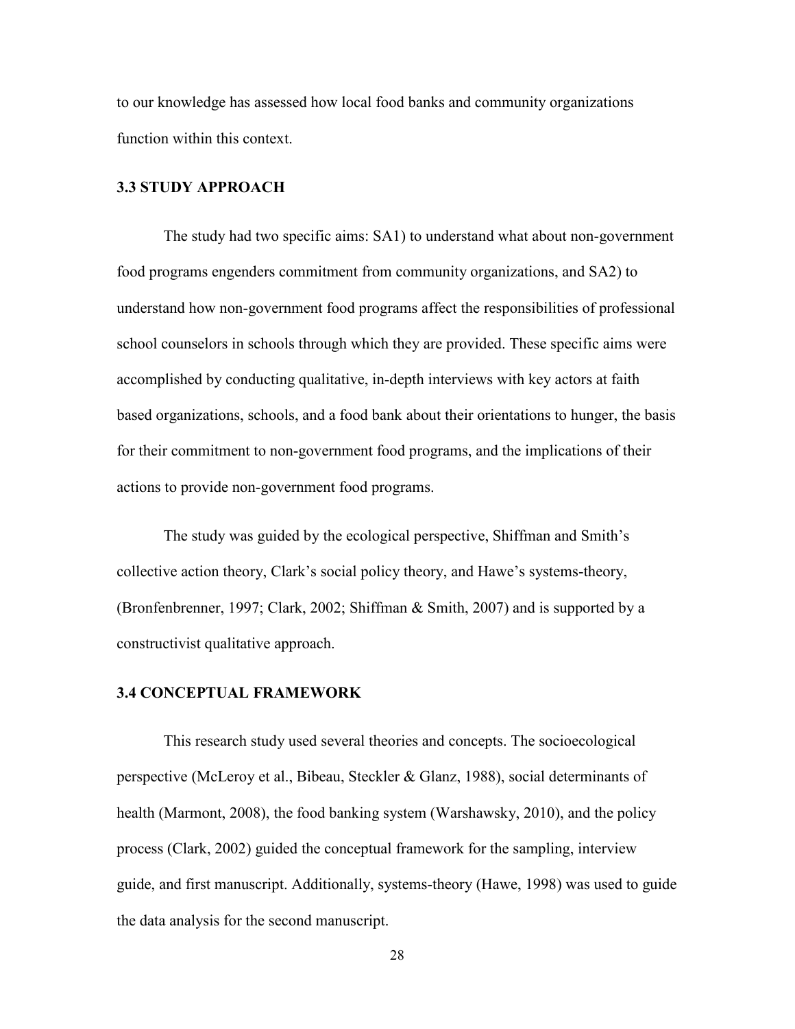to our knowledge has assessed how local food banks and community organizations function within this context.

### 3.3 STUDY APPROACH

The study had two specific aims: SA1) to understand what about non-government food programs engenders commitment from community organizations, and SA2) to understand how non-government food programs affect the responsibilities of professional school counselors in schools through which they are provided. These specific aims were accomplished by conducting qualitative, in-depth interviews with key actors at faith based organizations, schools, and a food bank about their orientations to hunger, the basis for their commitment to non-government food programs, and the implications of their actions to provide non-government food programs.

The study was guided by the ecological perspective, Shiffman and Smith's collective action theory, Clark's social policy theory, and Hawe's systems-theory, (Bronfenbrenner, 1997; Clark, 2002; Shiffman & Smith, 2007) and is supported by a constructivist qualitative approach.

### 3.4 CONCEPTUAL FRAMEWORK

This research study used several theories and concepts. The socioecological perspective (McLeroy et al., Bibeau, Steckler & Glanz, 1988), social determinants of health (Marmont, 2008), the food banking system (Warshawsky, 2010), and the policy process (Clark, 2002) guided the conceptual framework for the sampling, interview guide, and first manuscript. Additionally, systems-theory (Hawe, 1998) was used to guide the data analysis for the second manuscript.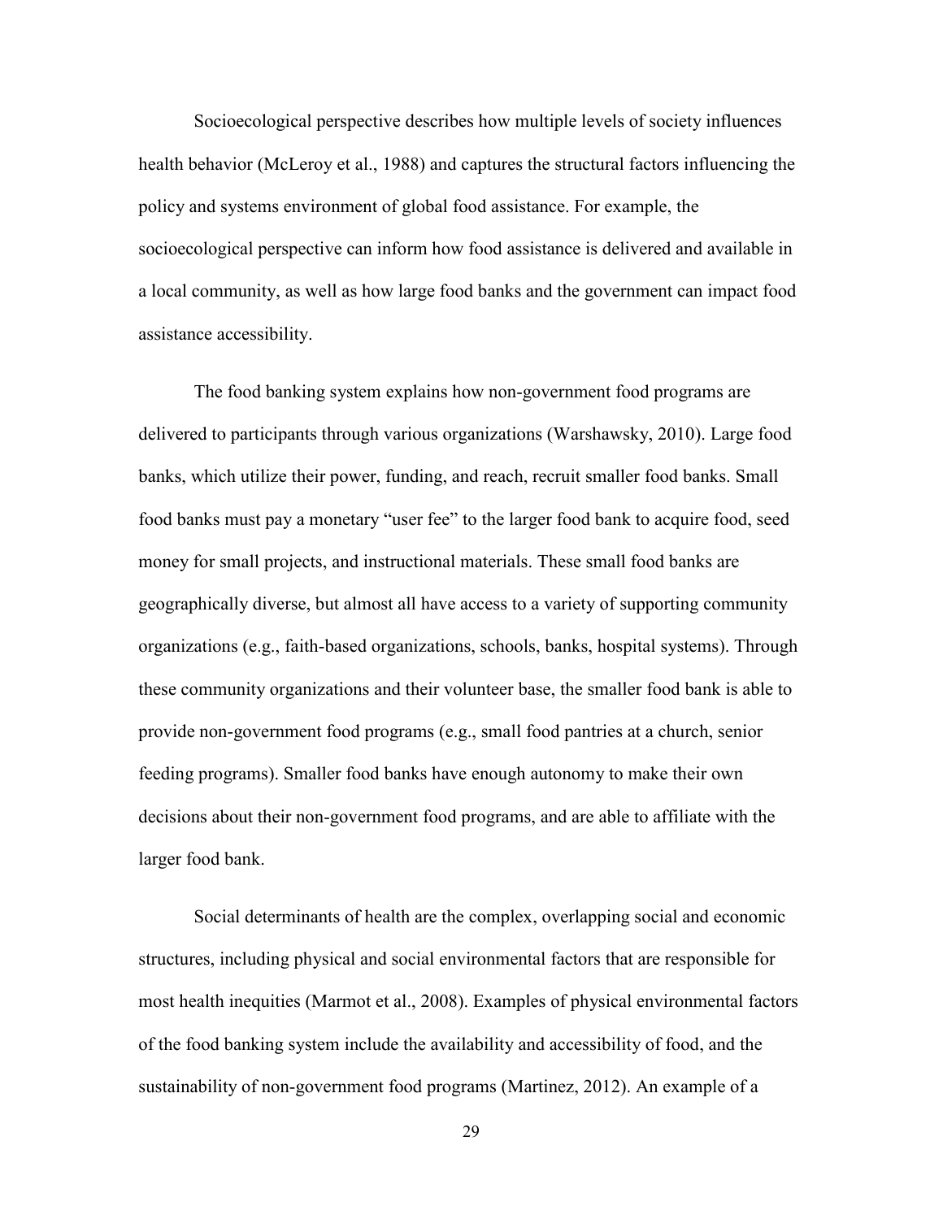Socioecological perspective describes how multiple levels of society influences health behavior (McLeroy et al., 1988) and captures the structural factors influencing the policy and systems environment of global food assistance. For example, the socioecological perspective can inform how food assistance is delivered and available in a local community, as well as how large food banks and the government can impact food assistance accessibility.

The food banking system explains how non-government food programs are delivered to participants through various organizations (Warshawsky, 2010). Large food banks, which utilize their power, funding, and reach, recruit smaller food banks. Small food banks must pay a monetary "user fee" to the larger food bank to acquire food, seed money for small projects, and instructional materials. These small food banks are geographically diverse, but almost all have access to a variety of supporting community organizations (e.g., faith-based organizations, schools, banks, hospital systems). Through these community organizations and their volunteer base, the smaller food bank is able to provide non-government food programs (e.g., small food pantries at a church, senior feeding programs). Smaller food banks have enough autonomy to make their own decisions about their non-government food programs, and are able to affiliate with the larger food bank.

Social determinants of health are the complex, overlapping social and economic structures, including physical and social environmental factors that are responsible for most health inequities (Marmot et al., 2008). Examples of physical environmental factors of the food banking system include the availability and accessibility of food, and the sustainability of non-government food programs (Martinez, 2012). An example of a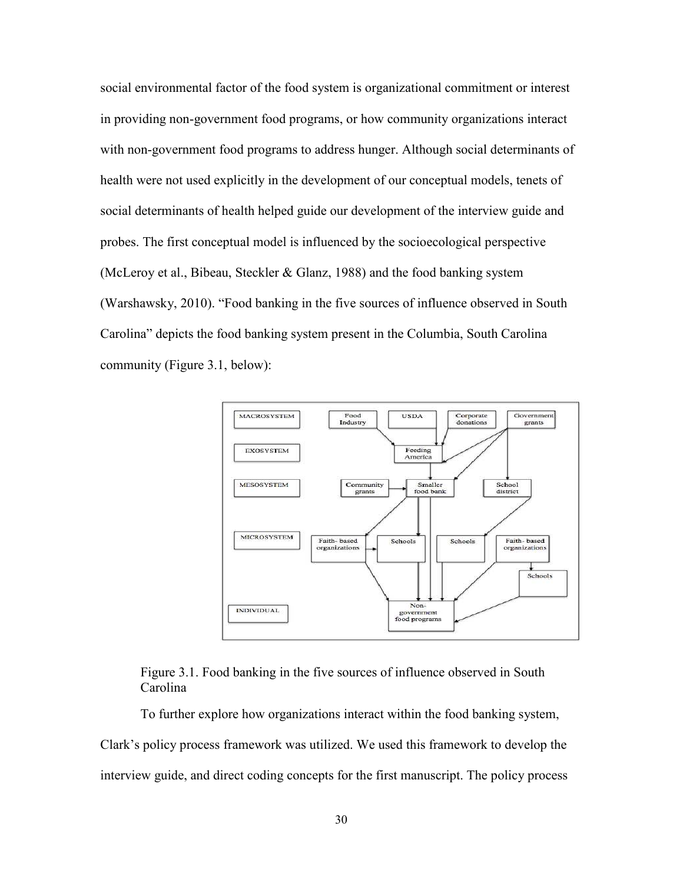social environmental factor of the food system is organizational commitment or interest in providing non-government food programs, or how community organizations interact with non-government food programs to address hunger. Although social determinants of health were not used explicitly in the development of our conceptual models, tenets of social determinants of health helped guide our development of the interview guide and probes. The first conceptual model is influenced by the socioecological perspective (McLeroy et al., Bibeau, Steckler & Glanz, 1988) and the food banking system (Warshawsky, 2010). "Food banking in the five sources of influence observed in South Carolina" depicts the food banking system present in the Columbia, South Carolina community (Figure 3.1, below):

Figure 3.1. Food banking in the five sources of influence observed in South Carolina

To further explore how organizations interact within the food banking system, Clark's policy process framework was utilized. We used this framework to develop the interview guide, and direct coding concepts for the first manuscript. The policy process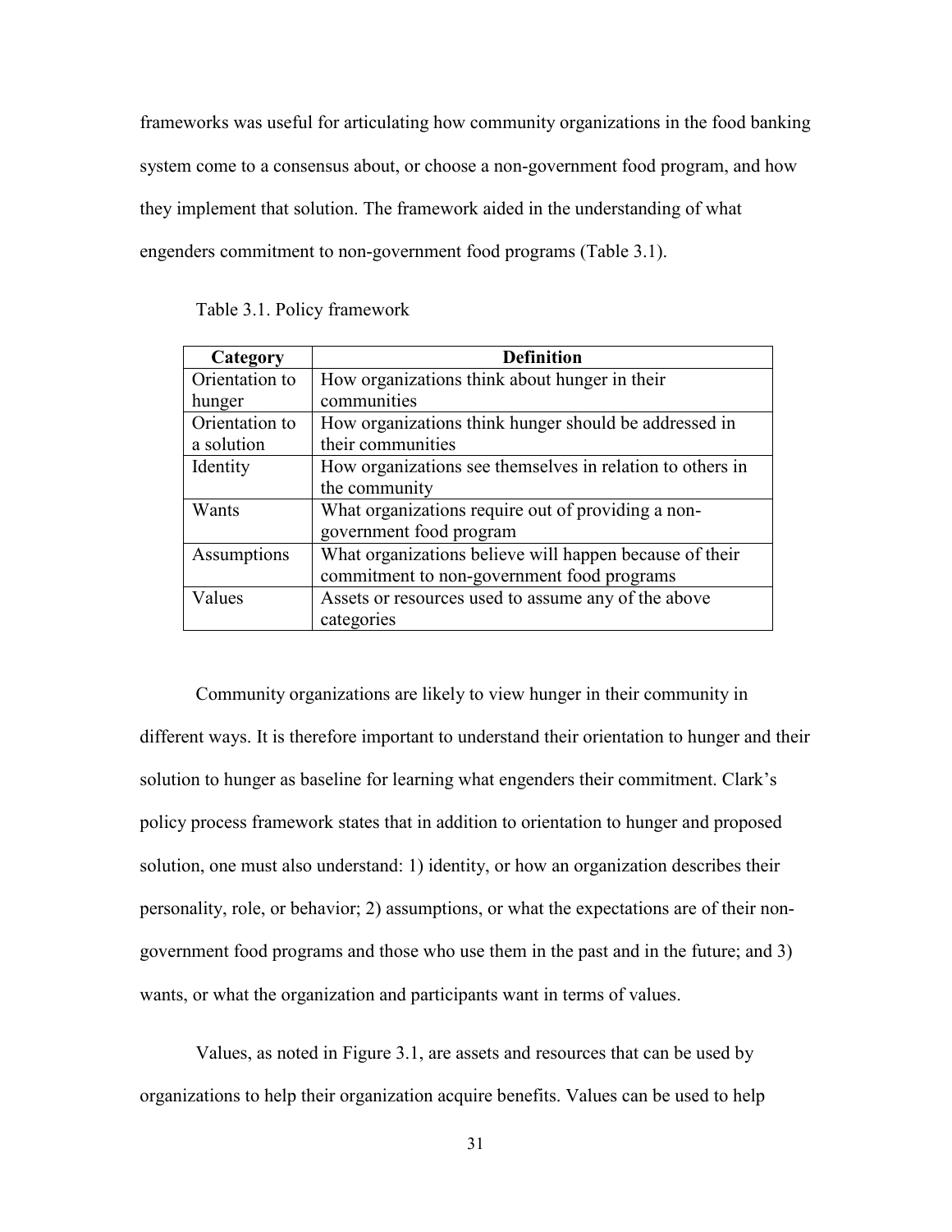frameworks was useful for articulating how community organizations in the food banking system come to a consensus about, or choose a non-government food program, and how they implement that solution. The framework aided in the understanding of what engenders commitment to non-government food programs (Table 3.1).

Table 3.1. Policy framework

| Category | Definition |
| --- | --- |
| Orientation to hunger | How organizations think about hunger in their communities |
| Orientation to a solution | How organizations think hunger should be addressed in their communities |
| Identity | How organizations see themselves in relation to others in the community |
| Wants | What organizations require out of providing a non-government food program |
| Assumptions | What organizations believe will happen because of their commitment to non-government food programs |
| Values | Assets or resources used to assume any of the above categories |

Community organizations are likely to view hunger in their community in different ways. It is therefore important to understand their orientation to hunger and their solution to hunger as baseline for learning what engenders their commitment. Clark's policy process framework states that in addition to orientation to hunger and proposed solution, one must also understand: 1) identity, or how an organization describes their personality, role, or behavior; 2) assumptions, or what the expectations are of their non-government food programs and those who use them in the past and in the future; and 3) wants, or what the organization and participants want in terms of values.

Values, as noted in Figure 3.1, are assets and resources that can be used by organizations to help their organization acquire benefits. Values can be used to help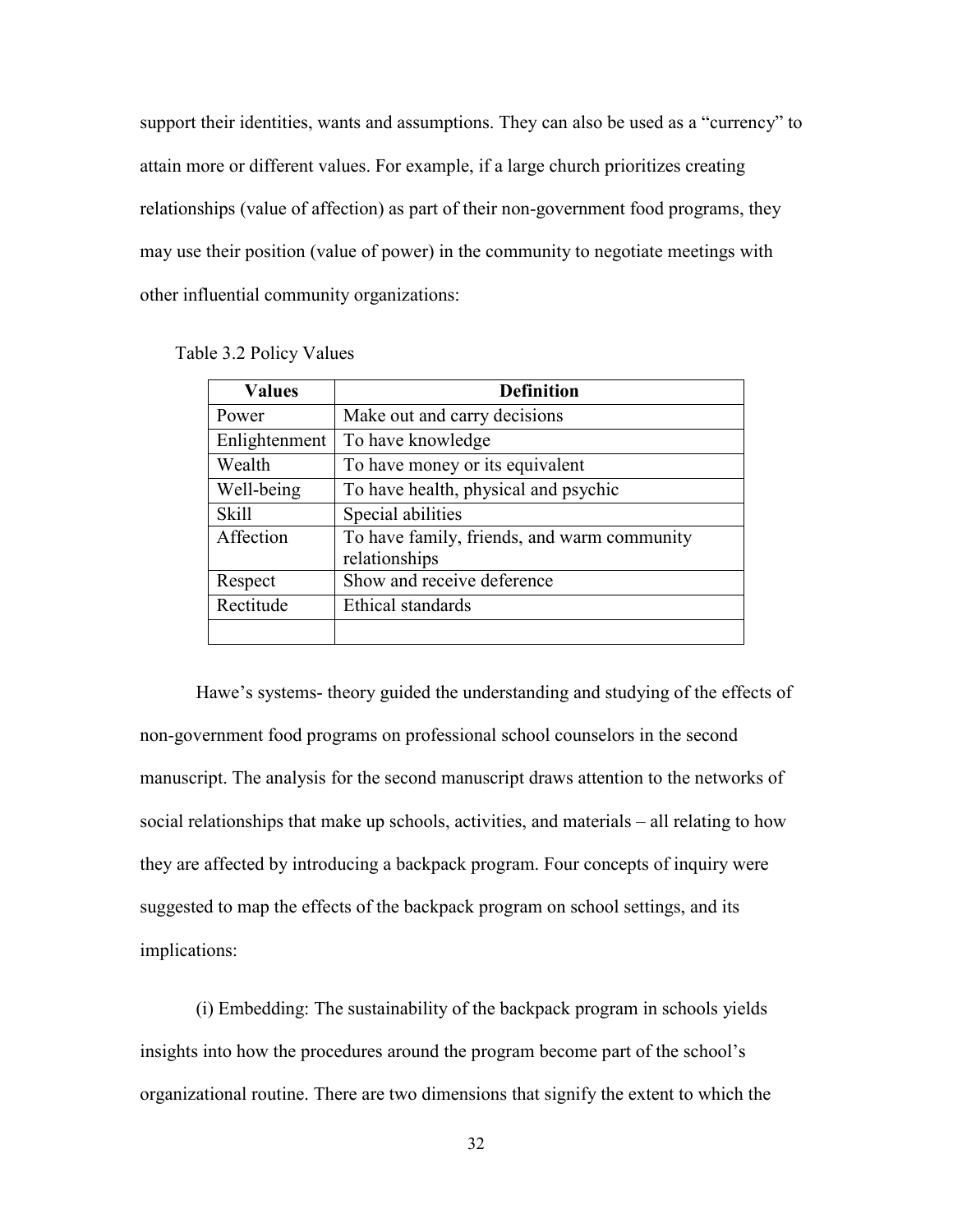support their identities, wants and assumptions. They can also be used as a "currency" to attain more or different values. For example, if a large church prioritizes creating relationships (value of affection) as part of their non-government food programs, they may use their position (value of power) in the community to negotiate meetings with other influential community organizations:

Table 3.2 Policy Values

| Values | Definition |
|---|---|
| Power | Make out and carry decisions |
| Enlightenment | To have knowledge |
| Wealth | To have money or its equivalent |
| Well-being | To have health, physical and psychic |
| Skill | Special abilities |
| Affection | To have family, friends, and warm community relationships |
| Respect | Show and receive deference |
| Rectitude | Ethical standards |
| | |

Hawe's systems- theory guided the understanding and studying of the effects of non-government food programs on professional school counselors in the second manuscript. The analysis for the second manuscript draws attention to the networks of social relationships that make up schools, activities, and materials – all relating to how they are affected by introducing a backpack program. Four concepts of inquiry were suggested to map the effects of the backpack program on school settings, and its implications:

(i) Embedding: The sustainability of the backpack program in schools yields insights into how the procedures around the program become part of the school's organizational routine. There are two dimensions that signify the extent to which the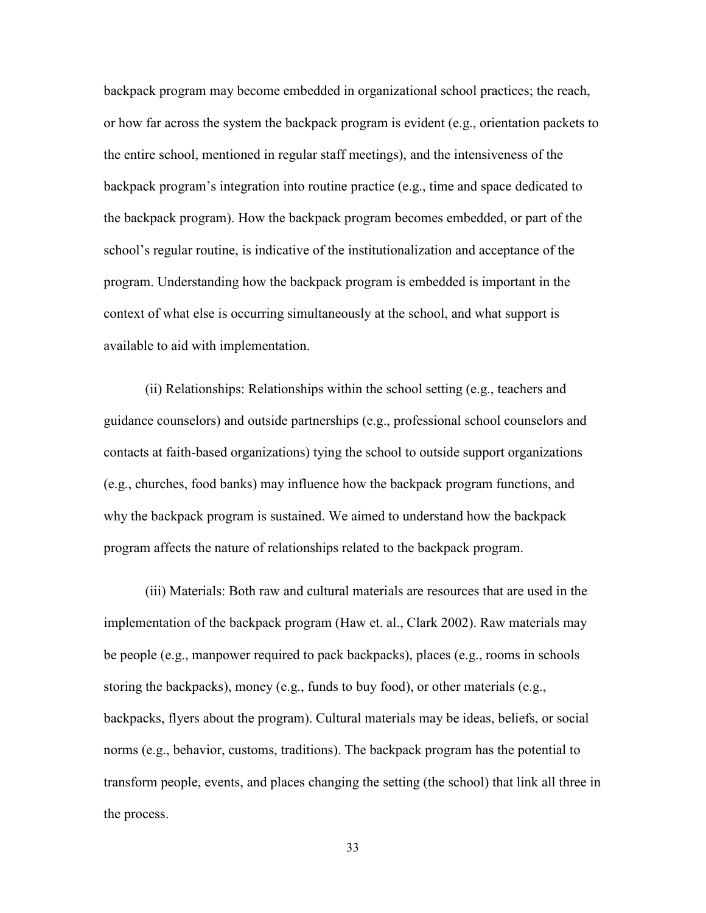backpack program may become embedded in organizational school practices; the reach, or how far across the system the backpack program is evident (e.g., orientation packets to the entire school, mentioned in regular staff meetings), and the intensiveness of the backpack program's integration into routine practice (e.g., time and space dedicated to the backpack program). How the backpack program becomes embedded, or part of the school's regular routine, is indicative of the institutionalization and acceptance of the program. Understanding how the backpack program is embedded is important in the context of what else is occurring simultaneously at the school, and what support is available to aid with implementation.

(ii) Relationships: Relationships within the school setting (e.g., teachers and guidance counselors) and outside partnerships (e.g., professional school counselors and contacts at faith-based organizations) tying the school to outside support organizations (e.g., churches, food banks) may influence how the backpack program functions, and why the backpack program is sustained. We aimed to understand how the backpack program affects the nature of relationships related to the backpack program.

(iii) Materials: Both raw and cultural materials are resources that are used in the implementation of the backpack program (Haw et. al., Clark 2002). Raw materials may be people (e.g., manpower required to pack backpacks), places (e.g., rooms in schools storing the backpacks), money (e.g., funds to buy food), or other materials (e.g., backpacks, flyers about the program). Cultural materials may be ideas, beliefs, or social norms (e.g., behavior, customs, traditions). The backpack program has the potential to transform people, events, and places changing the setting (the school) that link all three in the process.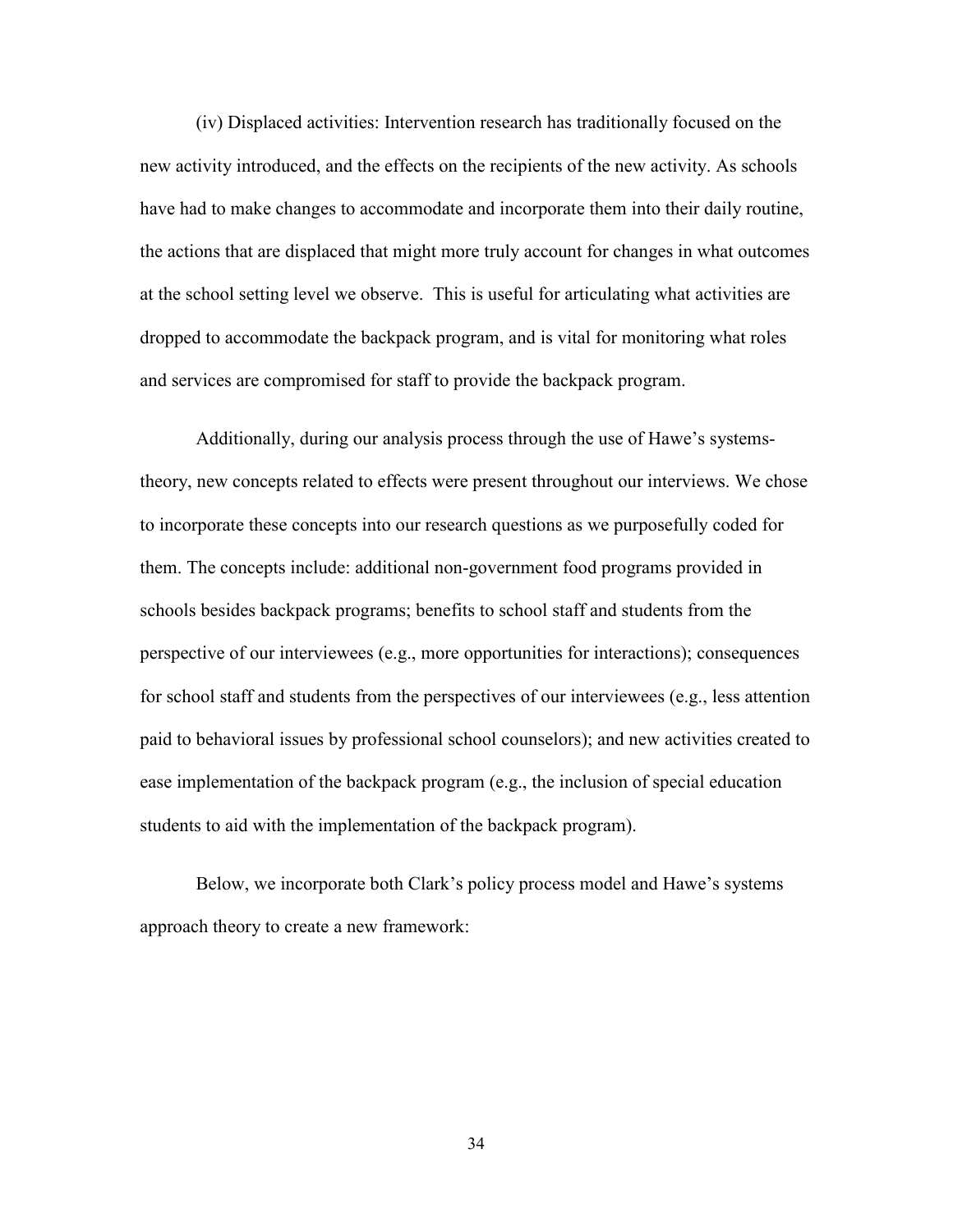(iv) Displaced activities: Intervention research has traditionally focused on the new activity introduced, and the effects on the recipients of the new activity. As schools have had to make changes to accommodate and incorporate them into their daily routine, the actions that are displaced that might more truly account for changes in what outcomes at the school setting level we observe. This is useful for articulating what activities are dropped to accommodate the backpack program, and is vital for monitoring what roles and services are compromised for staff to provide the backpack program.

Additionally, during our analysis process through the use of Hawe's systems-theory, new concepts related to effects were present throughout our interviews. We chose to incorporate these concepts into our research questions as we purposefully coded for them. The concepts include: additional non-government food programs provided in schools besides backpack programs; benefits to school staff and students from the perspective of our interviewees (e.g., more opportunities for interactions); consequences for school staff and students from the perspectives of our interviewees (e.g., less attention paid to behavioral issues by professional school counselors); and new activities created to ease implementation of the backpack program (e.g., the inclusion of special education students to aid with the implementation of the backpack program).

Below, we incorporate both Clark's policy process model and Hawe's systems approach theory to create a new framework: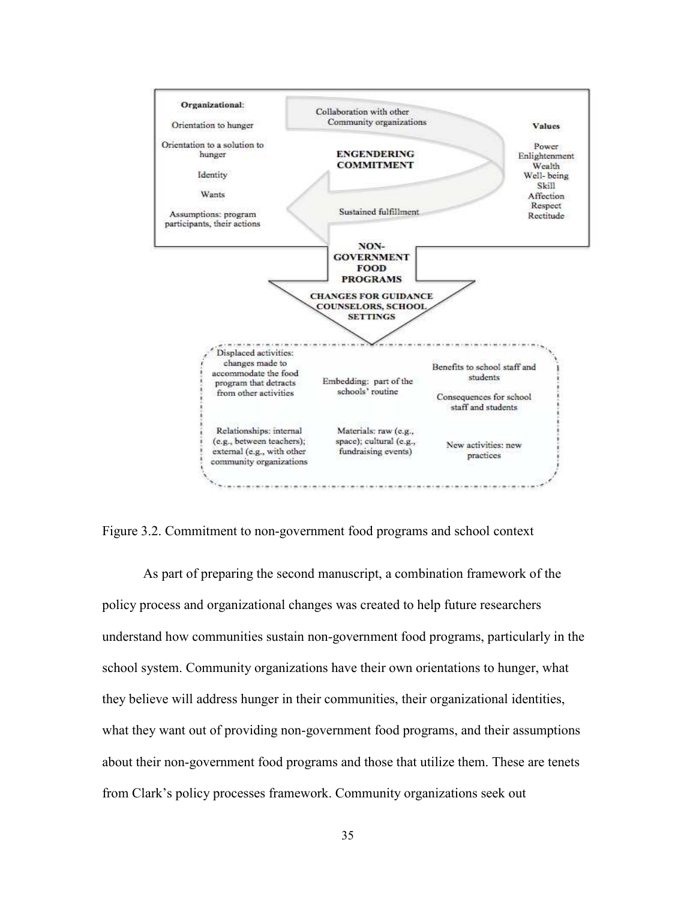**Organizational:**

Orientation to hunger

Orientation to a solution to hunger

Identity

Wants

Assumptions: program participants, their actions

Collaboration with other Community organizations

**ENGENDERING COMMITMENT**

Sustained fulfillment

**Values**

Power
Enlightenment
Wealth
Well- being
Skill
Affection
Respect
Rectitude

**NON-GOVERNMENT FOOD PROGRAMS**

**CHANGES FOR GUIDANCE COUNSELORS, SCHOOL SETTINGS**

Displaced activities: changes made to accommodate the food program that detracts from other activities

Embedding: part of the schools' routine

Benefits to school staff and students

Consequences for school staff and students

Relationships: internal (e.g., between teachers); external (e.g., with other community organizations

Materials: raw (e.g., space); cultural (e.g., fundraising events)

New activities: new practices

Figure 3.2. Commitment to non-government food programs and school context

As part of preparing the second manuscript, a combination framework of the policy process and organizational changes was created to help future researchers understand how communities sustain non-government food programs, particularly in the school system. Community organizations have their own orientations to hunger, what they believe will address hunger in their communities, their organizational identities, what they want out of providing non-government food programs, and their assumptions about their non-government food programs and those that utilize them. These are tenets from Clark's policy processes framework. Community organizations seek out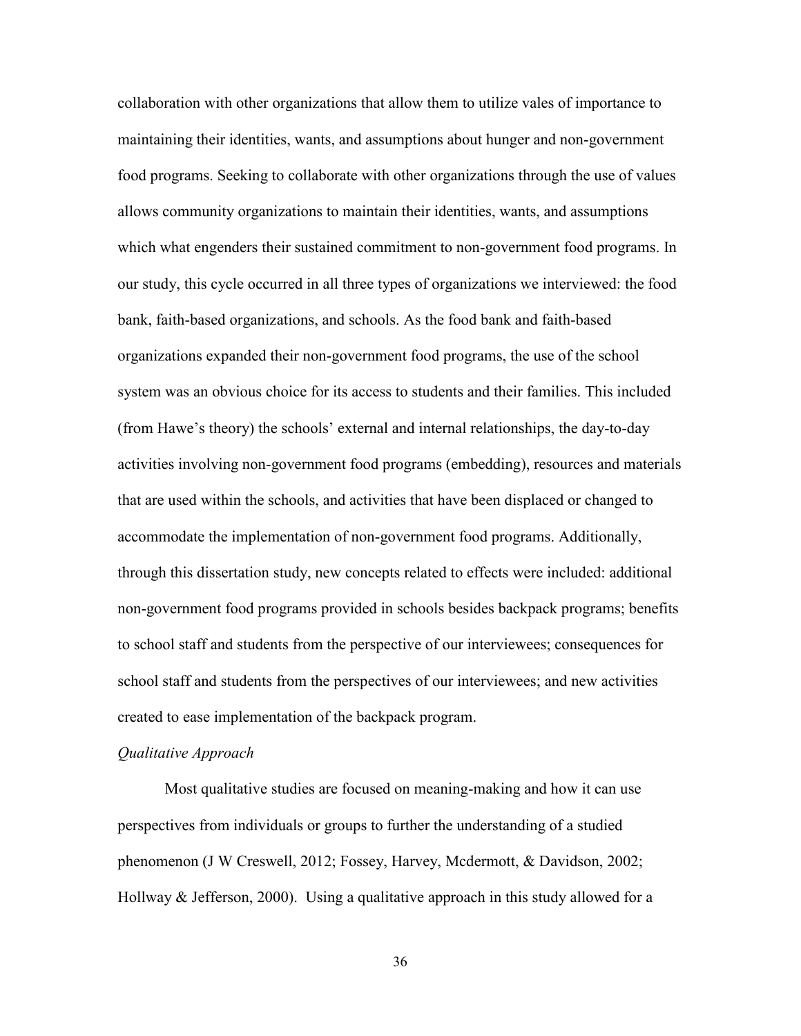collaboration with other organizations that allow them to utilize vales of importance to maintaining their identities, wants, and assumptions about hunger and non-government food programs. Seeking to collaborate with other organizations through the use of values allows community organizations to maintain their identities, wants, and assumptions which what engenders their sustained commitment to non-government food programs. In our study, this cycle occurred in all three types of organizations we interviewed: the food bank, faith-based organizations, and schools. As the food bank and faith-based organizations expanded their non-government food programs, the use of the school system was an obvious choice for its access to students and their families. This included (from Hawe's theory) the schools' external and internal relationships, the day-to-day activities involving non-government food programs (embedding), resources and materials that are used within the schools, and activities that have been displaced or changed to accommodate the implementation of non-government food programs. Additionally, through this dissertation study, new concepts related to effects were included: additional non-government food programs provided in schools besides backpack programs; benefits to school staff and students from the perspective of our interviewees; consequences for school staff and students from the perspectives of our interviewees; and new activities created to ease implementation of the backpack program.

*Qualitative Approach*

Most qualitative studies are focused on meaning-making and how it can use perspectives from individuals or groups to further the understanding of a studied phenomenon (J W Creswell, 2012; Fossey, Harvey, Mcdermott, & Davidson, 2002; Hollway & Jefferson, 2000). Using a qualitative approach in this study allowed for a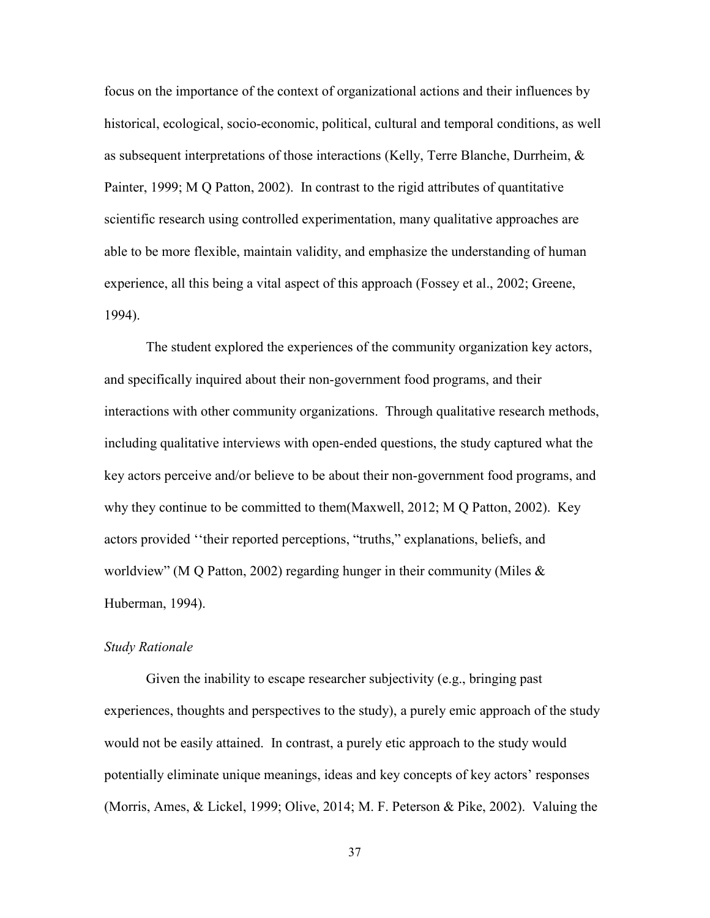focus on the importance of the context of organizational actions and their influences by historical, ecological, socio-economic, political, cultural and temporal conditions, as well as subsequent interpretations of those interactions (Kelly, Terre Blanche, Durrheim, & Painter, 1999; M Q Patton, 2002). In contrast to the rigid attributes of quantitative scientific research using controlled experimentation, many qualitative approaches are able to be more flexible, maintain validity, and emphasize the understanding of human experience, all this being a vital aspect of this approach (Fossey et al., 2002; Greene, 1994).

The student explored the experiences of the community organization key actors, and specifically inquired about their non-government food programs, and their interactions with other community organizations. Through qualitative research methods, including qualitative interviews with open-ended questions, the study captured what the key actors perceive and/or believe to be about their non-government food programs, and why they continue to be committed to them(Maxwell, 2012; M Q Patton, 2002). Key actors provided ''their reported perceptions, "truths," explanations, beliefs, and worldview" (M Q Patton, 2002) regarding hunger in their community (Miles & Huberman, 1994).

*Study Rationale*

Given the inability to escape researcher subjectivity (e.g., bringing past experiences, thoughts and perspectives to the study), a purely emic approach of the study would not be easily attained. In contrast, a purely etic approach to the study would potentially eliminate unique meanings, ideas and key concepts of key actors' responses (Morris, Ames, & Lickel, 1999; Olive, 2014; M. F. Peterson & Pike, 2002). Valuing the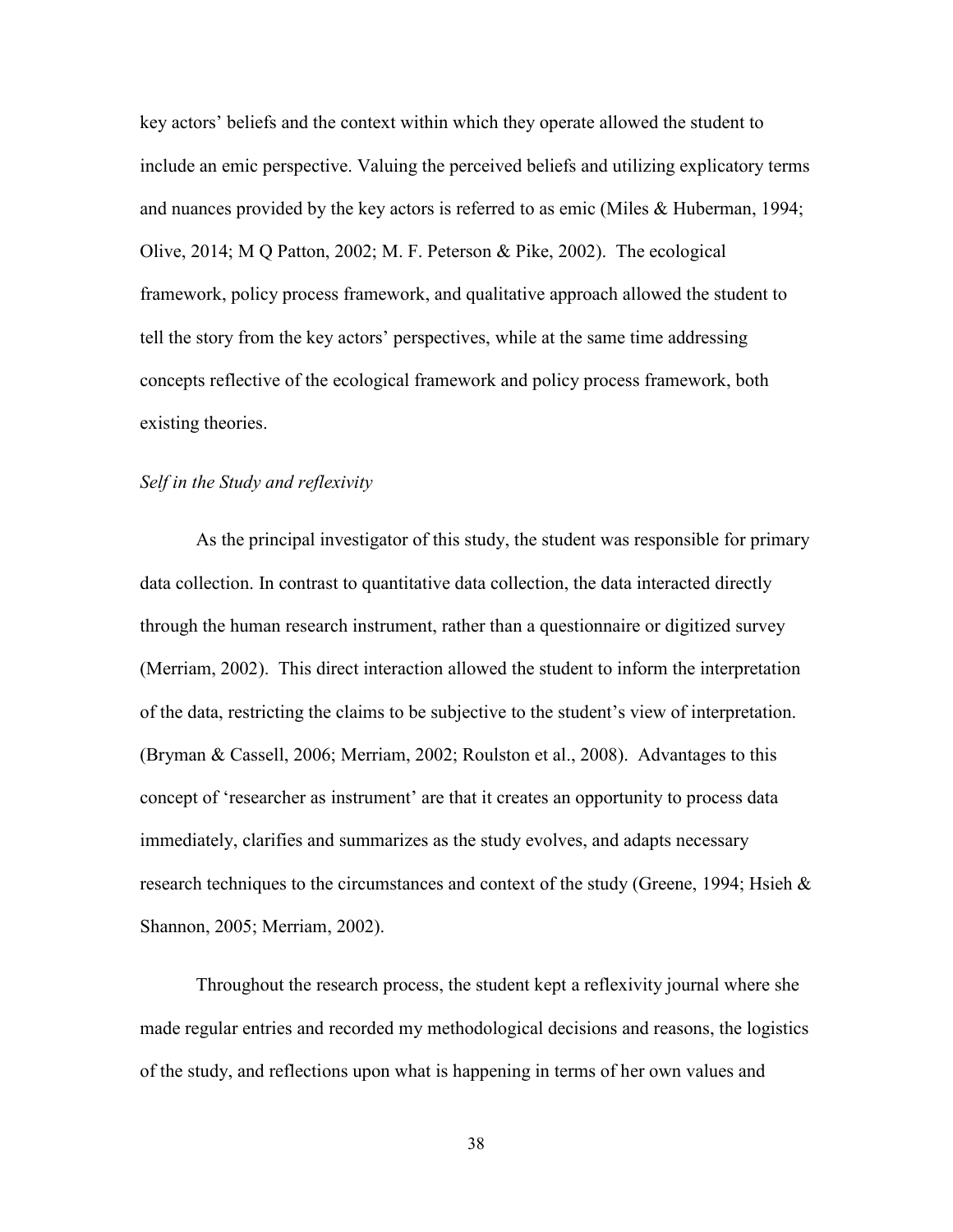key actors' beliefs and the context within which they operate allowed the student to include an emic perspective. Valuing the perceived beliefs and utilizing explicatory terms and nuances provided by the key actors is referred to as emic (Miles & Huberman, 1994; Olive, 2014; M Q Patton, 2002; M. F. Peterson & Pike, 2002). The ecological framework, policy process framework, and qualitative approach allowed the student to tell the story from the key actors' perspectives, while at the same time addressing concepts reflective of the ecological framework and policy process framework, both existing theories.

*Self in the Study and reflexivity*

As the principal investigator of this study, the student was responsible for primary data collection. In contrast to quantitative data collection, the data interacted directly through the human research instrument, rather than a questionnaire or digitized survey (Merriam, 2002). This direct interaction allowed the student to inform the interpretation of the data, restricting the claims to be subjective to the student's view of interpretation. (Bryman & Cassell, 2006; Merriam, 2002; Roulston et al., 2008). Advantages to this concept of 'researcher as instrument' are that it creates an opportunity to process data immediately, clarifies and summarizes as the study evolves, and adapts necessary research techniques to the circumstances and context of the study (Greene, 1994; Hsieh & Shannon, 2005; Merriam, 2002).

Throughout the research process, the student kept a reflexivity journal where she made regular entries and recorded my methodological decisions and reasons, the logistics of the study, and reflections upon what is happening in terms of her own values and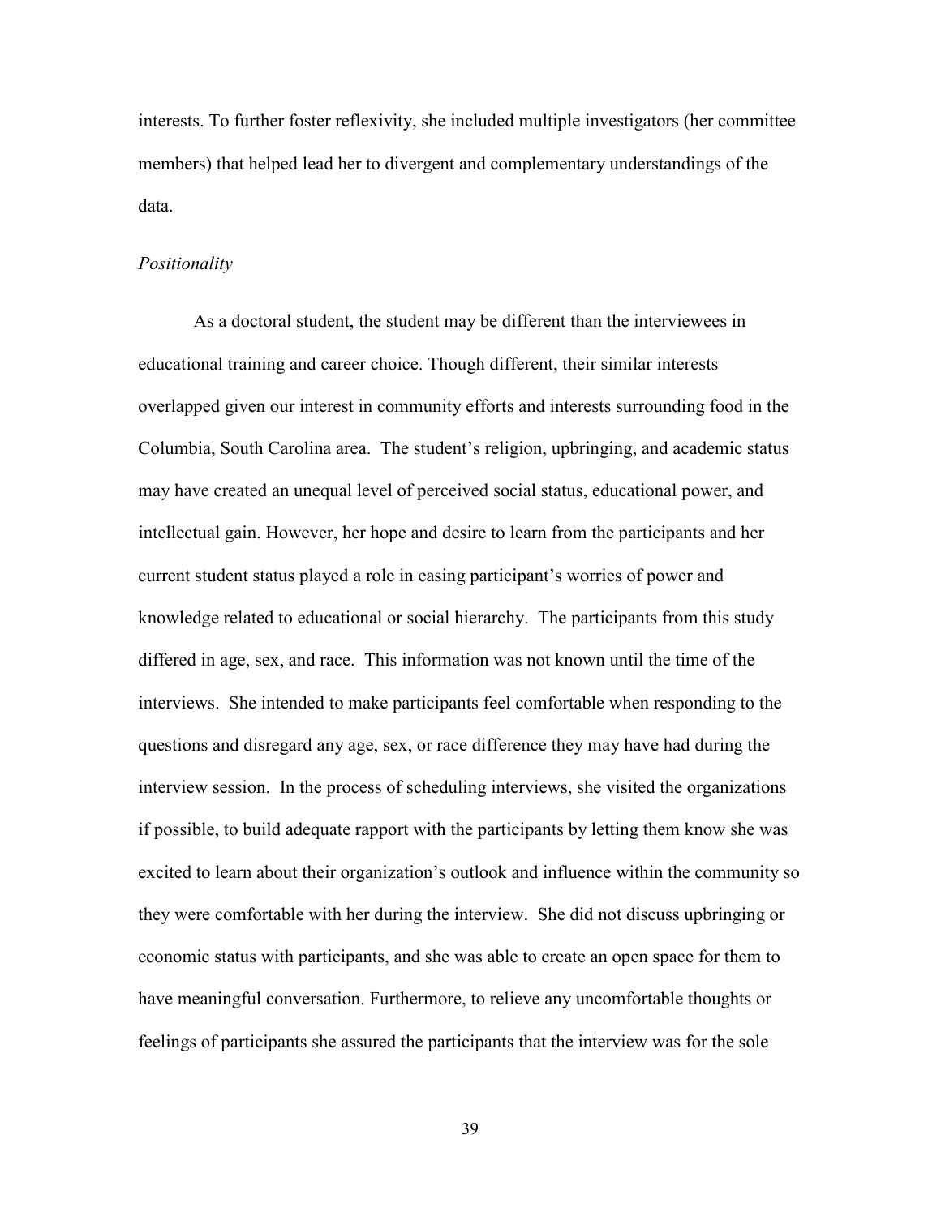interests. To further foster reflexivity, she included multiple investigators (her committee members) that helped lead her to divergent and complementary understandings of the data.

*Positionality*

As a doctoral student, the student may be different than the interviewees in educational training and career choice. Though different, their similar interests overlapped given our interest in community efforts and interests surrounding food in the Columbia, South Carolina area. The student's religion, upbringing, and academic status may have created an unequal level of perceived social status, educational power, and intellectual gain. However, her hope and desire to learn from the participants and her current student status played a role in easing participant's worries of power and knowledge related to educational or social hierarchy. The participants from this study differed in age, sex, and race. This information was not known until the time of the interviews. She intended to make participants feel comfortable when responding to the questions and disregard any age, sex, or race difference they may have had during the interview session. In the process of scheduling interviews, she visited the organizations if possible, to build adequate rapport with the participants by letting them know she was excited to learn about their organization's outlook and influence within the community so they were comfortable with her during the interview. She did not discuss upbringing or economic status with participants, and she was able to create an open space for them to have meaningful conversation. Furthermore, to relieve any uncomfortable thoughts or feelings of participants she assured the participants that the interview was for the sole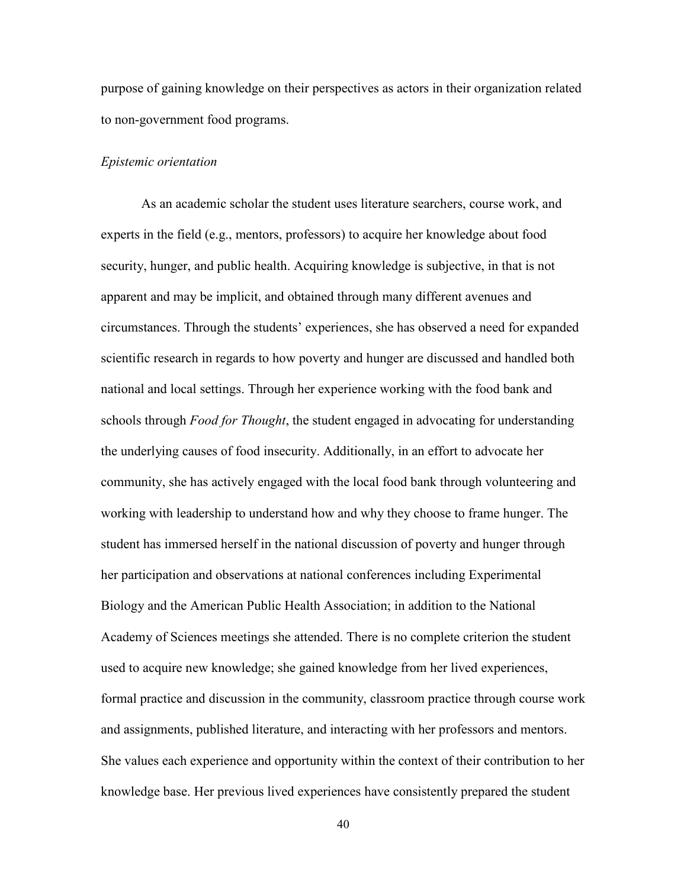purpose of gaining knowledge on their perspectives as actors in their organization related to non-government food programs.

*Epistemic orientation*

As an academic scholar the student uses literature searchers, course work, and experts in the field (e.g., mentors, professors) to acquire her knowledge about food security, hunger, and public health. Acquiring knowledge is subjective, in that is not apparent and may be implicit, and obtained through many different avenues and circumstances. Through the students' experiences, she has observed a need for expanded scientific research in regards to how poverty and hunger are discussed and handled both national and local settings. Through her experience working with the food bank and schools through *Food for Thought*, the student engaged in advocating for understanding the underlying causes of food insecurity. Additionally, in an effort to advocate her community, she has actively engaged with the local food bank through volunteering and working with leadership to understand how and why they choose to frame hunger. The student has immersed herself in the national discussion of poverty and hunger through her participation and observations at national conferences including Experimental Biology and the American Public Health Association; in addition to the National Academy of Sciences meetings she attended. There is no complete criterion the student used to acquire new knowledge; she gained knowledge from her lived experiences, formal practice and discussion in the community, classroom practice through course work and assignments, published literature, and interacting with her professors and mentors. She values each experience and opportunity within the context of their contribution to her knowledge base. Her previous lived experiences have consistently prepared the student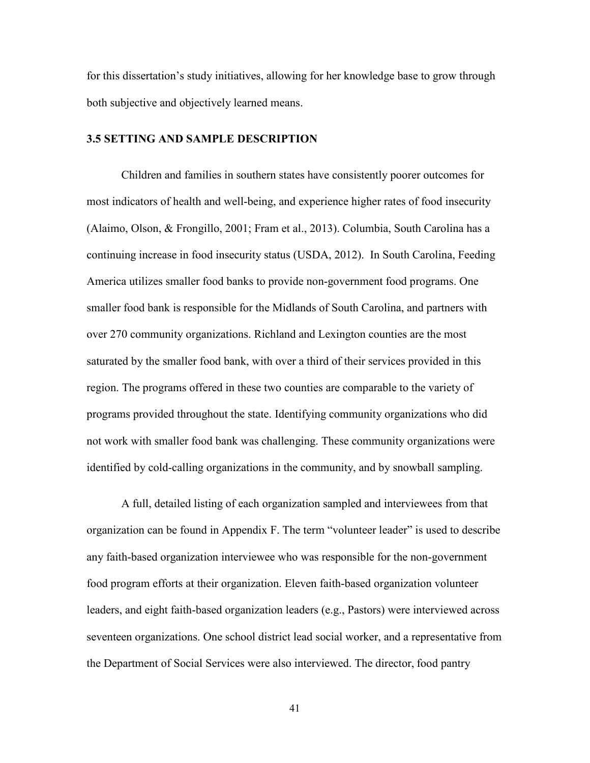for this dissertation's study initiatives, allowing for her knowledge base to grow through both subjective and objectively learned means.

### 3.5 SETTING AND SAMPLE DESCRIPTION

Children and families in southern states have consistently poorer outcomes for most indicators of health and well-being, and experience higher rates of food insecurity (Alaimo, Olson, & Frongillo, 2001; Fram et al., 2013). Columbia, South Carolina has a continuing increase in food insecurity status (USDA, 2012). In South Carolina, Feeding America utilizes smaller food banks to provide non-government food programs. One smaller food bank is responsible for the Midlands of South Carolina, and partners with over 270 community organizations. Richland and Lexington counties are the most saturated by the smaller food bank, with over a third of their services provided in this region. The programs offered in these two counties are comparable to the variety of programs provided throughout the state. Identifying community organizations who did not work with smaller food bank was challenging. These community organizations were identified by cold-calling organizations in the community, and by snowball sampling.

A full, detailed listing of each organization sampled and interviewees from that organization can be found in Appendix F. The term "volunteer leader" is used to describe any faith-based organization interviewee who was responsible for the non-government food program efforts at their organization. Eleven faith-based organization volunteer leaders, and eight faith-based organization leaders (e.g., Pastors) were interviewed across seventeen organizations. One school district lead social worker, and a representative from the Department of Social Services were also interviewed. The director, food pantry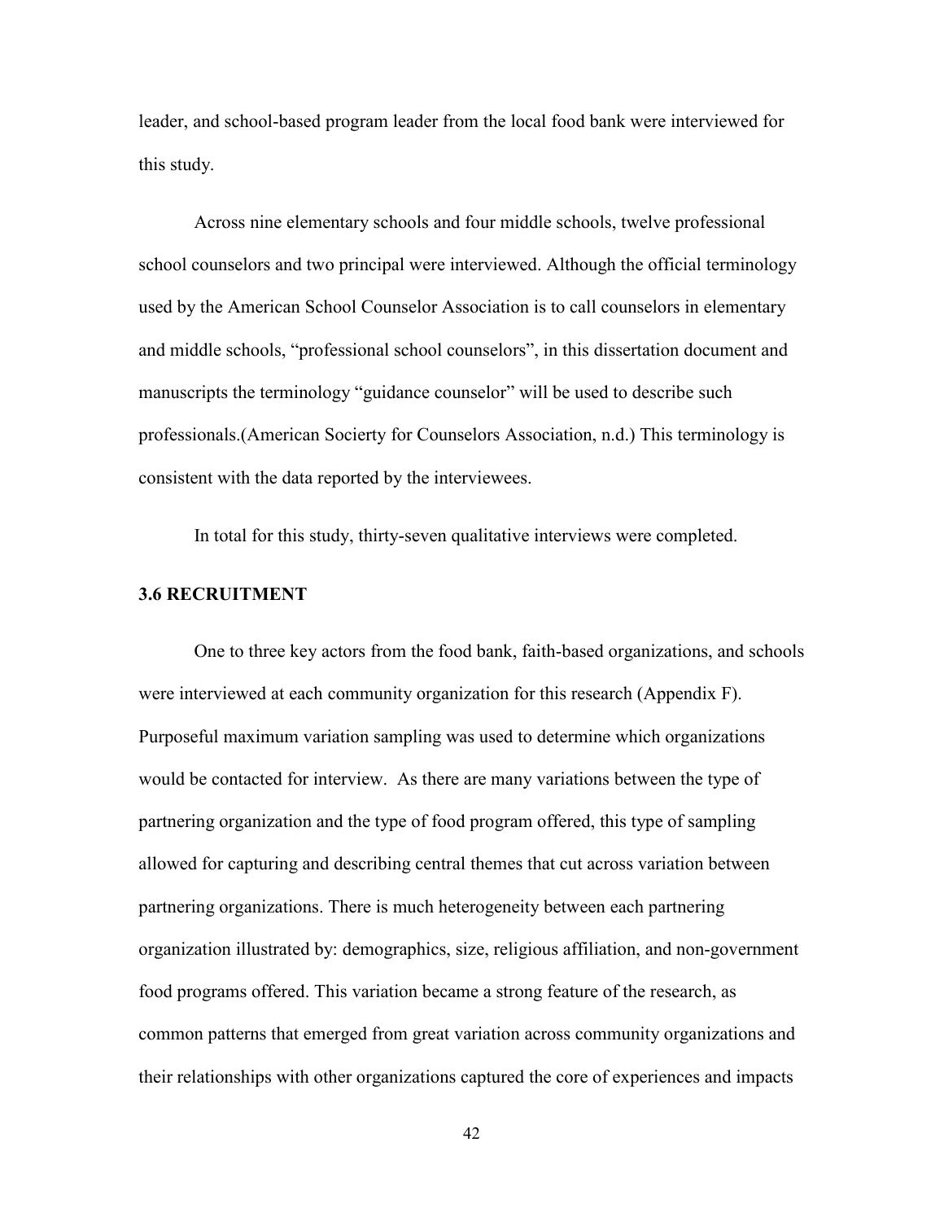leader, and school-based program leader from the local food bank were interviewed for this study.

Across nine elementary schools and four middle schools, twelve professional school counselors and two principal were interviewed. Although the official terminology used by the American School Counselor Association is to call counselors in elementary and middle schools, "professional school counselors", in this dissertation document and manuscripts the terminology "guidance counselor" will be used to describe such professionals.(American Socierty for Counselors Association, n.d.) This terminology is consistent with the data reported by the interviewees.

In total for this study, thirty-seven qualitative interviews were completed.

### 3.6 RECRUITMENT

One to three key actors from the food bank, faith-based organizations, and schools were interviewed at each community organization for this research (Appendix F). Purposeful maximum variation sampling was used to determine which organizations would be contacted for interview. As there are many variations between the type of partnering organization and the type of food program offered, this type of sampling allowed for capturing and describing central themes that cut across variation between partnering organizations. There is much heterogeneity between each partnering organization illustrated by: demographics, size, religious affiliation, and non-government food programs offered. This variation became a strong feature of the research, as common patterns that emerged from great variation across community organizations and their relationships with other organizations captured the core of experiences and impacts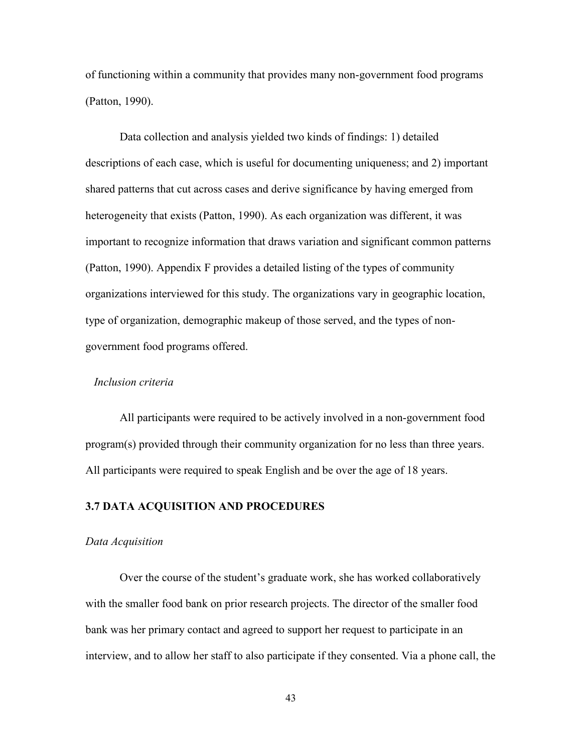of functioning within a community that provides many non-government food programs (Patton, 1990).

Data collection and analysis yielded two kinds of findings: 1) detailed descriptions of each case, which is useful for documenting uniqueness; and 2) important shared patterns that cut across cases and derive significance by having emerged from heterogeneity that exists (Patton, 1990). As each organization was different, it was important to recognize information that draws variation and significant common patterns (Patton, 1990). Appendix F provides a detailed listing of the types of community organizations interviewed for this study. The organizations vary in geographic location, type of organization, demographic makeup of those served, and the types of non-government food programs offered.

*Inclusion criteria*

All participants were required to be actively involved in a non-government food program(s) provided through their community organization for no less than three years. All participants were required to speak English and be over the age of 18 years.

## 3.7 DATA ACQUISITION AND PROCEDURES

*Data Acquisition*

Over the course of the student's graduate work, she has worked collaboratively with the smaller food bank on prior research projects. The director of the smaller food bank was her primary contact and agreed to support her request to participate in an interview, and to allow her staff to also participate if they consented. Via a phone call, the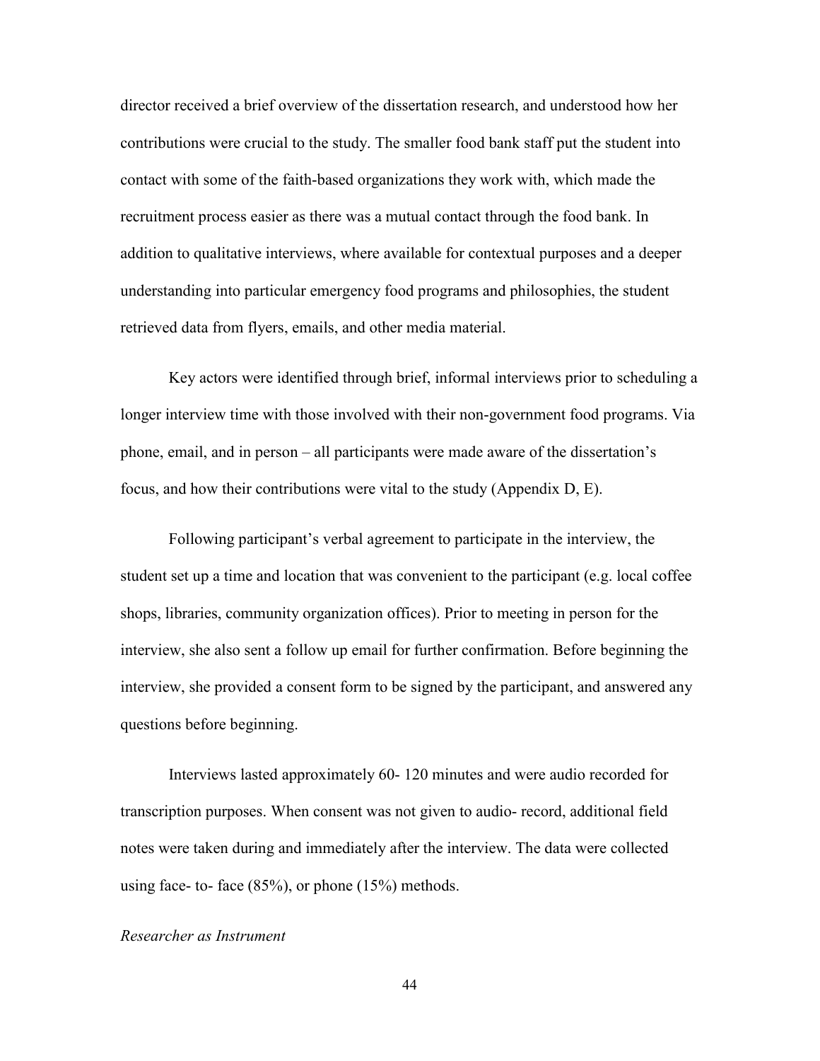director received a brief overview of the dissertation research, and understood how her contributions were crucial to the study. The smaller food bank staff put the student into contact with some of the faith-based organizations they work with, which made the recruitment process easier as there was a mutual contact through the food bank. In addition to qualitative interviews, where available for contextual purposes and a deeper understanding into particular emergency food programs and philosophies, the student retrieved data from flyers, emails, and other media material.

Key actors were identified through brief, informal interviews prior to scheduling a longer interview time with those involved with their non-government food programs. Via phone, email, and in person – all participants were made aware of the dissertation's focus, and how their contributions were vital to the study (Appendix D, E).

Following participant's verbal agreement to participate in the interview, the student set up a time and location that was convenient to the participant (e.g. local coffee shops, libraries, community organization offices). Prior to meeting in person for the interview, she also sent a follow up email for further confirmation. Before beginning the interview, she provided a consent form to be signed by the participant, and answered any questions before beginning.

Interviews lasted approximately 60- 120 minutes and were audio recorded for transcription purposes. When consent was not given to audio- record, additional field notes were taken during and immediately after the interview. The data were collected using face- to- face (85%), or phone (15%) methods.

*Researcher as Instrument*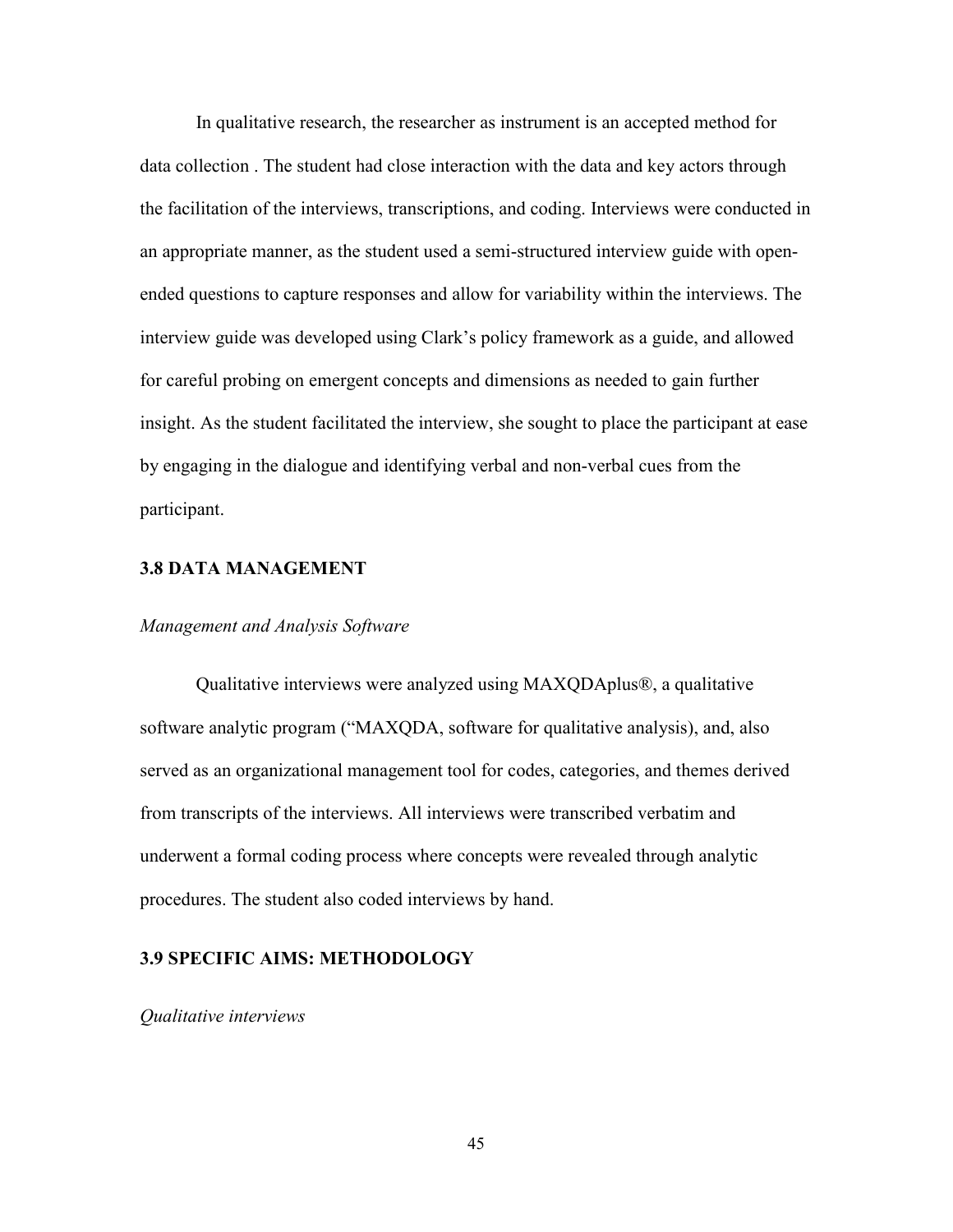In qualitative research, the researcher as instrument is an accepted method for data collection . The student had close interaction with the data and key actors through the facilitation of the interviews, transcriptions, and coding. Interviews were conducted in an appropriate manner, as the student used a semi-structured interview guide with open-ended questions to capture responses and allow for variability within the interviews. The interview guide was developed using Clark's policy framework as a guide, and allowed for careful probing on emergent concepts and dimensions as needed to gain further insight. As the student facilitated the interview, she sought to place the participant at ease by engaging in the dialogue and identifying verbal and non-verbal cues from the participant.

## 3.8 DATA MANAGEMENT

*Management and Analysis Software*

Qualitative interviews were analyzed using MAXQDAplus®, a qualitative software analytic program ("MAXQDA, software for qualitative analysis), and, also served as an organizational management tool for codes, categories, and themes derived from transcripts of the interviews. All interviews were transcribed verbatim and underwent a formal coding process where concepts were revealed through analytic procedures. The student also coded interviews by hand.

## 3.9 SPECIFIC AIMS: METHODOLOGY

*Qualitative interviews*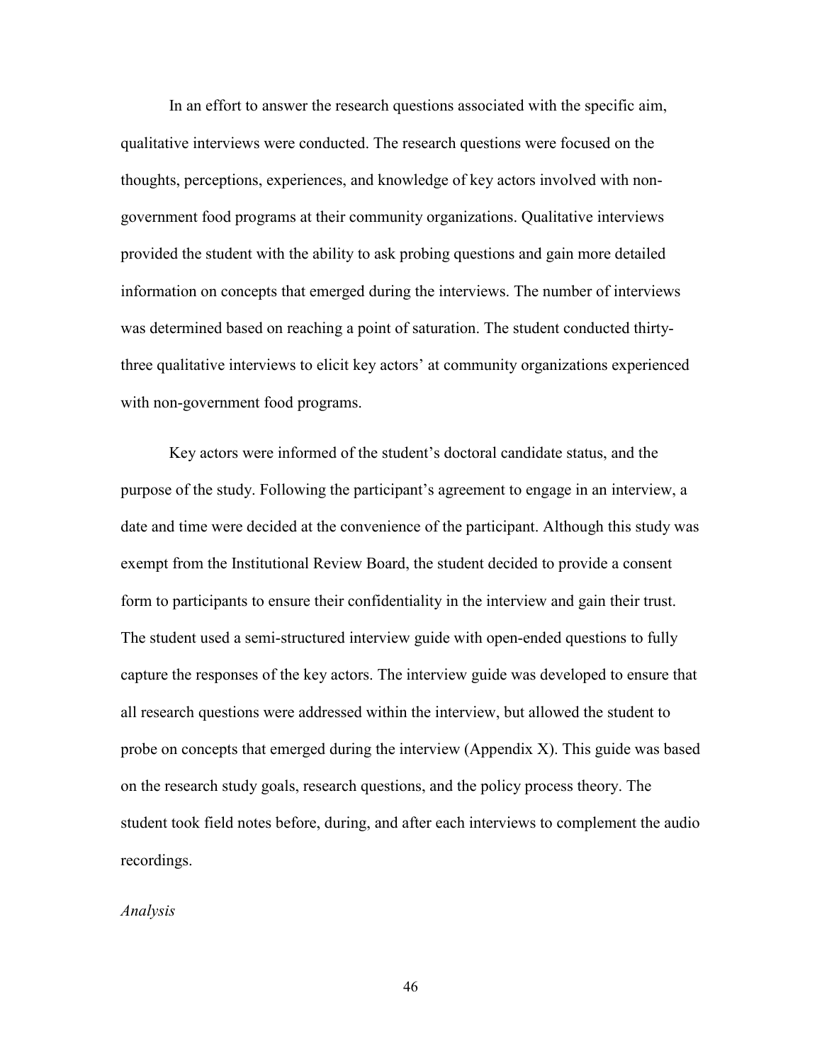In an effort to answer the research questions associated with the specific aim, qualitative interviews were conducted. The research questions were focused on the thoughts, perceptions, experiences, and knowledge of key actors involved with non-government food programs at their community organizations. Qualitative interviews provided the student with the ability to ask probing questions and gain more detailed information on concepts that emerged during the interviews. The number of interviews was determined based on reaching a point of saturation. The student conducted thirty-three qualitative interviews to elicit key actors' at community organizations experienced with non-government food programs.

Key actors were informed of the student's doctoral candidate status, and the purpose of the study. Following the participant's agreement to engage in an interview, a date and time were decided at the convenience of the participant. Although this study was exempt from the Institutional Review Board, the student decided to provide a consent form to participants to ensure their confidentiality in the interview and gain their trust. The student used a semi-structured interview guide with open-ended questions to fully capture the responses of the key actors. The interview guide was developed to ensure that all research questions were addressed within the interview, but allowed the student to probe on concepts that emerged during the interview (Appendix X). This guide was based on the research study goals, research questions, and the policy process theory. The student took field notes before, during, and after each interviews to complement the audio recordings.

*Analysis*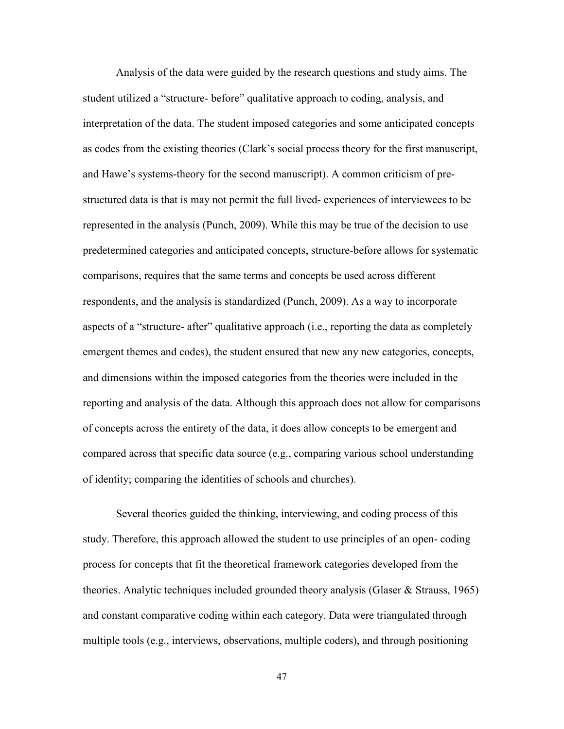Analysis of the data were guided by the research questions and study aims. The student utilized a "structure- before" qualitative approach to coding, analysis, and interpretation of the data. The student imposed categories and some anticipated concepts as codes from the existing theories (Clark's social process theory for the first manuscript, and Hawe's systems-theory for the second manuscript). A common criticism of pre-structured data is that is may not permit the full lived- experiences of interviewees to be represented in the analysis (Punch, 2009). While this may be true of the decision to use predetermined categories and anticipated concepts, structure-before allows for systematic comparisons, requires that the same terms and concepts be used across different respondents, and the analysis is standardized (Punch, 2009). As a way to incorporate aspects of a "structure- after" qualitative approach (i.e., reporting the data as completely emergent themes and codes), the student ensured that new any new categories, concepts, and dimensions within the imposed categories from the theories were included in the reporting and analysis of the data. Although this approach does not allow for comparisons of concepts across the entirety of the data, it does allow concepts to be emergent and compared across that specific data source (e.g., comparing various school understanding of identity; comparing the identities of schools and churches).

Several theories guided the thinking, interviewing, and coding process of this study. Therefore, this approach allowed the student to use principles of an open- coding process for concepts that fit the theoretical framework categories developed from the theories. Analytic techniques included grounded theory analysis (Glaser & Strauss, 1965) and constant comparative coding within each category. Data were triangulated through multiple tools (e.g., interviews, observations, multiple coders), and through positioning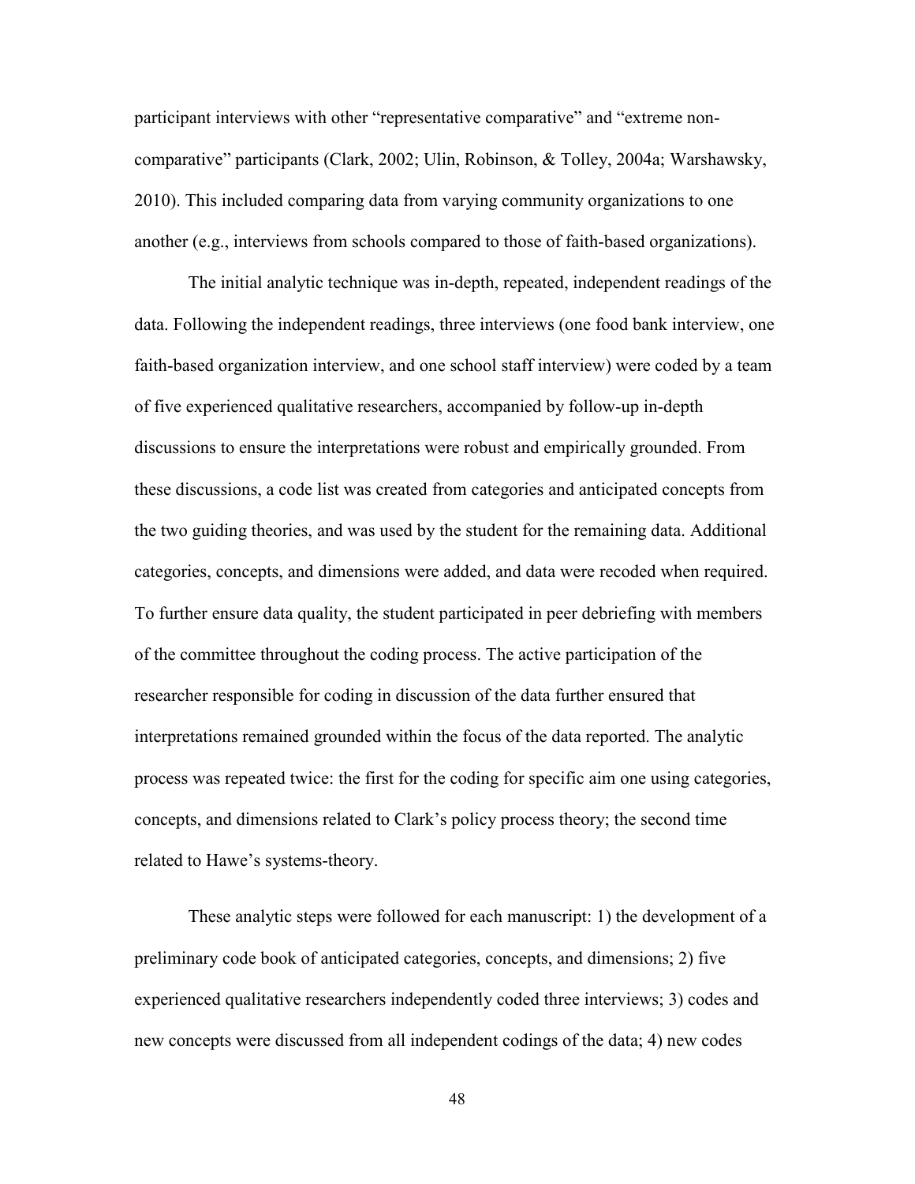participant interviews with other “representative comparative” and “extreme non-comparative” participants (Clark, 2002; Ulin, Robinson, & Tolley, 2004a; Warshawsky, 2010). This included comparing data from varying community organizations to one another (e.g., interviews from schools compared to those of faith-based organizations).

The initial analytic technique was in-depth, repeated, independent readings of the data. Following the independent readings, three interviews (one food bank interview, one faith-based organization interview, and one school staff interview) were coded by a team of five experienced qualitative researchers, accompanied by follow-up in-depth discussions to ensure the interpretations were robust and empirically grounded. From these discussions, a code list was created from categories and anticipated concepts from the two guiding theories, and was used by the student for the remaining data. Additional categories, concepts, and dimensions were added, and data were recoded when required. To further ensure data quality, the student participated in peer debriefing with members of the committee throughout the coding process. The active participation of the researcher responsible for coding in discussion of the data further ensured that interpretations remained grounded within the focus of the data reported. The analytic process was repeated twice: the first for the coding for specific aim one using categories, concepts, and dimensions related to Clark’s policy process theory; the second time related to Hawe’s systems-theory.

These analytic steps were followed for each manuscript: 1) the development of a preliminary code book of anticipated categories, concepts, and dimensions; 2) five experienced qualitative researchers independently coded three interviews; 3) codes and new concepts were discussed from all independent codings of the data; 4) new codes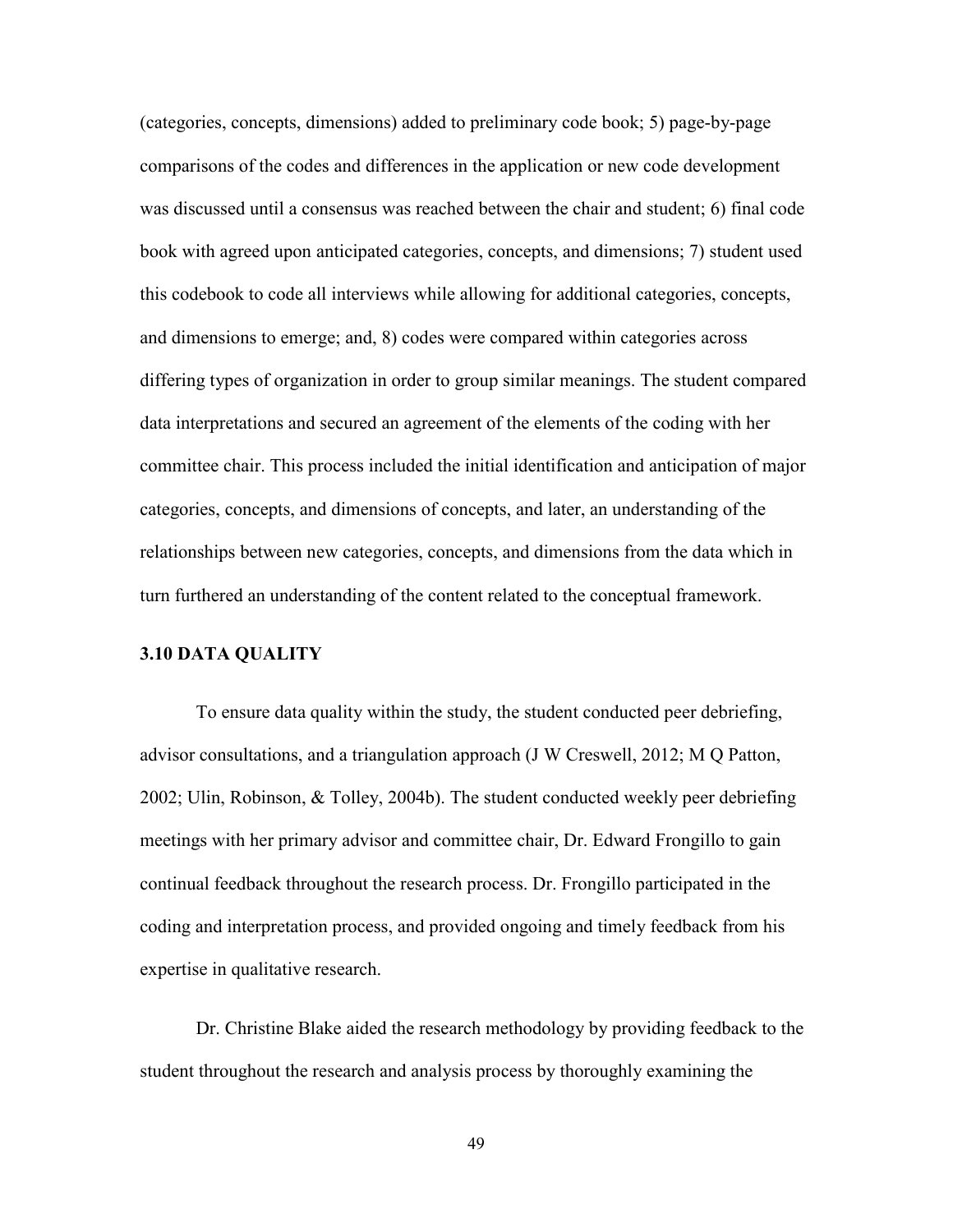(categories, concepts, dimensions) added to preliminary code book; 5) page-by-page comparisons of the codes and differences in the application or new code development was discussed until a consensus was reached between the chair and student; 6) final code book with agreed upon anticipated categories, concepts, and dimensions; 7) student used this codebook to code all interviews while allowing for additional categories, concepts, and dimensions to emerge; and, 8) codes were compared within categories across differing types of organization in order to group similar meanings. The student compared data interpretations and secured an agreement of the elements of the coding with her committee chair. This process included the initial identification and anticipation of major categories, concepts, and dimensions of concepts, and later, an understanding of the relationships between new categories, concepts, and dimensions from the data which in turn furthered an understanding of the content related to the conceptual framework.

### 3.10 DATA QUALITY

To ensure data quality within the study, the student conducted peer debriefing, advisor consultations, and a triangulation approach (J W Creswell, 2012; M Q Patton, 2002; Ulin, Robinson, & Tolley, 2004b). The student conducted weekly peer debriefing meetings with her primary advisor and committee chair, Dr. Edward Frongillo to gain continual feedback throughout the research process. Dr. Frongillo participated in the coding and interpretation process, and provided ongoing and timely feedback from his expertise in qualitative research.

Dr. Christine Blake aided the research methodology by providing feedback to the student throughout the research and analysis process by thoroughly examining the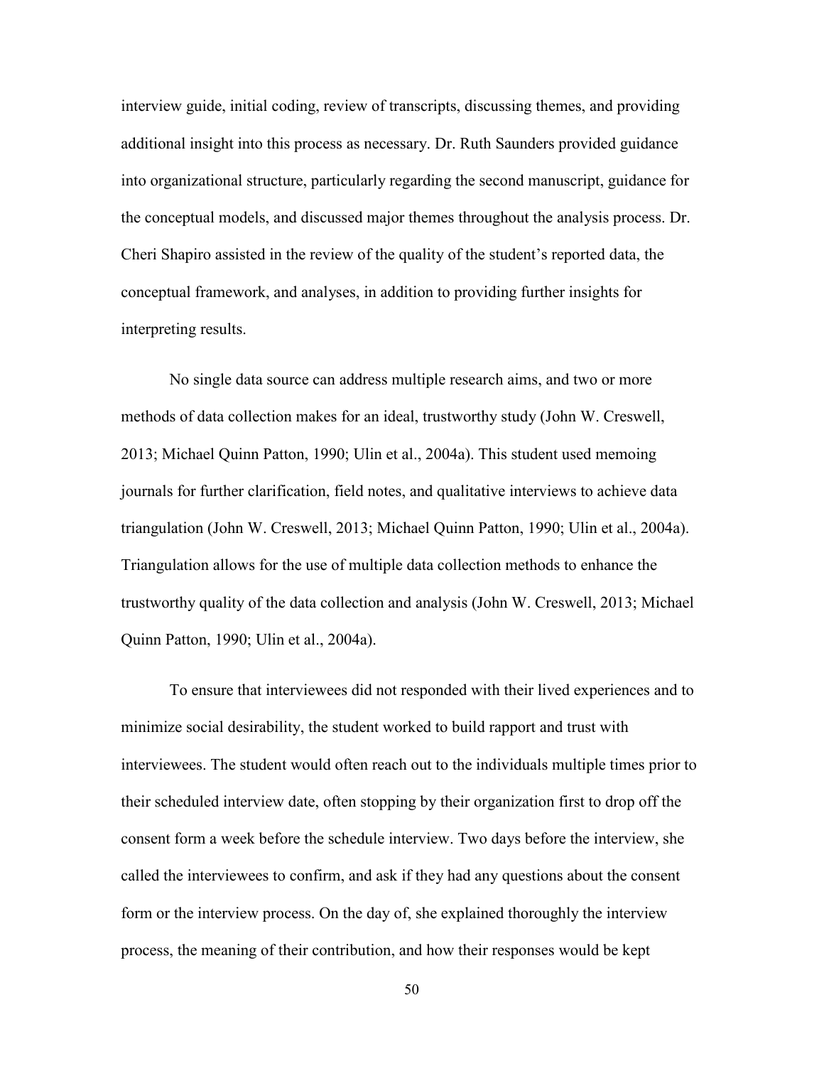interview guide, initial coding, review of transcripts, discussing themes, and providing additional insight into this process as necessary. Dr. Ruth Saunders provided guidance into organizational structure, particularly regarding the second manuscript, guidance for the conceptual models, and discussed major themes throughout the analysis process. Dr. Cheri Shapiro assisted in the review of the quality of the student's reported data, the conceptual framework, and analyses, in addition to providing further insights for interpreting results.

No single data source can address multiple research aims, and two or more methods of data collection makes for an ideal, trustworthy study (John W. Creswell, 2013; Michael Quinn Patton, 1990; Ulin et al., 2004a). This student used memoing journals for further clarification, field notes, and qualitative interviews to achieve data triangulation (John W. Creswell, 2013; Michael Quinn Patton, 1990; Ulin et al., 2004a). Triangulation allows for the use of multiple data collection methods to enhance the trustworthy quality of the data collection and analysis (John W. Creswell, 2013; Michael Quinn Patton, 1990; Ulin et al., 2004a).

To ensure that interviewees did not responded with their lived experiences and to minimize social desirability, the student worked to build rapport and trust with interviewees. The student would often reach out to the individuals multiple times prior to their scheduled interview date, often stopping by their organization first to drop off the consent form a week before the schedule interview. Two days before the interview, she called the interviewees to confirm, and ask if they had any questions about the consent form or the interview process. On the day of, she explained thoroughly the interview process, the meaning of their contribution, and how their responses would be kept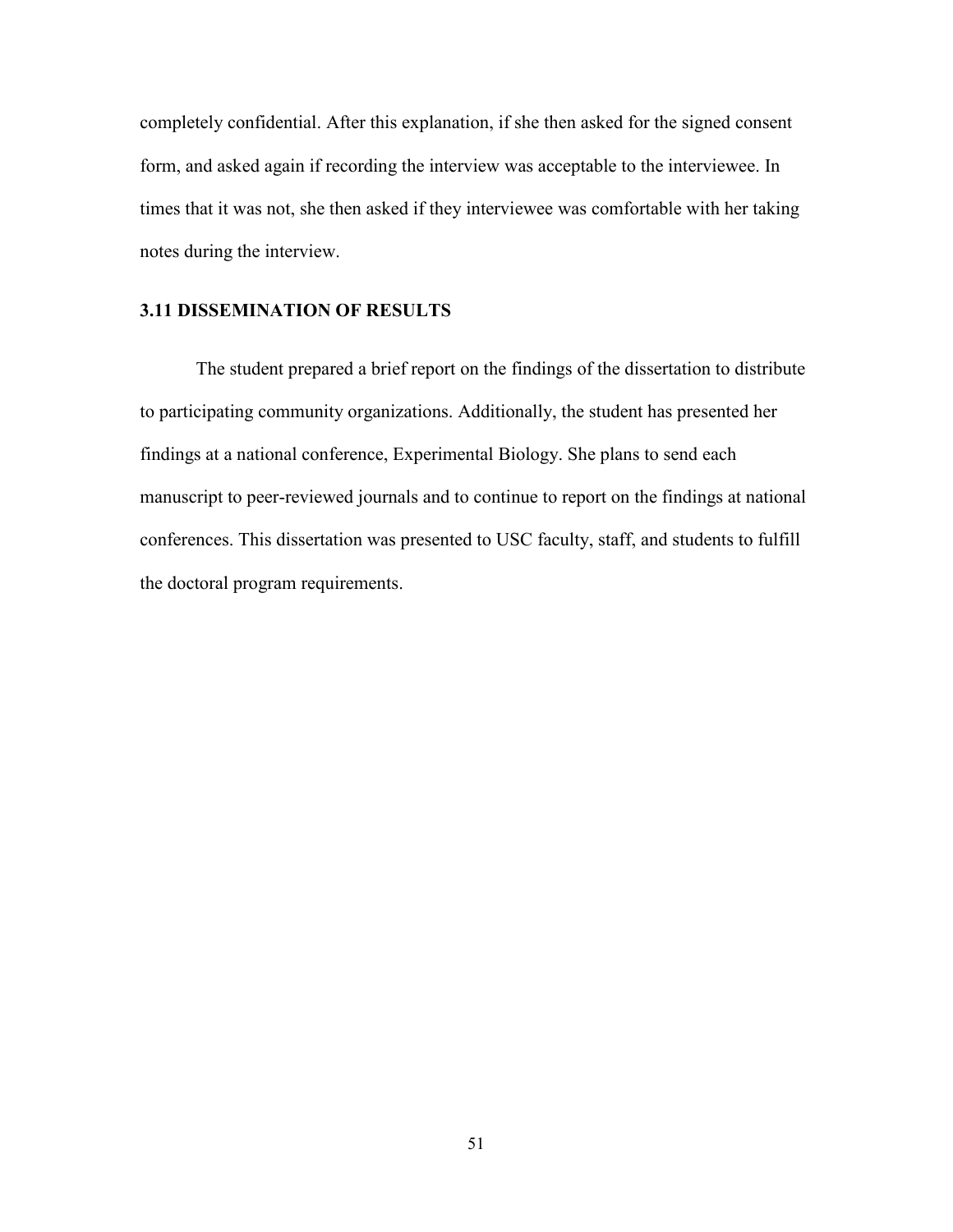completely confidential. After this explanation, if she then asked for the signed consent form, and asked again if recording the interview was acceptable to the interviewee. In times that it was not, she then asked if they interviewee was comfortable with her taking notes during the interview.

### 3.11 DISSEMINATION OF RESULTS

The student prepared a brief report on the findings of the dissertation to distribute to participating community organizations. Additionally, the student has presented her findings at a national conference, Experimental Biology. She plans to send each manuscript to peer-reviewed journals and to continue to report on the findings at national conferences. This dissertation was presented to USC faculty, staff, and students to fulfill the doctoral program requirements.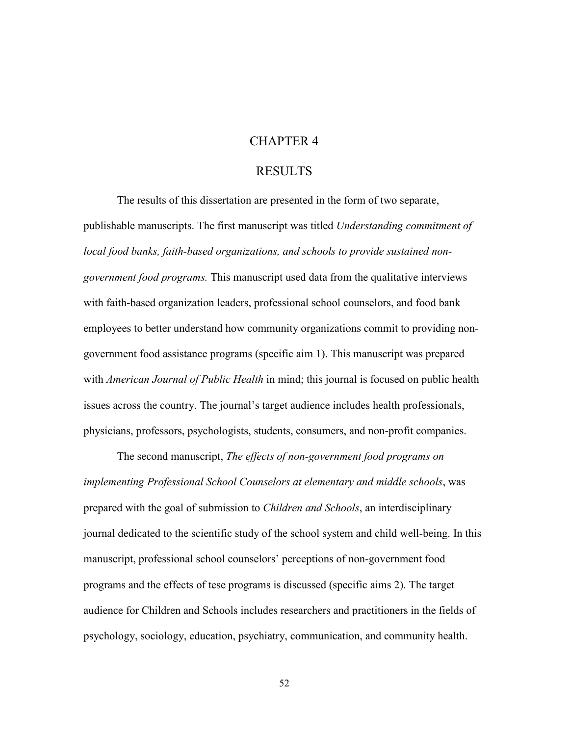# CHAPTER 4

# RESULTS

The results of this dissertation are presented in the form of two separate, publishable manuscripts. The first manuscript was titled *Understanding commitment of local food banks, faith-based organizations, and schools to provide sustained non-government food programs.* This manuscript used data from the qualitative interviews with faith-based organization leaders, professional school counselors, and food bank employees to better understand how community organizations commit to providing non-government food assistance programs (specific aim 1). This manuscript was prepared with *American Journal of Public Health* in mind; this journal is focused on public health issues across the country. The journal's target audience includes health professionals, physicians, professors, psychologists, students, consumers, and non-profit companies.

The second manuscript, *The effects of non-government food programs on implementing Professional School Counselors at elementary and middle schools*, was prepared with the goal of submission to *Children and Schools*, an interdisciplinary journal dedicated to the scientific study of the school system and child well-being. In this manuscript, professional school counselors' perceptions of non-government food programs and the effects of tese programs is discussed (specific aims 2). The target audience for Children and Schools includes researchers and practitioners in the fields of psychology, sociology, education, psychiatry, communication, and community health.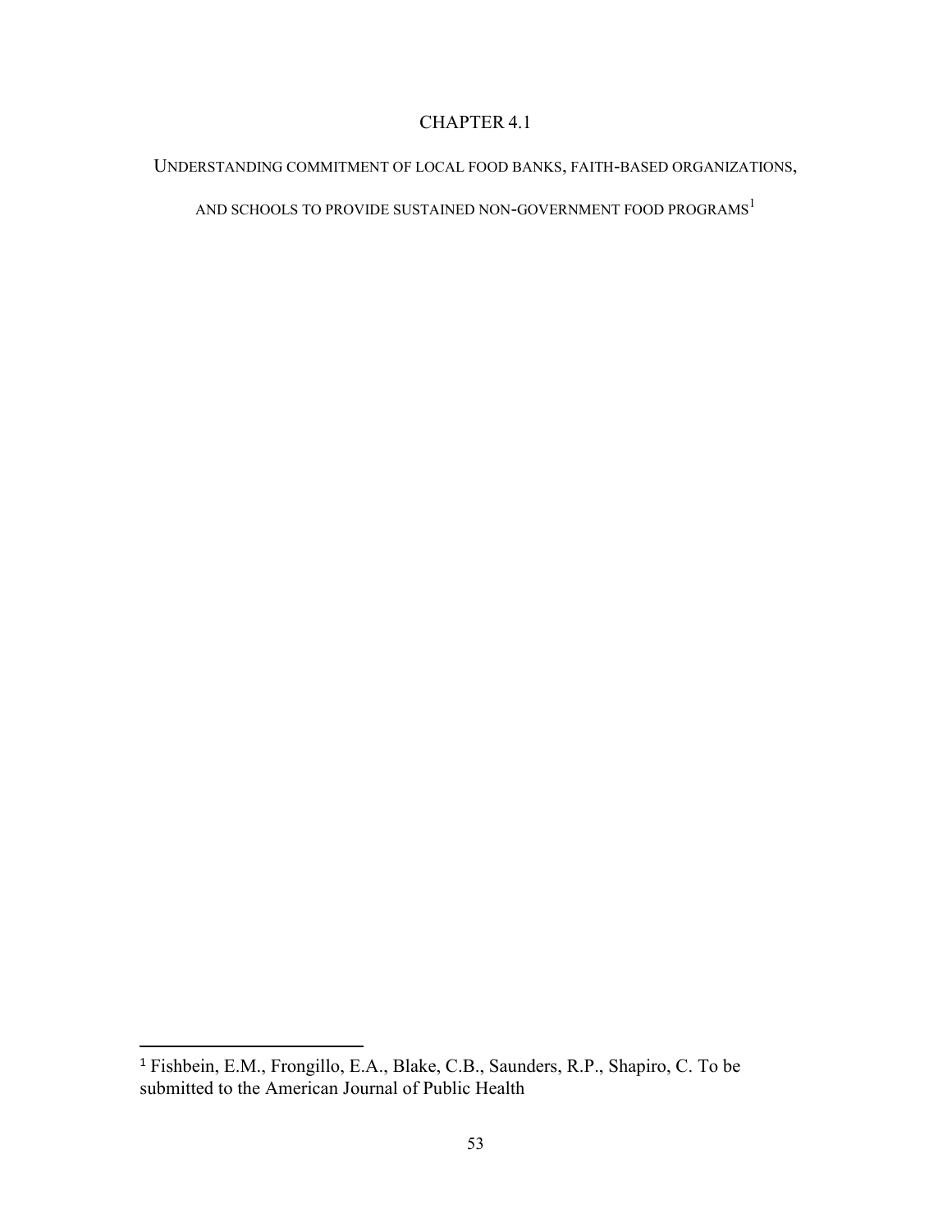# CHAPTER 4.1

## UNDERSTANDING COMMITMENT OF LOCAL FOOD BANKS, FAITH-BASED ORGANIZATIONS, AND SCHOOLS TO PROVIDE SUSTAINED NON-GOVERNMENT FOOD PROGRAMS[1]

[1] Fishbein, E.M., Frongillo, E.A., Blake, C.B., Saunders, R.P., Shapiro, C. To be submitted to the American Journal of Public Health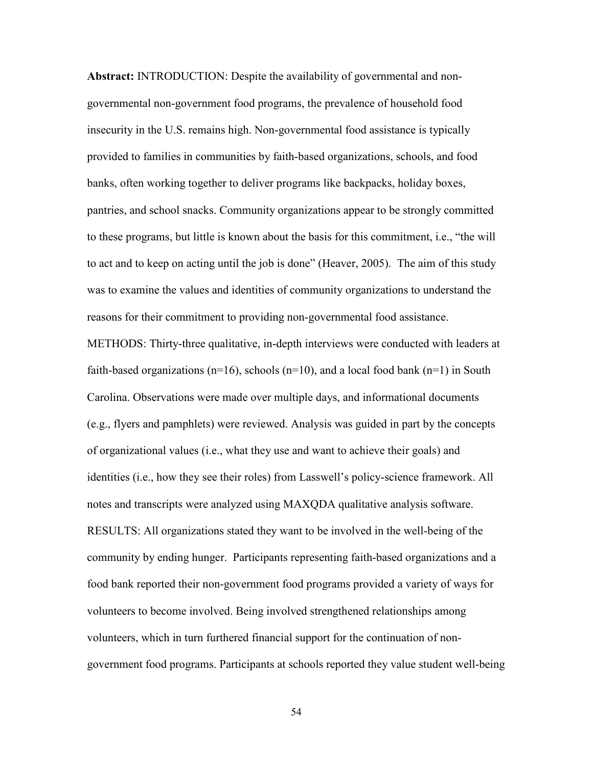**Abstract:** INTRODUCTION: Despite the availability of governmental and non-governmental non-government food programs, the prevalence of household food insecurity in the U.S. remains high. Non-governmental food assistance is typically provided to families in communities by faith-based organizations, schools, and food banks, often working together to deliver programs like backpacks, holiday boxes, pantries, and school snacks. Community organizations appear to be strongly committed to these programs, but little is known about the basis for this commitment, i.e., "the will to act and to keep on acting until the job is done" (Heaver, 2005). The aim of this study was to examine the values and identities of community organizations to understand the reasons for their commitment to providing non-governmental food assistance. METHODS: Thirty-three qualitative, in-depth interviews were conducted with leaders at faith-based organizations (n=16), schools (n=10), and a local food bank (n=1) in South Carolina. Observations were made over multiple days, and informational documents (e.g., flyers and pamphlets) were reviewed. Analysis was guided in part by the concepts of organizational values (i.e., what they use and want to achieve their goals) and identities (i.e., how they see their roles) from Lasswell's policy-science framework. All notes and transcripts were analyzed using MAXQDA qualitative analysis software. RESULTS: All organizations stated they want to be involved in the well-being of the community by ending hunger. Participants representing faith-based organizations and a food bank reported their non-government food programs provided a variety of ways for volunteers to become involved. Being involved strengthened relationships among volunteers, which in turn furthered financial support for the continuation of non-government food programs. Participants at schools reported they value student well-being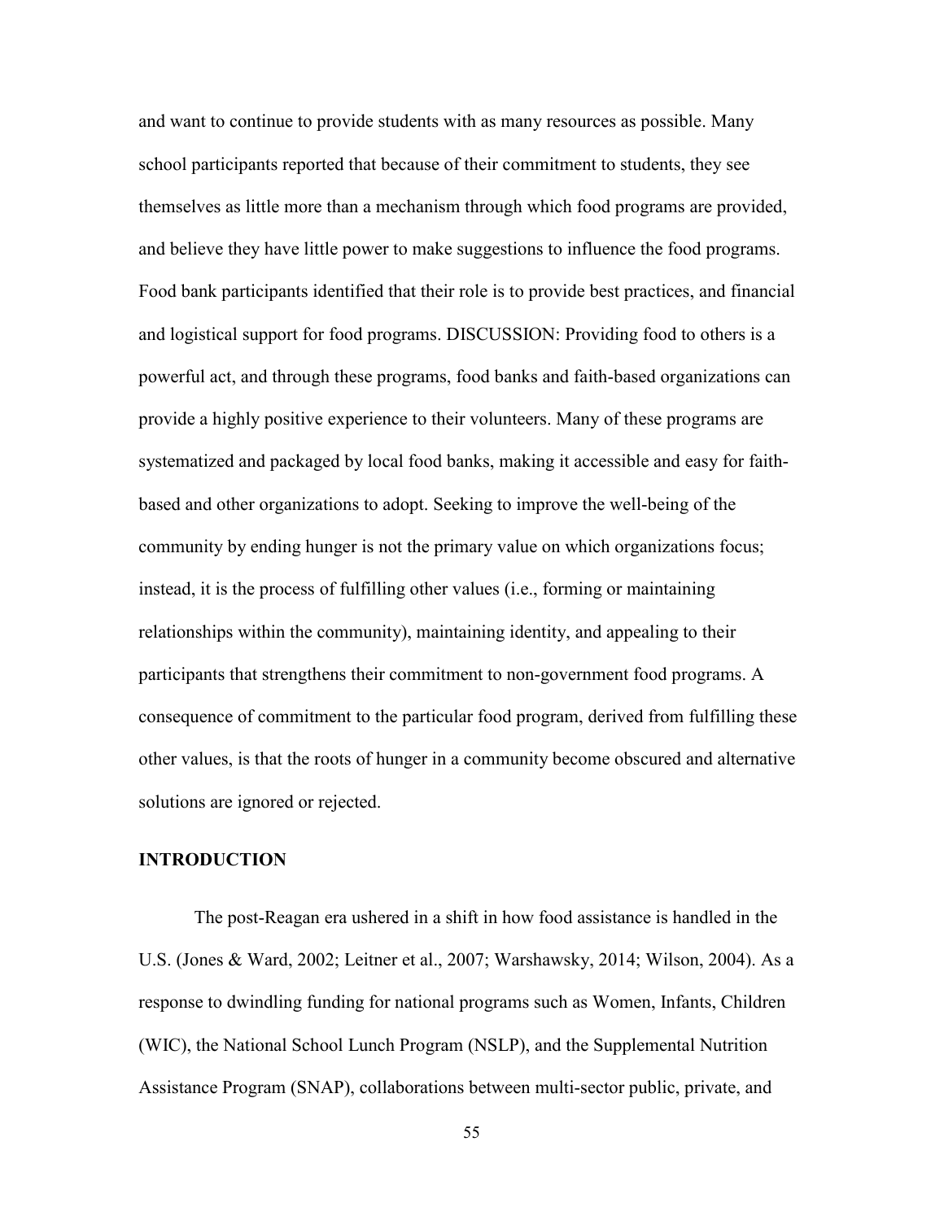and want to continue to provide students with as many resources as possible. Many school participants reported that because of their commitment to students, they see themselves as little more than a mechanism through which food programs are provided, and believe they have little power to make suggestions to influence the food programs. Food bank participants identified that their role is to provide best practices, and financial and logistical support for food programs. DISCUSSION: Providing food to others is a powerful act, and through these programs, food banks and faith-based organizations can provide a highly positive experience to their volunteers. Many of these programs are systematized and packaged by local food banks, making it accessible and easy for faith-based and other organizations to adopt. Seeking to improve the well-being of the community by ending hunger is not the primary value on which organizations focus; instead, it is the process of fulfilling other values (i.e., forming or maintaining relationships within the community), maintaining identity, and appealing to their participants that strengthens their commitment to non-government food programs. A consequence of commitment to the particular food program, derived from fulfilling these other values, is that the roots of hunger in a community become obscured and alternative solutions are ignored or rejected.

## INTRODUCTION

The post-Reagan era ushered in a shift in how food assistance is handled in the U.S. (Jones & Ward, 2002; Leitner et al., 2007; Warshawsky, 2014; Wilson, 2004). As a response to dwindling funding for national programs such as Women, Infants, Children (WIC), the National School Lunch Program (NSLP), and the Supplemental Nutrition Assistance Program (SNAP), collaborations between multi-sector public, private, and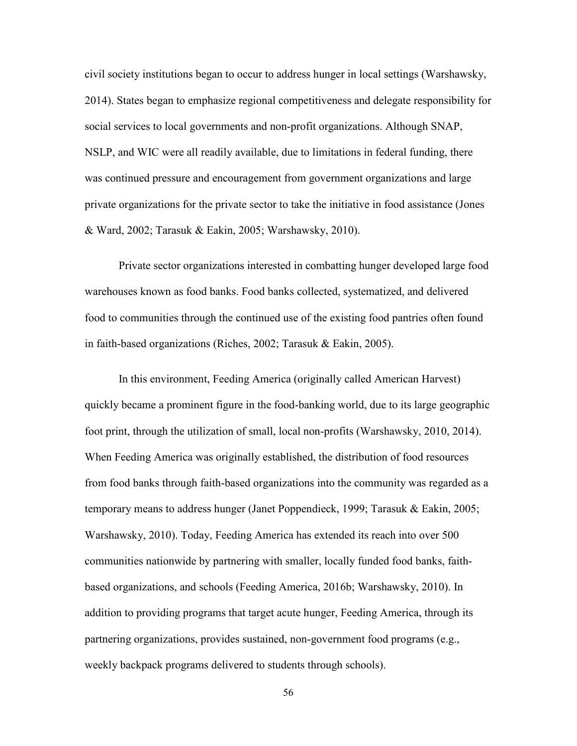civil society institutions began to occur to address hunger in local settings (Warshawsky, 2014). States began to emphasize regional competitiveness and delegate responsibility for social services to local governments and non-profit organizations. Although SNAP, NSLP, and WIC were all readily available, due to limitations in federal funding, there was continued pressure and encouragement from government organizations and large private organizations for the private sector to take the initiative in food assistance (Jones & Ward, 2002; Tarasuk & Eakin, 2005; Warshawsky, 2010).

Private sector organizations interested in combatting hunger developed large food warehouses known as food banks. Food banks collected, systematized, and delivered food to communities through the continued use of the existing food pantries often found in faith-based organizations (Riches, 2002; Tarasuk & Eakin, 2005).

In this environment, Feeding America (originally called American Harvest) quickly became a prominent figure in the food-banking world, due to its large geographic foot print, through the utilization of small, local non-profits (Warshawsky, 2010, 2014). When Feeding America was originally established, the distribution of food resources from food banks through faith-based organizations into the community was regarded as a temporary means to address hunger (Janet Poppendieck, 1999; Tarasuk & Eakin, 2005; Warshawsky, 2010). Today, Feeding America has extended its reach into over 500 communities nationwide by partnering with smaller, locally funded food banks, faith-based organizations, and schools (Feeding America, 2016b; Warshawsky, 2010). In addition to providing programs that target acute hunger, Feeding America, through its partnering organizations, provides sustained, non-government food programs (e.g., weekly backpack programs delivered to students through schools).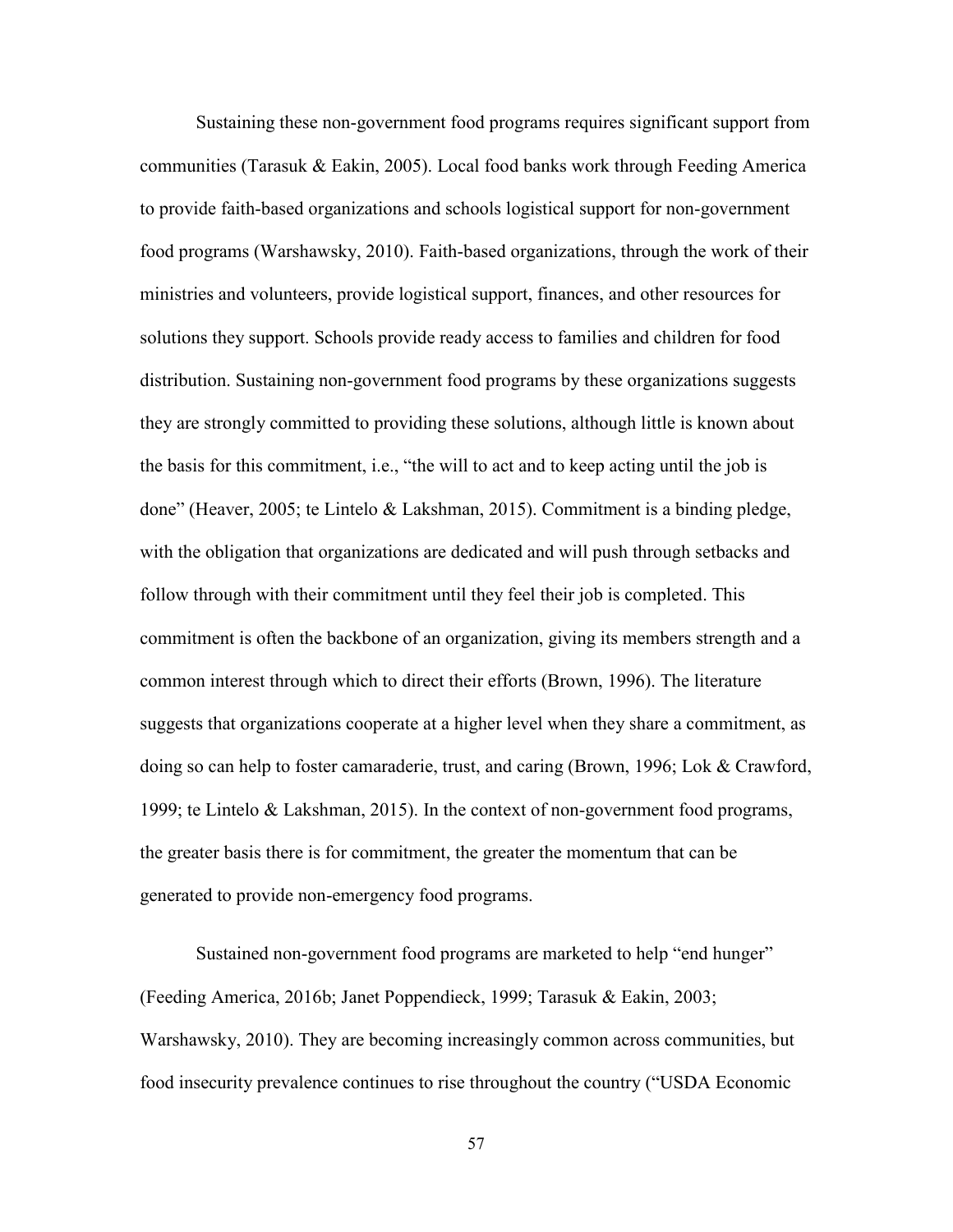Sustaining these non-government food programs requires significant support from communities (Tarasuk & Eakin, 2005). Local food banks work through Feeding America to provide faith-based organizations and schools logistical support for non-government food programs (Warshawsky, 2010). Faith-based organizations, through the work of their ministries and volunteers, provide logistical support, finances, and other resources for solutions they support. Schools provide ready access to families and children for food distribution. Sustaining non-government food programs by these organizations suggests they are strongly committed to providing these solutions, although little is known about the basis for this commitment, i.e., "the will to act and to keep acting until the job is done" (Heaver, 2005; te Lintelo & Lakshman, 2015). Commitment is a binding pledge, with the obligation that organizations are dedicated and will push through setbacks and follow through with their commitment until they feel their job is completed. This commitment is often the backbone of an organization, giving its members strength and a common interest through which to direct their efforts (Brown, 1996). The literature suggests that organizations cooperate at a higher level when they share a commitment, as doing so can help to foster camaraderie, trust, and caring (Brown, 1996; Lok & Crawford, 1999; te Lintelo & Lakshman, 2015). In the context of non-government food programs, the greater basis there is for commitment, the greater the momentum that can be generated to provide non-emergency food programs.

Sustained non-government food programs are marketed to help "end hunger" (Feeding America, 2016b; Janet Poppendieck, 1999; Tarasuk & Eakin, 2003; Warshawsky, 2010). They are becoming increasingly common across communities, but food insecurity prevalence continues to rise throughout the country ("USDA Economic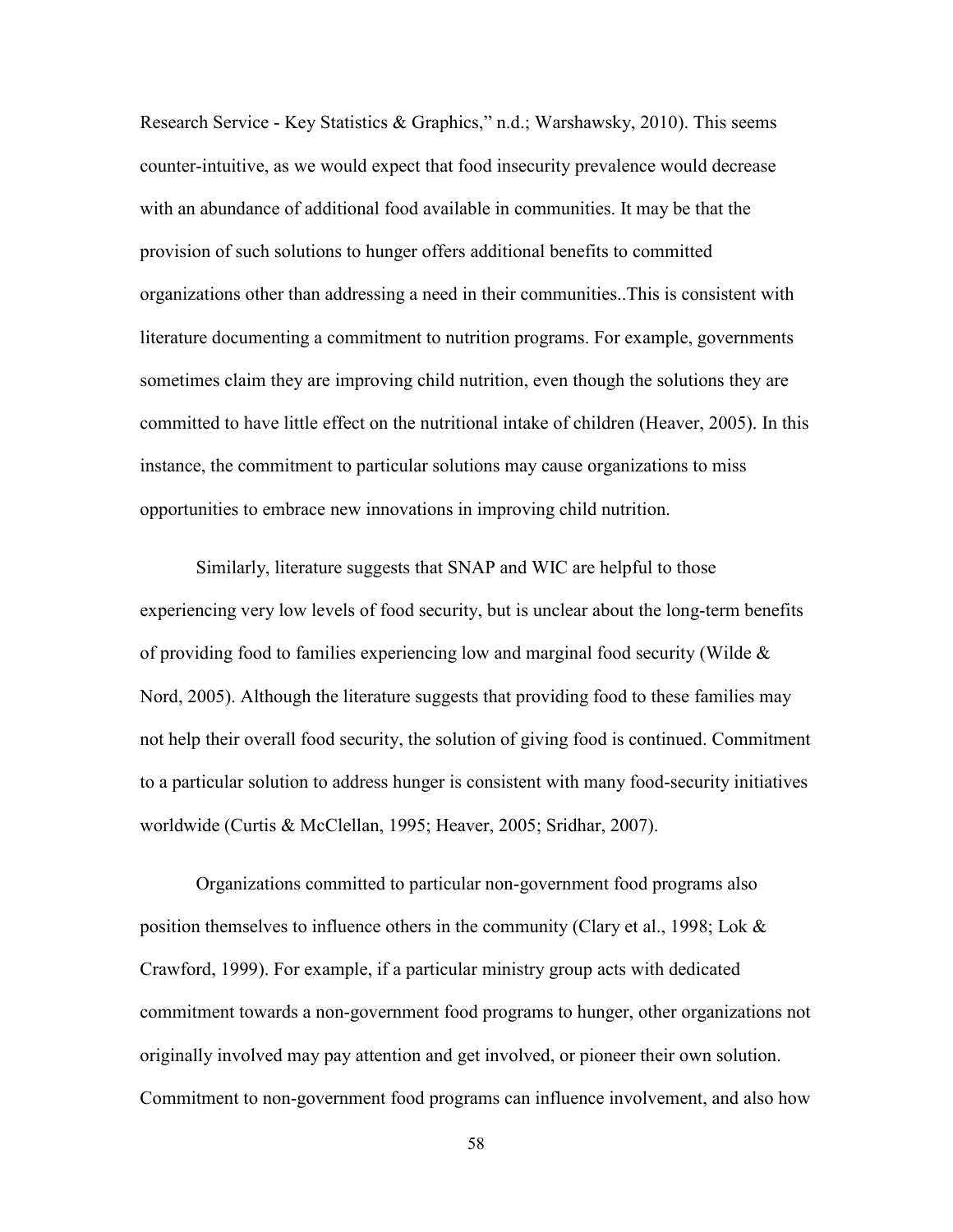Research Service - Key Statistics & Graphics," n.d.; Warshawsky, 2010). This seems counter-intuitive, as we would expect that food insecurity prevalence would decrease with an abundance of additional food available in communities. It may be that the provision of such solutions to hunger offers additional benefits to committed organizations other than addressing a need in their communities..This is consistent with literature documenting a commitment to nutrition programs. For example, governments sometimes claim they are improving child nutrition, even though the solutions they are committed to have little effect on the nutritional intake of children (Heaver, 2005). In this instance, the commitment to particular solutions may cause organizations to miss opportunities to embrace new innovations in improving child nutrition.

Similarly, literature suggests that SNAP and WIC are helpful to those experiencing very low levels of food security, but is unclear about the long-term benefits of providing food to families experiencing low and marginal food security (Wilde & Nord, 2005). Although the literature suggests that providing food to these families may not help their overall food security, the solution of giving food is continued. Commitment to a particular solution to address hunger is consistent with many food-security initiatives worldwide (Curtis & McClellan, 1995; Heaver, 2005; Sridhar, 2007).

Organizations committed to particular non-government food programs also position themselves to influence others in the community (Clary et al., 1998; Lok & Crawford, 1999). For example, if a particular ministry group acts with dedicated commitment towards a non-government food programs to hunger, other organizations not originally involved may pay attention and get involved, or pioneer their own solution. Commitment to non-government food programs can influence involvement, and also how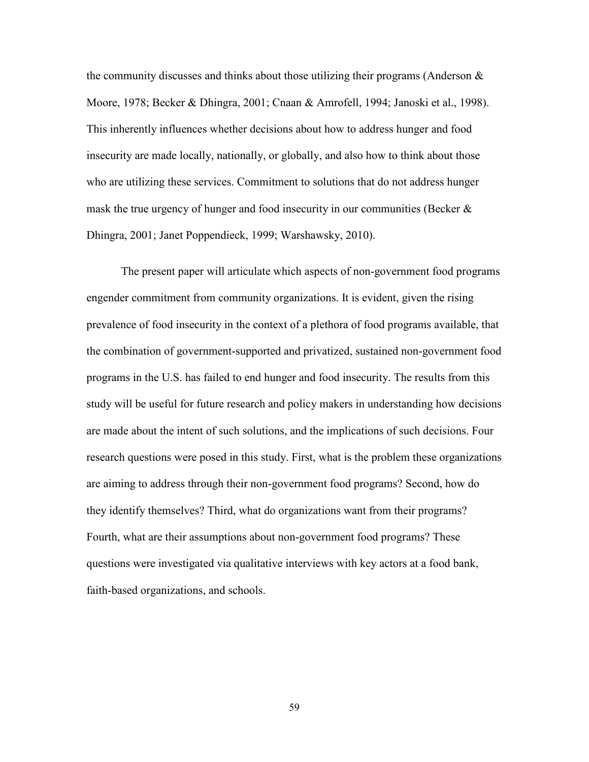the community discusses and thinks about those utilizing their programs (Anderson & Moore, 1978; Becker & Dhingra, 2001; Cnaan & Amrofell, 1994; Janoski et al., 1998). This inherently influences whether decisions about how to address hunger and food insecurity are made locally, nationally, or globally, and also how to think about those who are utilizing these services. Commitment to solutions that do not address hunger mask the true urgency of hunger and food insecurity in our communities (Becker & Dhingra, 2001; Janet Poppendieck, 1999; Warshawsky, 2010).

The present paper will articulate which aspects of non-government food programs engender commitment from community organizations. It is evident, given the rising prevalence of food insecurity in the context of a plethora of food programs available, that the combination of government-supported and privatized, sustained non-government food programs in the U.S. has failed to end hunger and food insecurity. The results from this study will be useful for future research and policy makers in understanding how decisions are made about the intent of such solutions, and the implications of such decisions. Four research questions were posed in this study. First, what is the problem these organizations are aiming to address through their non-government food programs? Second, how do they identify themselves? Third, what do organizations want from their programs? Fourth, what are their assumptions about non-government food programs? These questions were investigated via qualitative interviews with key actors at a food bank, faith-based organizations, and schools.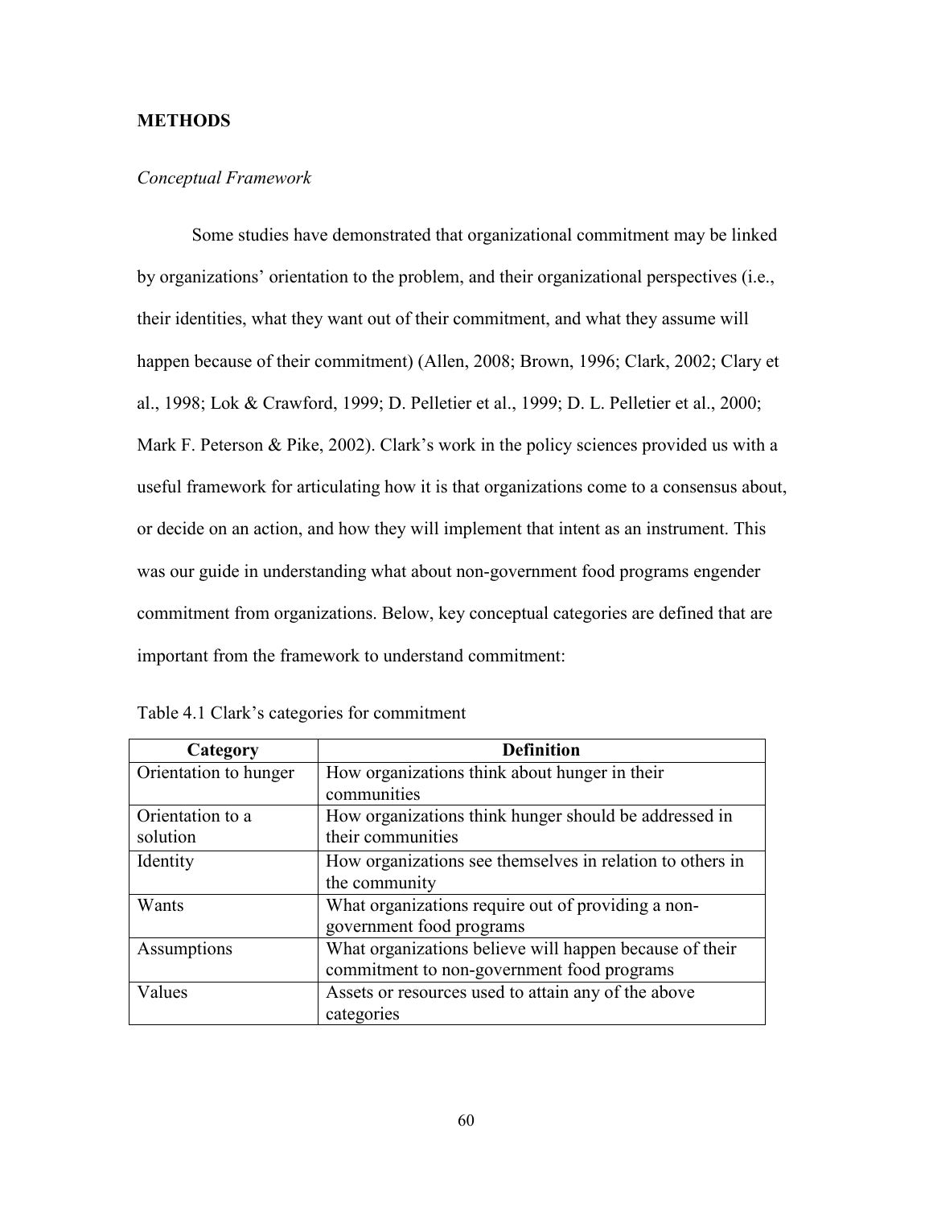## METHODS

### *Conceptual Framework*

Some studies have demonstrated that organizational commitment may be linked by organizations' orientation to the problem, and their organizational perspectives (i.e., their identities, what they want out of their commitment, and what they assume will happen because of their commitment) (Allen, 2008; Brown, 1996; Clark, 2002; Clary et al., 1998; Lok & Crawford, 1999; D. Pelletier et al., 1999; D. L. Pelletier et al., 2000; Mark F. Peterson & Pike, 2002). Clark's work in the policy sciences provided us with a useful framework for articulating how it is that organizations come to a consensus about, or decide on an action, and how they will implement that intent as an instrument. This was our guide in understanding what about non-government food programs engender commitment from organizations. Below, key conceptual categories are defined that are important from the framework to understand commitment:

Table 4.1 Clark's categories for commitment

| Category | Definition |
|---|---|
| Orientation to hunger | How organizations think about hunger in their communities |
| Orientation to a solution | How organizations think hunger should be addressed in their communities |
| Identity | How organizations see themselves in relation to others in the community |
| Wants | What organizations require out of providing a non-government food programs |
| Assumptions | What organizations believe will happen because of their commitment to non-government food programs |
| Values | Assets or resources used to attain any of the above categories |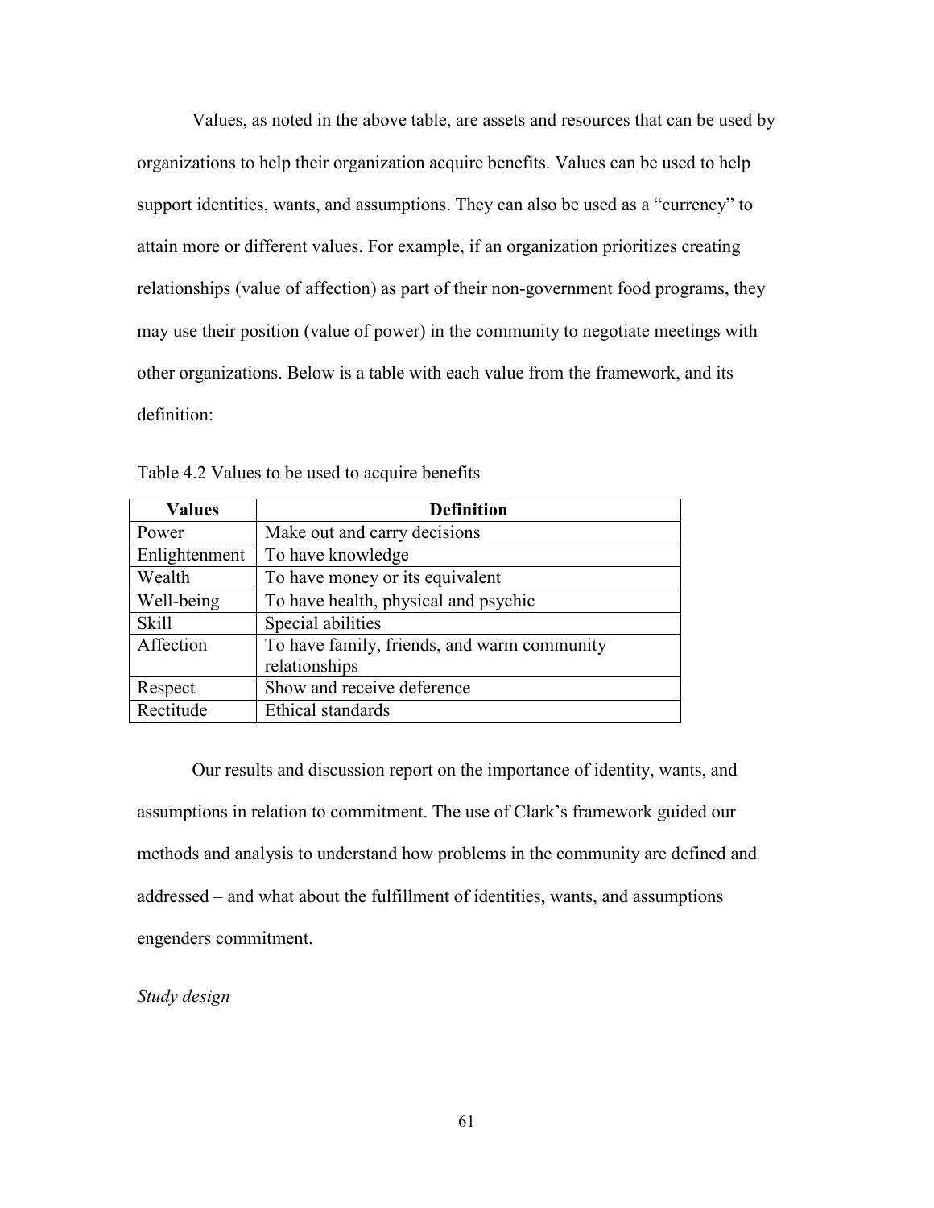Values, as noted in the above table, are assets and resources that can be used by organizations to help their organization acquire benefits. Values can be used to help support identities, wants, and assumptions. They can also be used as a "currency" to attain more or different values. For example, if an organization prioritizes creating relationships (value of affection) as part of their non-government food programs, they may use their position (value of power) in the community to negotiate meetings with other organizations. Below is a table with each value from the framework, and its definition:

Table 4.2 Values to be used to acquire benefits

| Values | Definition |
|---|---|
| Power | Make out and carry decisions |
| Enlightenment | To have knowledge |
| Wealth | To have money or its equivalent |
| Well-being | To have health, physical and psychic |
| Skill | Special abilities |
| Affection | To have family, friends, and warm community relationships |
| Respect | Show and receive deference |
| Rectitude | Ethical standards |

Our results and discussion report on the importance of identity, wants, and assumptions in relation to commitment. The use of Clark's framework guided our methods and analysis to understand how problems in the community are defined and addressed – and what about the fulfillment of identities, wants, and assumptions engenders commitment.

*Study design*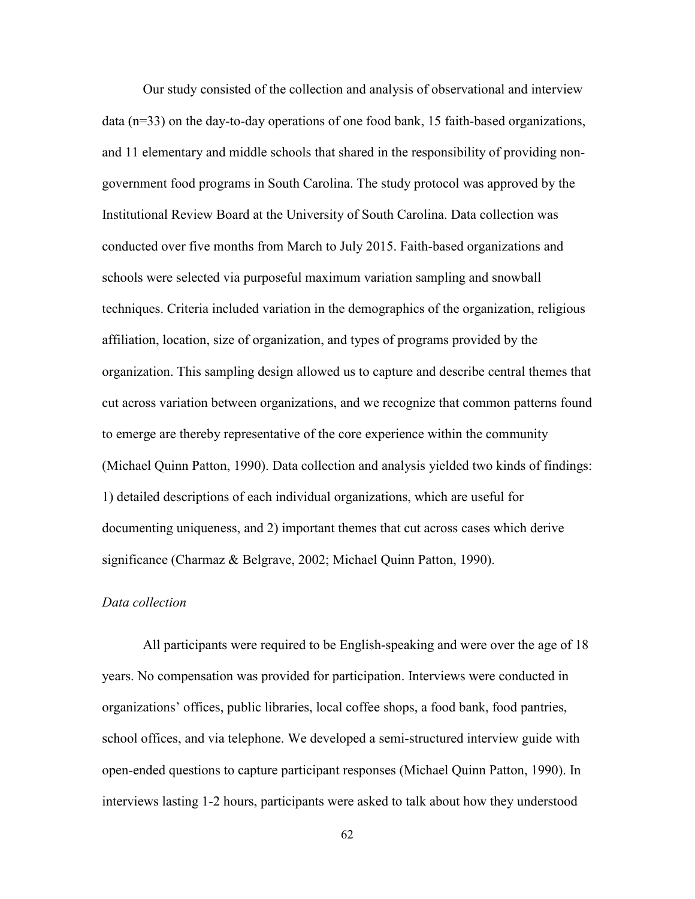Our study consisted of the collection and analysis of observational and interview data (n=33) on the day-to-day operations of one food bank, 15 faith-based organizations, and 11 elementary and middle schools that shared in the responsibility of providing non-government food programs in South Carolina. The study protocol was approved by the Institutional Review Board at the University of South Carolina. Data collection was conducted over five months from March to July 2015. Faith-based organizations and schools were selected via purposeful maximum variation sampling and snowball techniques. Criteria included variation in the demographics of the organization, religious affiliation, location, size of organization, and types of programs provided by the organization. This sampling design allowed us to capture and describe central themes that cut across variation between organizations, and we recognize that common patterns found to emerge are thereby representative of the core experience within the community (Michael Quinn Patton, 1990). Data collection and analysis yielded two kinds of findings: 1) detailed descriptions of each individual organizations, which are useful for documenting uniqueness, and 2) important themes that cut across cases which derive significance (Charmaz & Belgrave, 2002; Michael Quinn Patton, 1990).

*Data collection*

All participants were required to be English-speaking and were over the age of 18 years. No compensation was provided for participation. Interviews were conducted in organizations' offices, public libraries, local coffee shops, a food bank, food pantries, school offices, and via telephone. We developed a semi-structured interview guide with open-ended questions to capture participant responses (Michael Quinn Patton, 1990). In interviews lasting 1-2 hours, participants were asked to talk about how they understood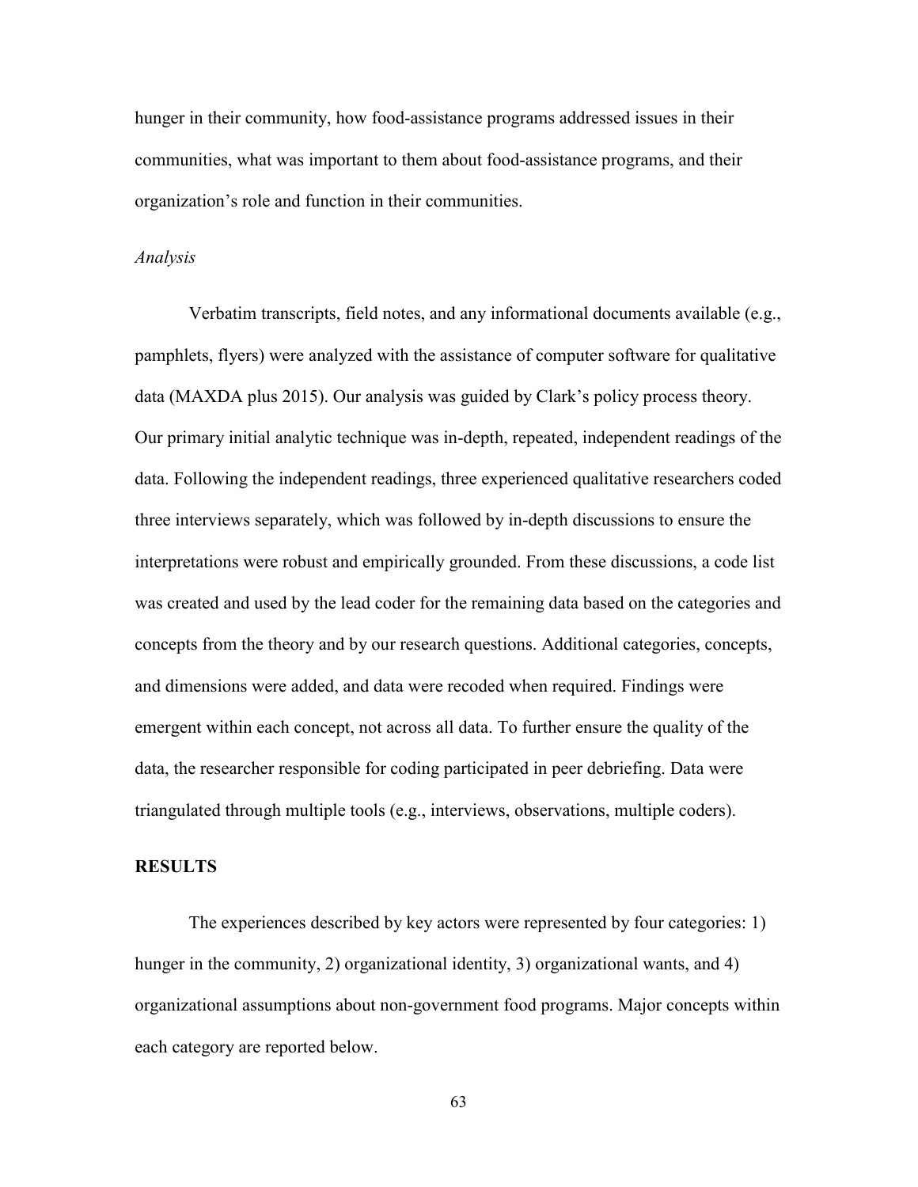hunger in their community, how food-assistance programs addressed issues in their communities, what was important to them about food-assistance programs, and their organization's role and function in their communities.

*Analysis*

Verbatim transcripts, field notes, and any informational documents available (e.g., pamphlets, flyers) were analyzed with the assistance of computer software for qualitative data (MAXDA plus 2015). Our analysis was guided by Clark's policy process theory. Our primary initial analytic technique was in-depth, repeated, independent readings of the data. Following the independent readings, three experienced qualitative researchers coded three interviews separately, which was followed by in-depth discussions to ensure the interpretations were robust and empirically grounded. From these discussions, a code list was created and used by the lead coder for the remaining data based on the categories and concepts from the theory and by our research questions. Additional categories, concepts, and dimensions were added, and data were recoded when required. Findings were emergent within each concept, not across all data. To further ensure the quality of the data, the researcher responsible for coding participated in peer debriefing. Data were triangulated through multiple tools (e.g., interviews, observations, multiple coders).

## RESULTS

The experiences described by key actors were represented by four categories: 1) hunger in the community, 2) organizational identity, 3) organizational wants, and 4) organizational assumptions about non-government food programs. Major concepts within each category are reported below.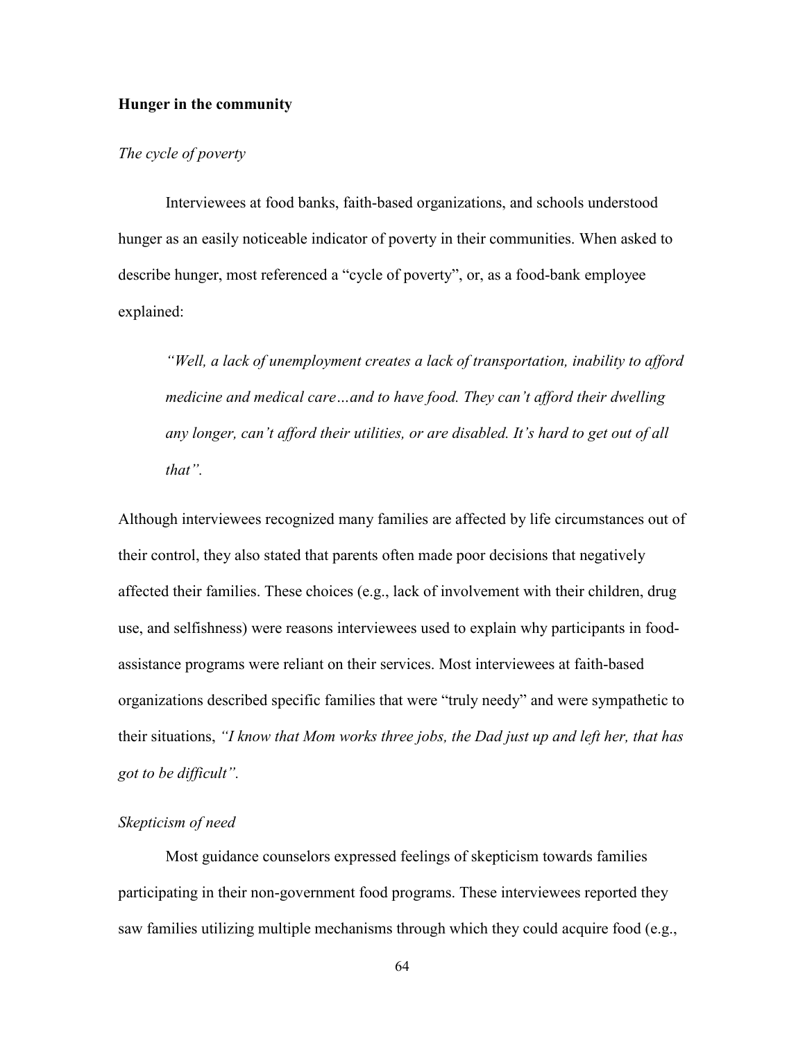**Hunger in the community**

*The cycle of poverty*

Interviewees at food banks, faith-based organizations, and schools understood hunger as an easily noticeable indicator of poverty in their communities. When asked to describe hunger, most referenced a "cycle of poverty", or, as a food-bank employee explained:

> *"Well, a lack of unemployment creates a lack of transportation, inability to afford medicine and medical care…and to have food. They can't afford their dwelling any longer, can't afford their utilities, or are disabled. It's hard to get out of all that".*

Although interviewees recognized many families are affected by life circumstances out of their control, they also stated that parents often made poor decisions that negatively affected their families. These choices (e.g., lack of involvement with their children, drug use, and selfishness) were reasons interviewees used to explain why participants in food-assistance programs were reliant on their services. Most interviewees at faith-based organizations described specific families that were "truly needy" and were sympathetic to their situations, *"I know that Mom works three jobs, the Dad just up and left her, that has got to be difficult".*

*Skepticism of need*

Most guidance counselors expressed feelings of skepticism towards families participating in their non-government food programs. These interviewees reported they saw families utilizing multiple mechanisms through which they could acquire food (e.g.,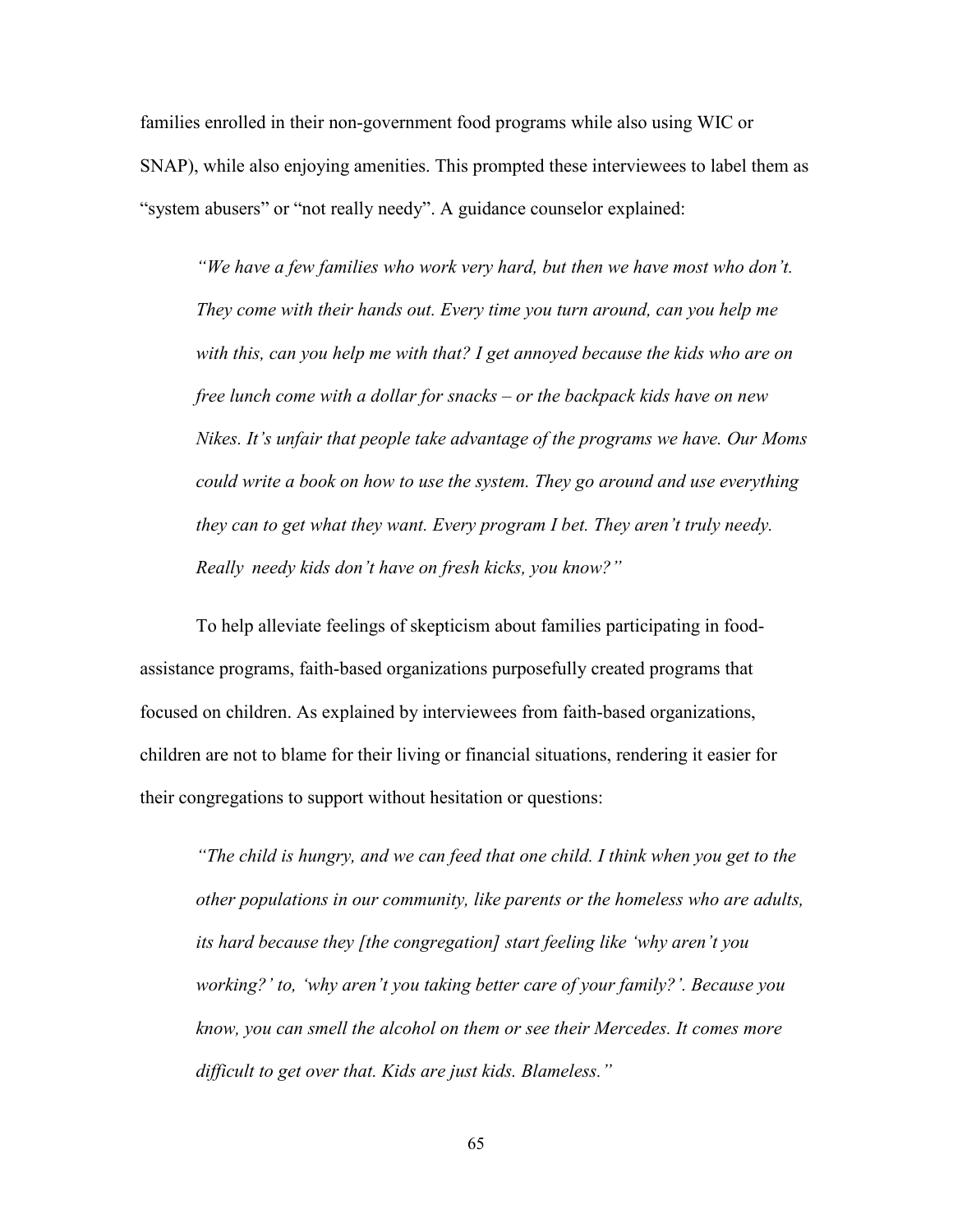families enrolled in their non-government food programs while also using WIC or SNAP), while also enjoying amenities. This prompted these interviewees to label them as "system abusers" or "not really needy". A guidance counselor explained:

> *"We have a few families who work very hard, but then we have most who don't. They come with their hands out. Every time you turn around, can you help me with this, can you help me with that? I get annoyed because the kids who are on free lunch come with a dollar for snacks – or the backpack kids have on new Nikes. It's unfair that people take advantage of the programs we have. Our Moms could write a book on how to use the system. They go around and use everything they can to get what they want. Every program I bet. They aren't truly needy. Really needy kids don't have on fresh kicks, you know?"*

To help alleviate feelings of skepticism about families participating in food-assistance programs, faith-based organizations purposefully created programs that focused on children. As explained by interviewees from faith-based organizations, children are not to blame for their living or financial situations, rendering it easier for their congregations to support without hesitation or questions:

> *"The child is hungry, and we can feed that one child. I think when you get to the other populations in our community, like parents or the homeless who are adults, its hard because they [the congregation] start feeling like 'why aren't you working?' to, 'why aren't you taking better care of your family?'. Because you know, you can smell the alcohol on them or see their Mercedes. It comes more difficult to get over that. Kids are just kids. Blameless."*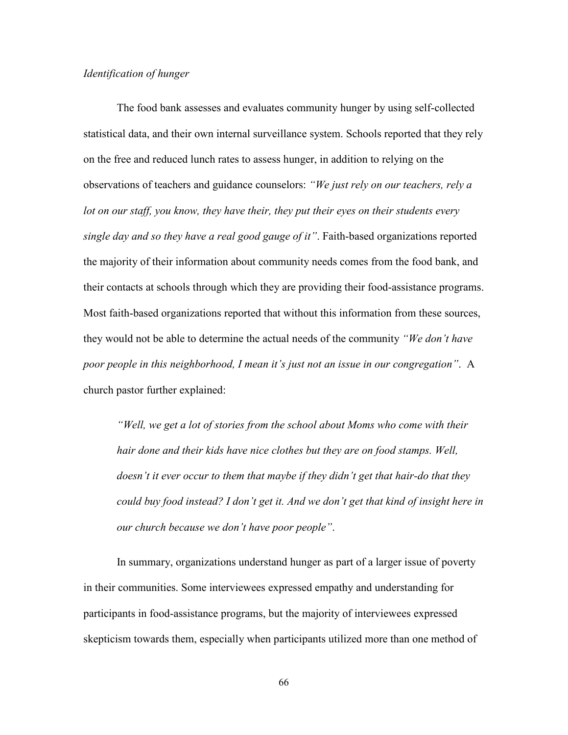*Identification of hunger*

The food bank assesses and evaluates community hunger by using self-collected statistical data, and their own internal surveillance system. Schools reported that they rely on the free and reduced lunch rates to assess hunger, in addition to relying on the observations of teachers and guidance counselors: *"We just rely on our teachers, rely a lot on our staff, you know, they have their, they put their eyes on their students every single day and so they have a real good gauge of it"*. Faith-based organizations reported the majority of their information about community needs comes from the food bank, and their contacts at schools through which they are providing their food-assistance programs. Most faith-based organizations reported that without this information from these sources, they would not be able to determine the actual needs of the community *"We don't have poor people in this neighborhood, I mean it's just not an issue in our congregation"*. A church pastor further explained:

> *"Well, we get a lot of stories from the school about Moms who come with their hair done and their kids have nice clothes but they are on food stamps. Well, doesn't it ever occur to them that maybe if they didn't get that hair-do that they could buy food instead? I don't get it. And we don't get that kind of insight here in our church because we don't have poor people"*.

In summary, organizations understand hunger as part of a larger issue of poverty in their communities. Some interviewees expressed empathy and understanding for participants in food-assistance programs, but the majority of interviewees expressed skepticism towards them, especially when participants utilized more than one method of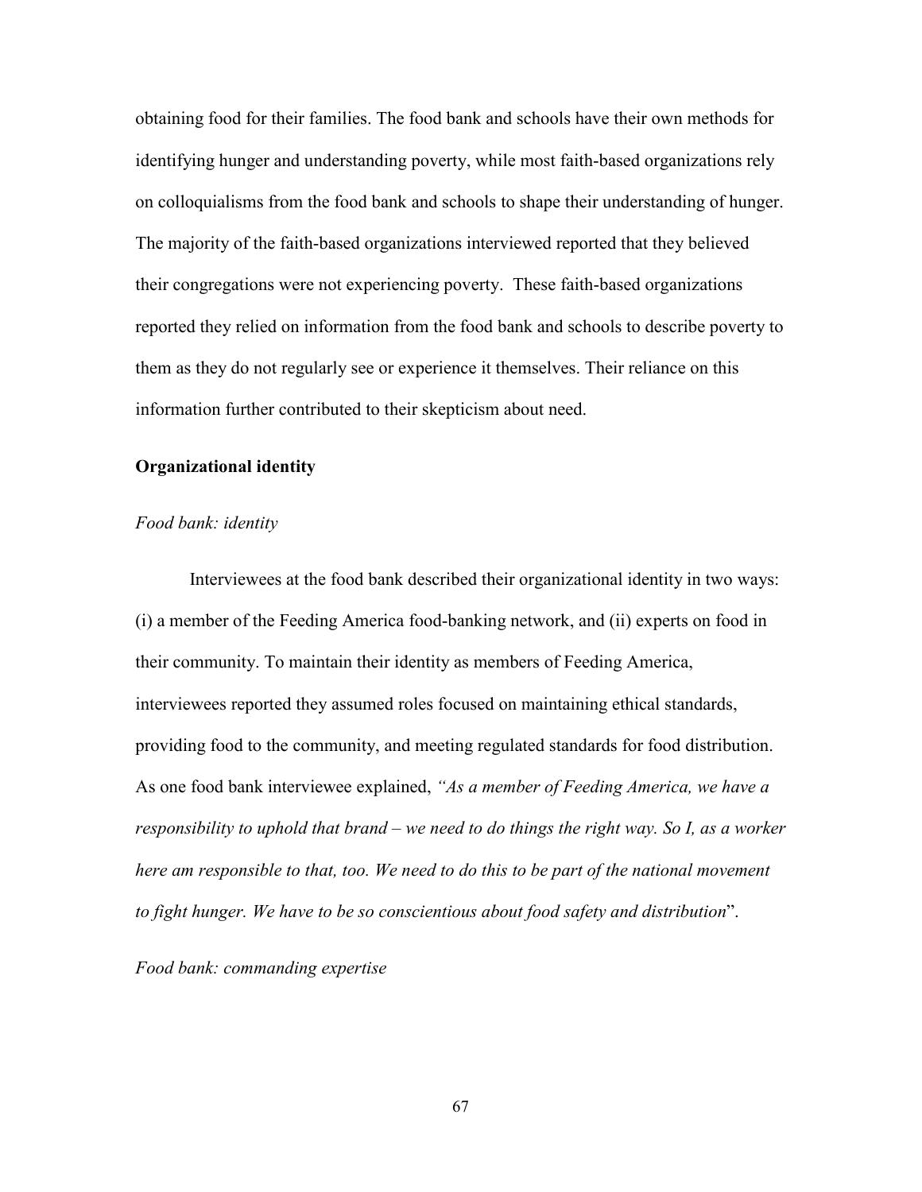obtaining food for their families. The food bank and schools have their own methods for identifying hunger and understanding poverty, while most faith-based organizations rely on colloquialisms from the food bank and schools to shape their understanding of hunger. The majority of the faith-based organizations interviewed reported that they believed their congregations were not experiencing poverty. These faith-based organizations reported they relied on information from the food bank and schools to describe poverty to them as they do not regularly see or experience it themselves. Their reliance on this information further contributed to their skepticism about need.

**Organizational identity**

*Food bank: identity*

Interviewees at the food bank described their organizational identity in two ways: (i) a member of the Feeding America food-banking network, and (ii) experts on food in their community. To maintain their identity as members of Feeding America, interviewees reported they assumed roles focused on maintaining ethical standards, providing food to the community, and meeting regulated standards for food distribution. As one food bank interviewee explained, *"As a member of Feeding America, we have a responsibility to uphold that brand – we need to do things the right way. So I, as a worker here am responsible to that, too. We need to do this to be part of the national movement to fight hunger. We have to be so conscientious about food safety and distribution*".

*Food bank: commanding expertise*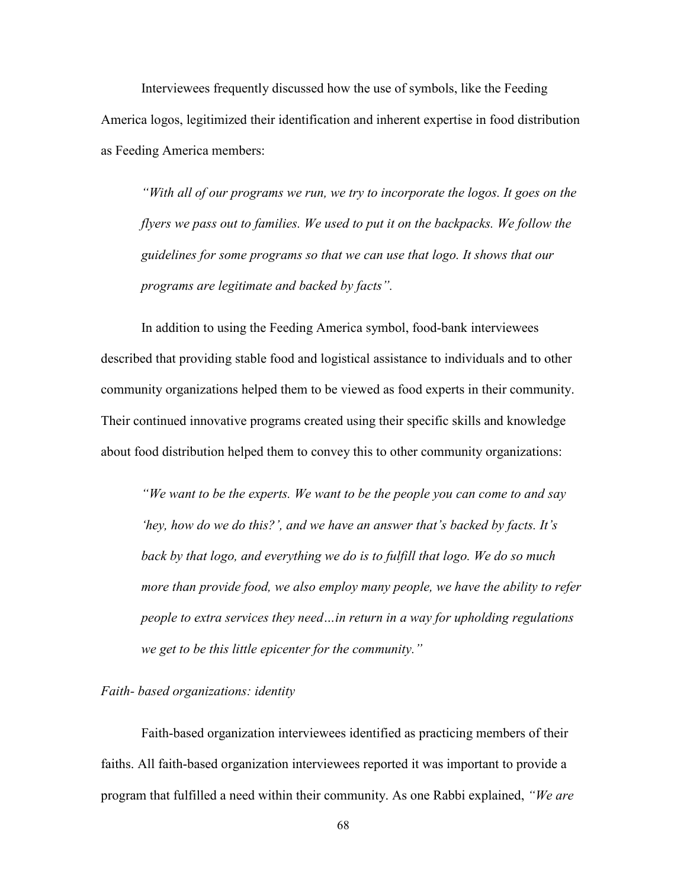Interviewees frequently discussed how the use of symbols, like the Feeding America logos, legitimized their identification and inherent expertise in food distribution as Feeding America members:

> *"With all of our programs we run, we try to incorporate the logos. It goes on the flyers we pass out to families. We used to put it on the backpacks. We follow the guidelines for some programs so that we can use that logo. It shows that our programs are legitimate and backed by facts".*

In addition to using the Feeding America symbol, food-bank interviewees described that providing stable food and logistical assistance to individuals and to other community organizations helped them to be viewed as food experts in their community. Their continued innovative programs created using their specific skills and knowledge about food distribution helped them to convey this to other community organizations:

> *"We want to be the experts. We want to be the people you can come to and say 'hey, how do we do this?', and we have an answer that's backed by facts. It's back by that logo, and everything we do is to fulfill that logo. We do so much more than provide food, we also employ many people, we have the ability to refer people to extra services they need…in return in a way for upholding regulations we get to be this little epicenter for the community."*

*Faith- based organizations: identity*

Faith-based organization interviewees identified as practicing members of their faiths. All faith-based organization interviewees reported it was important to provide a program that fulfilled a need within their community. As one Rabbi explained, *"We are*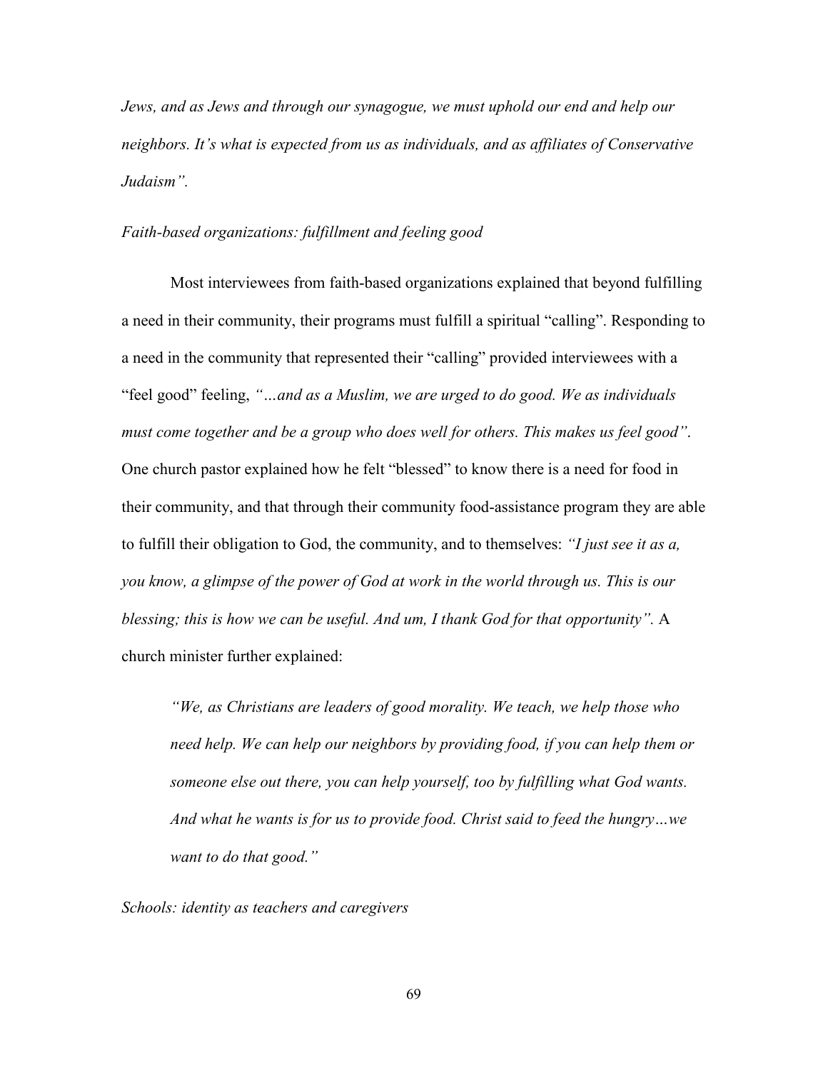*Jews, and as Jews and through our synagogue, we must uphold our end and help our neighbors. It's what is expected from us as individuals, and as affiliates of Conservative Judaism".*

*Faith-based organizations: fulfillment and feeling good*

Most interviewees from faith-based organizations explained that beyond fulfilling a need in their community, their programs must fulfill a spiritual "calling". Responding to a need in the community that represented their "calling" provided interviewees with a "feel good" feeling, *"…and as a Muslim, we are urged to do good. We as individuals must come together and be a group who does well for others. This makes us feel good"*. One church pastor explained how he felt "blessed" to know there is a need for food in their community, and that through their community food-assistance program they are able to fulfill their obligation to God, the community, and to themselves: *"I just see it as a, you know, a glimpse of the power of God at work in the world through us. This is our blessing; this is how we can be useful. And um, I thank God for that opportunity".* A church minister further explained:

> *"We, as Christians are leaders of good morality. We teach, we help those who need help. We can help our neighbors by providing food, if you can help them or someone else out there, you can help yourself, too by fulfilling what God wants. And what he wants is for us to provide food. Christ said to feed the hungry…we want to do that good."*

*Schools: identity as teachers and caregivers*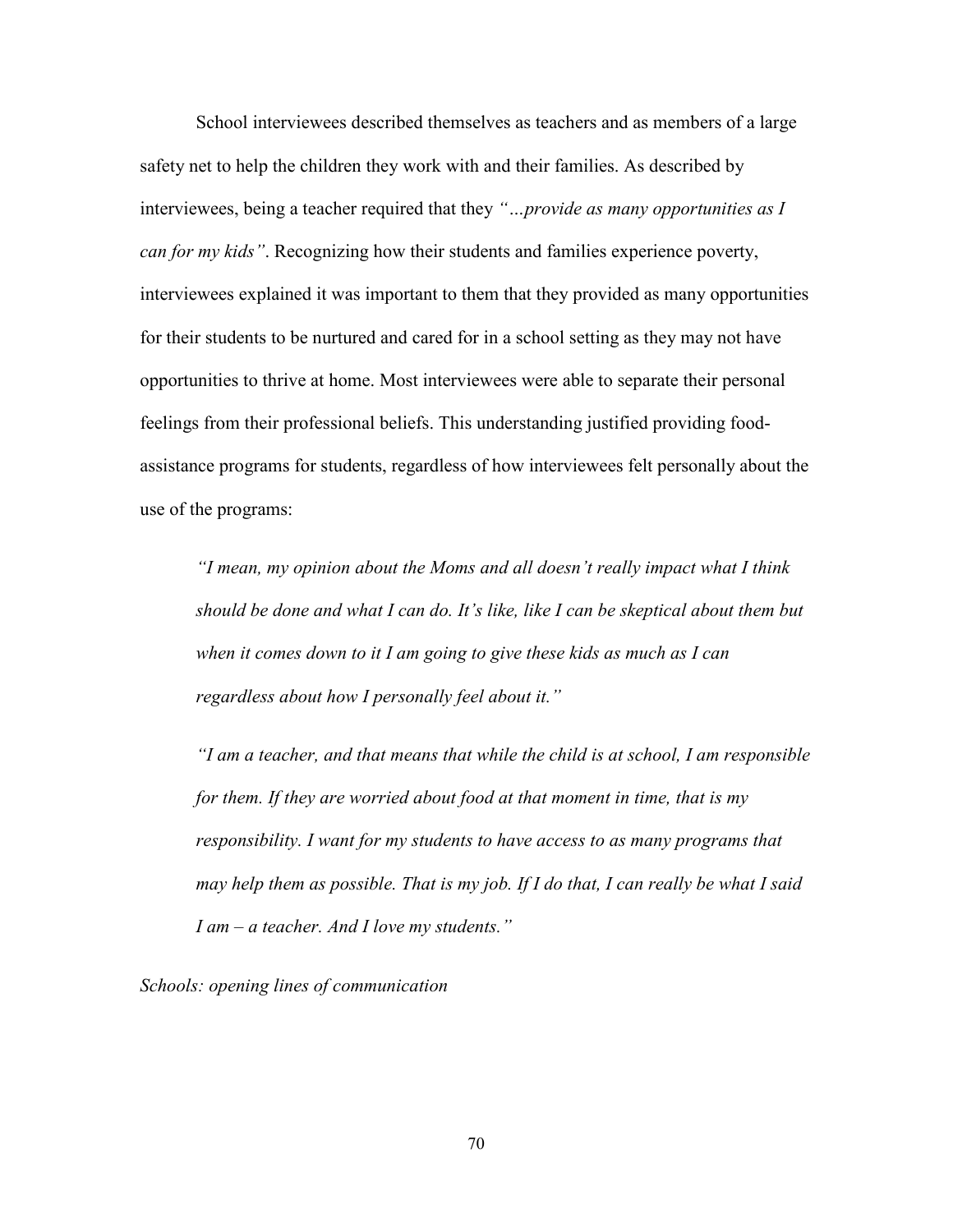School interviewees described themselves as teachers and as members of a large safety net to help the children they work with and their families. As described by interviewees, being a teacher required that they *"…provide as many opportunities as I can for my kids"*. Recognizing how their students and families experience poverty, interviewees explained it was important to them that they provided as many opportunities for their students to be nurtured and cared for in a school setting as they may not have opportunities to thrive at home. Most interviewees were able to separate their personal feelings from their professional beliefs. This understanding justified providing food-assistance programs for students, regardless of how interviewees felt personally about the use of the programs:

> *"I mean, my opinion about the Moms and all doesn't really impact what I think should be done and what I can do. It's like, like I can be skeptical about them but when it comes down to it I am going to give these kids as much as I can regardless about how I personally feel about it."*
>
> *"I am a teacher, and that means that while the child is at school, I am responsible for them. If they are worried about food at that moment in time, that is my responsibility. I want for my students to have access to as many programs that may help them as possible. That is my job. If I do that, I can really be what I said I am – a teacher. And I love my students."*

*Schools: opening lines of communication*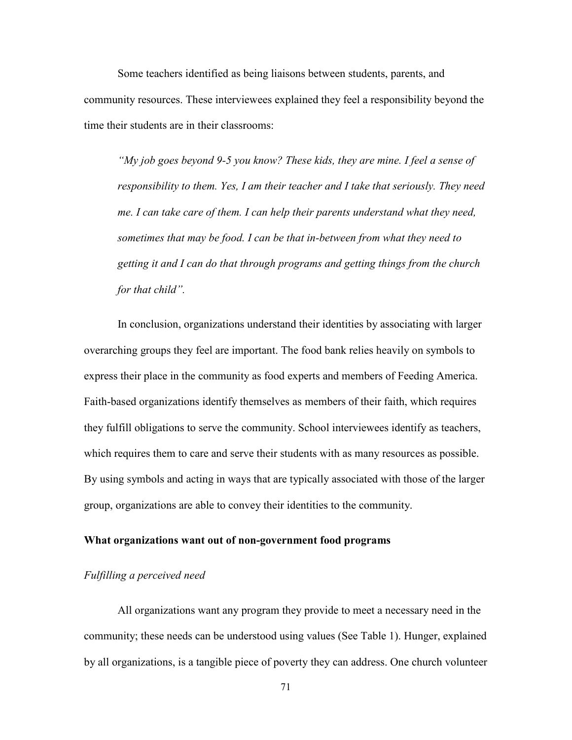Some teachers identified as being liaisons between students, parents, and community resources. These interviewees explained they feel a responsibility beyond the time their students are in their classrooms:

> *"My job goes beyond 9-5 you know? These kids, they are mine. I feel a sense of responsibility to them. Yes, I am their teacher and I take that seriously. They need me. I can take care of them. I can help their parents understand what they need, sometimes that may be food. I can be that in-between from what they need to getting it and I can do that through programs and getting things from the church for that child".*

In conclusion, organizations understand their identities by associating with larger overarching groups they feel are important. The food bank relies heavily on symbols to express their place in the community as food experts and members of Feeding America. Faith-based organizations identify themselves as members of their faith, which requires they fulfill obligations to serve the community. School interviewees identify as teachers, which requires them to care and serve their students with as many resources as possible. By using symbols and acting in ways that are typically associated with those of the larger group, organizations are able to convey their identities to the community.

**What organizations want out of non-government food programs**

*Fulfilling a perceived need*

All organizations want any program they provide to meet a necessary need in the community; these needs can be understood using values (See Table 1). Hunger, explained by all organizations, is a tangible piece of poverty they can address. One church volunteer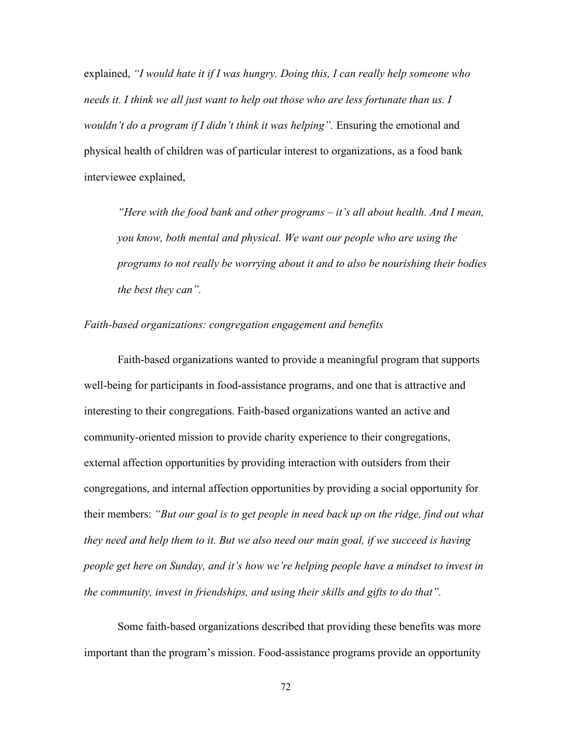explained, *"I would hate it if I was hungry. Doing this, I can really help someone who needs it. I think we all just want to help out those who are less fortunate than us. I wouldn't do a program if I didn't think it was helping".* Ensuring the emotional and physical health of children was of particular interest to organizations, as a food bank interviewee explained,

> *"Here with the food bank and other programs – it's all about health. And I mean, you know, both mental and physical. We want our people who are using the programs to not really be worrying about it and to also be nourishing their bodies the best they can".*

*Faith-based organizations: congregation engagement and benefits*

Faith-based organizations wanted to provide a meaningful program that supports well-being for participants in food-assistance programs, and one that is attractive and interesting to their congregations. Faith-based organizations wanted an active and community-oriented mission to provide charity experience to their congregations, external affection opportunities by providing interaction with outsiders from their congregations, and internal affection opportunities by providing a social opportunity for their members: *"But our goal is to get people in need back up on the ridge, find out what they need and help them to it. But we also need our main goal, if we succeed is having people get here on Sunday, and it's how we're helping people have a mindset to invest in the community, invest in friendships, and using their skills and gifts to do that".*

Some faith-based organizations described that providing these benefits was more important than the program's mission. Food-assistance programs provide an opportunity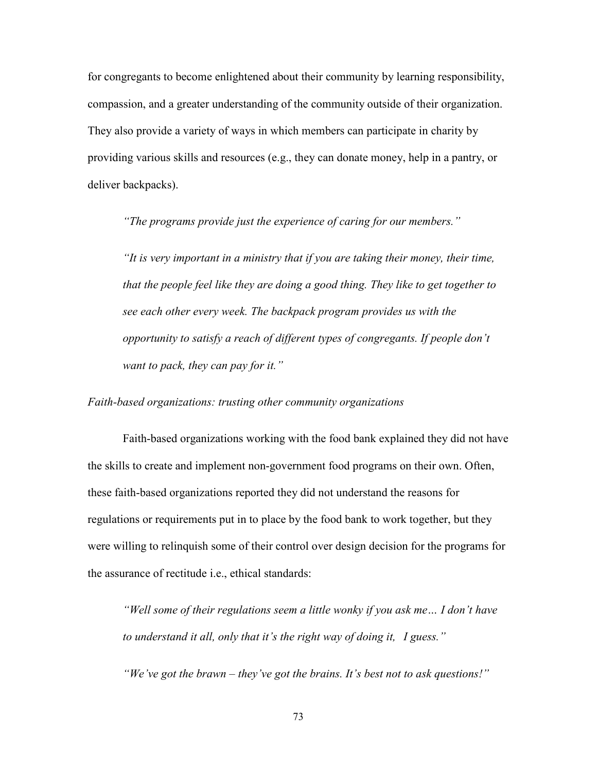for congregants to become enlightened about their community by learning responsibility, compassion, and a greater understanding of the community outside of their organization. They also provide a variety of ways in which members can participate in charity by providing various skills and resources (e.g., they can donate money, help in a pantry, or deliver backpacks).

> *"The programs provide just the experience of caring for our members."*
>
> *"It is very important in a ministry that if you are taking their money, their time, that the people feel like they are doing a good thing. They like to get together to see each other every week. The backpack program provides us with the opportunity to satisfy a reach of different types of congregants. If people don't want to pack, they can pay for it."*

*Faith-based organizations: trusting other community organizations*

Faith-based organizations working with the food bank explained they did not have the skills to create and implement non-government food programs on their own. Often, these faith-based organizations reported they did not understand the reasons for regulations or requirements put in to place by the food bank to work together, but they were willing to relinquish some of their control over design decision for the programs for the assurance of rectitude i.e., ethical standards:

> *"Well some of their regulations seem a little wonky if you ask me… I don't have to understand it all, only that it's the right way of doing it, I guess."*
>
> *"We've got the brawn – they've got the brains. It's best not to ask questions!"*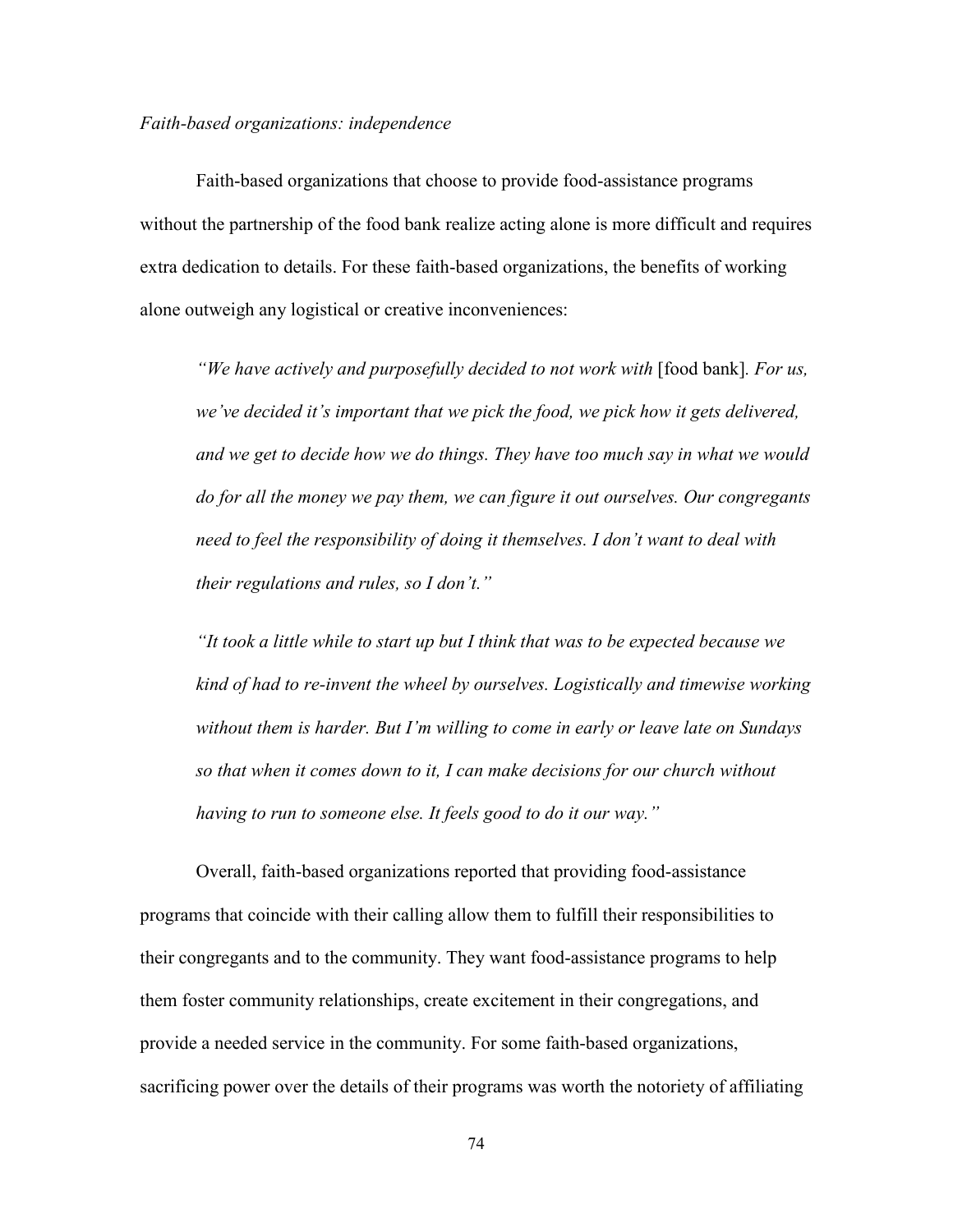*Faith-based organizations: independence*

Faith-based organizations that choose to provide food-assistance programs without the partnership of the food bank realize acting alone is more difficult and requires extra dedication to details. For these faith-based organizations, the benefits of working alone outweigh any logistical or creative inconveniences:

> *"We have actively and purposefully decided to not work with* [food bank]*. For us, we've decided it's important that we pick the food, we pick how it gets delivered, and we get to decide how we do things. They have too much say in what we would do for all the money we pay them, we can figure it out ourselves. Our congregants need to feel the responsibility of doing it themselves. I don't want to deal with their regulations and rules, so I don't."*

> *"It took a little while to start up but I think that was to be expected because we kind of had to re-invent the wheel by ourselves. Logistically and timewise working without them is harder. But I'm willing to come in early or leave late on Sundays so that when it comes down to it, I can make decisions for our church without having to run to someone else. It feels good to do it our way."*

Overall, faith-based organizations reported that providing food-assistance programs that coincide with their calling allow them to fulfill their responsibilities to their congregants and to the community. They want food-assistance programs to help them foster community relationships, create excitement in their congregations, and provide a needed service in the community. For some faith-based organizations, sacrificing power over the details of their programs was worth the notoriety of affiliating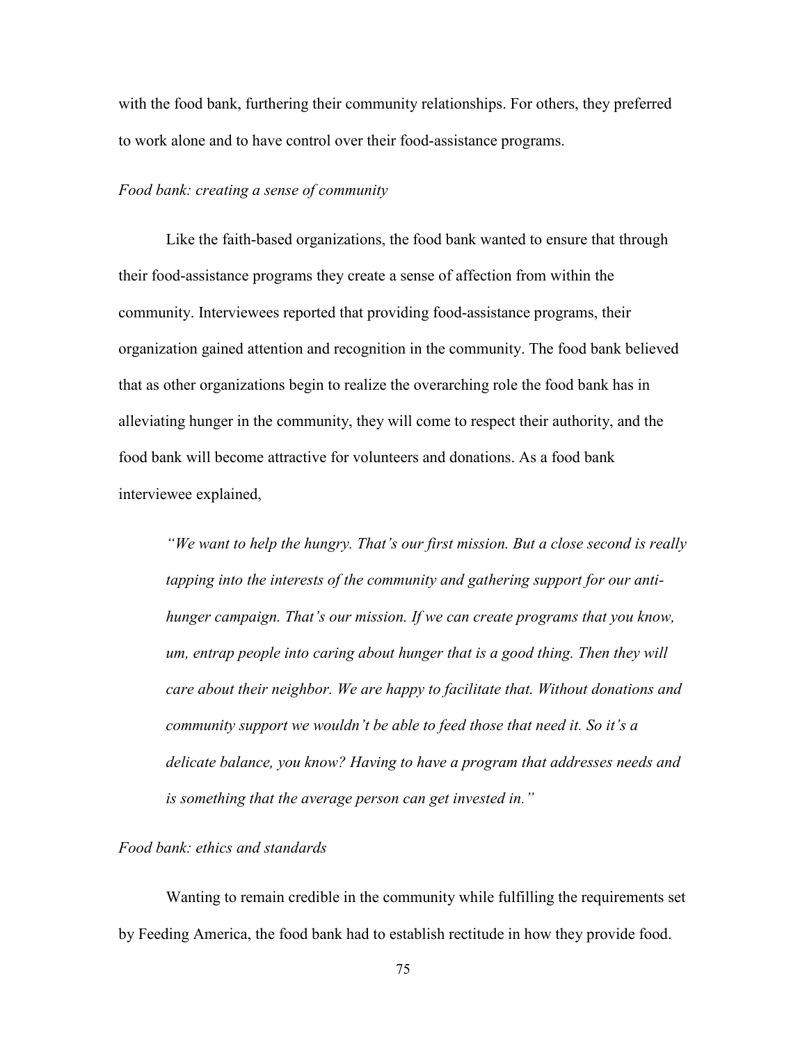with the food bank, furthering their community relationships. For others, they preferred to work alone and to have control over their food-assistance programs.

*Food bank: creating a sense of community*

Like the faith-based organizations, the food bank wanted to ensure that through their food-assistance programs they create a sense of affection from within the community. Interviewees reported that providing food-assistance programs, their organization gained attention and recognition in the community. The food bank believed that as other organizations begin to realize the overarching role the food bank has in alleviating hunger in the community, they will come to respect their authority, and the food bank will become attractive for volunteers and donations. As a food bank interviewee explained,

> *"We want to help the hungry. That's our first mission. But a close second is really tapping into the interests of the community and gathering support for our anti-hunger campaign. That's our mission. If we can create programs that you know, um, entrap people into caring about hunger that is a good thing. Then they will care about their neighbor. We are happy to facilitate that. Without donations and community support we wouldn't be able to feed those that need it. So it's a delicate balance, you know? Having to have a program that addresses needs and is something that the average person can get invested in."*

*Food bank: ethics and standards*

Wanting to remain credible in the community while fulfilling the requirements set by Feeding America, the food bank had to establish rectitude in how they provide food.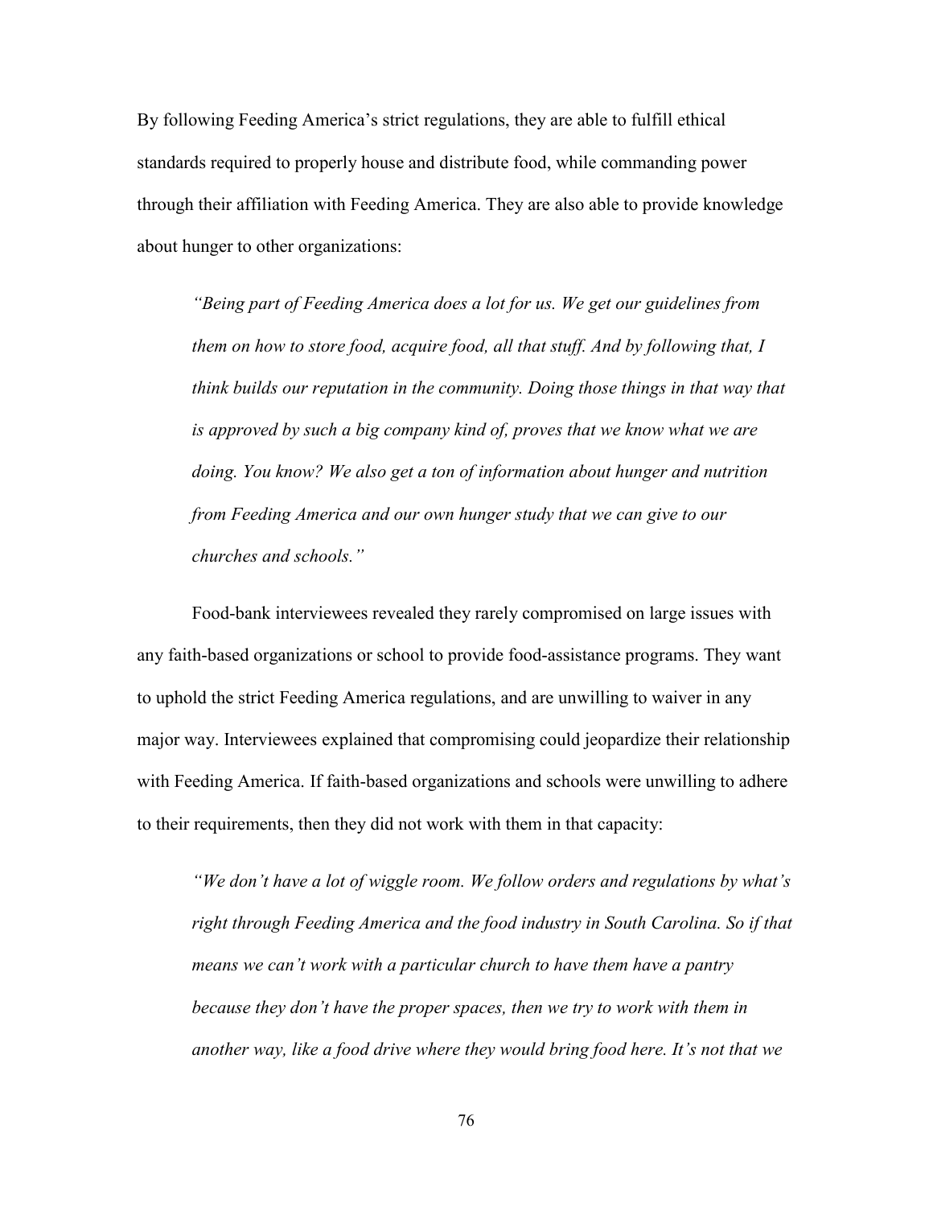By following Feeding America's strict regulations, they are able to fulfill ethical standards required to properly house and distribute food, while commanding power through their affiliation with Feeding America. They are also able to provide knowledge about hunger to other organizations:

> *"Being part of Feeding America does a lot for us. We get our guidelines from them on how to store food, acquire food, all that stuff. And by following that, I think builds our reputation in the community. Doing those things in that way that is approved by such a big company kind of, proves that we know what we are doing. You know? We also get a ton of information about hunger and nutrition from Feeding America and our own hunger study that we can give to our churches and schools."*

Food-bank interviewees revealed they rarely compromised on large issues with any faith-based organizations or school to provide food-assistance programs. They want to uphold the strict Feeding America regulations, and are unwilling to waiver in any major way. Interviewees explained that compromising could jeopardize their relationship with Feeding America. If faith-based organizations and schools were unwilling to adhere to their requirements, then they did not work with them in that capacity:

> *"We don't have a lot of wiggle room. We follow orders and regulations by what's right through Feeding America and the food industry in South Carolina. So if that means we can't work with a particular church to have them have a pantry because they don't have the proper spaces, then we try to work with them in another way, like a food drive where they would bring food here. It's not that we*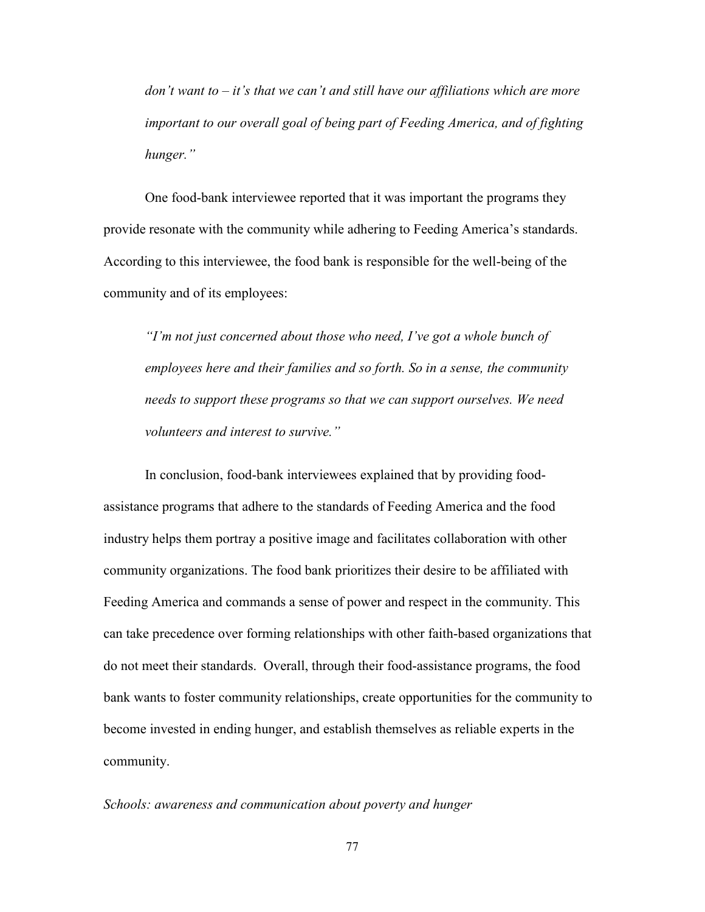*don't want to – it's that we can't and still have our affiliations which are more important to our overall goal of being part of Feeding America, and of fighting hunger."*

One food-bank interviewee reported that it was important the programs they provide resonate with the community while adhering to Feeding America's standards. According to this interviewee, the food bank is responsible for the well-being of the community and of its employees:

*"I'm not just concerned about those who need, I've got a whole bunch of employees here and their families and so forth. So in a sense, the community needs to support these programs so that we can support ourselves. We need volunteers and interest to survive."*

In conclusion, food-bank interviewees explained that by providing food-assistance programs that adhere to the standards of Feeding America and the food industry helps them portray a positive image and facilitates collaboration with other community organizations. The food bank prioritizes their desire to be affiliated with Feeding America and commands a sense of power and respect in the community. This can take precedence over forming relationships with other faith-based organizations that do not meet their standards. Overall, through their food-assistance programs, the food bank wants to foster community relationships, create opportunities for the community to become invested in ending hunger, and establish themselves as reliable experts in the community.

*Schools: awareness and communication about poverty and hunger*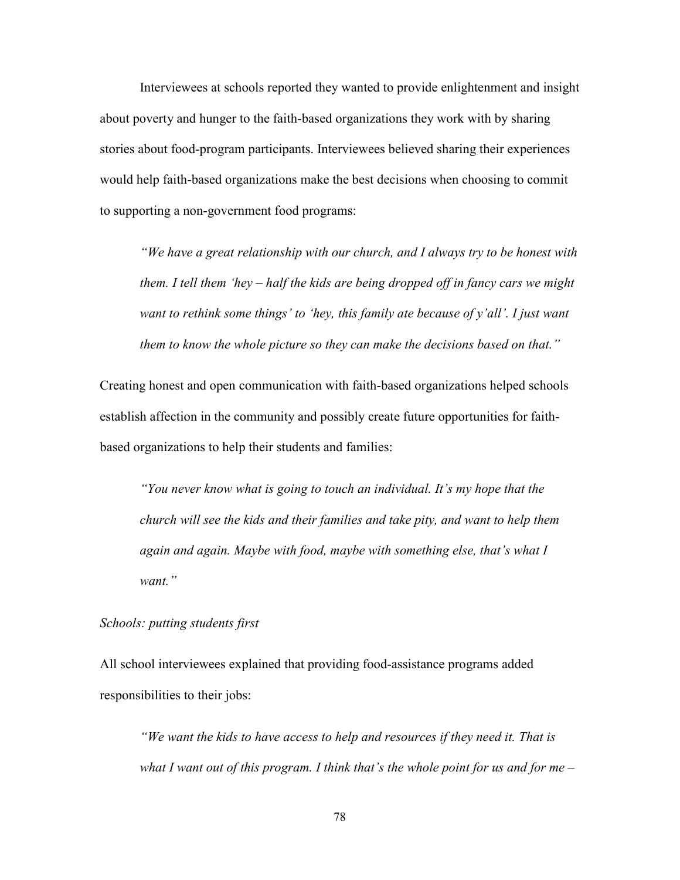Interviewees at schools reported they wanted to provide enlightenment and insight about poverty and hunger to the faith-based organizations they work with by sharing stories about food-program participants. Interviewees believed sharing their experiences would help faith-based organizations make the best decisions when choosing to commit to supporting a non-government food programs:

> *"We have a great relationship with our church, and I always try to be honest with them. I tell them 'hey – half the kids are being dropped off in fancy cars we might want to rethink some things' to 'hey, this family ate because of y'all'. I just want them to know the whole picture so they can make the decisions based on that."*

Creating honest and open communication with faith-based organizations helped schools establish affection in the community and possibly create future opportunities for faith-based organizations to help their students and families:

> *"You never know what is going to touch an individual. It's my hope that the church will see the kids and their families and take pity, and want to help them again and again. Maybe with food, maybe with something else, that's what I want."*

*Schools: putting students first*

All school interviewees explained that providing food-assistance programs added responsibilities to their jobs:

> *"We want the kids to have access to help and resources if they need it. That is what I want out of this program. I think that's the whole point for us and for me –*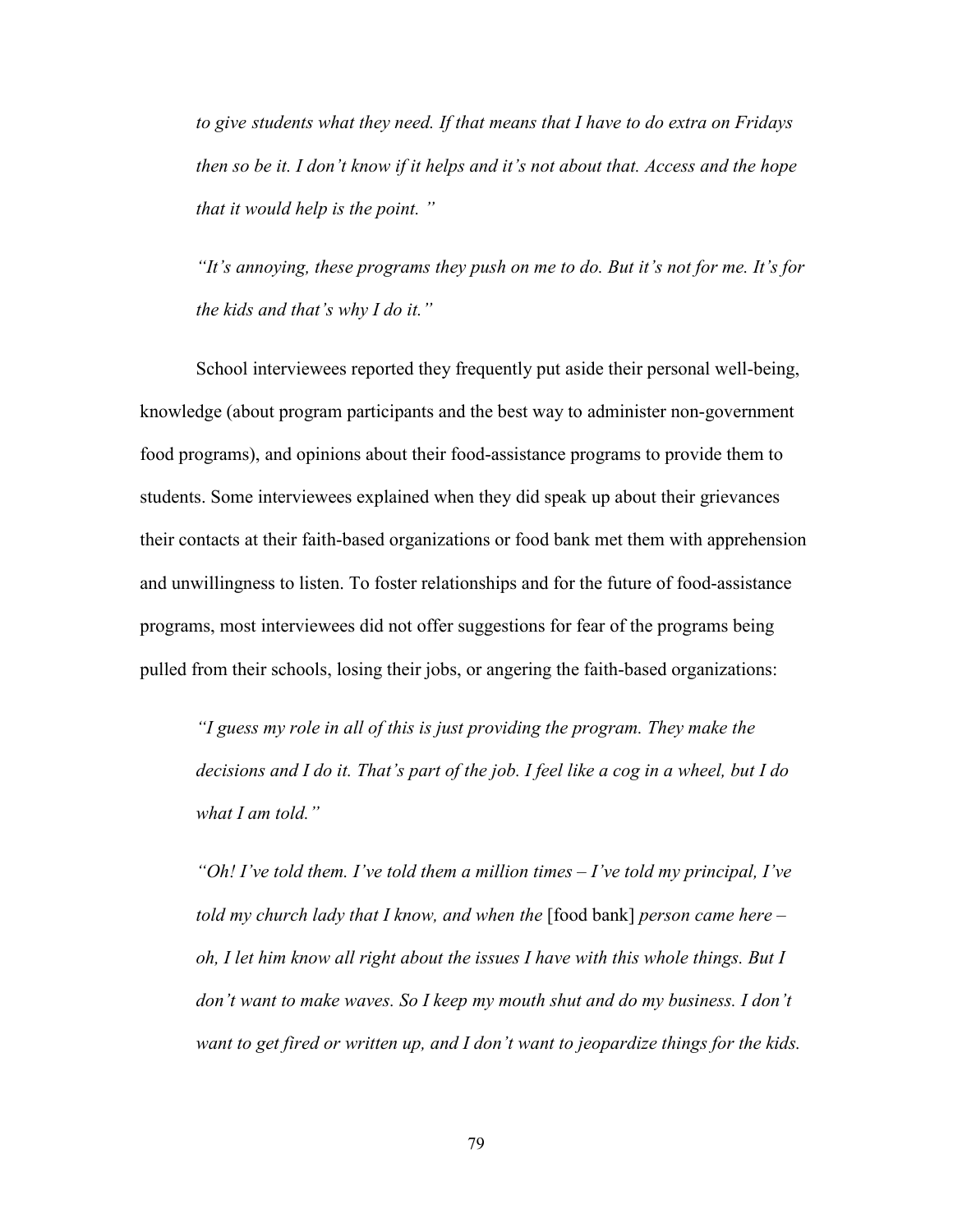*to give students what they need. If that means that I have to do extra on Fridays then so be it. I don't know if it helps and it's not about that. Access and the hope that it would help is the point. "*

*"It's annoying, these programs they push on me to do. But it's not for me. It's for the kids and that's why I do it."*

School interviewees reported they frequently put aside their personal well-being, knowledge (about program participants and the best way to administer non-government food programs), and opinions about their food-assistance programs to provide them to students. Some interviewees explained when they did speak up about their grievances their contacts at their faith-based organizations or food bank met them with apprehension and unwillingness to listen. To foster relationships and for the future of food-assistance programs, most interviewees did not offer suggestions for fear of the programs being pulled from their schools, losing their jobs, or angering the faith-based organizations:

*"I guess my role in all of this is just providing the program. They make the decisions and I do it. That's part of the job. I feel like a cog in a wheel, but I do what I am told."*

*"Oh! I've told them. I've told them a million times – I've told my principal, I've told my church lady that I know, and when the* [food bank] *person came here – oh, I let him know all right about the issues I have with this whole things. But I don't want to make waves. So I keep my mouth shut and do my business. I don't want to get fired or written up, and I don't want to jeopardize things for the kids.*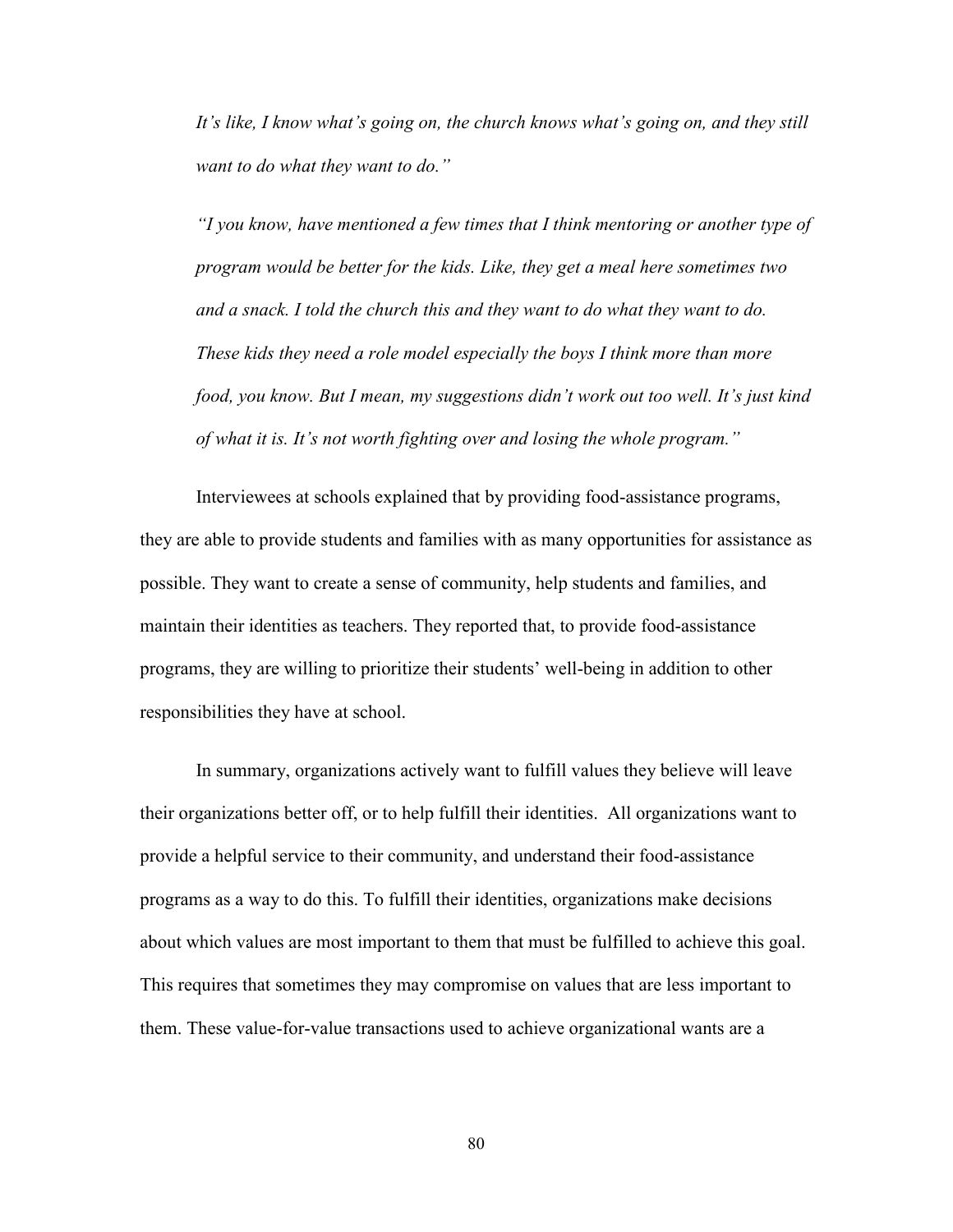*It's like, I know what's going on, the church knows what's going on, and they still want to do what they want to do."*

*"I you know, have mentioned a few times that I think mentoring or another type of program would be better for the kids. Like, they get a meal here sometimes two and a snack. I told the church this and they want to do what they want to do. These kids they need a role model especially the boys I think more than more food, you know. But I mean, my suggestions didn't work out too well. It's just kind of what it is. It's not worth fighting over and losing the whole program."*

Interviewees at schools explained that by providing food-assistance programs, they are able to provide students and families with as many opportunities for assistance as possible. They want to create a sense of community, help students and families, and maintain their identities as teachers. They reported that, to provide food-assistance programs, they are willing to prioritize their students' well-being in addition to other responsibilities they have at school.

In summary, organizations actively want to fulfill values they believe will leave their organizations better off, or to help fulfill their identities. All organizations want to provide a helpful service to their community, and understand their food-assistance programs as a way to do this. To fulfill their identities, organizations make decisions about which values are most important to them that must be fulfilled to achieve this goal. This requires that sometimes they may compromise on values that are less important to them. These value-for-value transactions used to achieve organizational wants are a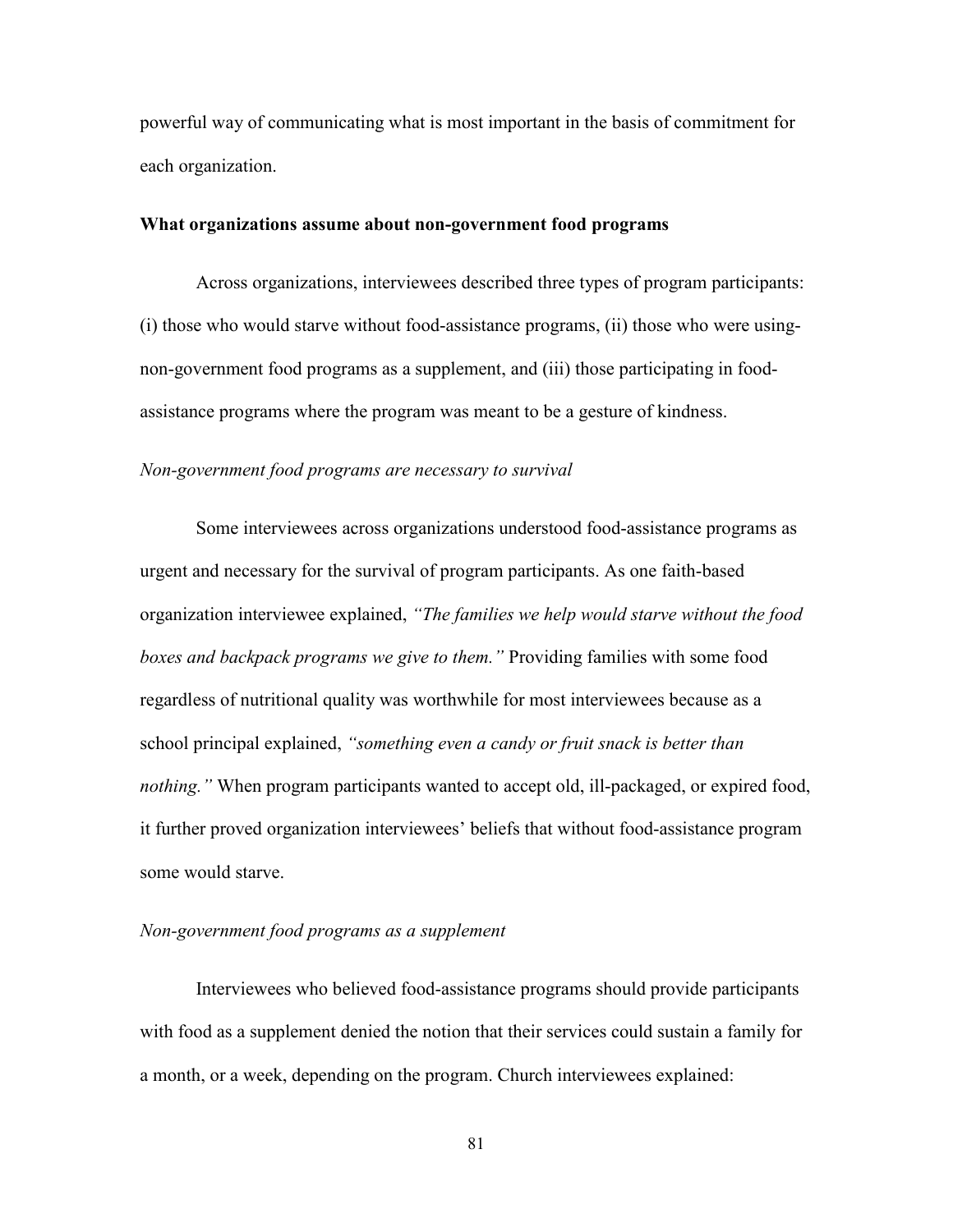powerful way of communicating what is most important in the basis of commitment for each organization.

**What organizations assume about non-government food programs**

Across organizations, interviewees described three types of program participants: (i) those who would starve without food-assistance programs, (ii) those who were using-non-government food programs as a supplement, and (iii) those participating in food-assistance programs where the program was meant to be a gesture of kindness.

*Non-government food programs are necessary to survival*

Some interviewees across organizations understood food-assistance programs as urgent and necessary for the survival of program participants. As one faith-based organization interviewee explained, *"The families we help would starve without the food boxes and backpack programs we give to them."* Providing families with some food regardless of nutritional quality was worthwhile for most interviewees because as a school principal explained, *"something even a candy or fruit snack is better than nothing."* When program participants wanted to accept old, ill-packaged, or expired food, it further proved organization interviewees' beliefs that without food-assistance program some would starve.

*Non-government food programs as a supplement*

Interviewees who believed food-assistance programs should provide participants with food as a supplement denied the notion that their services could sustain a family for a month, or a week, depending on the program. Church interviewees explained: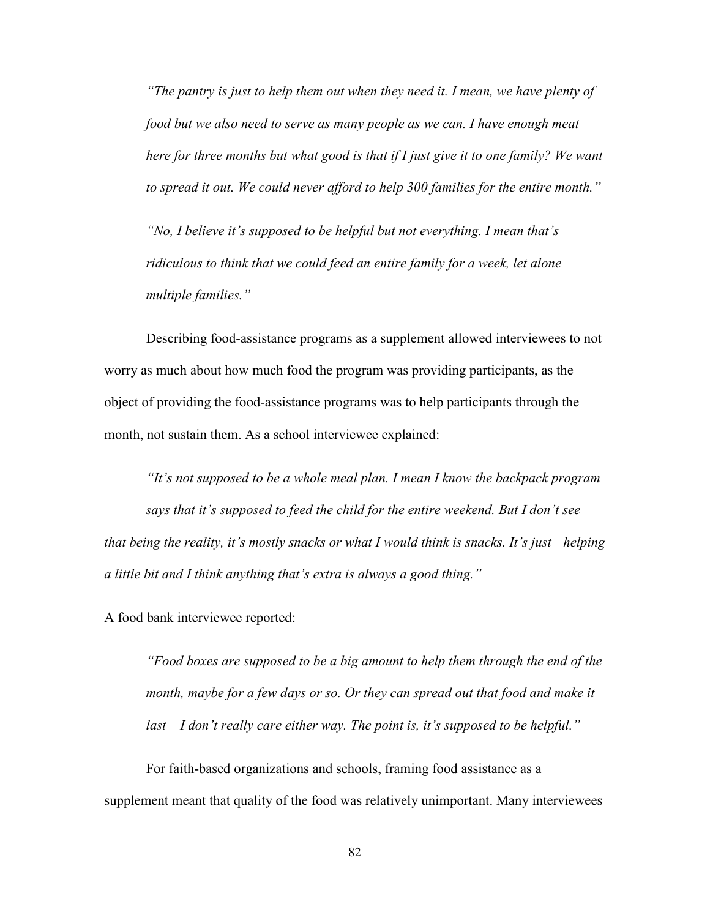*"The pantry is just to help them out when they need it. I mean, we have plenty of food but we also need to serve as many people as we can. I have enough meat here for three months but what good is that if I just give it to one family? We want to spread it out. We could never afford to help 300 families for the entire month."*

*"No, I believe it's supposed to be helpful but not everything. I mean that's ridiculous to think that we could feed an entire family for a week, let alone multiple families."*

Describing food-assistance programs as a supplement allowed interviewees to not worry as much about how much food the program was providing participants, as the object of providing the food-assistance programs was to help participants through the month, not sustain them. As a school interviewee explained:

*"It's not supposed to be a whole meal plan. I mean I know the backpack program says that it's supposed to feed the child for the entire weekend. But I don't see that being the reality, it's mostly snacks or what I would think is snacks. It's just helping a little bit and I think anything that's extra is always a good thing."*

A food bank interviewee reported:

*"Food boxes are supposed to be a big amount to help them through the end of the month, maybe for a few days or so. Or they can spread out that food and make it last – I don't really care either way. The point is, it's supposed to be helpful."*

For faith-based organizations and schools, framing food assistance as a supplement meant that quality of the food was relatively unimportant. Many interviewees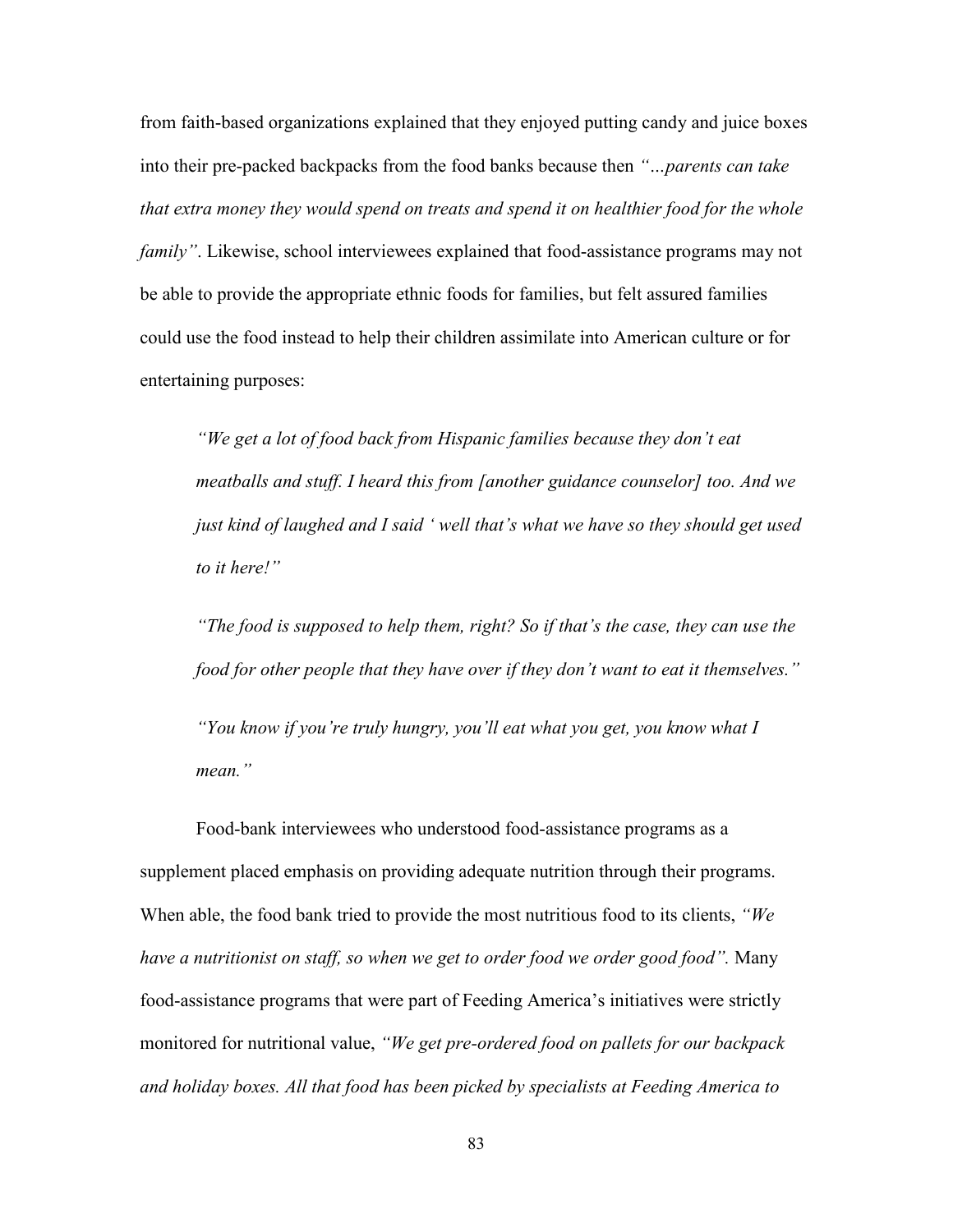from faith-based organizations explained that they enjoyed putting candy and juice boxes into their pre-packed backpacks from the food banks because then *"...parents can take that extra money they would spend on treats and spend it on healthier food for the whole family"*. Likewise, school interviewees explained that food-assistance programs may not be able to provide the appropriate ethnic foods for families, but felt assured families could use the food instead to help their children assimilate into American culture or for entertaining purposes:

> *"We get a lot of food back from Hispanic families because they don't eat meatballs and stuff. I heard this from [another guidance counselor] too. And we just kind of laughed and I said ' well that's what we have so they should get used to it here!"*
>
> *"The food is supposed to help them, right? So if that's the case, they can use the food for other people that they have over if they don't want to eat it themselves."*
>
> *"You know if you're truly hungry, you'll eat what you get, you know what I mean."*

Food-bank interviewees who understood food-assistance programs as a supplement placed emphasis on providing adequate nutrition through their programs. When able, the food bank tried to provide the most nutritious food to its clients, *"We have a nutritionist on staff, so when we get to order food we order good food".* Many food-assistance programs that were part of Feeding America's initiatives were strictly monitored for nutritional value, *"We get pre-ordered food on pallets for our backpack and holiday boxes. All that food has been picked by specialists at Feeding America to*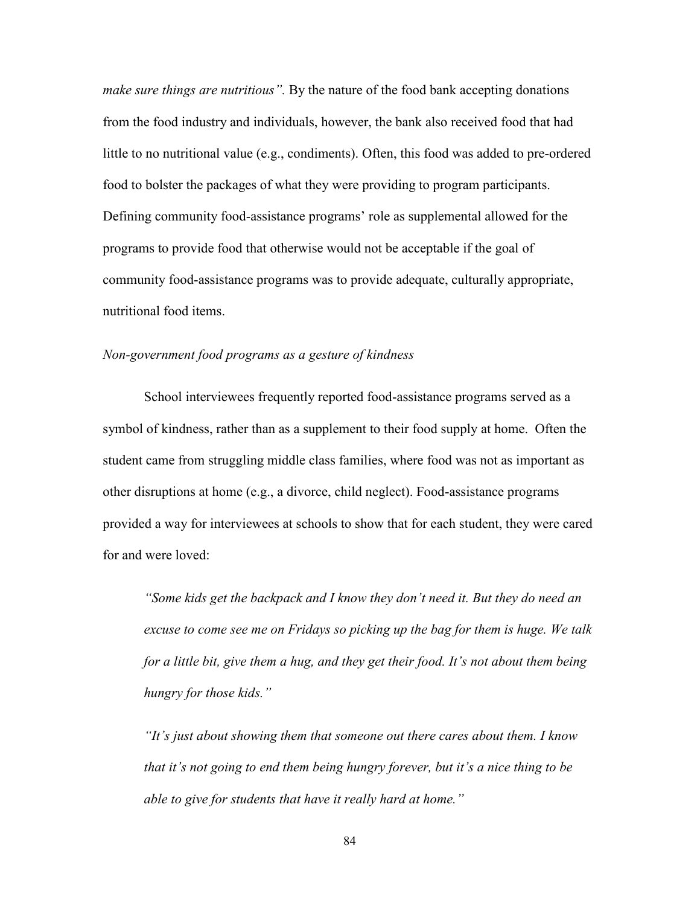*make sure things are nutritious".* By the nature of the food bank accepting donations from the food industry and individuals, however, the bank also received food that had little to no nutritional value (e.g., condiments). Often, this food was added to pre-ordered food to bolster the packages of what they were providing to program participants. Defining community food-assistance programs' role as supplemental allowed for the programs to provide food that otherwise would not be acceptable if the goal of community food-assistance programs was to provide adequate, culturally appropriate, nutritional food items.

*Non-government food programs as a gesture of kindness*

School interviewees frequently reported food-assistance programs served as a symbol of kindness, rather than as a supplement to their food supply at home. Often the student came from struggling middle class families, where food was not as important as other disruptions at home (e.g., a divorce, child neglect). Food-assistance programs provided a way for interviewees at schools to show that for each student, they were cared for and were loved:

> *"Some kids get the backpack and I know they don't need it. But they do need an excuse to come see me on Fridays so picking up the bag for them is huge. We talk for a little bit, give them a hug, and they get their food. It's not about them being hungry for those kids."*

> *"It's just about showing them that someone out there cares about them. I know that it's not going to end them being hungry forever, but it's a nice thing to be able to give for students that have it really hard at home."*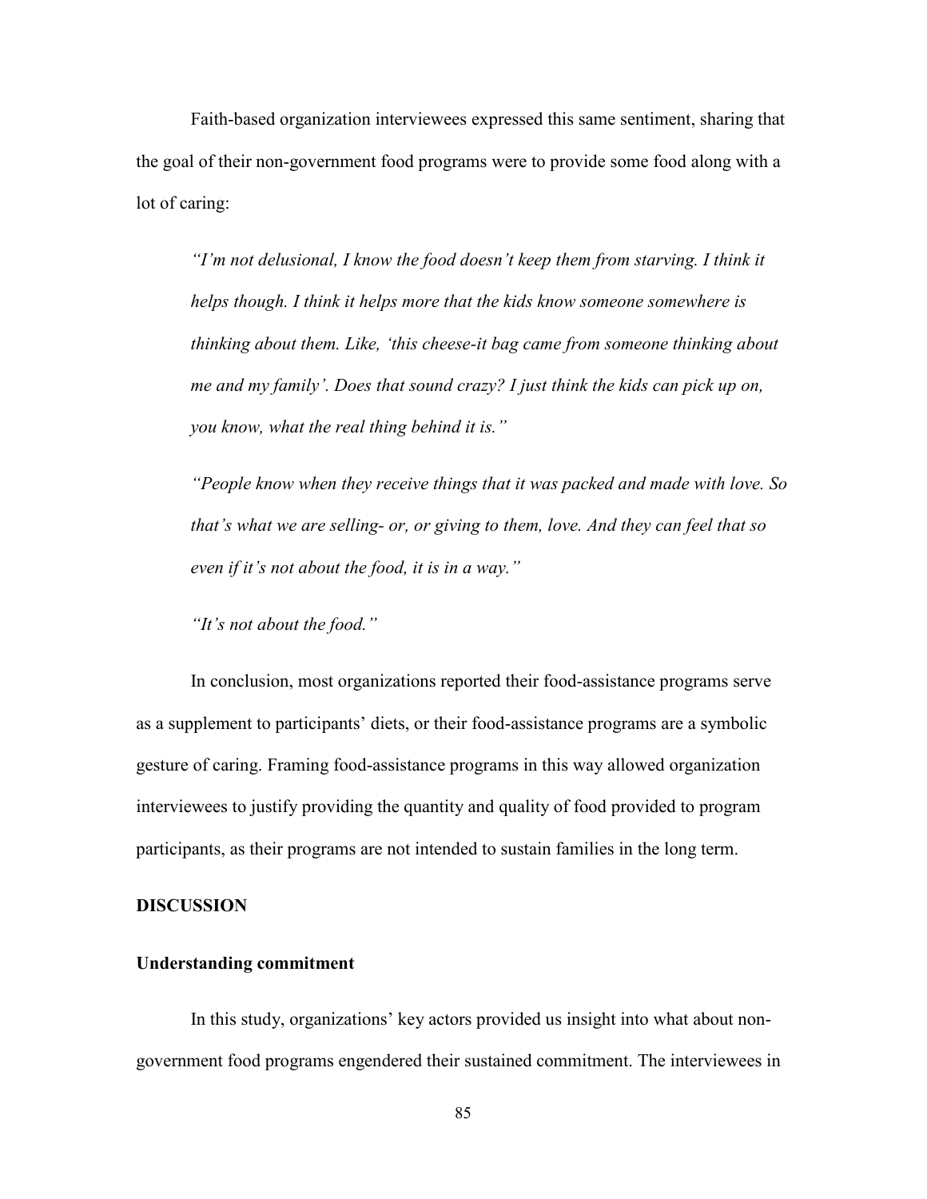Faith-based organization interviewees expressed this same sentiment, sharing that the goal of their non-government food programs were to provide some food along with a lot of caring:

> *"I'm not delusional, I know the food doesn't keep them from starving. I think it helps though. I think it helps more that the kids know someone somewhere is thinking about them. Like, 'this cheese-it bag came from someone thinking about me and my family'. Does that sound crazy? I just think the kids can pick up on, you know, what the real thing behind it is."*

> *"People know when they receive things that it was packed and made with love. So that's what we are selling- or, or giving to them, love. And they can feel that so even if it's not about the food, it is in a way."*

> *"It's not about the food."*

In conclusion, most organizations reported their food-assistance programs serve as a supplement to participants' diets, or their food-assistance programs are a symbolic gesture of caring. Framing food-assistance programs in this way allowed organization interviewees to justify providing the quantity and quality of food provided to program participants, as their programs are not intended to sustain families in the long term.

## DISCUSSION

### Understanding commitment

In this study, organizations' key actors provided us insight into what about non-government food programs engendered their sustained commitment. The interviewees in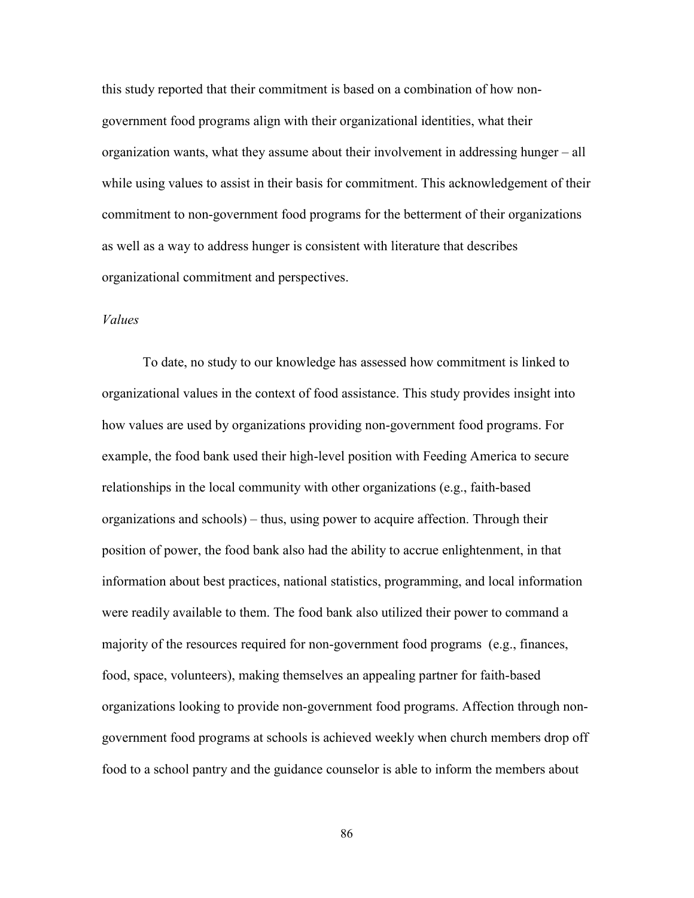this study reported that their commitment is based on a combination of how non-government food programs align with their organizational identities, what their organization wants, what they assume about their involvement in addressing hunger – all while using values to assist in their basis for commitment. This acknowledgement of their commitment to non-government food programs for the betterment of their organizations as well as a way to address hunger is consistent with literature that describes organizational commitment and perspectives.

*Values*

To date, no study to our knowledge has assessed how commitment is linked to organizational values in the context of food assistance. This study provides insight into how values are used by organizations providing non-government food programs. For example, the food bank used their high-level position with Feeding America to secure relationships in the local community with other organizations (e.g., faith-based organizations and schools) – thus, using power to acquire affection. Through their position of power, the food bank also had the ability to accrue enlightenment, in that information about best practices, national statistics, programming, and local information were readily available to them. The food bank also utilized their power to command a majority of the resources required for non-government food programs (e.g., finances, food, space, volunteers), making themselves an appealing partner for faith-based organizations looking to provide non-government food programs. Affection through non-government food programs at schools is achieved weekly when church members drop off food to a school pantry and the guidance counselor is able to inform the members about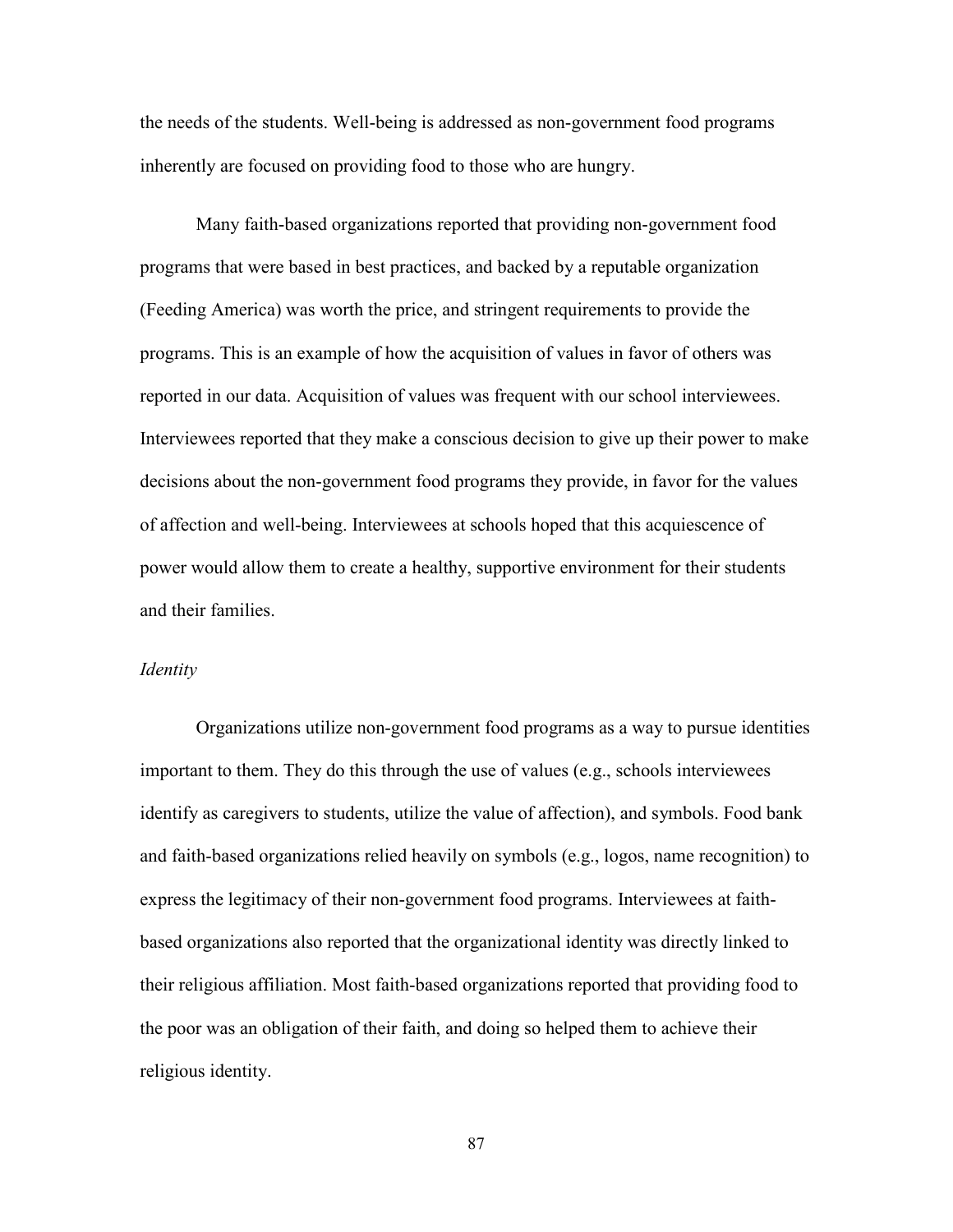the needs of the students. Well-being is addressed as non-government food programs inherently are focused on providing food to those who are hungry.

Many faith-based organizations reported that providing non-government food programs that were based in best practices, and backed by a reputable organization (Feeding America) was worth the price, and stringent requirements to provide the programs. This is an example of how the acquisition of values in favor of others was reported in our data. Acquisition of values was frequent with our school interviewees. Interviewees reported that they make a conscious decision to give up their power to make decisions about the non-government food programs they provide, in favor for the values of affection and well-being. Interviewees at schools hoped that this acquiescence of power would allow them to create a healthy, supportive environment for their students and their families.

*Identity*

Organizations utilize non-government food programs as a way to pursue identities important to them. They do this through the use of values (e.g., schools interviewees identify as caregivers to students, utilize the value of affection), and symbols. Food bank and faith-based organizations relied heavily on symbols (e.g., logos, name recognition) to express the legitimacy of their non-government food programs. Interviewees at faith-based organizations also reported that the organizational identity was directly linked to their religious affiliation. Most faith-based organizations reported that providing food to the poor was an obligation of their faith, and doing so helped them to achieve their religious identity.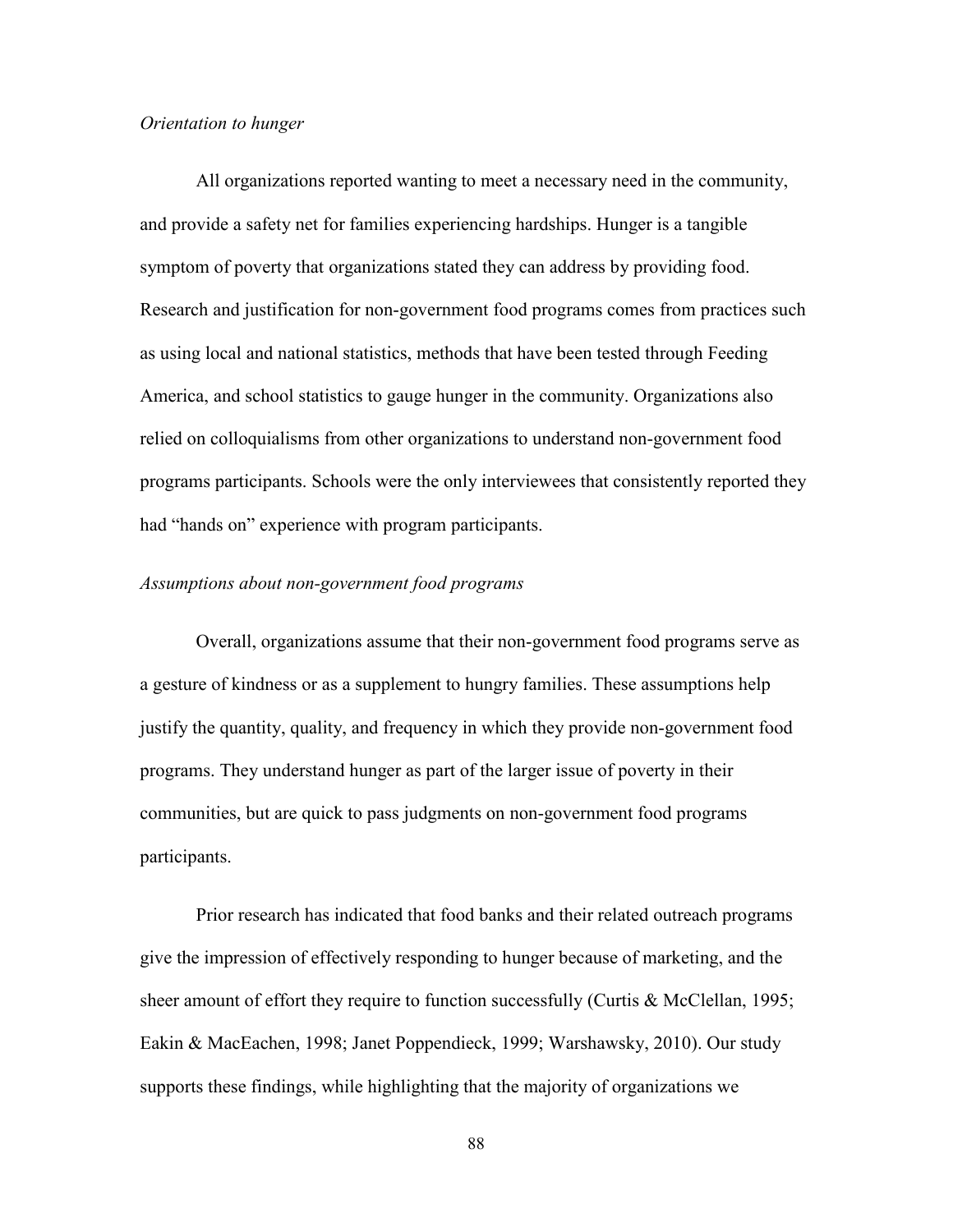*Orientation to hunger*

All organizations reported wanting to meet a necessary need in the community, and provide a safety net for families experiencing hardships. Hunger is a tangible symptom of poverty that organizations stated they can address by providing food. Research and justification for non-government food programs comes from practices such as using local and national statistics, methods that have been tested through Feeding America, and school statistics to gauge hunger in the community. Organizations also relied on colloquialisms from other organizations to understand non-government food programs participants. Schools were the only interviewees that consistently reported they had "hands on" experience with program participants.

*Assumptions about non-government food programs*

Overall, organizations assume that their non-government food programs serve as a gesture of kindness or as a supplement to hungry families. These assumptions help justify the quantity, quality, and frequency in which they provide non-government food programs. They understand hunger as part of the larger issue of poverty in their communities, but are quick to pass judgments on non-government food programs participants.

Prior research has indicated that food banks and their related outreach programs give the impression of effectively responding to hunger because of marketing, and the sheer amount of effort they require to function successfully (Curtis & McClellan, 1995; Eakin & MacEachen, 1998; Janet Poppendieck, 1999; Warshawsky, 2010). Our study supports these findings, while highlighting that the majority of organizations we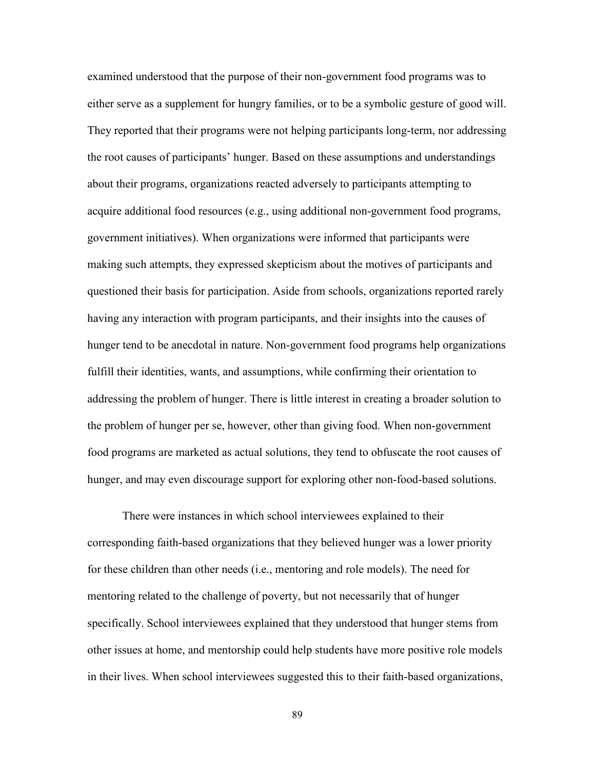examined understood that the purpose of their non-government food programs was to either serve as a supplement for hungry families, or to be a symbolic gesture of good will. They reported that their programs were not helping participants long-term, nor addressing the root causes of participants' hunger. Based on these assumptions and understandings about their programs, organizations reacted adversely to participants attempting to acquire additional food resources (e.g., using additional non-government food programs, government initiatives). When organizations were informed that participants were making such attempts, they expressed skepticism about the motives of participants and questioned their basis for participation. Aside from schools, organizations reported rarely having any interaction with program participants, and their insights into the causes of hunger tend to be anecdotal in nature. Non-government food programs help organizations fulfill their identities, wants, and assumptions, while confirming their orientation to addressing the problem of hunger. There is little interest in creating a broader solution to the problem of hunger per se, however, other than giving food. When non-government food programs are marketed as actual solutions, they tend to obfuscate the root causes of hunger, and may even discourage support for exploring other non-food-based solutions.

There were instances in which school interviewees explained to their corresponding faith-based organizations that they believed hunger was a lower priority for these children than other needs (i.e., mentoring and role models). The need for mentoring related to the challenge of poverty, but not necessarily that of hunger specifically. School interviewees explained that they understood that hunger stems from other issues at home, and mentorship could help students have more positive role models in their lives. When school interviewees suggested this to their faith-based organizations,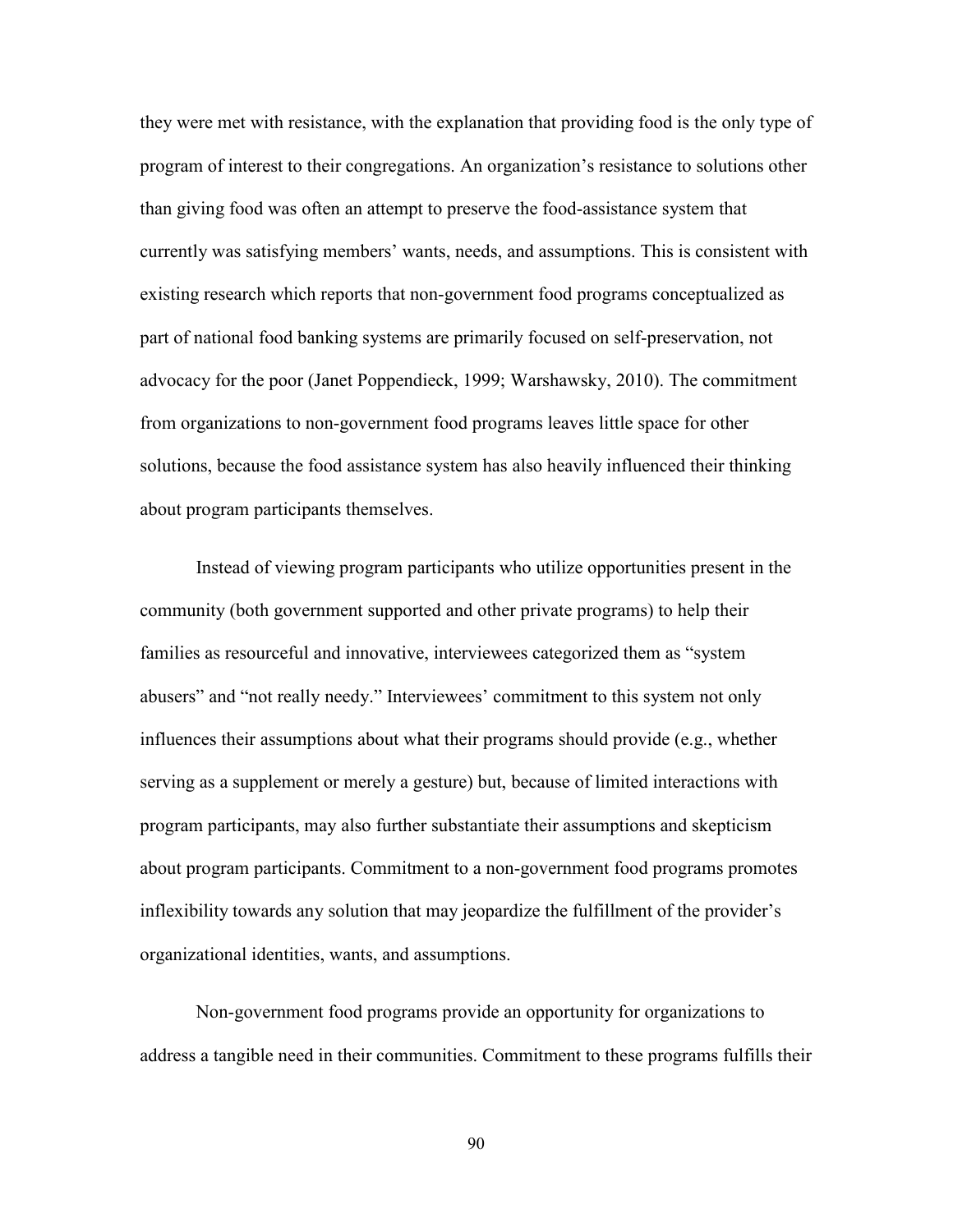they were met with resistance, with the explanation that providing food is the only type of program of interest to their congregations. An organization's resistance to solutions other than giving food was often an attempt to preserve the food-assistance system that currently was satisfying members' wants, needs, and assumptions. This is consistent with existing research which reports that non-government food programs conceptualized as part of national food banking systems are primarily focused on self-preservation, not advocacy for the poor (Janet Poppendieck, 1999; Warshawsky, 2010). The commitment from organizations to non-government food programs leaves little space for other solutions, because the food assistance system has also heavily influenced their thinking about program participants themselves.

Instead of viewing program participants who utilize opportunities present in the community (both government supported and other private programs) to help their families as resourceful and innovative, interviewees categorized them as "system abusers" and "not really needy." Interviewees' commitment to this system not only influences their assumptions about what their programs should provide (e.g., whether serving as a supplement or merely a gesture) but, because of limited interactions with program participants, may also further substantiate their assumptions and skepticism about program participants. Commitment to a non-government food programs promotes inflexibility towards any solution that may jeopardize the fulfillment of the provider's organizational identities, wants, and assumptions.

Non-government food programs provide an opportunity for organizations to address a tangible need in their communities. Commitment to these programs fulfills their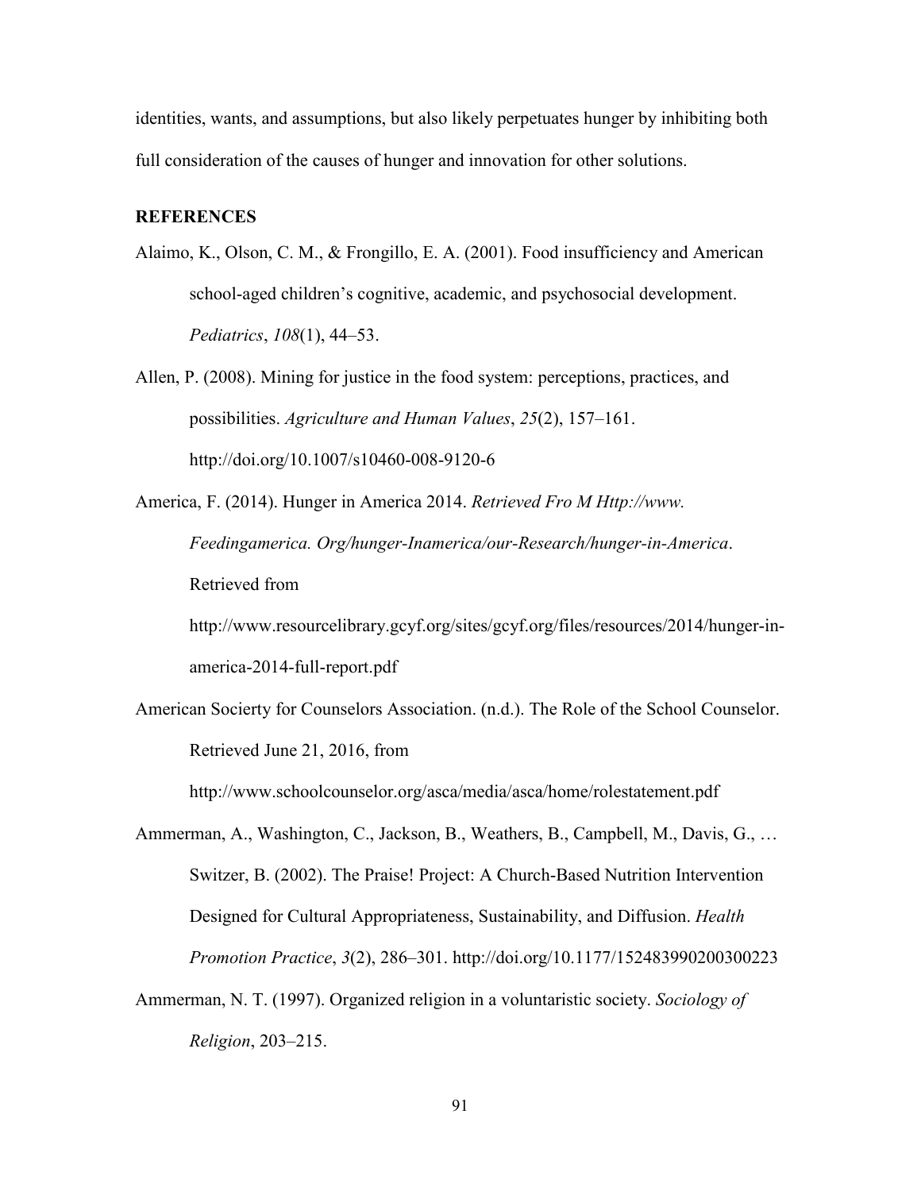identities, wants, and assumptions, but also likely perpetuates hunger by inhibiting both full consideration of the causes of hunger and innovation for other solutions.

## REFERENCES

Alaimo, K., Olson, C. M., & Frongillo, E. A. (2001). Food insufficiency and American school-aged children's cognitive, academic, and psychosocial development. *Pediatrics*, *108*(1), 44–53.

Allen, P. (2008). Mining for justice in the food system: perceptions, practices, and possibilities. *Agriculture and Human Values*, *25*(2), 157–161. http://doi.org/10.1007/s10460-008-9120-6

America, F. (2014). Hunger in America 2014. *Retrieved Fro M Http://www. Feedingamerica. Org/hunger-Inamerica/our-Research/hunger-in-America*. Retrieved from http://www.resourcelibrary.gcyf.org/sites/gcyf.org/files/resources/2014/hunger-in-america-2014-full-report.pdf

American Socierty for Counselors Association. (n.d.). The Role of the School Counselor. Retrieved June 21, 2016, from http://www.schoolcounselor.org/asca/media/asca/home/rolestatement.pdf

Ammerman, A., Washington, C., Jackson, B., Weathers, B., Campbell, M., Davis, G., … Switzer, B. (2002). The Praise! Project: A Church-Based Nutrition Intervention Designed for Cultural Appropriateness, Sustainability, and Diffusion. *Health Promotion Practice*, *3*(2), 286–301. http://doi.org/10.1177/152483990200300223

Ammerman, N. T. (1997). Organized religion in a voluntaristic society. *Sociology of Religion*, 203–215.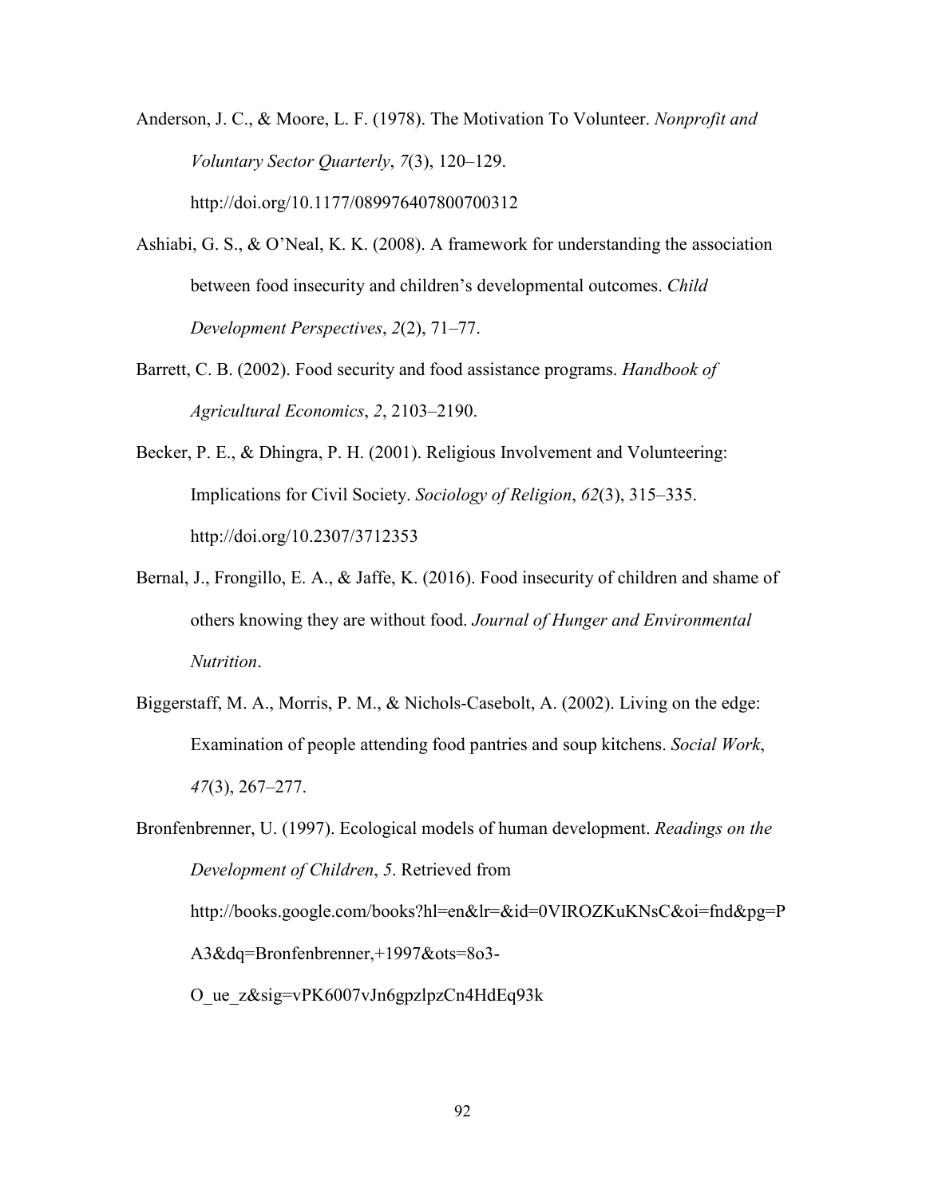Anderson, J. C., & Moore, L. F. (1978). The Motivation To Volunteer. *Nonprofit and Voluntary Sector Quarterly*, *7*(3), 120–129. http://doi.org/10.1177/089976407800700312

Ashiabi, G. S., & O'Neal, K. K. (2008). A framework for understanding the association between food insecurity and children's developmental outcomes. *Child Development Perspectives*, *2*(2), 71–77.

Barrett, C. B. (2002). Food security and food assistance programs. *Handbook of Agricultural Economics*, *2*, 2103–2190.

Becker, P. E., & Dhingra, P. H. (2001). Religious Involvement and Volunteering: Implications for Civil Society. *Sociology of Religion*, *62*(3), 315–335. http://doi.org/10.2307/3712353

Bernal, J., Frongillo, E. A., & Jaffe, K. (2016). Food insecurity of children and shame of others knowing they are without food. *Journal of Hunger and Environmental Nutrition*.

Biggerstaff, M. A., Morris, P. M., & Nichols-Casebolt, A. (2002). Living on the edge: Examination of people attending food pantries and soup kitchens. *Social Work*, *47*(3), 267–277.

Bronfenbrenner, U. (1997). Ecological models of human development. *Readings on the Development of Children*, *5*. Retrieved from http://books.google.com/books?hl=en&lr=&id=0VIROZKuKNsC&oi=fnd&pg=PA3&dq=Bronfenbrenner,+1997&ots=8o3-O_ue_z&sig=vPK6007vJn6gpzlpzCn4HdEq93k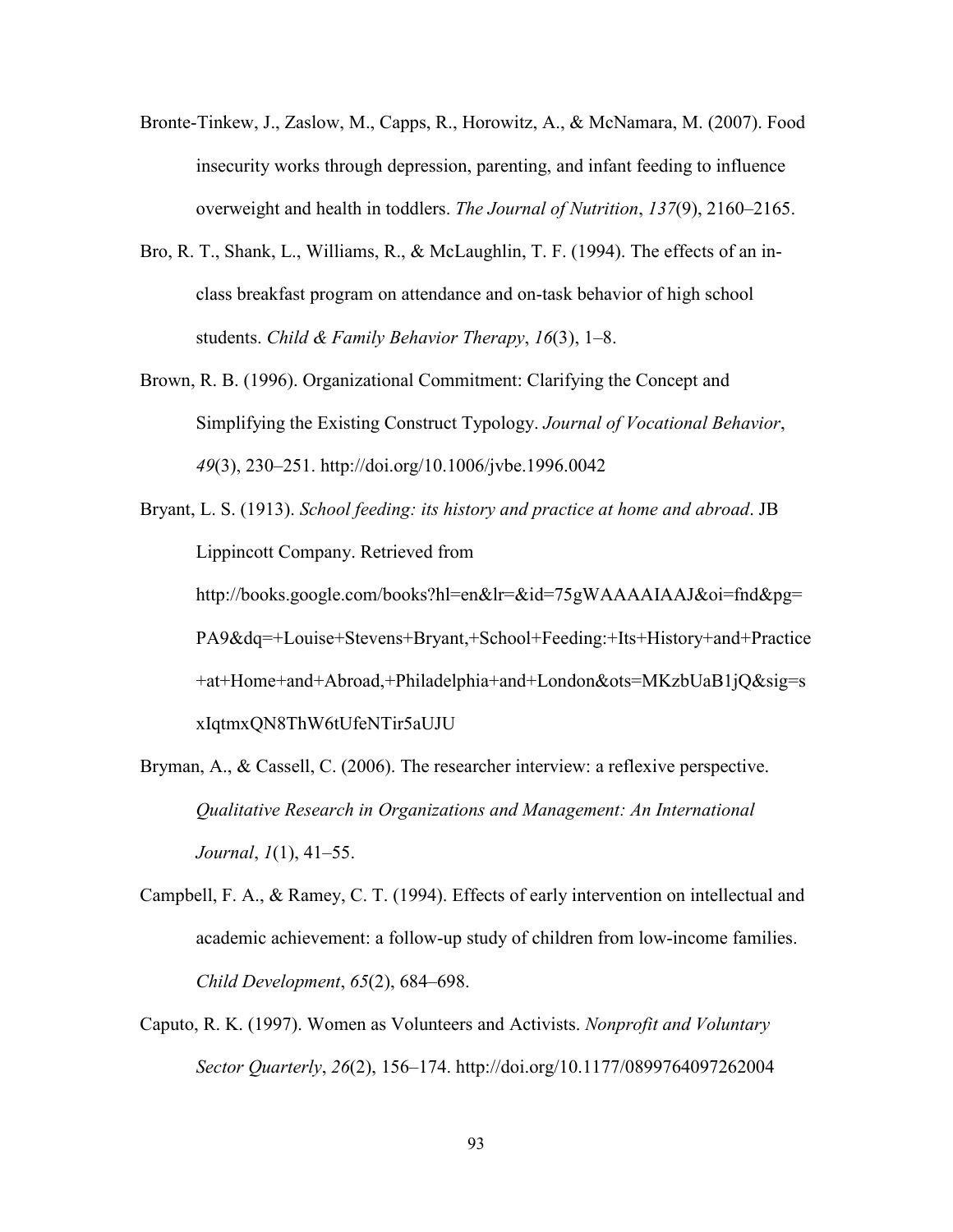Bronte-Tinkew, J., Zaslow, M., Capps, R., Horowitz, A., & McNamara, M. (2007). Food insecurity works through depression, parenting, and infant feeding to influence overweight and health in toddlers. *The Journal of Nutrition*, *137*(9), 2160–2165.

Bro, R. T., Shank, L., Williams, R., & McLaughlin, T. F. (1994). The effects of an in-class breakfast program on attendance and on-task behavior of high school students. *Child & Family Behavior Therapy*, *16*(3), 1–8.

Brown, R. B. (1996). Organizational Commitment: Clarifying the Concept and Simplifying the Existing Construct Typology. *Journal of Vocational Behavior*, *49*(3), 230–251. http://doi.org/10.1006/jvbe.1996.0042

Bryant, L. S. (1913). *School feeding: its history and practice at home and abroad*. JB Lippincott Company. Retrieved from http://books.google.com/books?hl=en&lr=&id=75gWAAAAIAAJ&oi=fnd&pg=PA9&dq=+Louise+Stevens+Bryant,+School+Feeding:+Its+History+and+Practice+at+Home+and+Abroad,+Philadelphia+and+London&ots=MKzbUaB1jQ&sig=sxIqtmxQN8ThW6tUfeNTir5aUJU

Bryman, A., & Cassell, C. (2006). The researcher interview: a reflexive perspective. *Qualitative Research in Organizations and Management: An International Journal*, *1*(1), 41–55.

Campbell, F. A., & Ramey, C. T. (1994). Effects of early intervention on intellectual and academic achievement: a follow-up study of children from low-income families. *Child Development*, *65*(2), 684–698.

Caputo, R. K. (1997). Women as Volunteers and Activists. *Nonprofit and Voluntary Sector Quarterly*, *26*(2), 156–174. http://doi.org/10.1177/0899764097262004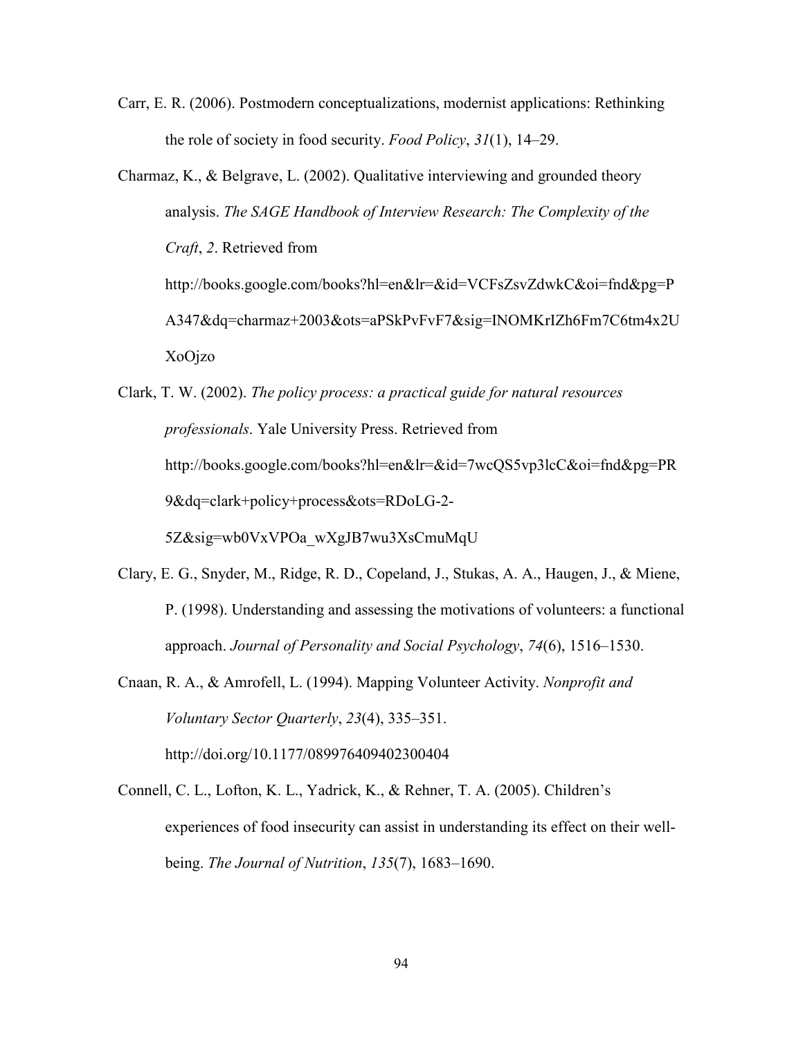Carr, E. R. (2006). Postmodern conceptualizations, modernist applications: Rethinking the role of society in food security. *Food Policy*, *31*(1), 14–29.

Charmaz, K., & Belgrave, L. (2002). Qualitative interviewing and grounded theory analysis. *The SAGE Handbook of Interview Research: The Complexity of the Craft*, *2*. Retrieved from http://books.google.com/books?hl=en&lr=&id=VCFsZsvZdwkC&oi=fnd&pg=PA347&dq=charmaz+2003&ots=aPSkPvFvF7&sig=INOMKrIZh6Fm7C6tm4x2UXoOjzo

Clark, T. W. (2002). *The policy process: a practical guide for natural resources professionals*. Yale University Press. Retrieved from http://books.google.com/books?hl=en&lr=&id=7wcQS5vp3lcC&oi=fnd&pg=PR9&dq=clark+policy+process&ots=RDoLG-2-5Z&sig=wb0VxVPOa_wXgJB7wu3XsCmuMqU

Clary, E. G., Snyder, M., Ridge, R. D., Copeland, J., Stukas, A. A., Haugen, J., & Miene, P. (1998). Understanding and assessing the motivations of volunteers: a functional approach. *Journal of Personality and Social Psychology*, *74*(6), 1516–1530.

Cnaan, R. A., & Amrofell, L. (1994). Mapping Volunteer Activity. *Nonprofit and Voluntary Sector Quarterly*, *23*(4), 335–351. http://doi.org/10.1177/089976409402300404

Connell, C. L., Lofton, K. L., Yadrick, K., & Rehner, T. A. (2005). Children's experiences of food insecurity can assist in understanding its effect on their well-being. *The Journal of Nutrition*, *135*(7), 1683–1690.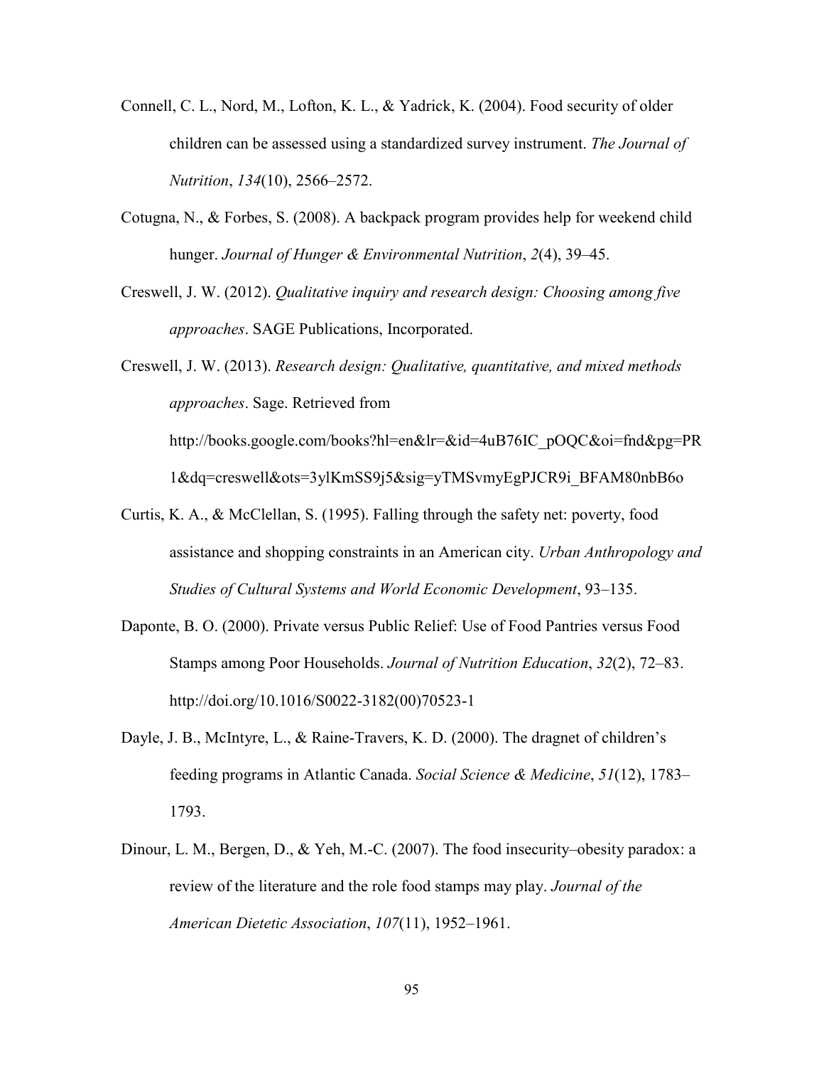Connell, C. L., Nord, M., Lofton, K. L., & Yadrick, K. (2004). Food security of older children can be assessed using a standardized survey instrument. *The Journal of Nutrition*, *134*(10), 2566–2572.

Cotugna, N., & Forbes, S. (2008). A backpack program provides help for weekend child hunger. *Journal of Hunger & Environmental Nutrition*, *2*(4), 39–45.

Creswell, J. W. (2012). *Qualitative inquiry and research design: Choosing among five approaches*. SAGE Publications, Incorporated.

Creswell, J. W. (2013). *Research design: Qualitative, quantitative, and mixed methods approaches*. Sage. Retrieved from http://books.google.com/books?hl=en&lr=&id=4uB76IC_pOQC&oi=fnd&pg=PR1&dq=creswell&ots=3ylKmSS9j5&sig=yTMSvmyEgPJCR9i_BFAM80nbB6o

Curtis, K. A., & McClellan, S. (1995). Falling through the safety net: poverty, food assistance and shopping constraints in an American city. *Urban Anthropology and Studies of Cultural Systems and World Economic Development*, 93–135.

Daponte, B. O. (2000). Private versus Public Relief: Use of Food Pantries versus Food Stamps among Poor Households. *Journal of Nutrition Education*, *32*(2), 72–83. http://doi.org/10.1016/S0022-3182(00)70523-1

Dayle, J. B., McIntyre, L., & Raine-Travers, K. D. (2000). The dragnet of children's feeding programs in Atlantic Canada. *Social Science & Medicine*, *51*(12), 1783–1793.

Dinour, L. M., Bergen, D., & Yeh, M.-C. (2007). The food insecurity–obesity paradox: a review of the literature and the role food stamps may play. *Journal of the American Dietetic Association*, *107*(11), 1952–1961.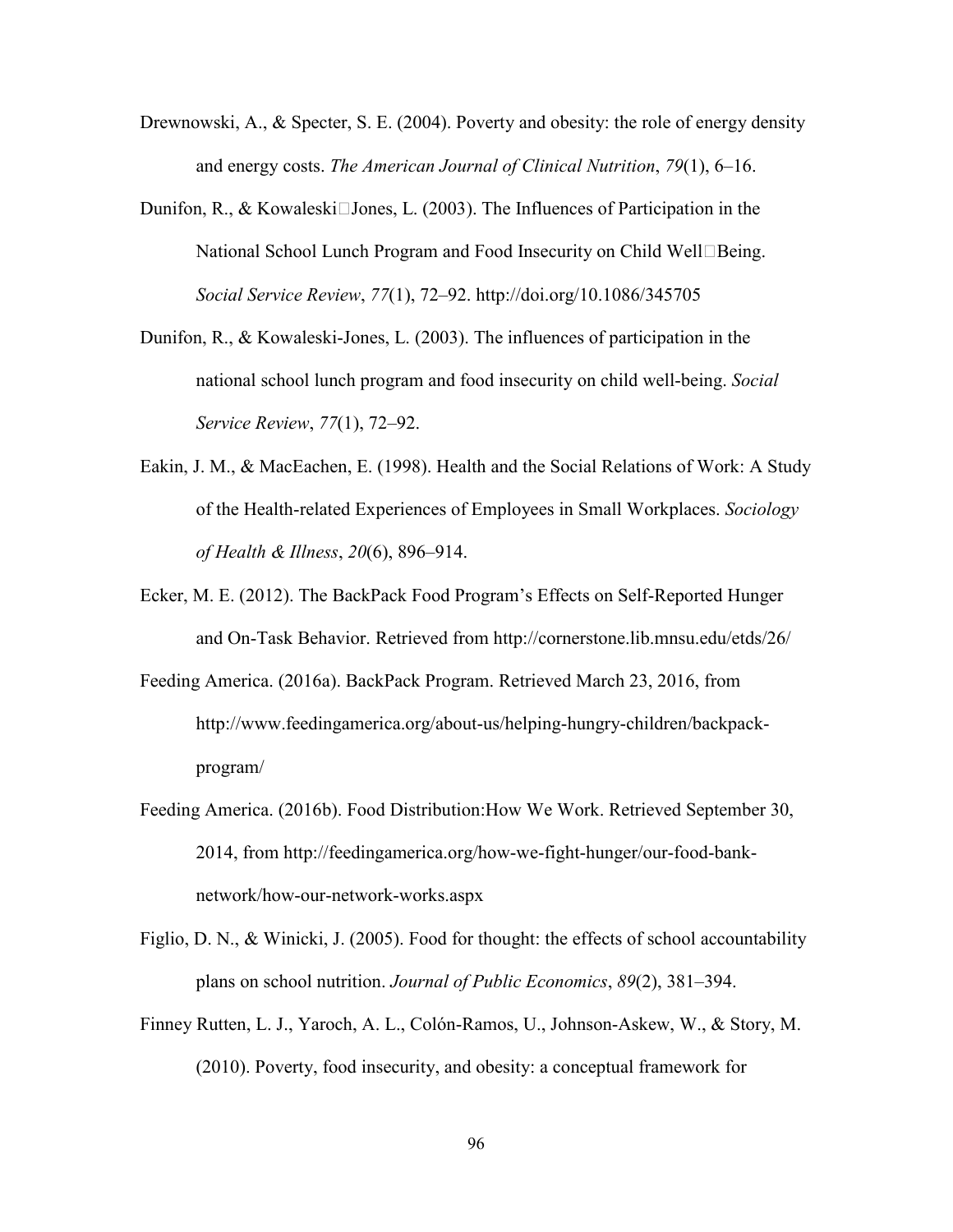Drewnowski, A., & Specter, S. E. (2004). Poverty and obesity: the role of energy density and energy costs. *The American Journal of Clinical Nutrition*, *79*(1), 6–16.

Dunifon, R., & Kowaleski□Jones, L. (2003). The Influences of Participation in the National School Lunch Program and Food Insecurity on Child Well□Being. *Social Service Review*, *77*(1), 72–92. http://doi.org/10.1086/345705

Dunifon, R., & Kowaleski-Jones, L. (2003). The influences of participation in the national school lunch program and food insecurity on child well-being. *Social Service Review*, *77*(1), 72–92.

Eakin, J. M., & MacEachen, E. (1998). Health and the Social Relations of Work: A Study of the Health-related Experiences of Employees in Small Workplaces. *Sociology of Health & Illness*, *20*(6), 896–914.

Ecker, M. E. (2012). The BackPack Food Program's Effects on Self-Reported Hunger and On-Task Behavior. Retrieved from http://cornerstone.lib.mnsu.edu/etds/26/

Feeding America. (2016a). BackPack Program. Retrieved March 23, 2016, from http://www.feedingamerica.org/about-us/helping-hungry-children/backpack-program/

Feeding America. (2016b). Food Distribution:How We Work. Retrieved September 30, 2014, from http://feedingamerica.org/how-we-fight-hunger/our-food-bank-network/how-our-network-works.aspx

Figlio, D. N., & Winicki, J. (2005). Food for thought: the effects of school accountability plans on school nutrition. *Journal of Public Economics*, *89*(2), 381–394.

Finney Rutten, L. J., Yaroch, A. L., Colón-Ramos, U., Johnson-Askew, W., & Story, M. (2010). Poverty, food insecurity, and obesity: a conceptual framework for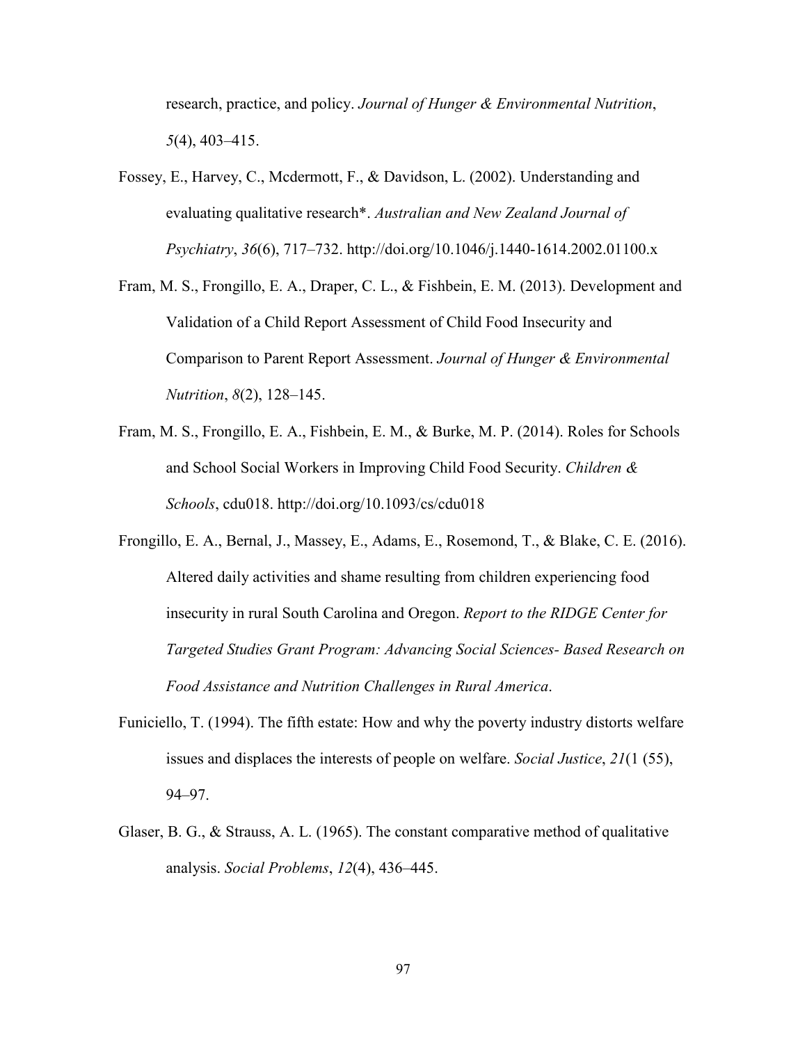research, practice, and policy. *Journal of Hunger & Environmental Nutrition*, *5*(4), 403–415.

Fossey, E., Harvey, C., Mcdermott, F., & Davidson, L. (2002). Understanding and evaluating qualitative research*. *Australian and New Zealand Journal of Psychiatry*, *36*(6), 717–732. http://doi.org/10.1046/j.1440-1614.2002.01100.x

Fram, M. S., Frongillo, E. A., Draper, C. L., & Fishbein, E. M. (2013). Development and Validation of a Child Report Assessment of Child Food Insecurity and Comparison to Parent Report Assessment. *Journal of Hunger & Environmental Nutrition*, *8*(2), 128–145.

Fram, M. S., Frongillo, E. A., Fishbein, E. M., & Burke, M. P. (2014). Roles for Schools and School Social Workers in Improving Child Food Security. *Children & Schools*, cdu018. http://doi.org/10.1093/cs/cdu018

Frongillo, E. A., Bernal, J., Massey, E., Adams, E., Rosemond, T., & Blake, C. E. (2016). Altered daily activities and shame resulting from children experiencing food insecurity in rural South Carolina and Oregon. *Report to the RIDGE Center for Targeted Studies Grant Program: Advancing Social Sciences- Based Research on Food Assistance and Nutrition Challenges in Rural America*.

Funiciello, T. (1994). The fifth estate: How and why the poverty industry distorts welfare issues and displaces the interests of people on welfare. *Social Justice*, *21*(1 (55), 94–97.

Glaser, B. G., & Strauss, A. L. (1965). The constant comparative method of qualitative analysis. *Social Problems*, *12*(4), 436–445.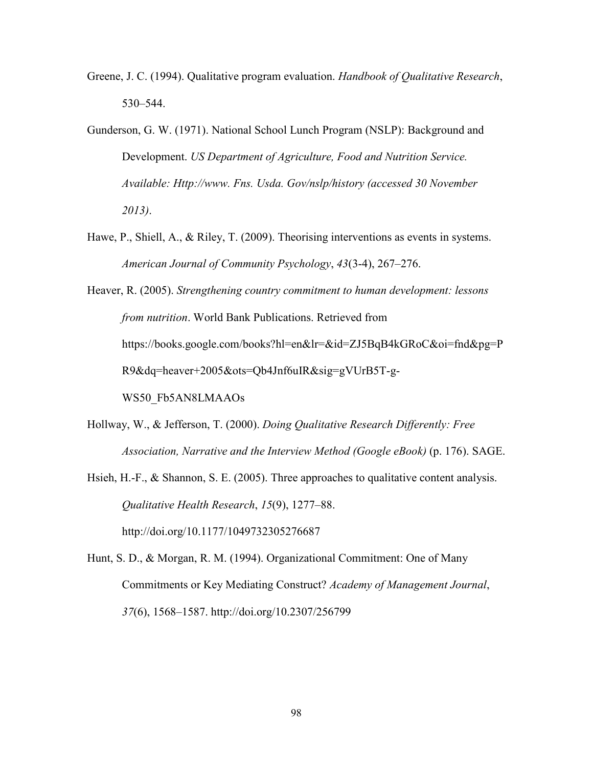Greene, J. C. (1994). Qualitative program evaluation. *Handbook of Qualitative Research*, 530–544.

Gunderson, G. W. (1971). National School Lunch Program (NSLP): Background and Development. *US Department of Agriculture, Food and Nutrition Service. Available: Http://www. Fns. Usda. Gov/nslp/history (accessed 30 November 2013)*.

Hawe, P., Shiell, A., & Riley, T. (2009). Theorising interventions as events in systems. *American Journal of Community Psychology*, *43*(3-4), 267–276.

Heaver, R. (2005). *Strengthening country commitment to human development: lessons from nutrition*. World Bank Publications. Retrieved from https://books.google.com/books?hl=en&lr=&id=ZJ5BqB4kGRoC&oi=fnd&pg=PR9&dq=heaver+2005&ots=Qb4Jnf6uIR&sig=gVUrB5T-g-WS50_Fb5AN8LMAAOs

Hollway, W., & Jefferson, T. (2000). *Doing Qualitative Research Differently: Free Association, Narrative and the Interview Method (Google eBook)* (p. 176). SAGE.

Hsieh, H.-F., & Shannon, S. E. (2005). Three approaches to qualitative content analysis. *Qualitative Health Research*, *15*(9), 1277–88. http://doi.org/10.1177/1049732305276687

Hunt, S. D., & Morgan, R. M. (1994). Organizational Commitment: One of Many Commitments or Key Mediating Construct? *Academy of Management Journal*, *37*(6), 1568–1587. http://doi.org/10.2307/256799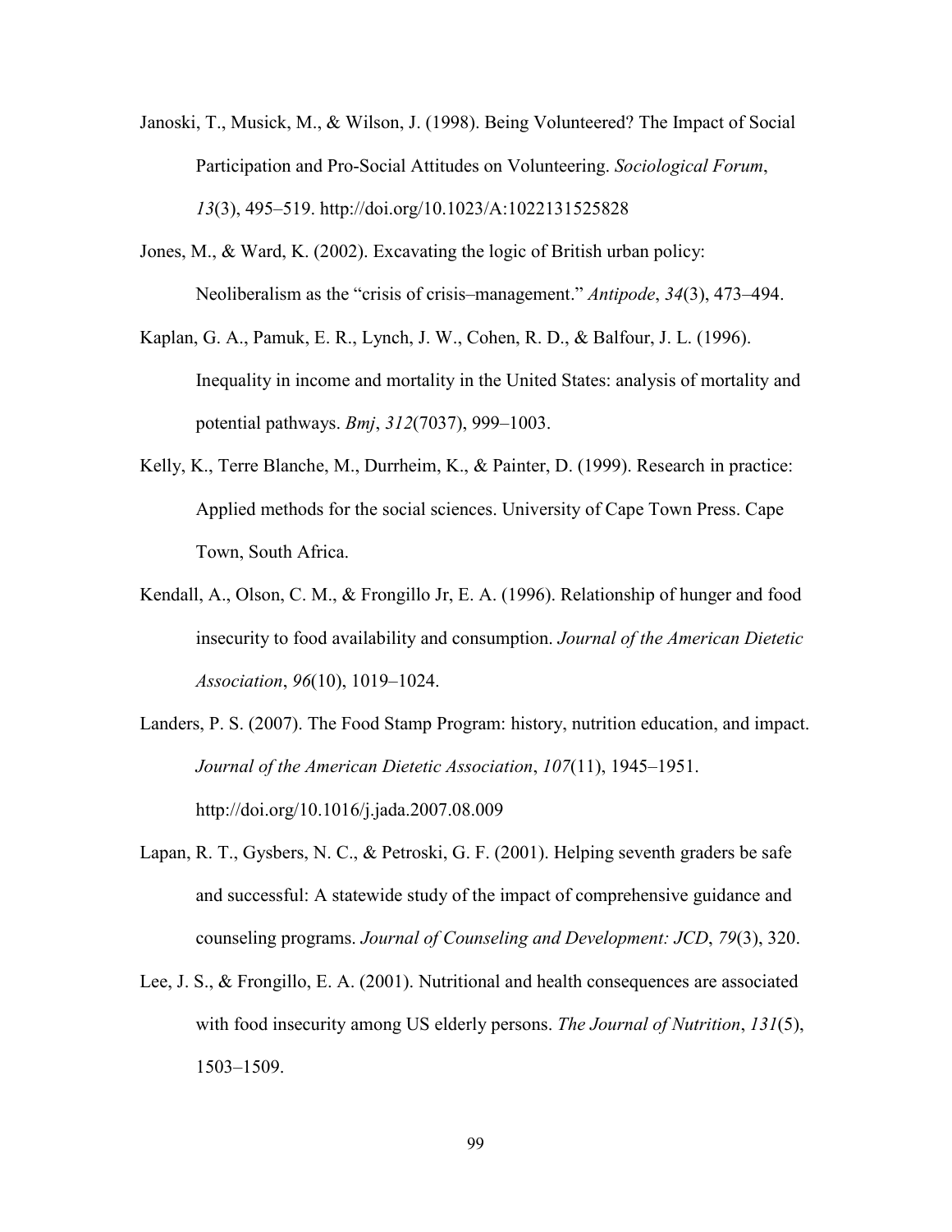Janoski, T., Musick, M., & Wilson, J. (1998). Being Volunteered? The Impact of Social Participation and Pro-Social Attitudes on Volunteering. *Sociological Forum*, *13*(3), 495–519. http://doi.org/10.1023/A:1022131525828

Jones, M., & Ward, K. (2002). Excavating the logic of British urban policy: Neoliberalism as the "crisis of crisis–management." *Antipode*, *34*(3), 473–494.

Kaplan, G. A., Pamuk, E. R., Lynch, J. W., Cohen, R. D., & Balfour, J. L. (1996). Inequality in income and mortality in the United States: analysis of mortality and potential pathways. *Bmj*, *312*(7037), 999–1003.

Kelly, K., Terre Blanche, M., Durrheim, K., & Painter, D. (1999). Research in practice: Applied methods for the social sciences. University of Cape Town Press. Cape Town, South Africa.

Kendall, A., Olson, C. M., & Frongillo Jr, E. A. (1996). Relationship of hunger and food insecurity to food availability and consumption. *Journal of the American Dietetic Association*, *96*(10), 1019–1024.

Landers, P. S. (2007). The Food Stamp Program: history, nutrition education, and impact. *Journal of the American Dietetic Association*, *107*(11), 1945–1951. http://doi.org/10.1016/j.jada.2007.08.009

Lapan, R. T., Gysbers, N. C., & Petroski, G. F. (2001). Helping seventh graders be safe and successful: A statewide study of the impact of comprehensive guidance and counseling programs. *Journal of Counseling and Development: JCD*, *79*(3), 320.

Lee, J. S., & Frongillo, E. A. (2001). Nutritional and health consequences are associated with food insecurity among US elderly persons. *The Journal of Nutrition*, *131*(5), 1503–1509.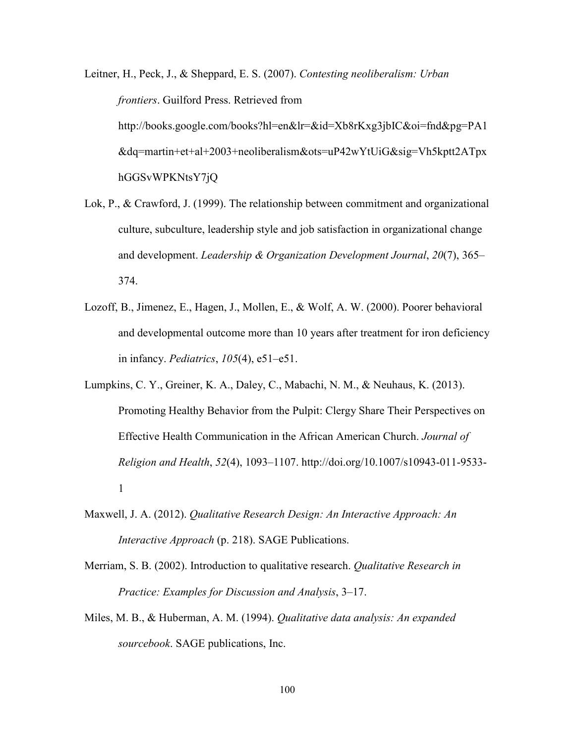Leitner, H., Peck, J., & Sheppard, E. S. (2007). *Contesting neoliberalism: Urban frontiers*. Guilford Press. Retrieved from http://books.google.com/books?hl=en&lr=&id=Xb8rKxg3jbIC&oi=fnd&pg=PA1&dq=martin+et+al+2003+neoliberalism&ots=uP42wYtUiG&sig=Vh5kptt2ATpxhGGSvWPKNtsY7jQ

Lok, P., & Crawford, J. (1999). The relationship between commitment and organizational culture, subculture, leadership style and job satisfaction in organizational change and development. *Leadership & Organization Development Journal*, *20*(7), 365–374.

Lozoff, B., Jimenez, E., Hagen, J., Mollen, E., & Wolf, A. W. (2000). Poorer behavioral and developmental outcome more than 10 years after treatment for iron deficiency in infancy. *Pediatrics*, *105*(4), e51–e51.

Lumpkins, C. Y., Greiner, K. A., Daley, C., Mabachi, N. M., & Neuhaus, K. (2013). Promoting Healthy Behavior from the Pulpit: Clergy Share Their Perspectives on Effective Health Communication in the African American Church. *Journal of Religion and Health*, *52*(4), 1093–1107. http://doi.org/10.1007/s10943-011-9533-1

Maxwell, J. A. (2012). *Qualitative Research Design: An Interactive Approach: An Interactive Approach* (p. 218). SAGE Publications.

Merriam, S. B. (2002). Introduction to qualitative research. *Qualitative Research in Practice: Examples for Discussion and Analysis*, 3–17.

Miles, M. B., & Huberman, A. M. (1994). *Qualitative data analysis: An expanded sourcebook*. SAGE publications, Inc.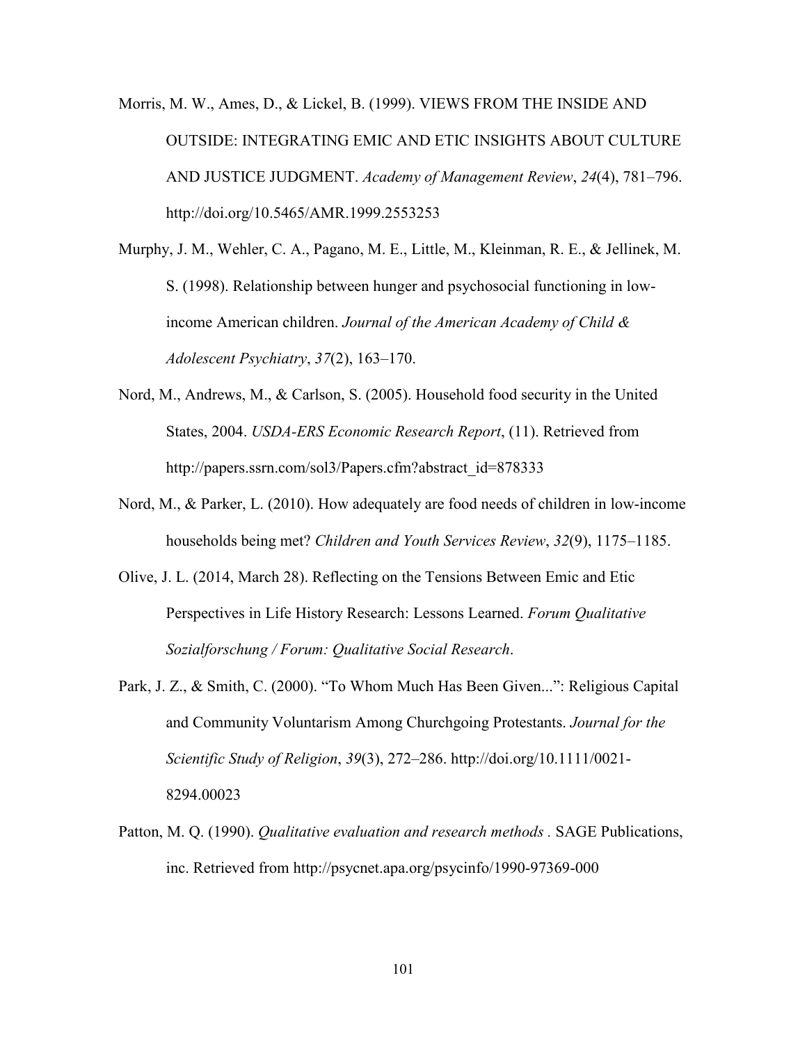Morris, M. W., Ames, D., & Lickel, B. (1999). VIEWS FROM THE INSIDE AND OUTSIDE: INTEGRATING EMIC AND ETIC INSIGHTS ABOUT CULTURE AND JUSTICE JUDGMENT. *Academy of Management Review*, *24*(4), 781–796. http://doi.org/10.5465/AMR.1999.2553253

Murphy, J. M., Wehler, C. A., Pagano, M. E., Little, M., Kleinman, R. E., & Jellinek, M. S. (1998). Relationship between hunger and psychosocial functioning in low-income American children. *Journal of the American Academy of Child & Adolescent Psychiatry*, *37*(2), 163–170.

Nord, M., Andrews, M., & Carlson, S. (2005). Household food security in the United States, 2004. *USDA-ERS Economic Research Report*, (11). Retrieved from http://papers.ssrn.com/sol3/Papers.cfm?abstract_id=878333

Nord, M., & Parker, L. (2010). How adequately are food needs of children in low-income households being met? *Children and Youth Services Review*, *32*(9), 1175–1185.

Olive, J. L. (2014, March 28). Reflecting on the Tensions Between Emic and Etic Perspectives in Life History Research: Lessons Learned. *Forum Qualitative Sozialforschung / Forum: Qualitative Social Research*.

Park, J. Z., & Smith, C. (2000). "To Whom Much Has Been Given...": Religious Capital and Community Voluntarism Among Churchgoing Protestants. *Journal for the Scientific Study of Religion*, *39*(3), 272–286. http://doi.org/10.1111/0021-8294.00023

Patton, M. Q. (1990). *Qualitative evaluation and research methods* . SAGE Publications, inc. Retrieved from http://psycnet.apa.org/psycinfo/1990-97369-000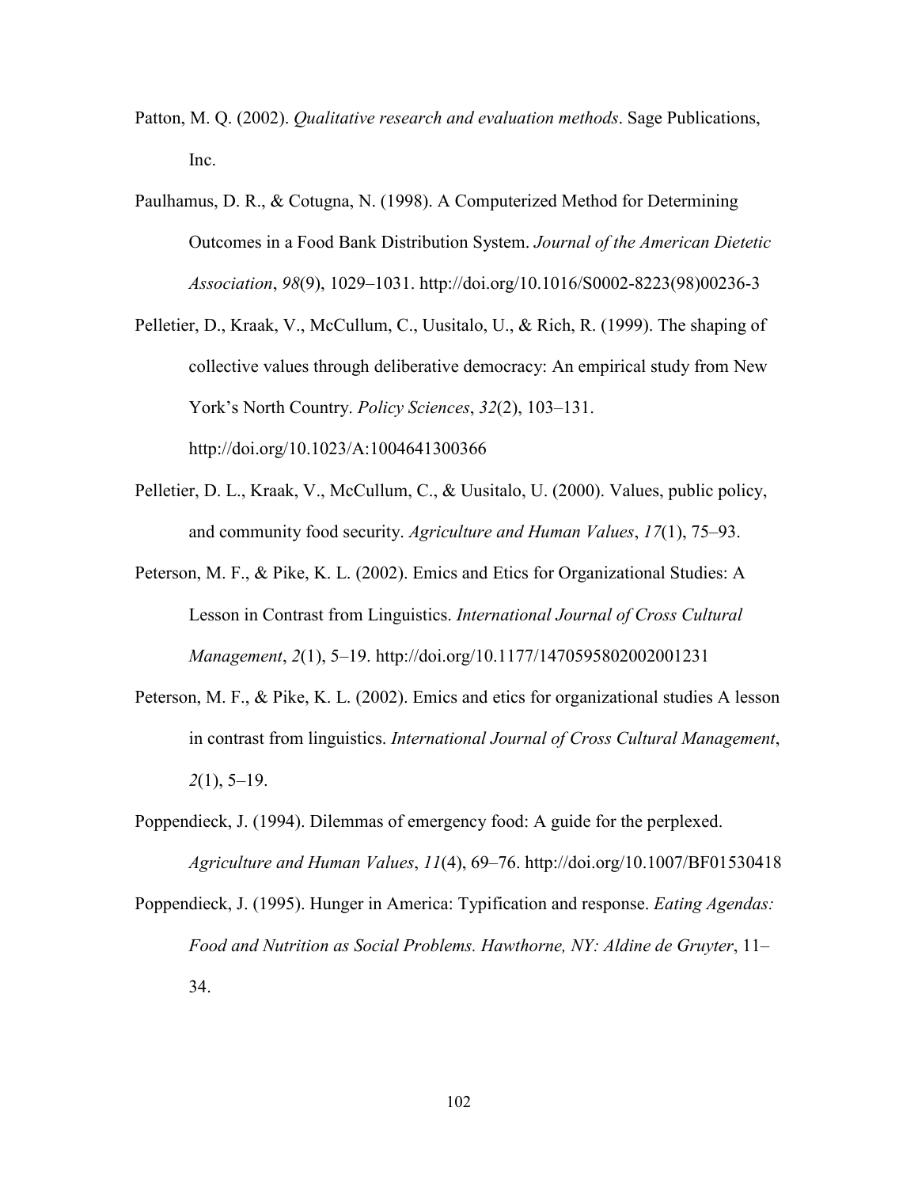Patton, M. Q. (2002). *Qualitative research and evaluation methods*. Sage Publications, Inc.

Paulhamus, D. R., & Cotugna, N. (1998). A Computerized Method for Determining Outcomes in a Food Bank Distribution System. *Journal of the American Dietetic Association*, *98*(9), 1029–1031. http://doi.org/10.1016/S0002-8223(98)00236-3

Pelletier, D., Kraak, V., McCullum, C., Uusitalo, U., & Rich, R. (1999). The shaping of collective values through deliberative democracy: An empirical study from New York's North Country. *Policy Sciences*, *32*(2), 103–131. http://doi.org/10.1023/A:1004641300366

Pelletier, D. L., Kraak, V., McCullum, C., & Uusitalo, U. (2000). Values, public policy, and community food security. *Agriculture and Human Values*, *17*(1), 75–93.

Peterson, M. F., & Pike, K. L. (2002). Emics and Etics for Organizational Studies: A Lesson in Contrast from Linguistics. *International Journal of Cross Cultural Management*, *2*(1), 5–19. http://doi.org/10.1177/1470595802002001231

Peterson, M. F., & Pike, K. L. (2002). Emics and etics for organizational studies A lesson in contrast from linguistics. *International Journal of Cross Cultural Management*, *2*(1), 5–19.

Poppendieck, J. (1994). Dilemmas of emergency food: A guide for the perplexed. *Agriculture and Human Values*, *11*(4), 69–76. http://doi.org/10.1007/BF01530418

Poppendieck, J. (1995). Hunger in America: Typification and response. *Eating Agendas: Food and Nutrition as Social Problems. Hawthorne, NY: Aldine de Gruyter*, 11–34.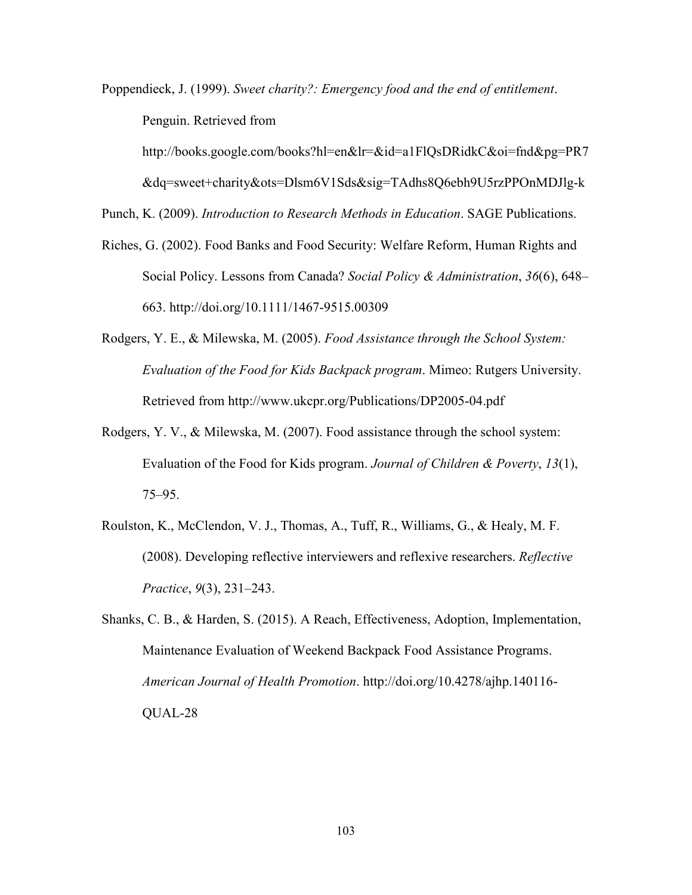Poppendieck, J. (1999). *Sweet charity?: Emergency food and the end of entitlement*. Penguin. Retrieved from http://books.google.com/books?hl=en&lr=&id=a1FlQsDRidkC&oi=fnd&pg=PR7&dq=sweet+charity&ots=Dlsm6V1Sds&sig=TAdhs8Q6ebh9U5rzPPOnMDJlg-k

Punch, K. (2009). *Introduction to Research Methods in Education*. SAGE Publications.

Riches, G. (2002). Food Banks and Food Security: Welfare Reform, Human Rights and Social Policy. Lessons from Canada? *Social Policy & Administration*, *36*(6), 648–663. http://doi.org/10.1111/1467-9515.00309

Rodgers, Y. E., & Milewska, M. (2005). *Food Assistance through the School System: Evaluation of the Food for Kids Backpack program*. Mimeo: Rutgers University. Retrieved from http://www.ukcpr.org/Publications/DP2005-04.pdf

Rodgers, Y. V., & Milewska, M. (2007). Food assistance through the school system: Evaluation of the Food for Kids program. *Journal of Children & Poverty*, *13*(1), 75–95.

Roulston, K., McClendon, V. J., Thomas, A., Tuff, R., Williams, G., & Healy, M. F. (2008). Developing reflective interviewers and reflexive researchers. *Reflective Practice*, *9*(3), 231–243.

Shanks, C. B., & Harden, S. (2015). A Reach, Effectiveness, Adoption, Implementation, Maintenance Evaluation of Weekend Backpack Food Assistance Programs. *American Journal of Health Promotion*. http://doi.org/10.4278/ajhp.140116-QUAL-28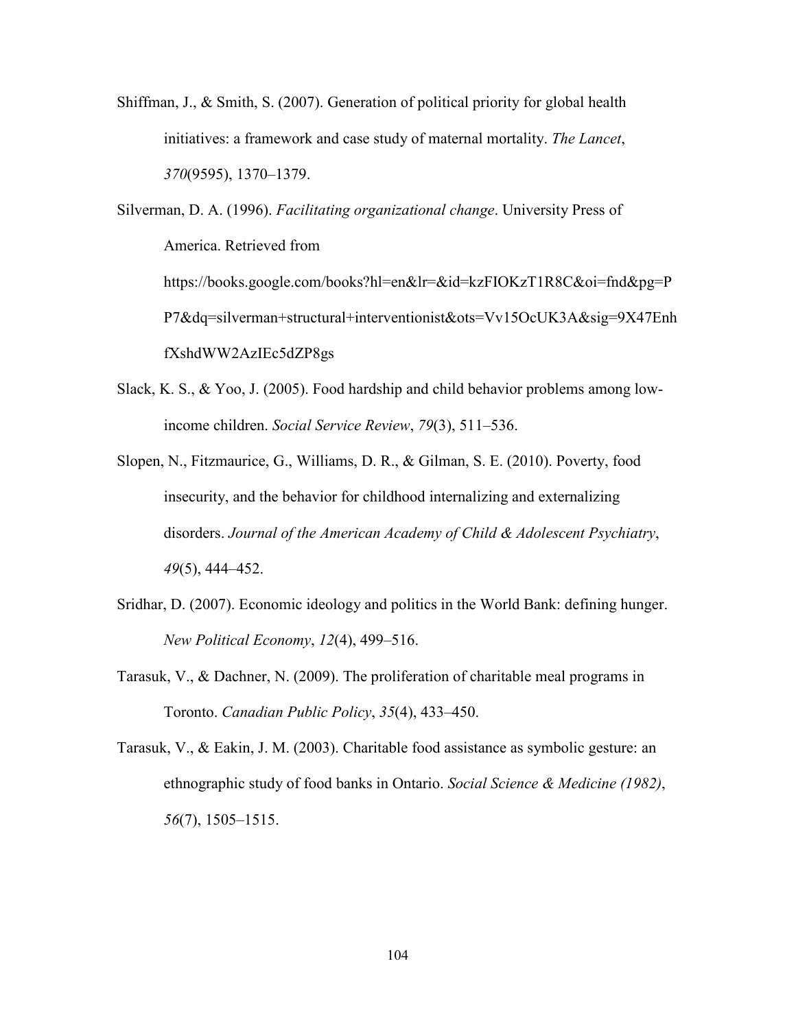Shiffman, J., & Smith, S. (2007). Generation of political priority for global health initiatives: a framework and case study of maternal mortality. *The Lancet*, *370*(9595), 1370–1379.

Silverman, D. A. (1996). *Facilitating organizational change*. University Press of America. Retrieved from https://books.google.com/books?hl=en&lr=&id=kzFIOKzT1R8C&oi=fnd&pg=PP7&dq=silverman+structural+interventionist&ots=Vv15OcUK3A&sig=9X47EnhfXshdWW2AzIEc5dZP8gs

Slack, K. S., & Yoo, J. (2005). Food hardship and child behavior problems among low-income children. *Social Service Review*, *79*(3), 511–536.

Slopen, N., Fitzmaurice, G., Williams, D. R., & Gilman, S. E. (2010). Poverty, food insecurity, and the behavior for childhood internalizing and externalizing disorders. *Journal of the American Academy of Child & Adolescent Psychiatry*, *49*(5), 444–452.

Sridhar, D. (2007). Economic ideology and politics in the World Bank: defining hunger. *New Political Economy*, *12*(4), 499–516.

Tarasuk, V., & Dachner, N. (2009). The proliferation of charitable meal programs in Toronto. *Canadian Public Policy*, *35*(4), 433–450.

Tarasuk, V., & Eakin, J. M. (2003). Charitable food assistance as symbolic gesture: an ethnographic study of food banks in Ontario. *Social Science & Medicine (1982)*, *56*(7), 1505–1515.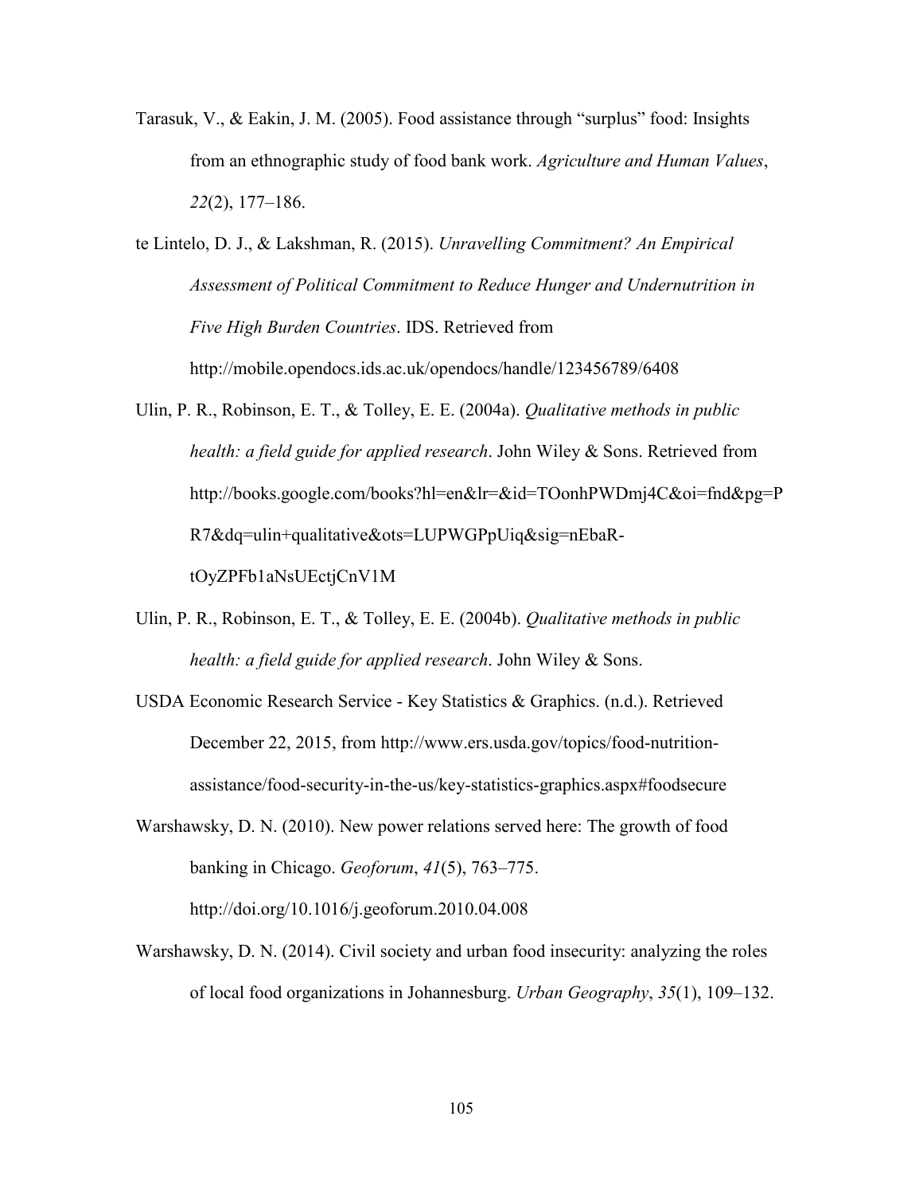Tarasuk, V., & Eakin, J. M. (2005). Food assistance through "surplus" food: Insights from an ethnographic study of food bank work. *Agriculture and Human Values*, *22*(2), 177–186.

te Lintelo, D. J., & Lakshman, R. (2015). *Unravelling Commitment? An Empirical Assessment of Political Commitment to Reduce Hunger and Undernutrition in Five High Burden Countries*. IDS. Retrieved from http://mobile.opendocs.ids.ac.uk/opendocs/handle/123456789/6408

Ulin, P. R., Robinson, E. T., & Tolley, E. E. (2004a). *Qualitative methods in public health: a field guide for applied research*. John Wiley & Sons. Retrieved from http://books.google.com/books?hl=en&lr=&id=TOonhPWDmj4C&oi=fnd&pg=PR7&dq=ulin+qualitative&ots=LUPWGPpUiq&sig=nEbaR-tOyZPFb1aNsUEctjCnV1M

Ulin, P. R., Robinson, E. T., & Tolley, E. E. (2004b). *Qualitative methods in public health: a field guide for applied research*. John Wiley & Sons.

USDA Economic Research Service - Key Statistics & Graphics. (n.d.). Retrieved December 22, 2015, from http://www.ers.usda.gov/topics/food-nutrition-assistance/food-security-in-the-us/key-statistics-graphics.aspx#foodsecure

Warshawsky, D. N. (2010). New power relations served here: The growth of food banking in Chicago. *Geoforum*, *41*(5), 763–775. http://doi.org/10.1016/j.geoforum.2010.04.008

Warshawsky, D. N. (2014). Civil society and urban food insecurity: analyzing the roles of local food organizations in Johannesburg. *Urban Geography*, *35*(1), 109–132.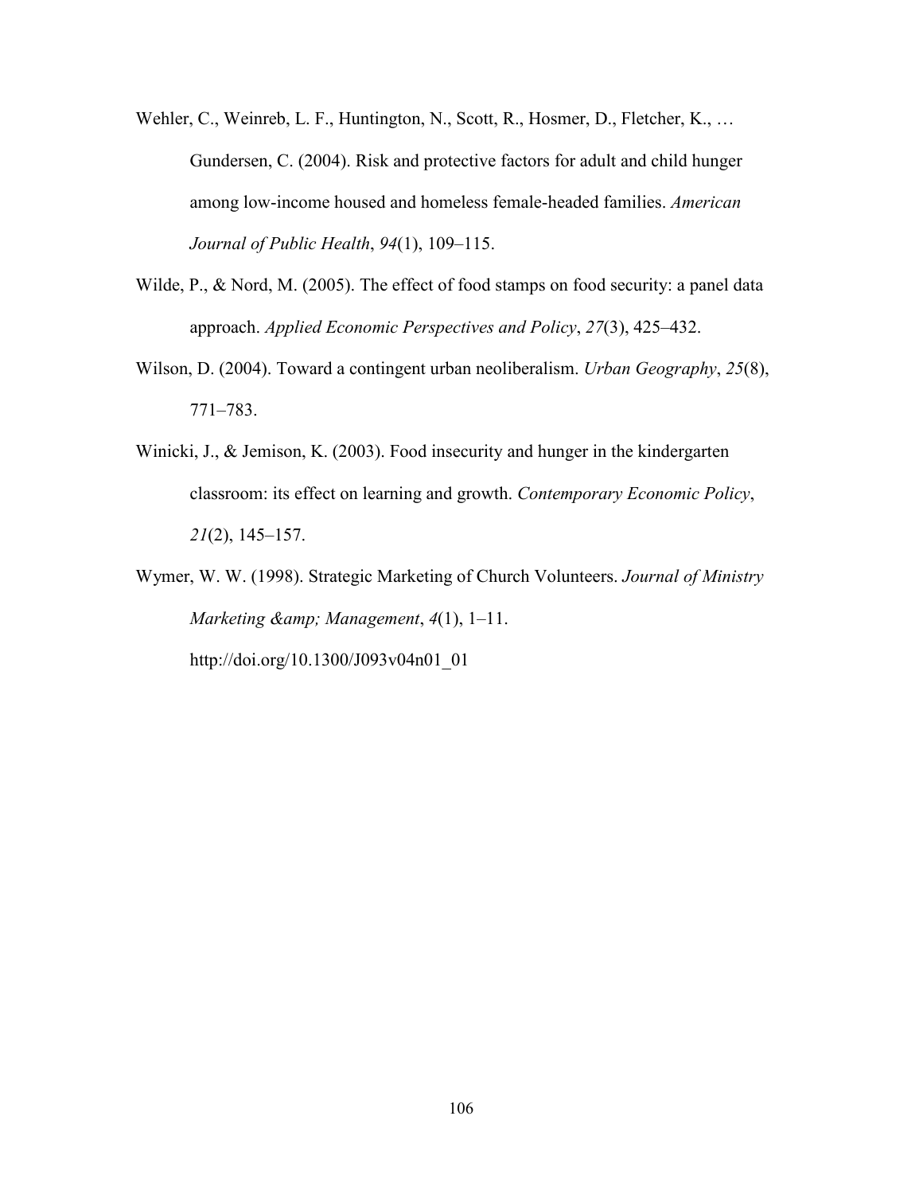Wehler, C., Weinreb, L. F., Huntington, N., Scott, R., Hosmer, D., Fletcher, K., … Gundersen, C. (2004). Risk and protective factors for adult and child hunger among low-income housed and homeless female-headed families. *American Journal of Public Health*, *94*(1), 109–115.

Wilde, P., & Nord, M. (2005). The effect of food stamps on food security: a panel data approach. *Applied Economic Perspectives and Policy*, *27*(3), 425–432.

Wilson, D. (2004). Toward a contingent urban neoliberalism. *Urban Geography*, *25*(8), 771–783.

Winicki, J., & Jemison, K. (2003). Food insecurity and hunger in the kindergarten classroom: its effect on learning and growth. *Contemporary Economic Policy*, *21*(2), 145–157.

Wymer, W. W. (1998). Strategic Marketing of Church Volunteers. *Journal of Ministry Marketing &amp; Management*, *4*(1), 1–11. http://doi.org/10.1300/J093v04n01_01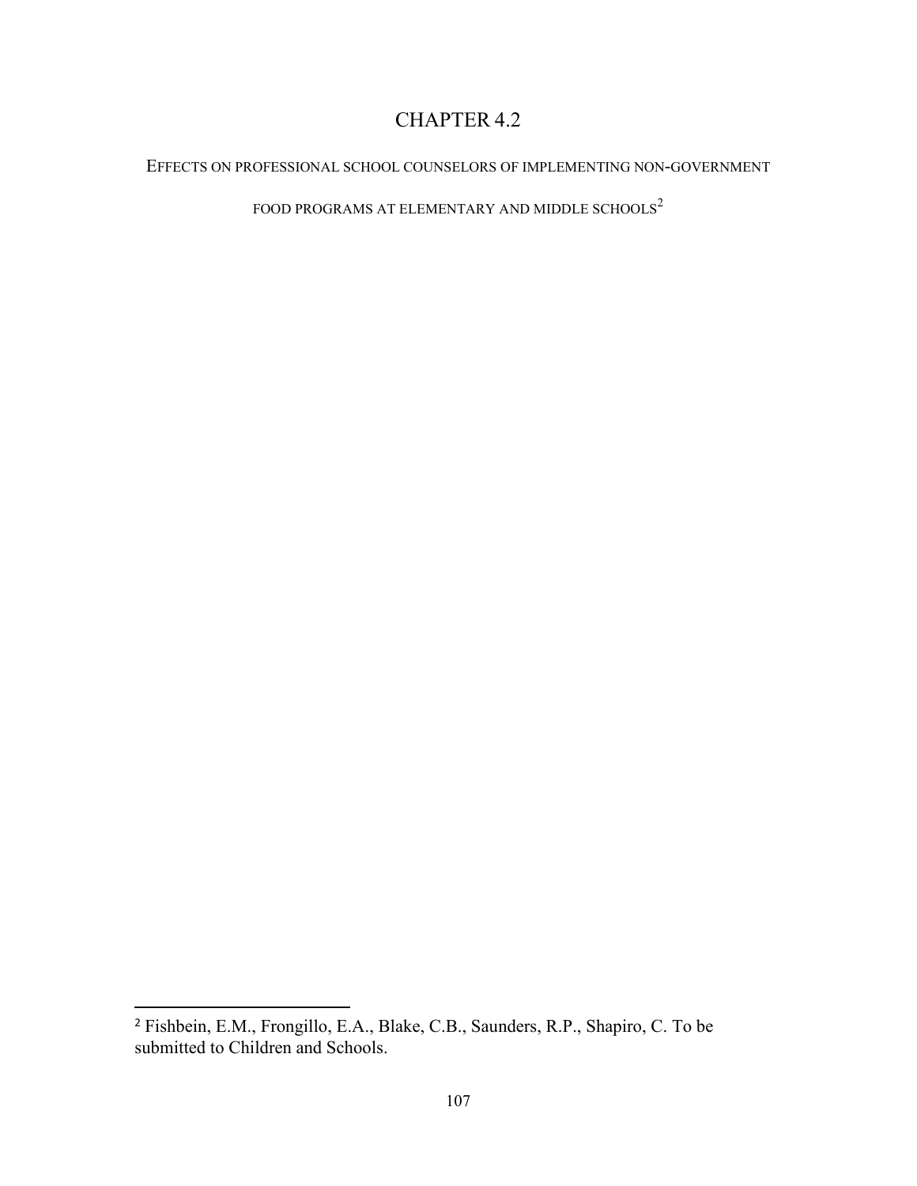# CHAPTER 4.2

## EFFECTS ON PROFESSIONAL SCHOOL COUNSELORS OF IMPLEMENTING NON-GOVERNMENT FOOD PROGRAMS AT ELEMENTARY AND MIDDLE SCHOOLS[2]

---

[2] Fishbein, E.M., Frongillo, E.A., Blake, C.B., Saunders, R.P., Shapiro, C. To be submitted to Children and Schools.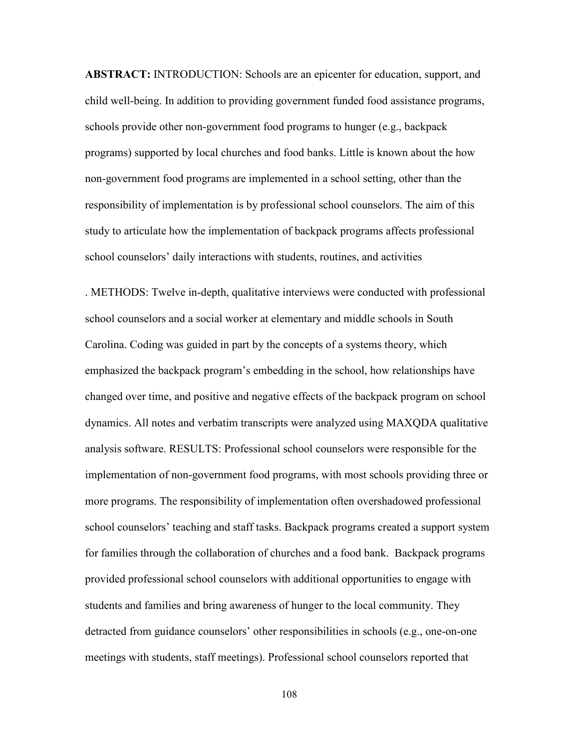**ABSTRACT:** INTRODUCTION: Schools are an epicenter for education, support, and child well-being. In addition to providing government funded food assistance programs, schools provide other non-government food programs to hunger (e.g., backpack programs) supported by local churches and food banks. Little is known about the how non-government food programs are implemented in a school setting, other than the responsibility of implementation is by professional school counselors. The aim of this study to articulate how the implementation of backpack programs affects professional school counselors' daily interactions with students, routines, and activities

. METHODS: Twelve in-depth, qualitative interviews were conducted with professional school counselors and a social worker at elementary and middle schools in South Carolina. Coding was guided in part by the concepts of a systems theory, which emphasized the backpack program's embedding in the school, how relationships have changed over time, and positive and negative effects of the backpack program on school dynamics. All notes and verbatim transcripts were analyzed using MAXQDA qualitative analysis software. RESULTS: Professional school counselors were responsible for the implementation of non-government food programs, with most schools providing three or more programs. The responsibility of implementation often overshadowed professional school counselors' teaching and staff tasks. Backpack programs created a support system for families through the collaboration of churches and a food bank. Backpack programs provided professional school counselors with additional opportunities to engage with students and families and bring awareness of hunger to the local community. They detracted from guidance counselors' other responsibilities in schools (e.g., one-on-one meetings with students, staff meetings). Professional school counselors reported that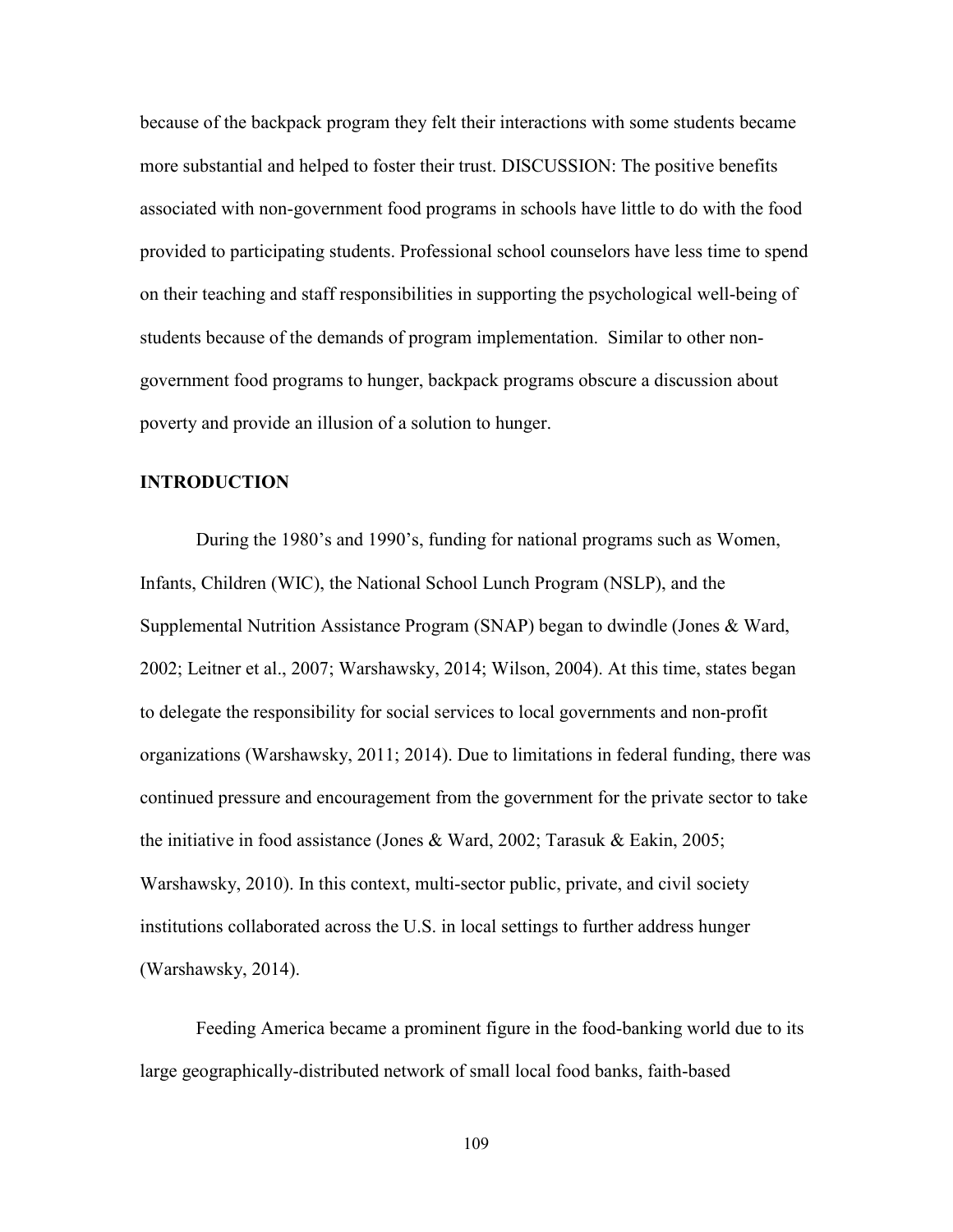because of the backpack program they felt their interactions with some students became more substantial and helped to foster their trust. DISCUSSION: The positive benefits associated with non-government food programs in schools have little to do with the food provided to participating students. Professional school counselors have less time to spend on their teaching and staff responsibilities in supporting the psychological well-being of students because of the demands of program implementation. Similar to other non-government food programs to hunger, backpack programs obscure a discussion about poverty and provide an illusion of a solution to hunger.

**INTRODUCTION**

During the 1980's and 1990's, funding for national programs such as Women, Infants, Children (WIC), the National School Lunch Program (NSLP), and the Supplemental Nutrition Assistance Program (SNAP) began to dwindle (Jones & Ward, 2002; Leitner et al., 2007; Warshawsky, 2014; Wilson, 2004). At this time, states began to delegate the responsibility for social services to local governments and non-profit organizations (Warshawsky, 2011; 2014). Due to limitations in federal funding, there was continued pressure and encouragement from the government for the private sector to take the initiative in food assistance (Jones & Ward, 2002; Tarasuk & Eakin, 2005; Warshawsky, 2010). In this context, multi-sector public, private, and civil society institutions collaborated across the U.S. in local settings to further address hunger (Warshawsky, 2014).

Feeding America became a prominent figure in the food-banking world due to its large geographically-distributed network of small local food banks, faith-based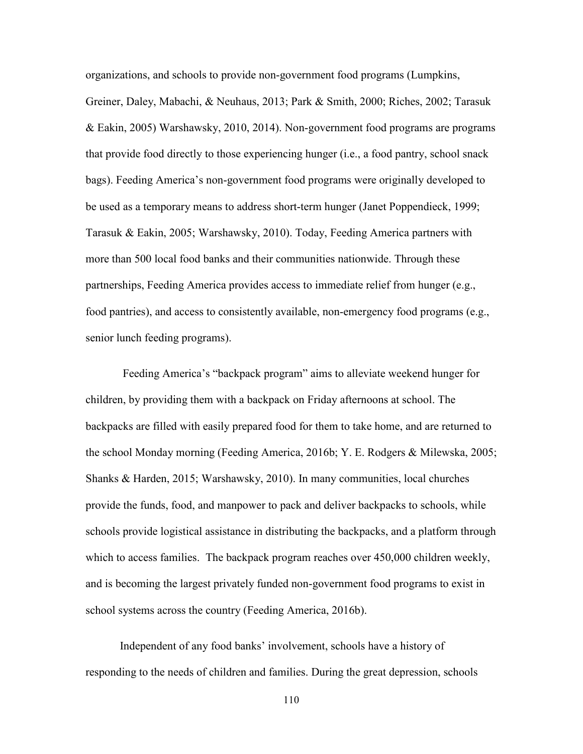organizations, and schools to provide non-government food programs (Lumpkins, Greiner, Daley, Mabachi, & Neuhaus, 2013; Park & Smith, 2000; Riches, 2002; Tarasuk & Eakin, 2005) Warshawsky, 2010, 2014). Non-government food programs are programs that provide food directly to those experiencing hunger (i.e., a food pantry, school snack bags). Feeding America's non-government food programs were originally developed to be used as a temporary means to address short-term hunger (Janet Poppendieck, 1999; Tarasuk & Eakin, 2005; Warshawsky, 2010). Today, Feeding America partners with more than 500 local food banks and their communities nationwide. Through these partnerships, Feeding America provides access to immediate relief from hunger (e.g., food pantries), and access to consistently available, non-emergency food programs (e.g., senior lunch feeding programs).

Feeding America's "backpack program" aims to alleviate weekend hunger for children, by providing them with a backpack on Friday afternoons at school. The backpacks are filled with easily prepared food for them to take home, and are returned to the school Monday morning (Feeding America, 2016b; Y. E. Rodgers & Milewska, 2005; Shanks & Harden, 2015; Warshawsky, 2010). In many communities, local churches provide the funds, food, and manpower to pack and deliver backpacks to schools, while schools provide logistical assistance in distributing the backpacks, and a platform through which to access families. The backpack program reaches over 450,000 children weekly, and is becoming the largest privately funded non-government food programs to exist in school systems across the country (Feeding America, 2016b).

Independent of any food banks' involvement, schools have a history of responding to the needs of children and families. During the great depression, schools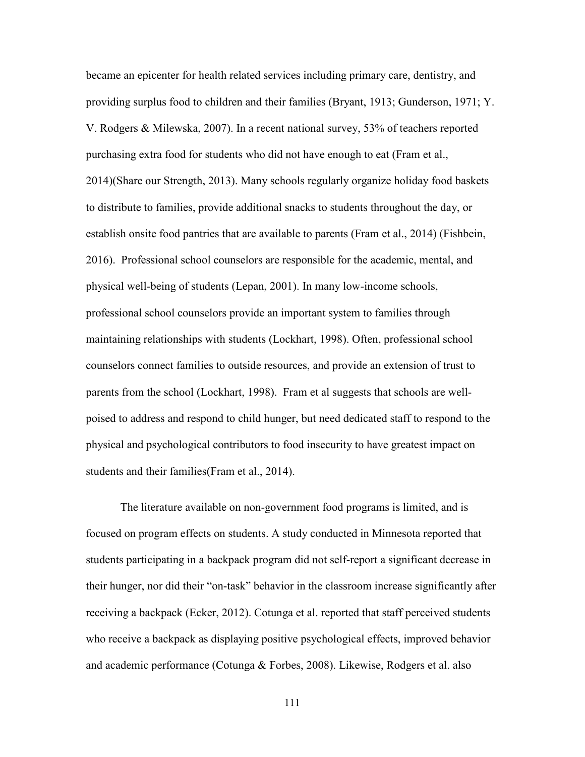became an epicenter for health related services including primary care, dentistry, and providing surplus food to children and their families (Bryant, 1913; Gunderson, 1971; Y. V. Rodgers & Milewska, 2007). In a recent national survey, 53% of teachers reported purchasing extra food for students who did not have enough to eat (Fram et al., 2014)(Share our Strength, 2013). Many schools regularly organize holiday food baskets to distribute to families, provide additional snacks to students throughout the day, or establish onsite food pantries that are available to parents (Fram et al., 2014) (Fishbein, 2016). Professional school counselors are responsible for the academic, mental, and physical well-being of students (Lepan, 2001). In many low-income schools, professional school counselors provide an important system to families through maintaining relationships with students (Lockhart, 1998). Often, professional school counselors connect families to outside resources, and provide an extension of trust to parents from the school (Lockhart, 1998). Fram et al suggests that schools are well-poised to address and respond to child hunger, but need dedicated staff to respond to the physical and psychological contributors to food insecurity to have greatest impact on students and their families(Fram et al., 2014).

The literature available on non-government food programs is limited, and is focused on program effects on students. A study conducted in Minnesota reported that students participating in a backpack program did not self-report a significant decrease in their hunger, nor did their "on-task" behavior in the classroom increase significantly after receiving a backpack (Ecker, 2012). Cotunga et al. reported that staff perceived students who receive a backpack as displaying positive psychological effects, improved behavior and academic performance (Cotunga & Forbes, 2008). Likewise, Rodgers et al. also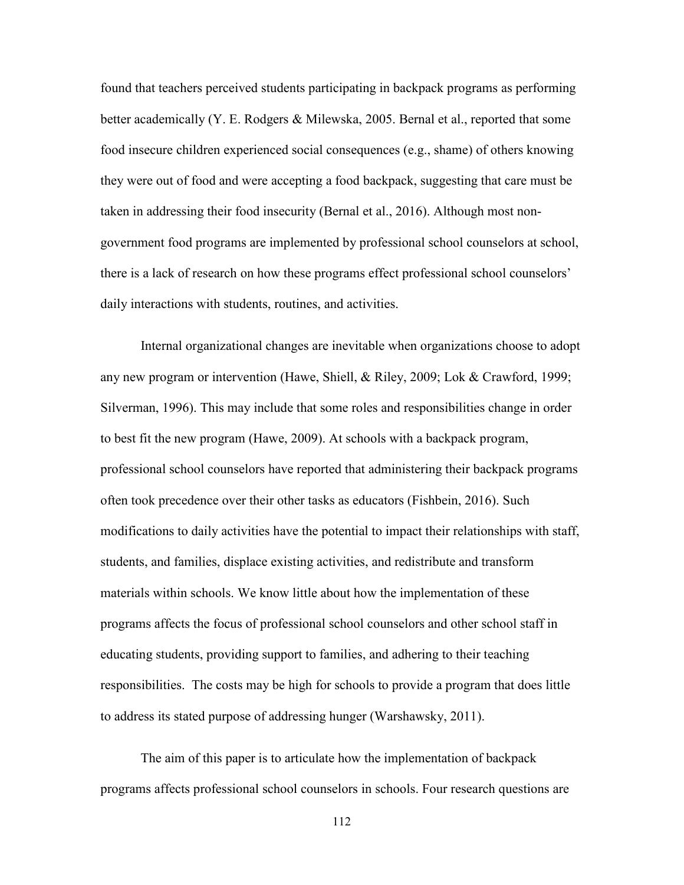found that teachers perceived students participating in backpack programs as performing better academically (Y. E. Rodgers & Milewska, 2005. Bernal et al., reported that some food insecure children experienced social consequences (e.g., shame) of others knowing they were out of food and were accepting a food backpack, suggesting that care must be taken in addressing their food insecurity (Bernal et al., 2016). Although most non-government food programs are implemented by professional school counselors at school, there is a lack of research on how these programs effect professional school counselors' daily interactions with students, routines, and activities.

Internal organizational changes are inevitable when organizations choose to adopt any new program or intervention (Hawe, Shiell, & Riley, 2009; Lok & Crawford, 1999; Silverman, 1996). This may include that some roles and responsibilities change in order to best fit the new program (Hawe, 2009). At schools with a backpack program, professional school counselors have reported that administering their backpack programs often took precedence over their other tasks as educators (Fishbein, 2016). Such modifications to daily activities have the potential to impact their relationships with staff, students, and families, displace existing activities, and redistribute and transform materials within schools. We know little about how the implementation of these programs affects the focus of professional school counselors and other school staff in educating students, providing support to families, and adhering to their teaching responsibilities. The costs may be high for schools to provide a program that does little to address its stated purpose of addressing hunger (Warshawsky, 2011).

The aim of this paper is to articulate how the implementation of backpack programs affects professional school counselors in schools. Four research questions are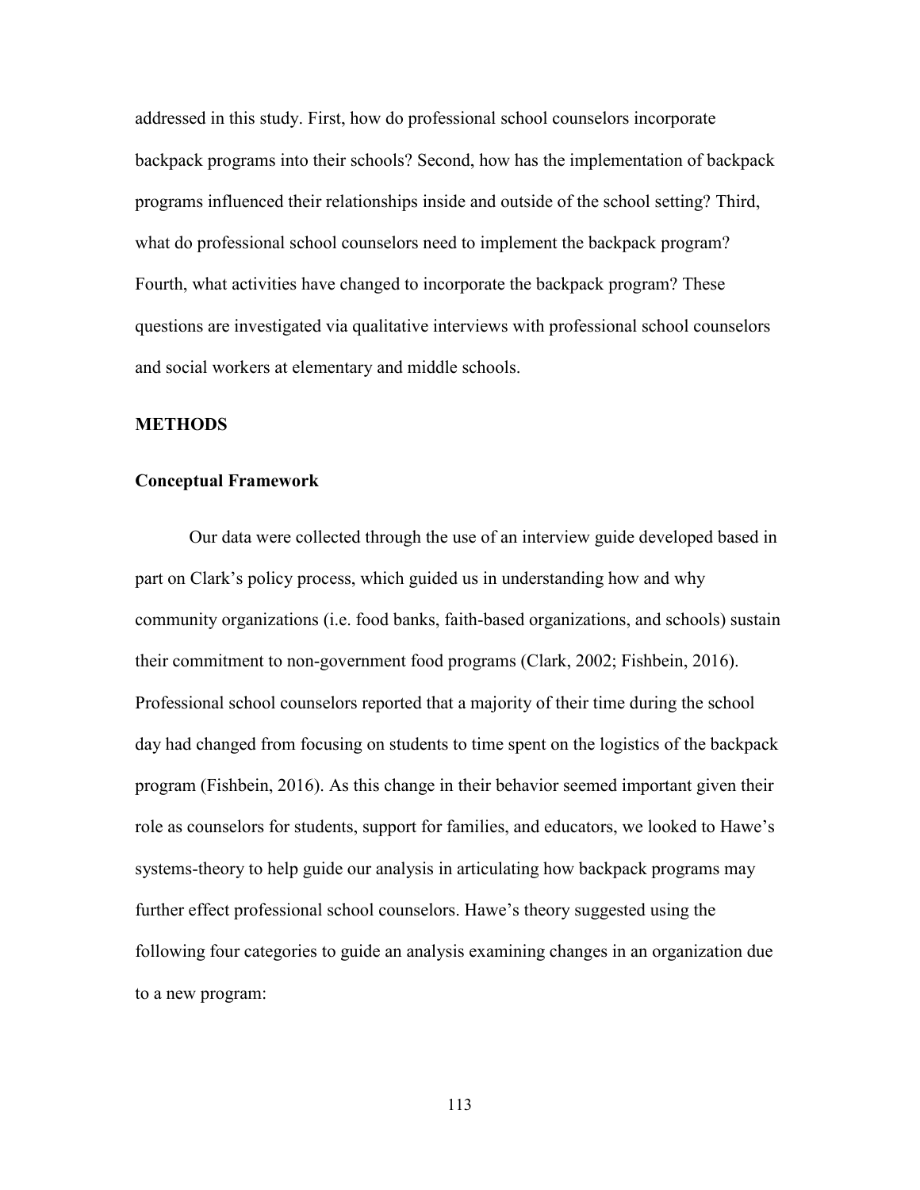addressed in this study. First, how do professional school counselors incorporate backpack programs into their schools? Second, how has the implementation of backpack programs influenced their relationships inside and outside of the school setting? Third, what do professional school counselors need to implement the backpack program? Fourth, what activities have changed to incorporate the backpack program? These questions are investigated via qualitative interviews with professional school counselors and social workers at elementary and middle schools.

## METHODS

### Conceptual Framework

Our data were collected through the use of an interview guide developed based in part on Clark's policy process, which guided us in understanding how and why community organizations (i.e. food banks, faith-based organizations, and schools) sustain their commitment to non-government food programs (Clark, 2002; Fishbein, 2016). Professional school counselors reported that a majority of their time during the school day had changed from focusing on students to time spent on the logistics of the backpack program (Fishbein, 2016). As this change in their behavior seemed important given their role as counselors for students, support for families, and educators, we looked to Hawe's systems-theory to help guide our analysis in articulating how backpack programs may further effect professional school counselors. Hawe's theory suggested using the following four categories to guide an analysis examining changes in an organization due to a new program: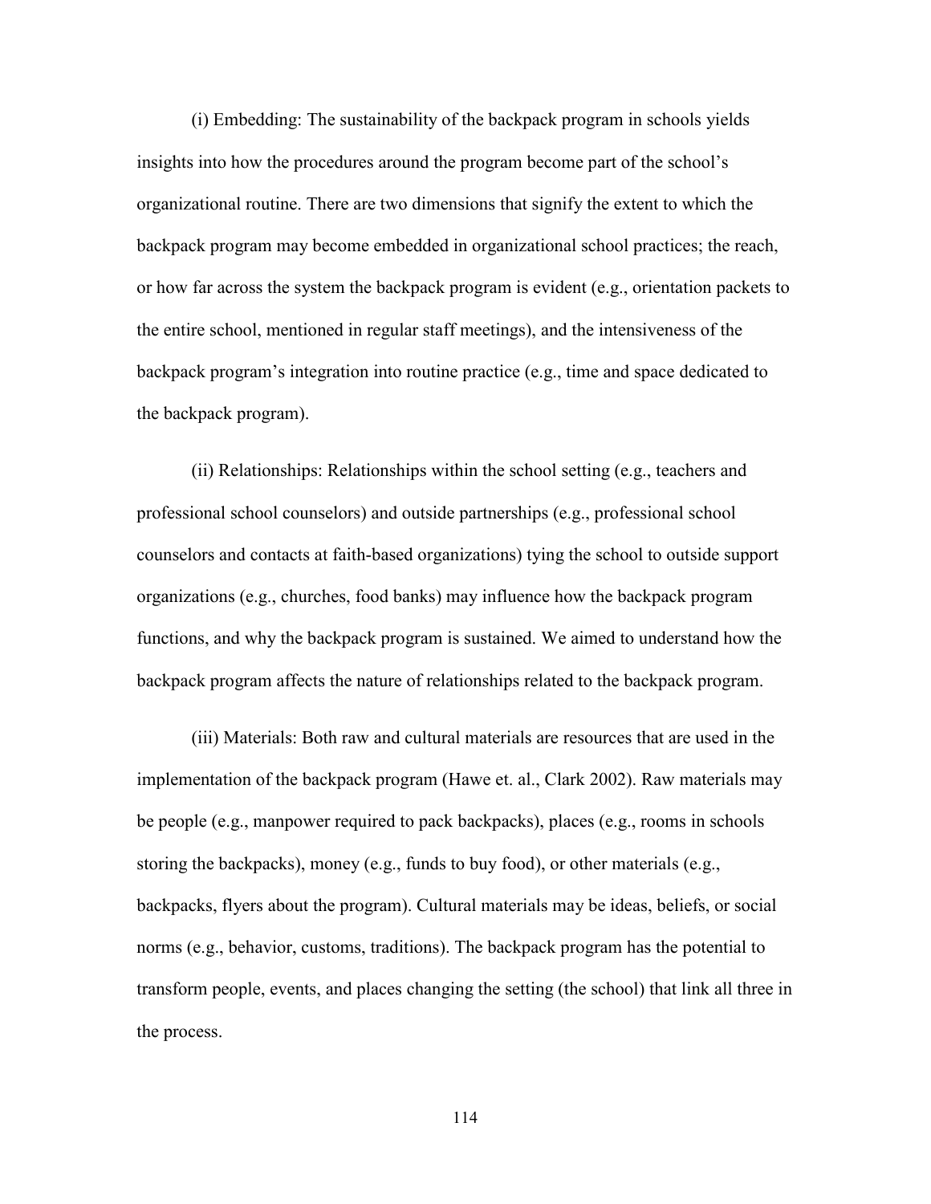(i) Embedding: The sustainability of the backpack program in schools yields insights into how the procedures around the program become part of the school's organizational routine. There are two dimensions that signify the extent to which the backpack program may become embedded in organizational school practices; the reach, or how far across the system the backpack program is evident (e.g., orientation packets to the entire school, mentioned in regular staff meetings), and the intensiveness of the backpack program's integration into routine practice (e.g., time and space dedicated to the backpack program).

(ii) Relationships: Relationships within the school setting (e.g., teachers and professional school counselors) and outside partnerships (e.g., professional school counselors and contacts at faith-based organizations) tying the school to outside support organizations (e.g., churches, food banks) may influence how the backpack program functions, and why the backpack program is sustained. We aimed to understand how the backpack program affects the nature of relationships related to the backpack program.

(iii) Materials: Both raw and cultural materials are resources that are used in the implementation of the backpack program (Hawe et. al., Clark 2002). Raw materials may be people (e.g., manpower required to pack backpacks), places (e.g., rooms in schools storing the backpacks), money (e.g., funds to buy food), or other materials (e.g., backpacks, flyers about the program). Cultural materials may be ideas, beliefs, or social norms (e.g., behavior, customs, traditions). The backpack program has the potential to transform people, events, and places changing the setting (the school) that link all three in the process.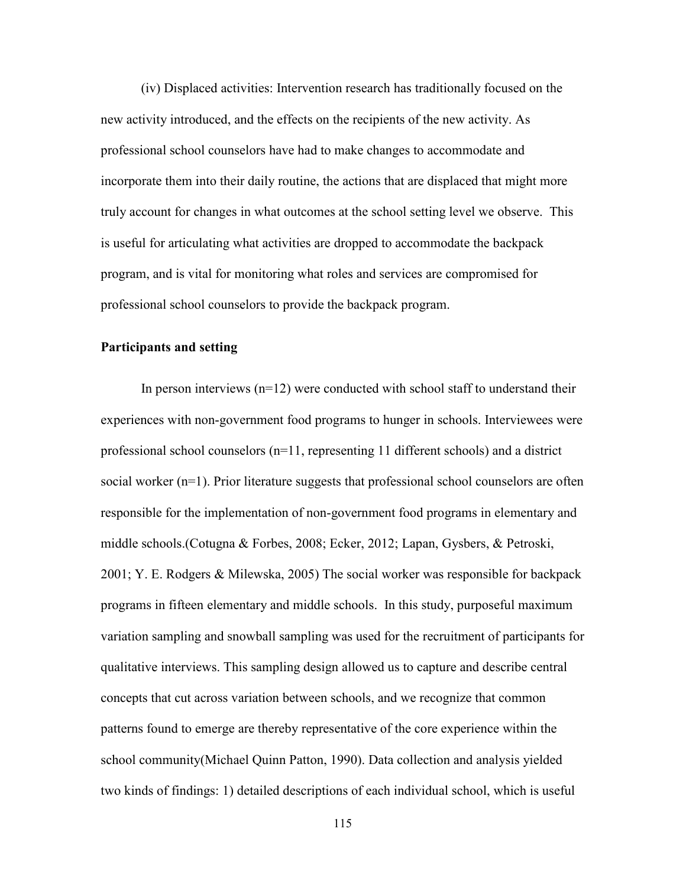(iv) Displaced activities: Intervention research has traditionally focused on the new activity introduced, and the effects on the recipients of the new activity. As professional school counselors have had to make changes to accommodate and incorporate them into their daily routine, the actions that are displaced that might more truly account for changes in what outcomes at the school setting level we observe.  This is useful for articulating what activities are dropped to accommodate the backpack program, and is vital for monitoring what roles and services are compromised for professional school counselors to provide the backpack program.

**Participants and setting**

In person interviews (n=12) were conducted with school staff to understand their experiences with non-government food programs to hunger in schools. Interviewees were professional school counselors (n=11, representing 11 different schools) and a district social worker (n=1). Prior literature suggests that professional school counselors are often responsible for the implementation of non-government food programs in elementary and middle schools.(Cotugna & Forbes, 2008; Ecker, 2012; Lapan, Gysbers, & Petroski, 2001; Y. E. Rodgers & Milewska, 2005) The social worker was responsible for backpack programs in fifteen elementary and middle schools.  In this study, purposeful maximum variation sampling and snowball sampling was used for the recruitment of participants for qualitative interviews. This sampling design allowed us to capture and describe central concepts that cut across variation between schools, and we recognize that common patterns found to emerge are thereby representative of the core experience within the school community(Michael Quinn Patton, 1990). Data collection and analysis yielded two kinds of findings: 1) detailed descriptions of each individual school, which is useful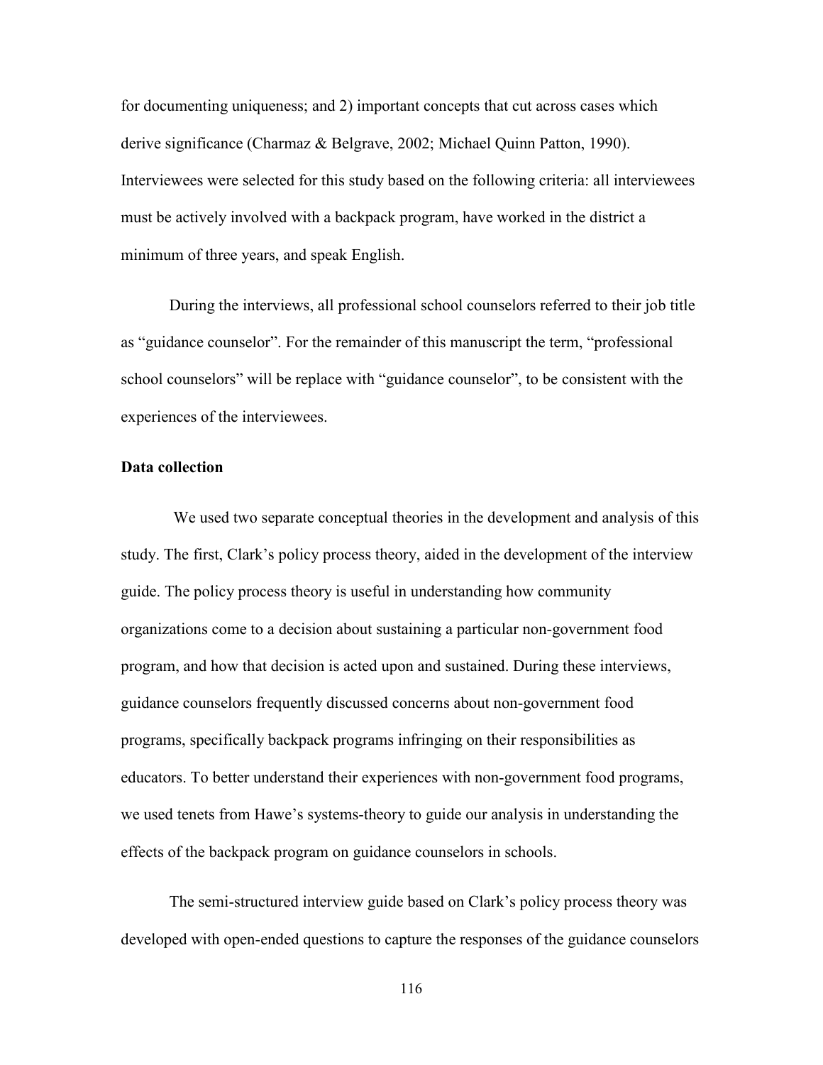for documenting uniqueness; and 2) important concepts that cut across cases which derive significance (Charmaz & Belgrave, 2002; Michael Quinn Patton, 1990). Interviewees were selected for this study based on the following criteria: all interviewees must be actively involved with a backpack program, have worked in the district a minimum of three years, and speak English.

During the interviews, all professional school counselors referred to their job title as "guidance counselor". For the remainder of this manuscript the term, "professional school counselors" will be replace with "guidance counselor", to be consistent with the experiences of the interviewees.

**Data collection**

We used two separate conceptual theories in the development and analysis of this study. The first, Clark's policy process theory, aided in the development of the interview guide. The policy process theory is useful in understanding how community organizations come to a decision about sustaining a particular non-government food program, and how that decision is acted upon and sustained. During these interviews, guidance counselors frequently discussed concerns about non-government food programs, specifically backpack programs infringing on their responsibilities as educators. To better understand their experiences with non-government food programs, we used tenets from Hawe's systems-theory to guide our analysis in understanding the effects of the backpack program on guidance counselors in schools.

The semi-structured interview guide based on Clark's policy process theory was developed with open-ended questions to capture the responses of the guidance counselors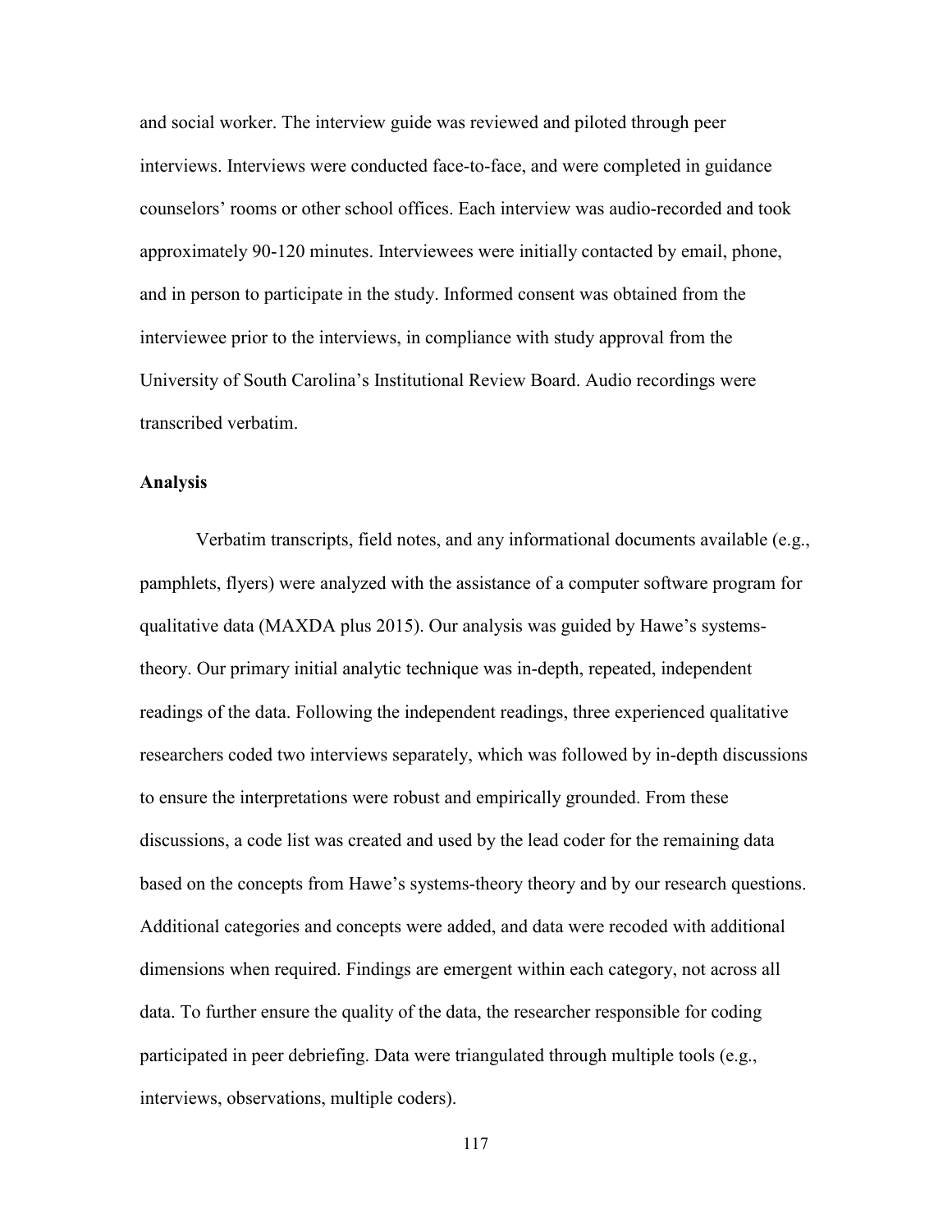and social worker. The interview guide was reviewed and piloted through peer interviews. Interviews were conducted face-to-face, and were completed in guidance counselors' rooms or other school offices. Each interview was audio-recorded and took approximately 90-120 minutes. Interviewees were initially contacted by email, phone, and in person to participate in the study. Informed consent was obtained from the interviewee prior to the interviews, in compliance with study approval from the University of South Carolina's Institutional Review Board. Audio recordings were transcribed verbatim.

**Analysis**

Verbatim transcripts, field notes, and any informational documents available (e.g., pamphlets, flyers) were analyzed with the assistance of a computer software program for qualitative data (MAXDA plus 2015). Our analysis was guided by Hawe's systems-theory. Our primary initial analytic technique was in-depth, repeated, independent readings of the data. Following the independent readings, three experienced qualitative researchers coded two interviews separately, which was followed by in-depth discussions to ensure the interpretations were robust and empirically grounded. From these discussions, a code list was created and used by the lead coder for the remaining data based on the concepts from Hawe's systems-theory theory and by our research questions. Additional categories and concepts were added, and data were recoded with additional dimensions when required. Findings are emergent within each category, not across all data. To further ensure the quality of the data, the researcher responsible for coding participated in peer debriefing. Data were triangulated through multiple tools (e.g., interviews, observations, multiple coders).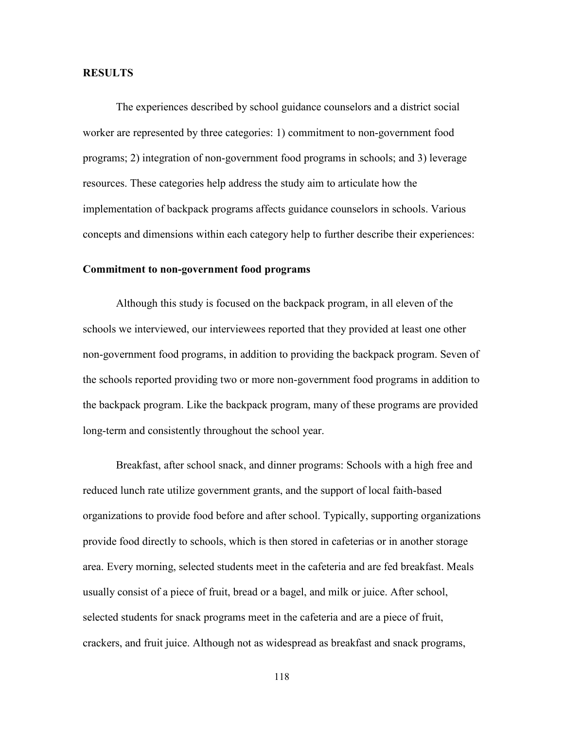## RESULTS

The experiences described by school guidance counselors and a district social worker are represented by three categories: 1) commitment to non-government food programs; 2) integration of non-government food programs in schools; and 3) leverage resources. These categories help address the study aim to articulate how the implementation of backpack programs affects guidance counselors in schools. Various concepts and dimensions within each category help to further describe their experiences:

### Commitment to non-government food programs

Although this study is focused on the backpack program, in all eleven of the schools we interviewed, our interviewees reported that they provided at least one other non-government food programs, in addition to providing the backpack program. Seven of the schools reported providing two or more non-government food programs in addition to the backpack program. Like the backpack program, many of these programs are provided long-term and consistently throughout the school year.

Breakfast, after school snack, and dinner programs: Schools with a high free and reduced lunch rate utilize government grants, and the support of local faith-based organizations to provide food before and after school. Typically, supporting organizations provide food directly to schools, which is then stored in cafeterias or in another storage area. Every morning, selected students meet in the cafeteria and are fed breakfast. Meals usually consist of a piece of fruit, bread or a bagel, and milk or juice. After school, selected students for snack programs meet in the cafeteria and are a piece of fruit, crackers, and fruit juice. Although not as widespread as breakfast and snack programs,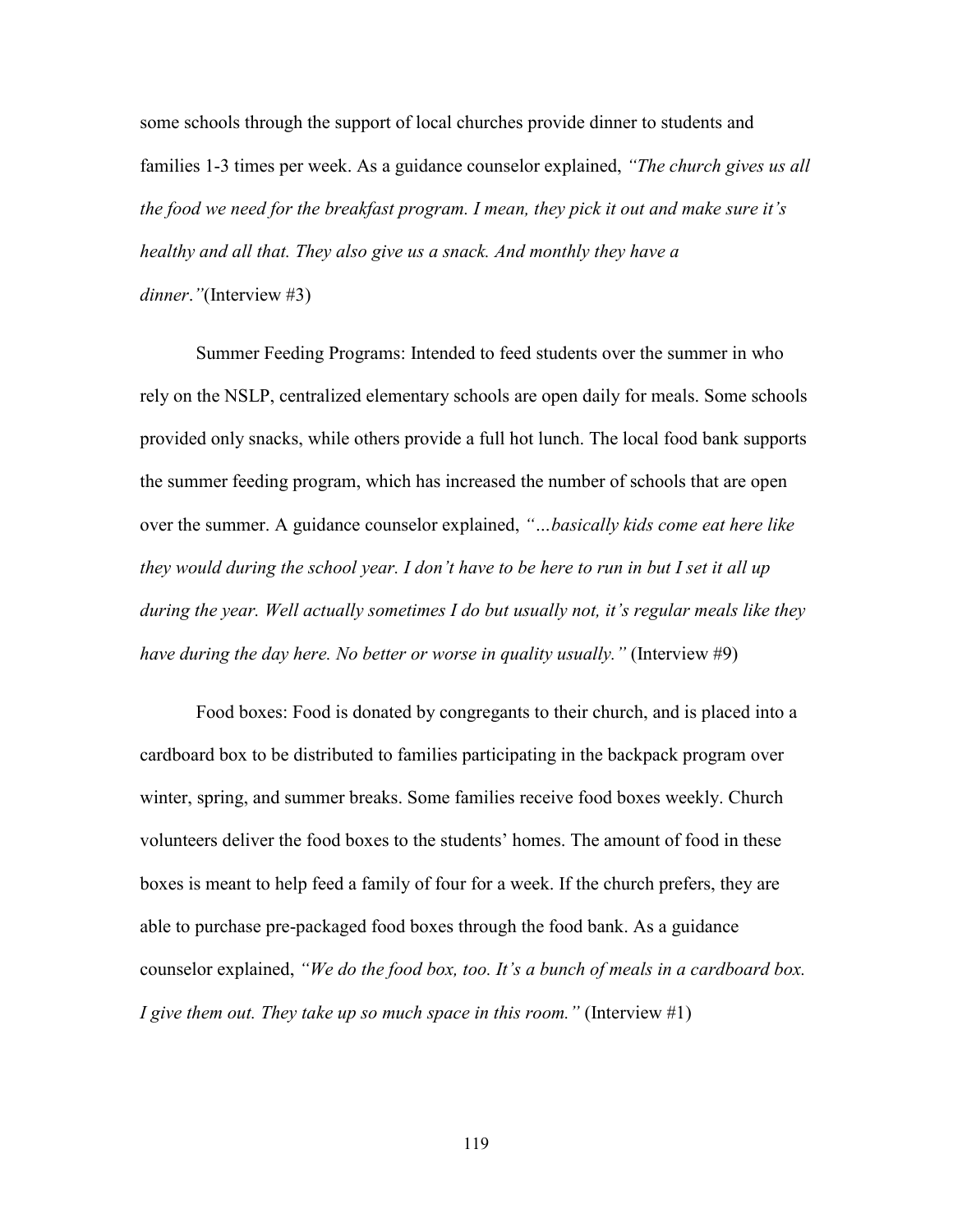some schools through the support of local churches provide dinner to students and families 1-3 times per week. As a guidance counselor explained, *"The church gives us all the food we need for the breakfast program. I mean, they pick it out and make sure it's healthy and all that. They also give us a snack. And monthly they have a dinner."*(Interview #3)

Summer Feeding Programs: Intended to feed students over the summer in who rely on the NSLP, centralized elementary schools are open daily for meals. Some schools provided only snacks, while others provide a full hot lunch. The local food bank supports the summer feeding program, which has increased the number of schools that are open over the summer. A guidance counselor explained, *"…basically kids come eat here like they would during the school year. I don't have to be here to run in but I set it all up during the year. Well actually sometimes I do but usually not, it's regular meals like they have during the day here. No better or worse in quality usually."* (Interview #9)

Food boxes: Food is donated by congregants to their church, and is placed into a cardboard box to be distributed to families participating in the backpack program over winter, spring, and summer breaks. Some families receive food boxes weekly. Church volunteers deliver the food boxes to the students' homes. The amount of food in these boxes is meant to help feed a family of four for a week. If the church prefers, they are able to purchase pre-packaged food boxes through the food bank. As a guidance counselor explained, *"We do the food box, too. It's a bunch of meals in a cardboard box. I give them out. They take up so much space in this room."* (Interview #1)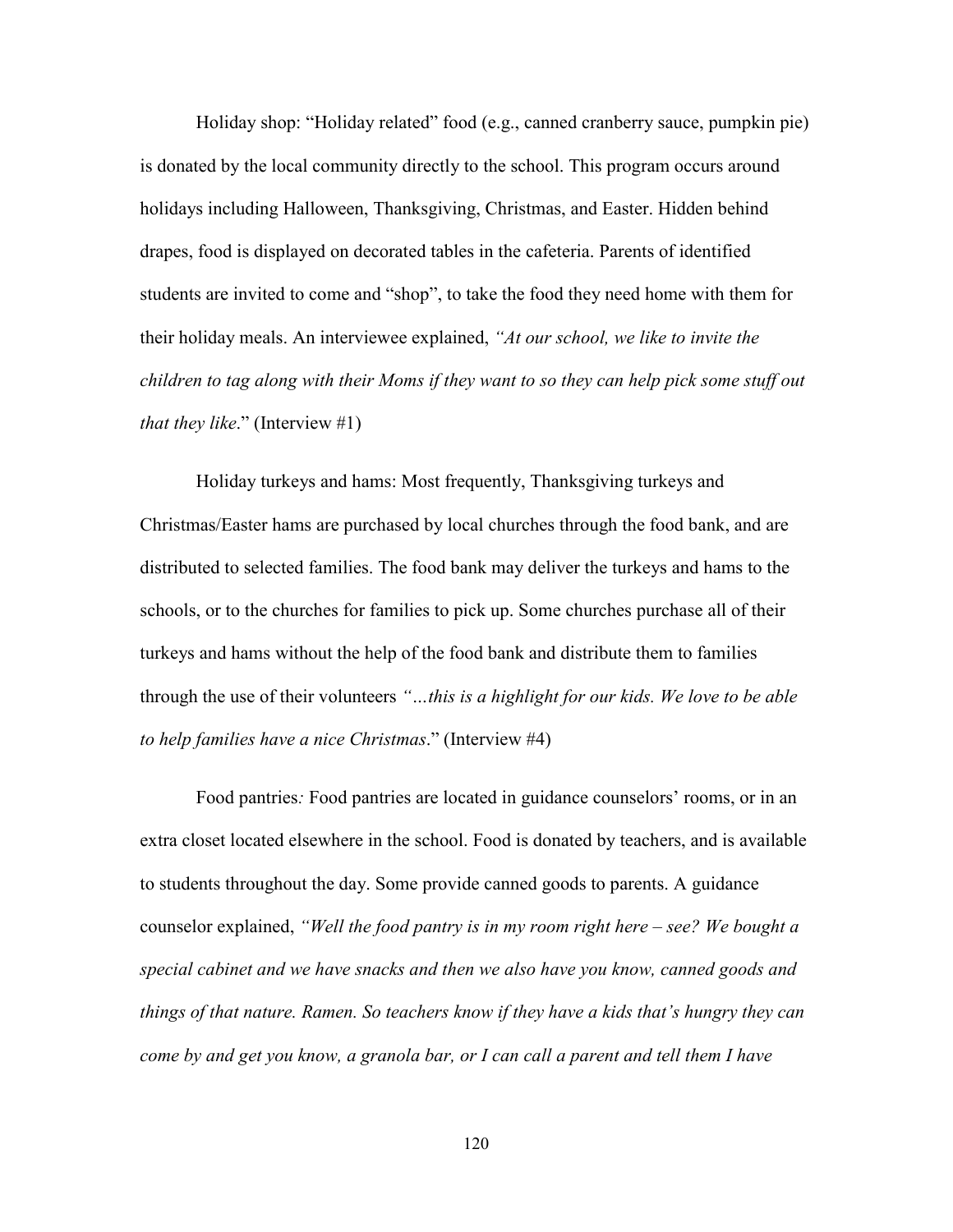Holiday shop: "Holiday related" food (e.g., canned cranberry sauce, pumpkin pie) is donated by the local community directly to the school. This program occurs around holidays including Halloween, Thanksgiving, Christmas, and Easter. Hidden behind drapes, food is displayed on decorated tables in the cafeteria. Parents of identified students are invited to come and "shop", to take the food they need home with them for their holiday meals. An interviewee explained, *"At our school, we like to invite the children to tag along with their Moms if they want to so they can help pick some stuff out that they like*." (Interview #1)

Holiday turkeys and hams: Most frequently, Thanksgiving turkeys and Christmas/Easter hams are purchased by local churches through the food bank, and are distributed to selected families. The food bank may deliver the turkeys and hams to the schools, or to the churches for families to pick up. Some churches purchase all of their turkeys and hams without the help of the food bank and distribute them to families through the use of their volunteers *"…this is a highlight for our kids. We love to be able to help families have a nice Christmas*." (Interview #4)

Food pantries*:* Food pantries are located in guidance counselors' rooms, or in an extra closet located elsewhere in the school. Food is donated by teachers, and is available to students throughout the day. Some provide canned goods to parents. A guidance counselor explained, *"Well the food pantry is in my room right here – see? We bought a special cabinet and we have snacks and then we also have you know, canned goods and things of that nature. Ramen. So teachers know if they have a kids that's hungry they can come by and get you know, a granola bar, or I can call a parent and tell them I have*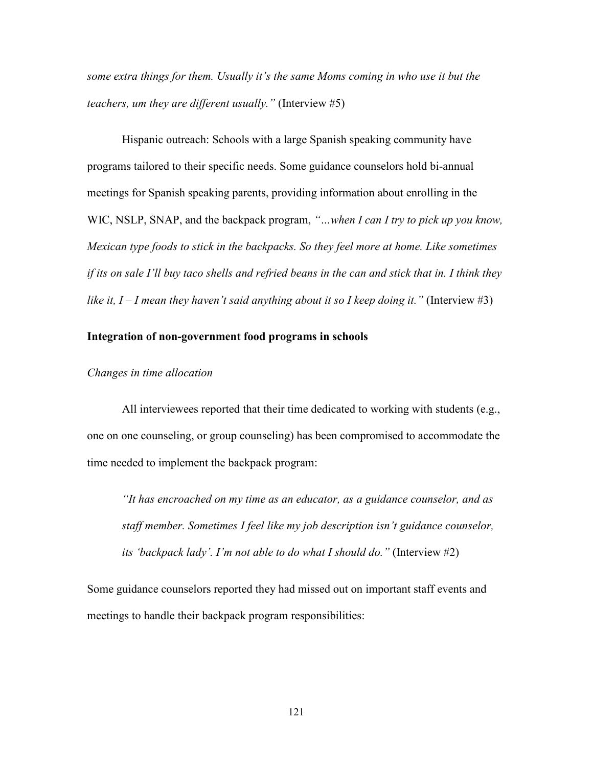*some extra things for them. Usually it's the same Moms coming in who use it but the teachers, um they are different usually."* (Interview #5)

Hispanic outreach: Schools with a large Spanish speaking community have programs tailored to their specific needs. Some guidance counselors hold bi-annual meetings for Spanish speaking parents, providing information about enrolling in the WIC, NSLP, SNAP, and the backpack program, *"…when I can I try to pick up you know, Mexican type foods to stick in the backpacks. So they feel more at home. Like sometimes if its on sale I'll buy taco shells and refried beans in the can and stick that in. I think they like it, I – I mean they haven't said anything about it so I keep doing it."* (Interview #3)

**Integration of non-government food programs in schools**

*Changes in time allocation*

All interviewees reported that their time dedicated to working with students (e.g., one on one counseling, or group counseling) has been compromised to accommodate the time needed to implement the backpack program:

> *"It has encroached on my time as an educator, as a guidance counselor, and as staff member. Sometimes I feel like my job description isn't guidance counselor, its 'backpack lady'. I'm not able to do what I should do."* (Interview #2)

Some guidance counselors reported they had missed out on important staff events and meetings to handle their backpack program responsibilities: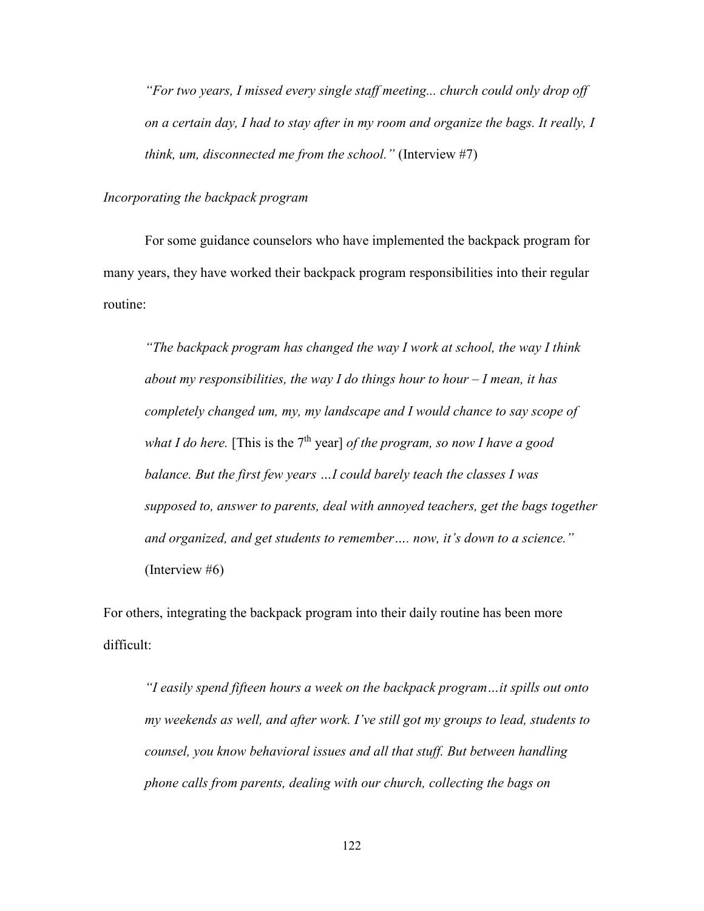*"For two years, I missed every single staff meeting... church could only drop off on a certain day, I had to stay after in my room and organize the bags. It really, I think, um, disconnected me from the school."* (Interview #7)

*Incorporating the backpack program*

For some guidance counselors who have implemented the backpack program for many years, they have worked their backpack program responsibilities into their regular routine:

> *"The backpack program has changed the way I work at school, the way I think about my responsibilities, the way I do things hour to hour – I mean, it has completely changed um, my, my landscape and I would chance to say scope of what I do here.* [This is the 7th year] *of the program, so now I have a good balance. But the first few years …I could barely teach the classes I was supposed to, answer to parents, deal with annoyed teachers, get the bags together and organized, and get students to remember…. now, it's down to a science."* (Interview #6)

For others, integrating the backpack program into their daily routine has been more difficult:

> *"I easily spend fifteen hours a week on the backpack program…it spills out onto my weekends as well, and after work. I've still got my groups to lead, students to counsel, you know behavioral issues and all that stuff. But between handling phone calls from parents, dealing with our church, collecting the bags on*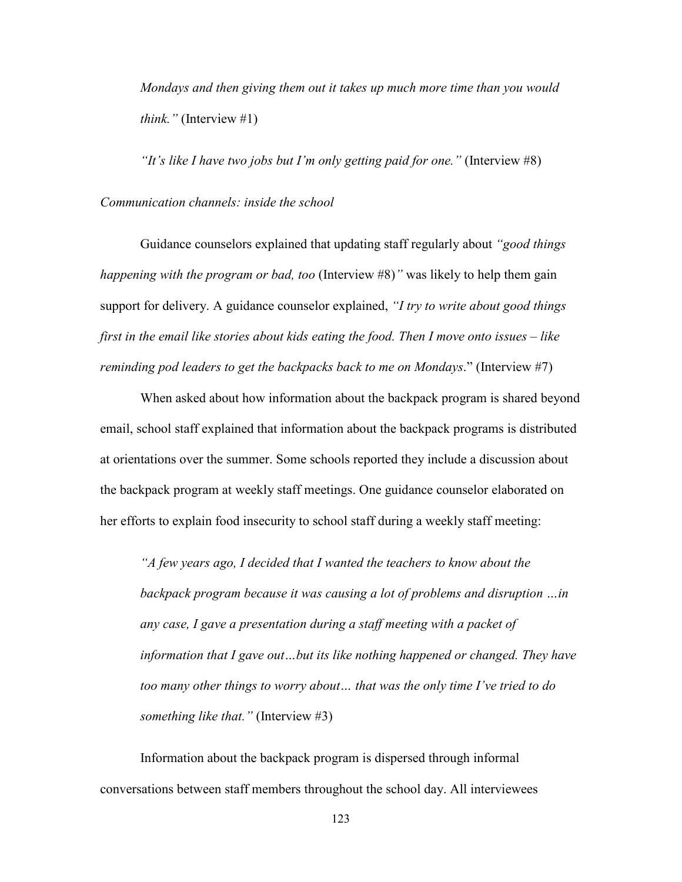*Mondays and then giving them out it takes up much more time than you would think."* (Interview #1)

*"It's like I have two jobs but I'm only getting paid for one."* (Interview #8)

*Communication channels: inside the school*

Guidance counselors explained that updating staff regularly about *"good things happening with the program or bad, too* (Interview #8)*"* was likely to help them gain support for delivery. A guidance counselor explained, *"I try to write about good things first in the email like stories about kids eating the food. Then I move onto issues – like reminding pod leaders to get the backpacks back to me on Mondays*." (Interview #7)

When asked about how information about the backpack program is shared beyond email, school staff explained that information about the backpack programs is distributed at orientations over the summer. Some schools reported they include a discussion about the backpack program at weekly staff meetings. One guidance counselor elaborated on her efforts to explain food insecurity to school staff during a weekly staff meeting:

*"A few years ago, I decided that I wanted the teachers to know about the backpack program because it was causing a lot of problems and disruption …in any case, I gave a presentation during a staff meeting with a packet of information that I gave out…but its like nothing happened or changed. They have too many other things to worry about… that was the only time I've tried to do something like that."* (Interview #3)

Information about the backpack program is dispersed through informal conversations between staff members throughout the school day. All interviewees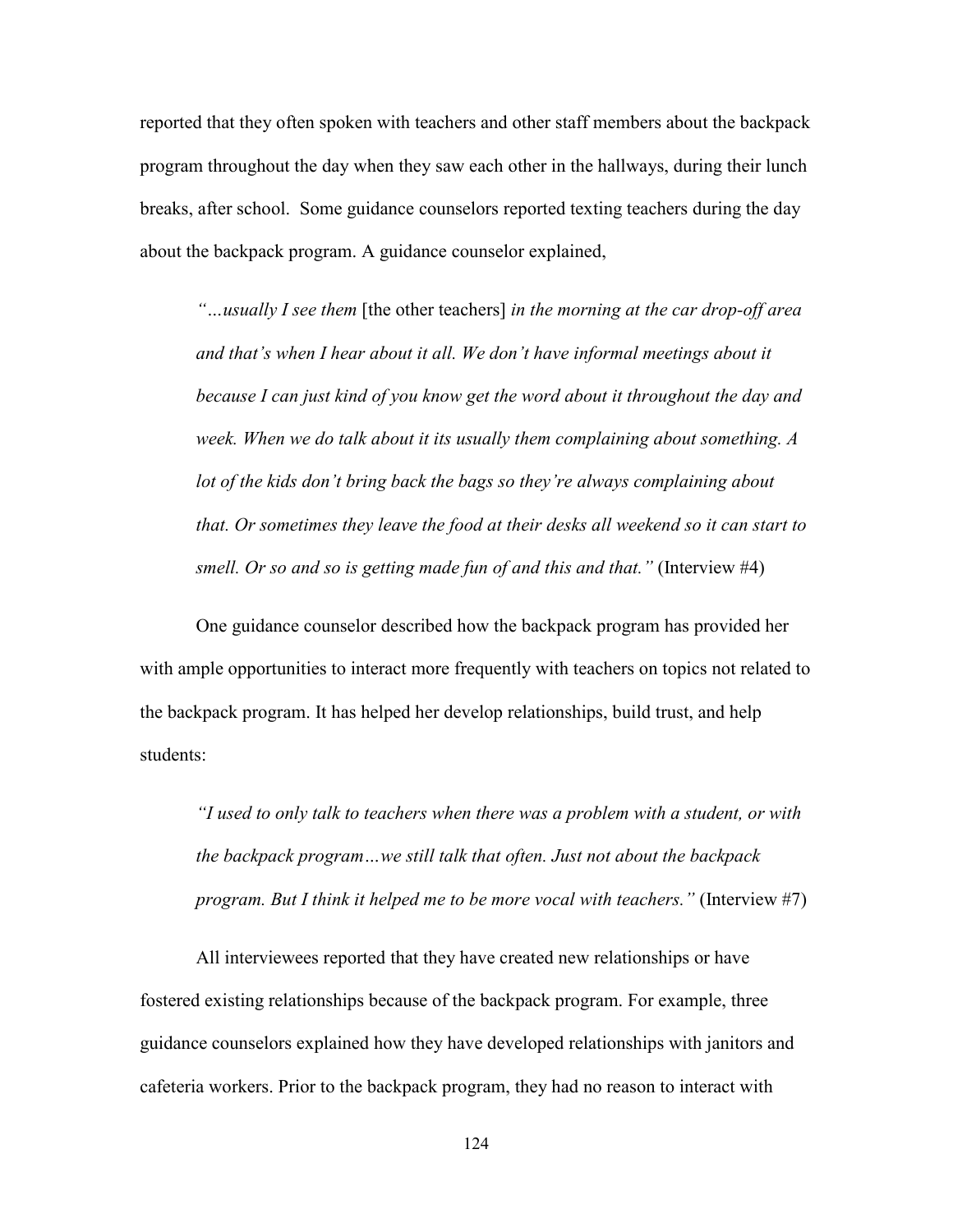reported that they often spoken with teachers and other staff members about the backpack program throughout the day when they saw each other in the hallways, during their lunch breaks, after school. Some guidance counselors reported texting teachers during the day about the backpack program. A guidance counselor explained,

> *"…usually I see them* [the other teachers] *in the morning at the car drop-off area and that's when I hear about it all. We don't have informal meetings about it because I can just kind of you know get the word about it throughout the day and week. When we do talk about it its usually them complaining about something. A lot of the kids don't bring back the bags so they're always complaining about that. Or sometimes they leave the food at their desks all weekend so it can start to smell. Or so and so is getting made fun of and this and that."* (Interview #4)

One guidance counselor described how the backpack program has provided her with ample opportunities to interact more frequently with teachers on topics not related to the backpack program. It has helped her develop relationships, build trust, and help students:

> *"I used to only talk to teachers when there was a problem with a student, or with the backpack program…we still talk that often. Just not about the backpack program. But I think it helped me to be more vocal with teachers."* (Interview #7)

All interviewees reported that they have created new relationships or have fostered existing relationships because of the backpack program. For example, three guidance counselors explained how they have developed relationships with janitors and cafeteria workers. Prior to the backpack program, they had no reason to interact with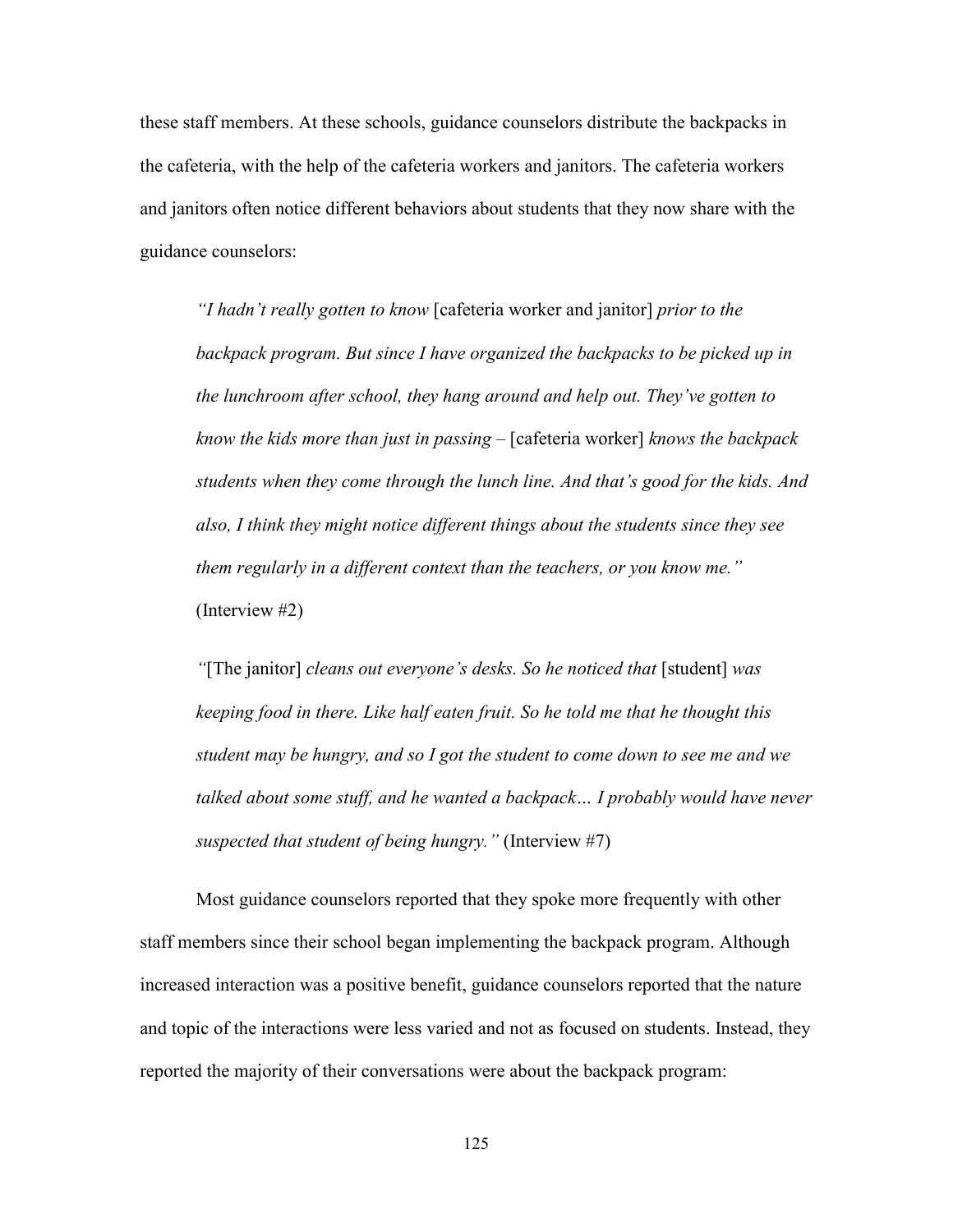these staff members. At these schools, guidance counselors distribute the backpacks in the cafeteria, with the help of the cafeteria workers and janitors. The cafeteria workers and janitors often notice different behaviors about students that they now share with the guidance counselors:

> *"I hadn't really gotten to know* [cafeteria worker and janitor] *prior to the backpack program. But since I have organized the backpacks to be picked up in the lunchroom after school, they hang around and help out. They've gotten to know the kids more than just in passing –* [cafeteria worker] *knows the backpack students when they come through the lunch line. And that's good for the kids. And also, I think they might notice different things about the students since they see them regularly in a different context than the teachers, or you know me."* (Interview #2)

> *"*[The janitor] *cleans out everyone's desks. So he noticed that* [student] *was keeping food in there. Like half eaten fruit. So he told me that he thought this student may be hungry, and so I got the student to come down to see me and we talked about some stuff, and he wanted a backpack… I probably would have never suspected that student of being hungry."* (Interview #7)

Most guidance counselors reported that they spoke more frequently with other staff members since their school began implementing the backpack program. Although increased interaction was a positive benefit, guidance counselors reported that the nature and topic of the interactions were less varied and not as focused on students. Instead, they reported the majority of their conversations were about the backpack program: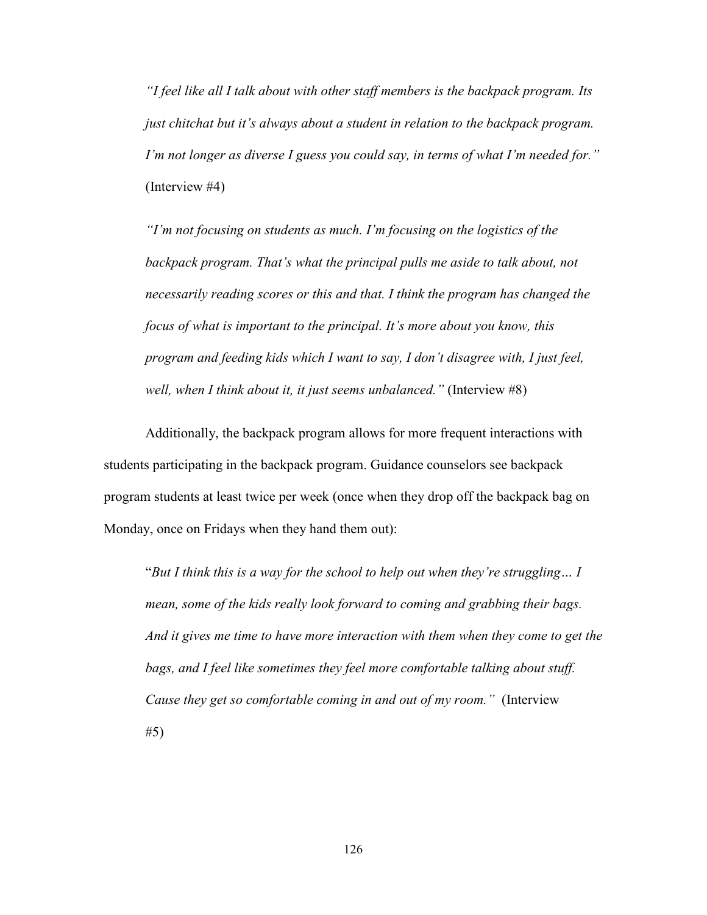> *"I feel like all I talk about with other staff members is the backpack program. Its just chitchat but it's always about a student in relation to the backpack program. I'm not longer as diverse I guess you could say, in terms of what I'm needed for."* (Interview #4)

> *"I'm not focusing on students as much. I'm focusing on the logistics of the backpack program. That's what the principal pulls me aside to talk about, not necessarily reading scores or this and that. I think the program has changed the focus of what is important to the principal. It's more about you know, this program and feeding kids which I want to say, I don't disagree with, I just feel, well, when I think about it, it just seems unbalanced."* (Interview #8)

Additionally, the backpack program allows for more frequent interactions with students participating in the backpack program. Guidance counselors see backpack program students at least twice per week (once when they drop off the backpack bag on Monday, once on Fridays when they hand them out):

> "*But I think this is a way for the school to help out when they're struggling… I mean, some of the kids really look forward to coming and grabbing their bags. And it gives me time to have more interaction with them when they come to get the bags, and I feel like sometimes they feel more comfortable talking about stuff. Cause they get so comfortable coming in and out of my room."* (Interview #5)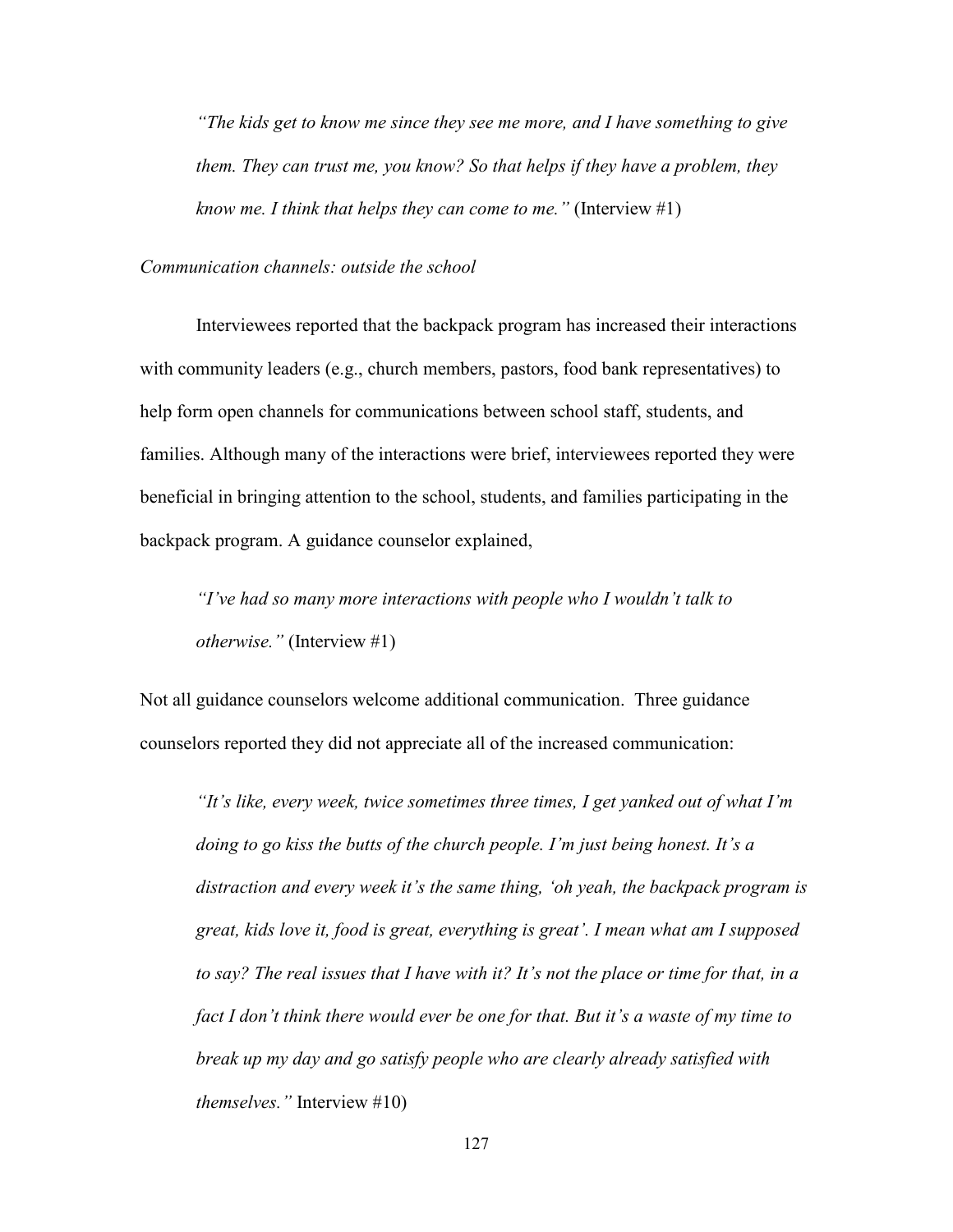> *"The kids get to know me since they see me more, and I have something to give them. They can trust me, you know? So that helps if they have a problem, they know me. I think that helps they can come to me."* (Interview #1)

*Communication channels: outside the school*

Interviewees reported that the backpack program has increased their interactions with community leaders (e.g., church members, pastors, food bank representatives) to help form open channels for communications between school staff, students, and families. Although many of the interactions were brief, interviewees reported they were beneficial in bringing attention to the school, students, and families participating in the backpack program. A guidance counselor explained,

> *"I've had so many more interactions with people who I wouldn't talk to otherwise."* (Interview #1)

Not all guidance counselors welcome additional communication. Three guidance counselors reported they did not appreciate all of the increased communication:

> *"It's like, every week, twice sometimes three times, I get yanked out of what I'm doing to go kiss the butts of the church people. I'm just being honest. It's a distraction and every week it's the same thing, 'oh yeah, the backpack program is great, kids love it, food is great, everything is great'. I mean what am I supposed to say? The real issues that I have with it? It's not the place or time for that, in a fact I don't think there would ever be one for that. But it's a waste of my time to break up my day and go satisfy people who are clearly already satisfied with themselves."* Interview #10)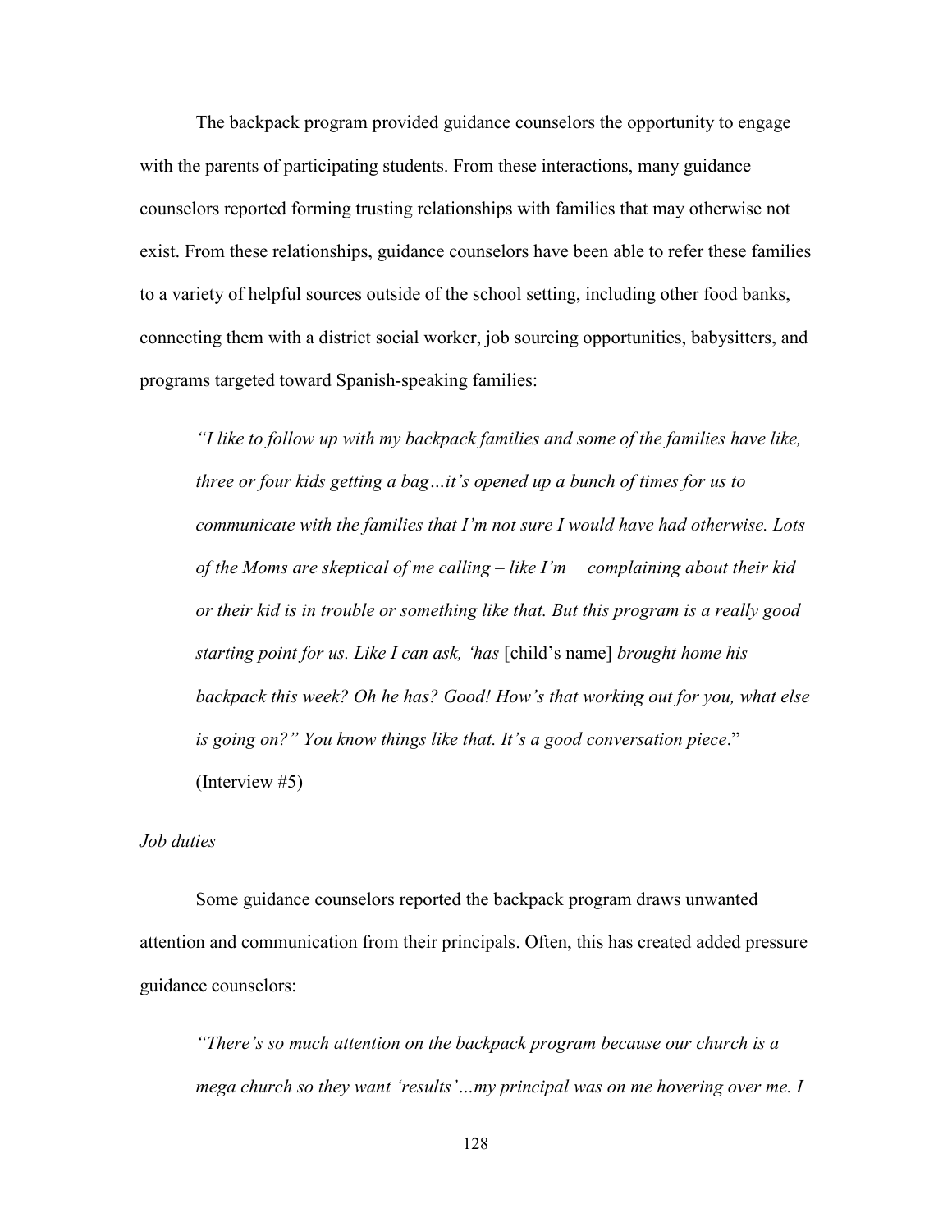The backpack program provided guidance counselors the opportunity to engage with the parents of participating students. From these interactions, many guidance counselors reported forming trusting relationships with families that may otherwise not exist. From these relationships, guidance counselors have been able to refer these families to a variety of helpful sources outside of the school setting, including other food banks, connecting them with a district social worker, job sourcing opportunities, babysitters, and programs targeted toward Spanish-speaking families:

> *"I like to follow up with my backpack families and some of the families have like, three or four kids getting a bag…it's opened up a bunch of times for us to communicate with the families that I'm not sure I would have had otherwise. Lots of the Moms are skeptical of me calling – like I'm complaining about their kid or their kid is in trouble or something like that. But this program is a really good starting point for us. Like I can ask, 'has* [child's name] *brought home his backpack this week? Oh he has? Good! How's that working out for you, what else is going on?" You know things like that. It's a good conversation piece*." (Interview #5)

*Job duties*

Some guidance counselors reported the backpack program draws unwanted attention and communication from their principals. Often, this has created added pressure guidance counselors:

> *"There's so much attention on the backpack program because our church is a mega church so they want 'results'…my principal was on me hovering over me. I*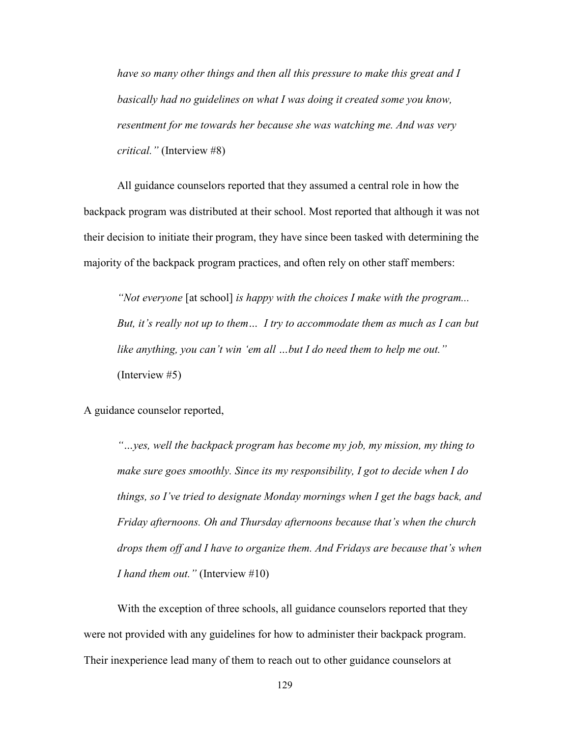*have so many other things and then all this pressure to make this great and I basically had no guidelines on what I was doing it created some you know, resentment for me towards her because she was watching me. And was very critical."* (Interview #8)

All guidance counselors reported that they assumed a central role in how the backpack program was distributed at their school. Most reported that although it was not their decision to initiate their program, they have since been tasked with determining the majority of the backpack program practices, and often rely on other staff members:

> *"Not everyone* [at school] *is happy with the choices I make with the program... But, it's really not up to them… I try to accommodate them as much as I can but like anything, you can't win 'em all …but I do need them to help me out."* (Interview #5)

A guidance counselor reported,

> *"…yes, well the backpack program has become my job, my mission, my thing to make sure goes smoothly. Since its my responsibility, I got to decide when I do things, so I've tried to designate Monday mornings when I get the bags back, and Friday afternoons. Oh and Thursday afternoons because that's when the church drops them off and I have to organize them. And Fridays are because that's when I hand them out."* (Interview #10)

With the exception of three schools, all guidance counselors reported that they were not provided with any guidelines for how to administer their backpack program. Their inexperience lead many of them to reach out to other guidance counselors at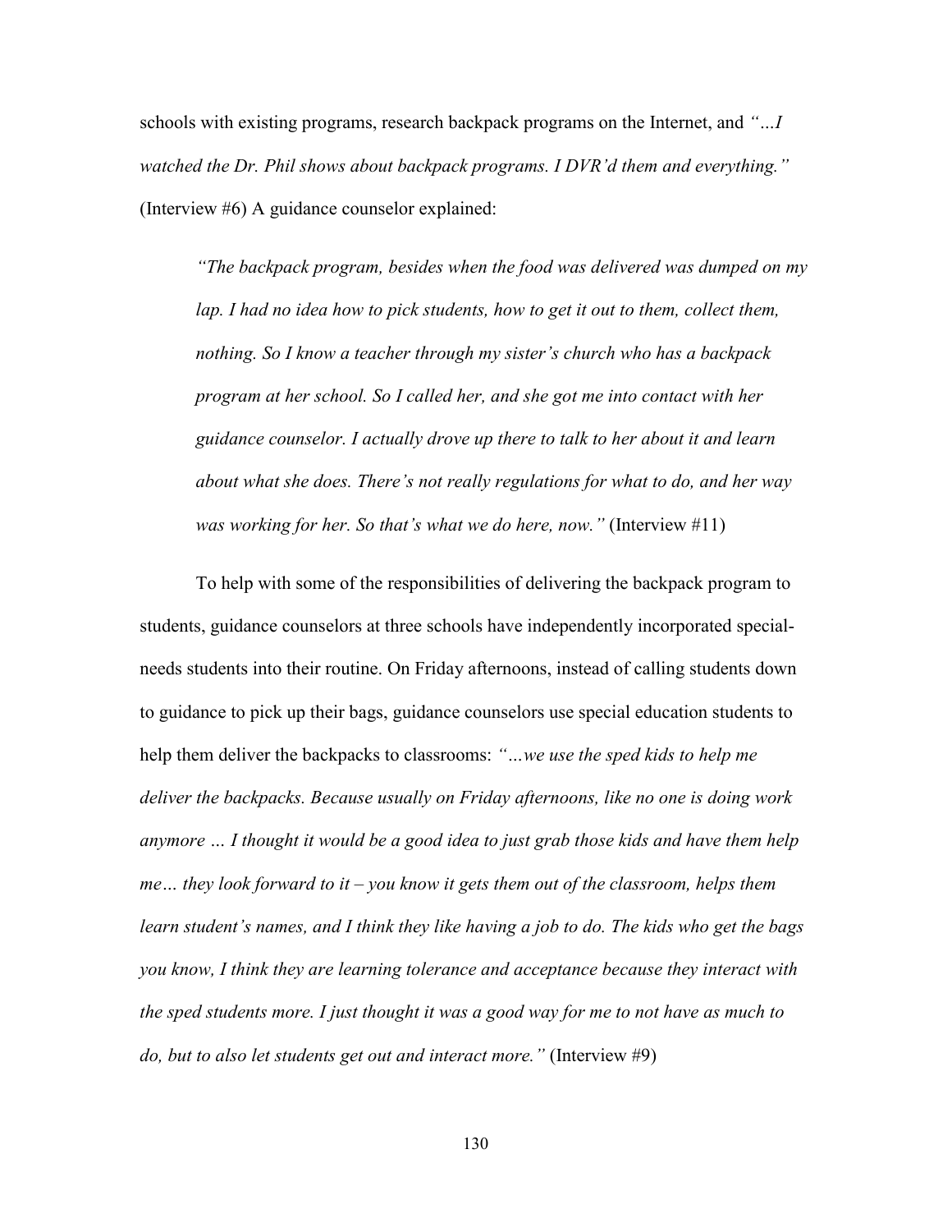schools with existing programs, research backpack programs on the Internet, and *"…I watched the Dr. Phil shows about backpack programs. I DVR'd them and everything."* (Interview #6) A guidance counselor explained:

> *"The backpack program, besides when the food was delivered was dumped on my lap. I had no idea how to pick students, how to get it out to them, collect them, nothing. So I know a teacher through my sister's church who has a backpack program at her school. So I called her, and she got me into contact with her guidance counselor. I actually drove up there to talk to her about it and learn about what she does. There's not really regulations for what to do, and her way was working for her. So that's what we do here, now."* (Interview #11)

To help with some of the responsibilities of delivering the backpack program to students, guidance counselors at three schools have independently incorporated special-needs students into their routine. On Friday afternoons, instead of calling students down to guidance to pick up their bags, guidance counselors use special education students to help them deliver the backpacks to classrooms: *"…we use the sped kids to help me deliver the backpacks. Because usually on Friday afternoons, like no one is doing work anymore … I thought it would be a good idea to just grab those kids and have them help me… they look forward to it – you know it gets them out of the classroom, helps them learn student's names, and I think they like having a job to do. The kids who get the bags you know, I think they are learning tolerance and acceptance because they interact with the sped students more. I just thought it was a good way for me to not have as much to do, but to also let students get out and interact more."* (Interview #9)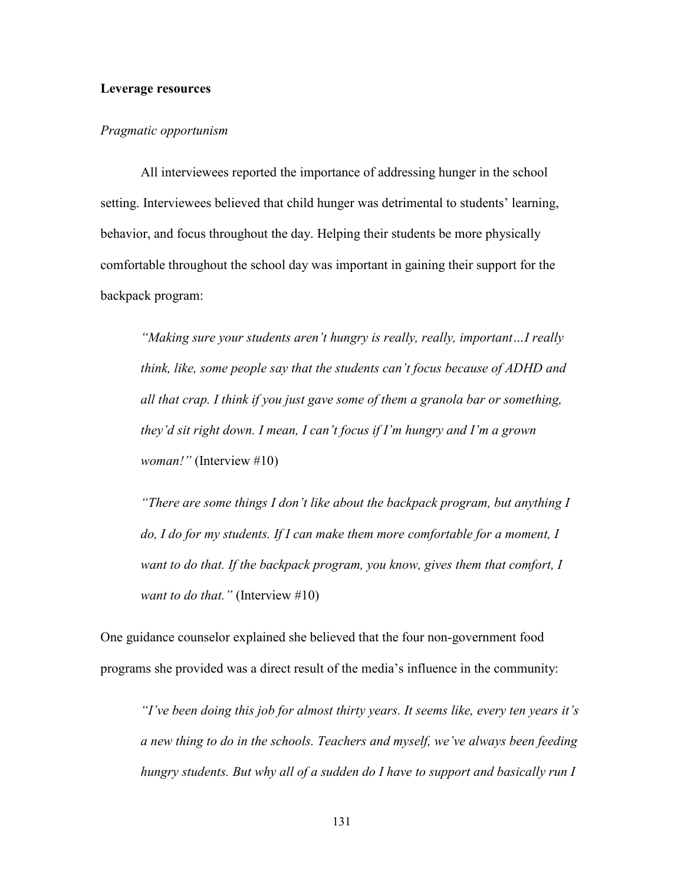## Leverage resources

*Pragmatic opportunism*

All interviewees reported the importance of addressing hunger in the school setting. Interviewees believed that child hunger was detrimental to students' learning, behavior, and focus throughout the day. Helping their students be more physically comfortable throughout the school day was important in gaining their support for the backpack program:

> *"Making sure your students aren't hungry is really, really, important…I really think, like, some people say that the students can't focus because of ADHD and all that crap. I think if you just gave some of them a granola bar or something, they'd sit right down. I mean, I can't focus if I'm hungry and I'm a grown woman!"* (Interview #10)

> *"There are some things I don't like about the backpack program, but anything I do, I do for my students. If I can make them more comfortable for a moment, I want to do that. If the backpack program, you know, gives them that comfort, I want to do that."* (Interview #10)

One guidance counselor explained she believed that the four non-government food programs she provided was a direct result of the media's influence in the community:

> *"I've been doing this job for almost thirty years. It seems like, every ten years it's a new thing to do in the schools. Teachers and myself, we've always been feeding hungry students. But why all of a sudden do I have to support and basically run I*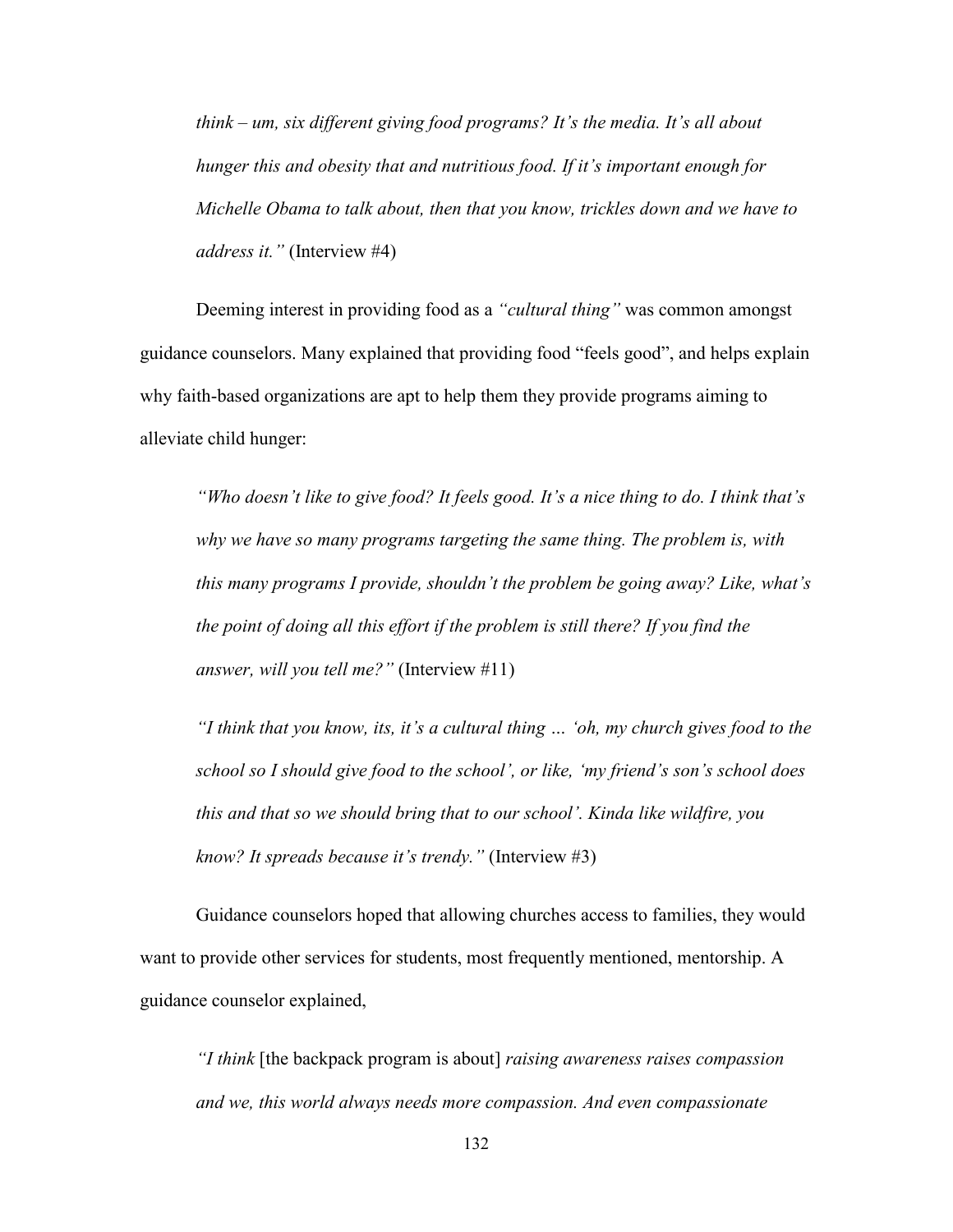*think – um, six different giving food programs? It's the media. It's all about hunger this and obesity that and nutritious food. If it's important enough for Michelle Obama to talk about, then that you know, trickles down and we have to address it."* (Interview #4)

Deeming interest in providing food as a *"cultural thing"* was common amongst guidance counselors. Many explained that providing food "feels good", and helps explain why faith-based organizations are apt to help them they provide programs aiming to alleviate child hunger:

*"Who doesn't like to give food? It feels good. It's a nice thing to do. I think that's why we have so many programs targeting the same thing. The problem is, with this many programs I provide, shouldn't the problem be going away? Like, what's the point of doing all this effort if the problem is still there? If you find the answer, will you tell me?"* (Interview #11)

*"I think that you know, its, it's a cultural thing … 'oh, my church gives food to the school so I should give food to the school', or like, 'my friend's son's school does this and that so we should bring that to our school'. Kinda like wildfire, you know? It spreads because it's trendy."* (Interview #3)

Guidance counselors hoped that allowing churches access to families, they would want to provide other services for students, most frequently mentioned, mentorship. A guidance counselor explained,

*"I think* [the backpack program is about] *raising awareness raises compassion and we, this world always needs more compassion. And even compassionate*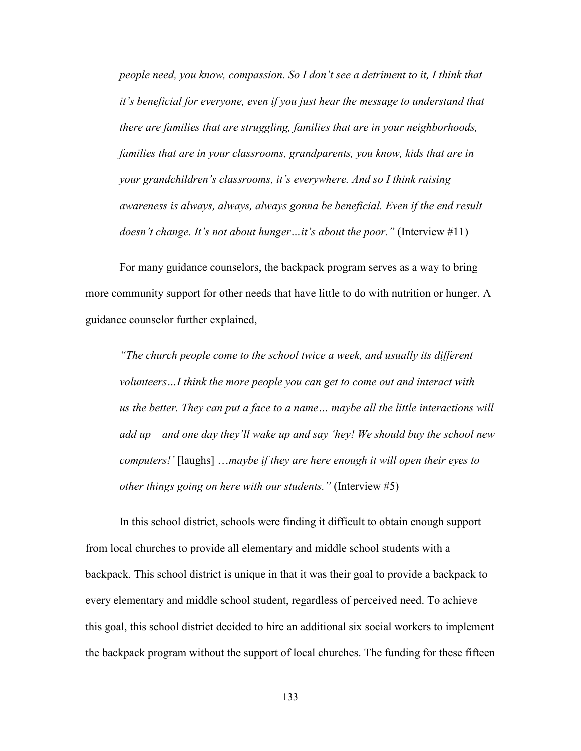*people need, you know, compassion. So I don't see a detriment to it, I think that it's beneficial for everyone, even if you just hear the message to understand that there are families that are struggling, families that are in your neighborhoods, families that are in your classrooms, grandparents, you know, kids that are in your grandchildren's classrooms, it's everywhere. And so I think raising awareness is always, always, always gonna be beneficial. Even if the end result doesn't change. It's not about hunger…it's about the poor."* (Interview #11)

For many guidance counselors, the backpack program serves as a way to bring more community support for other needs that have little to do with nutrition or hunger. A guidance counselor further explained,

> *"The church people come to the school twice a week, and usually its different volunteers…I think the more people you can get to come out and interact with us the better. They can put a face to a name… maybe all the little interactions will add up – and one day they'll wake up and say 'hey! We should buy the school new computers!'* [laughs] *…maybe if they are here enough it will open their eyes to other things going on here with our students."* (Interview #5)

In this school district, schools were finding it difficult to obtain enough support from local churches to provide all elementary and middle school students with a backpack. This school district is unique in that it was their goal to provide a backpack to every elementary and middle school student, regardless of perceived need. To achieve this goal, this school district decided to hire an additional six social workers to implement the backpack program without the support of local churches. The funding for these fifteen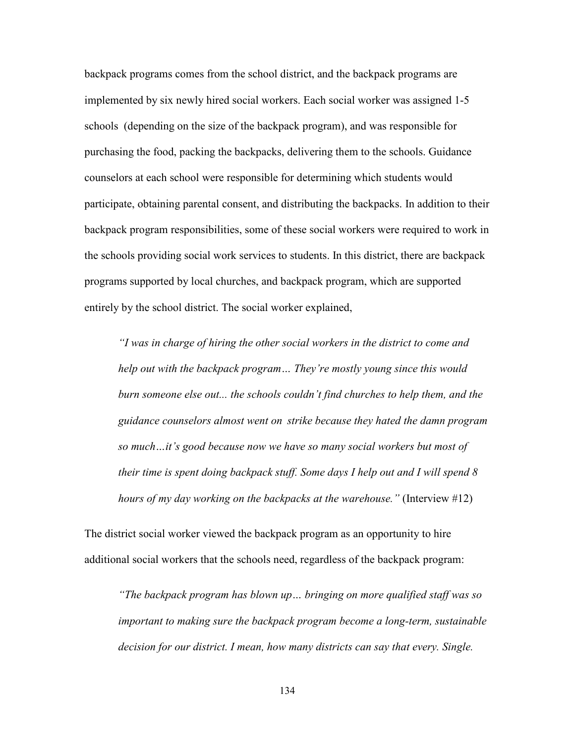backpack programs comes from the school district, and the backpack programs are implemented by six newly hired social workers. Each social worker was assigned 1-5 schools (depending on the size of the backpack program), and was responsible for purchasing the food, packing the backpacks, delivering them to the schools. Guidance counselors at each school were responsible for determining which students would participate, obtaining parental consent, and distributing the backpacks. In addition to their backpack program responsibilities, some of these social workers were required to work in the schools providing social work services to students. In this district, there are backpack programs supported by local churches, and backpack program, which are supported entirely by the school district. The social worker explained,

> *"I was in charge of hiring the other social workers in the district to come and help out with the backpack program… They're mostly young since this would burn someone else out... the schools couldn't find churches to help them, and the guidance counselors almost went on strike because they hated the damn program so much…it's good because now we have so many social workers but most of their time is spent doing backpack stuff. Some days I help out and I will spend 8 hours of my day working on the backpacks at the warehouse."* (Interview #12)

The district social worker viewed the backpack program as an opportunity to hire additional social workers that the schools need, regardless of the backpack program:

> *"The backpack program has blown up… bringing on more qualified staff was so important to making sure the backpack program become a long-term, sustainable decision for our district. I mean, how many districts can say that every. Single.*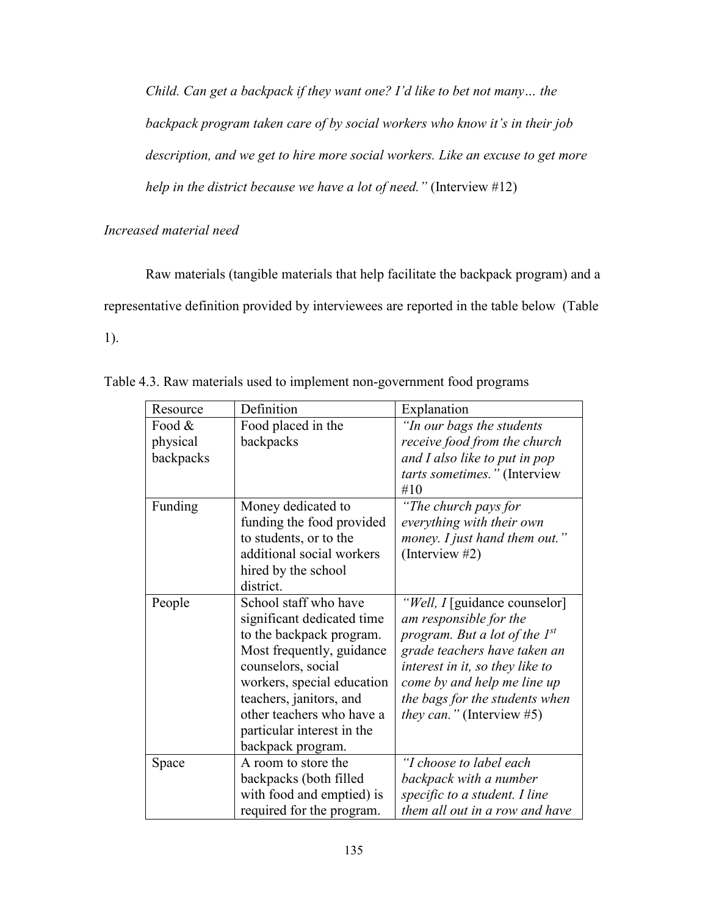*Child. Can get a backpack if they want one? I'd like to bet not many… the backpack program taken care of by social workers who know it's in their job description, and we get to hire more social workers. Like an excuse to get more help in the district because we have a lot of need."* (Interview #12)

*Increased material need*

Raw materials (tangible materials that help facilitate the backpack program) and a representative definition provided by interviewees are reported in the table below (Table 1).

Table 4.3. Raw materials used to implement non-government food programs

| Resource | Definition | Explanation |
| --- | --- | --- |
| Food & physical backpacks | Food placed in the backpacks | *"In our bags the students receive food from the church and I also like to put in pop tarts sometimes."* (Interview #10 |
| Funding | Money dedicated to funding the food provided to students, or to the additional social workers hired by the school district. | *"The church pays for everything with their own money. I just hand them out."* (Interview #2) |
| People | School staff who have significant dedicated time to the backpack program. Most frequently, guidance counselors, social workers, special education teachers, janitors, and other teachers who have a particular interest in the backpack program. | *"Well, I* [guidance counselor] *am responsible for the program. But a lot of the 1st grade teachers have taken an interest in it, so they like to come by and help me line up the bags for the students when they can."* (Interview #5) |
| Space | A room to store the backpacks (both filled with food and emptied) is required for the program. | *"I choose to label each backpack with a number specific to a student. I line them all out in a row and have* |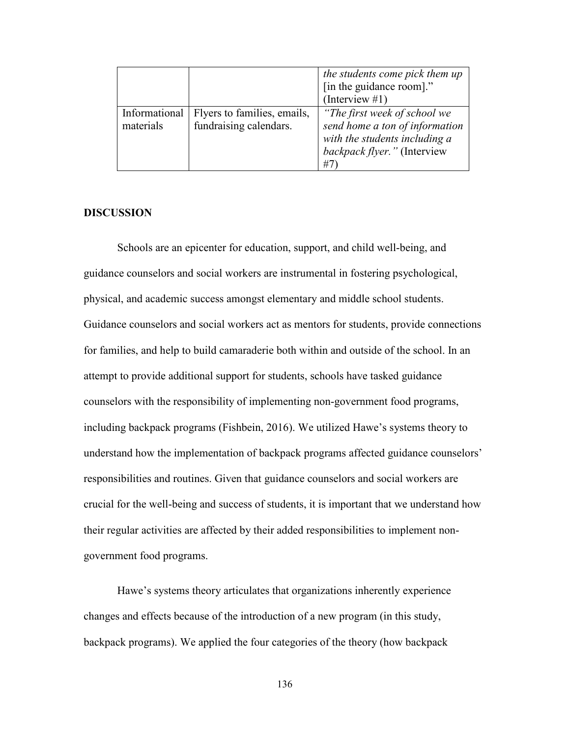| | | |
|---|---|---|
| | | *the students come pick them up* [in the guidance room]." (Interview #1) |
| Informational materials | Flyers to families, emails, fundraising calendars. | *"The first week of school we send home a ton of information with the students including a backpack flyer."* (Interview #7) |

**DISCUSSION**

Schools are an epicenter for education, support, and child well-being, and guidance counselors and social workers are instrumental in fostering psychological, physical, and academic success amongst elementary and middle school students. Guidance counselors and social workers act as mentors for students, provide connections for families, and help to build camaraderie both within and outside of the school. In an attempt to provide additional support for students, schools have tasked guidance counselors with the responsibility of implementing non-government food programs, including backpack programs (Fishbein, 2016). We utilized Hawe's systems theory to understand how the implementation of backpack programs affected guidance counselors' responsibilities and routines. Given that guidance counselors and social workers are crucial for the well-being and success of students, it is important that we understand how their regular activities are affected by their added responsibilities to implement non-government food programs.

Hawe's systems theory articulates that organizations inherently experience changes and effects because of the introduction of a new program (in this study, backpack programs). We applied the four categories of the theory (how backpack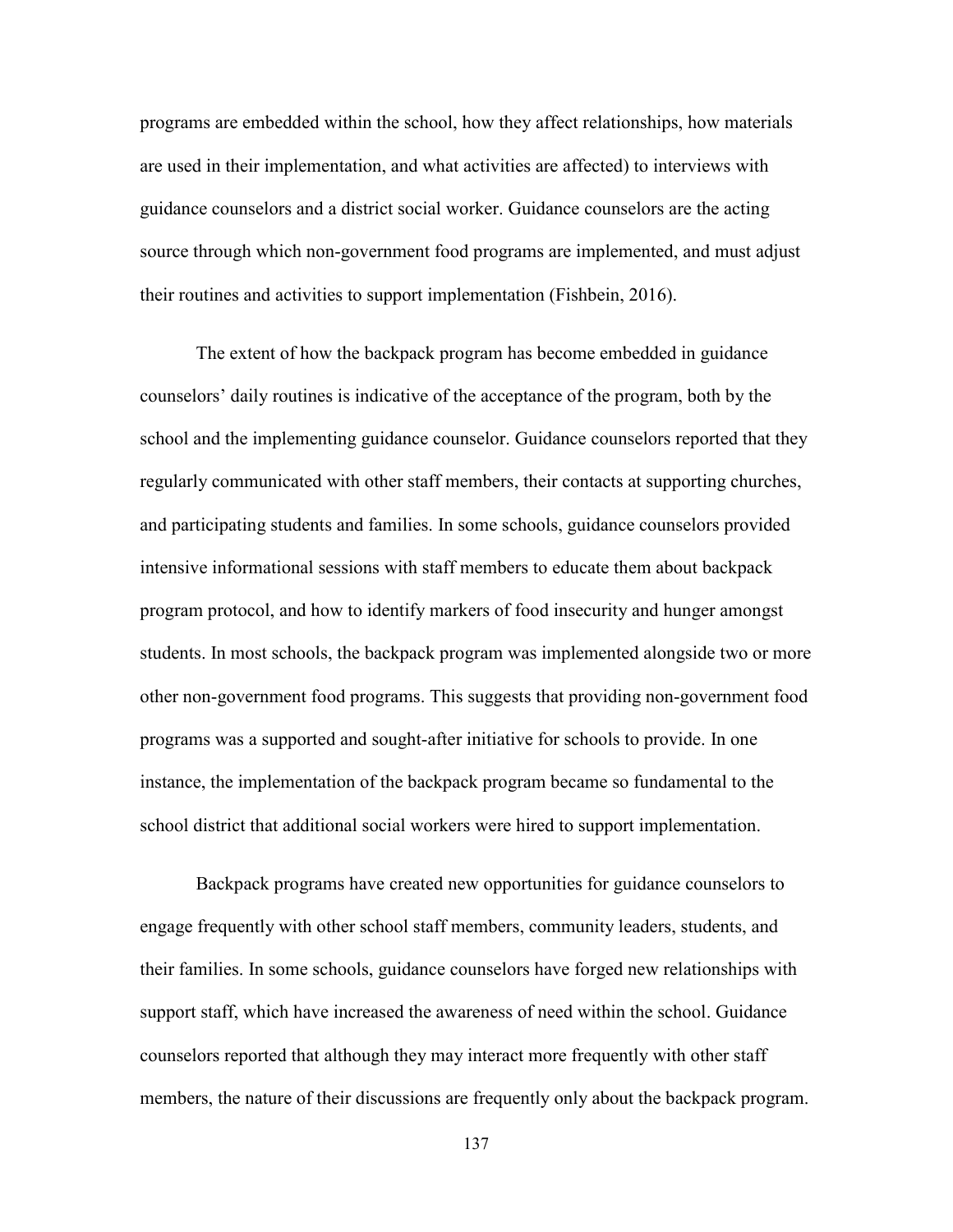programs are embedded within the school, how they affect relationships, how materials are used in their implementation, and what activities are affected) to interviews with guidance counselors and a district social worker. Guidance counselors are the acting source through which non-government food programs are implemented, and must adjust their routines and activities to support implementation (Fishbein, 2016).

The extent of how the backpack program has become embedded in guidance counselors' daily routines is indicative of the acceptance of the program, both by the school and the implementing guidance counselor. Guidance counselors reported that they regularly communicated with other staff members, their contacts at supporting churches, and participating students and families. In some schools, guidance counselors provided intensive informational sessions with staff members to educate them about backpack program protocol, and how to identify markers of food insecurity and hunger amongst students. In most schools, the backpack program was implemented alongside two or more other non-government food programs. This suggests that providing non-government food programs was a supported and sought-after initiative for schools to provide. In one instance, the implementation of the backpack program became so fundamental to the school district that additional social workers were hired to support implementation.

Backpack programs have created new opportunities for guidance counselors to engage frequently with other school staff members, community leaders, students, and their families. In some schools, guidance counselors have forged new relationships with support staff, which have increased the awareness of need within the school. Guidance counselors reported that although they may interact more frequently with other staff members, the nature of their discussions are frequently only about the backpack program.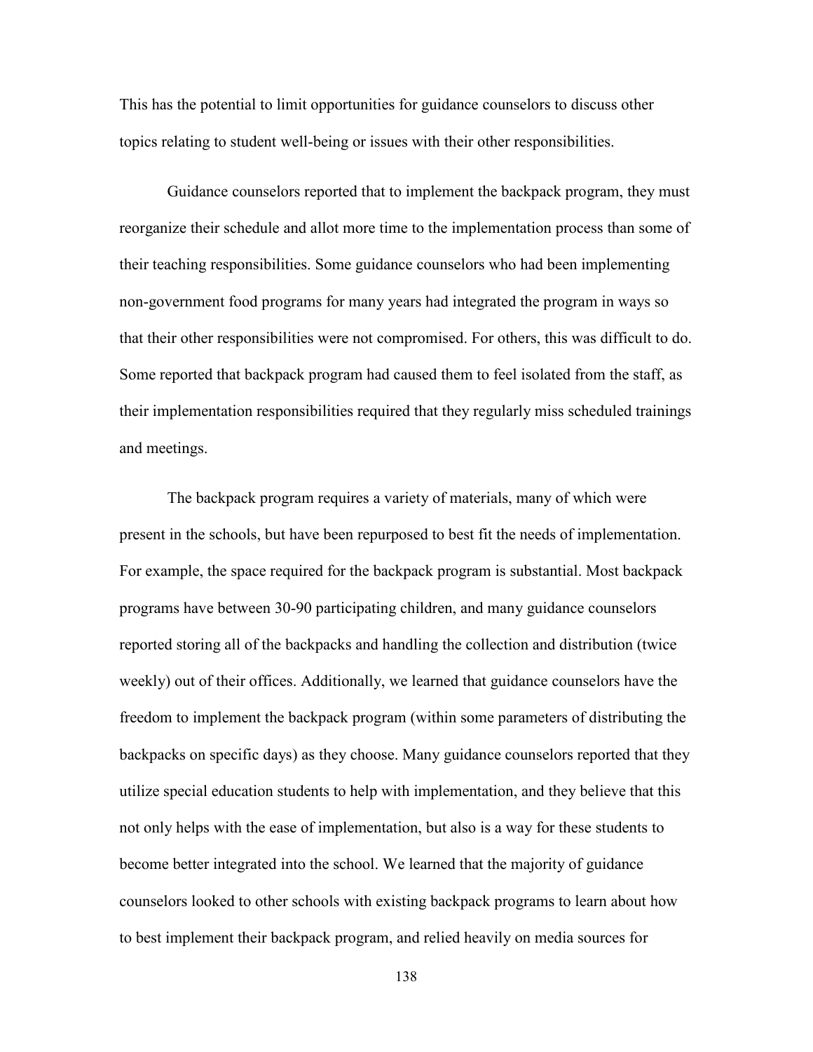This has the potential to limit opportunities for guidance counselors to discuss other topics relating to student well-being or issues with their other responsibilities.

Guidance counselors reported that to implement the backpack program, they must reorganize their schedule and allot more time to the implementation process than some of their teaching responsibilities. Some guidance counselors who had been implementing non-government food programs for many years had integrated the program in ways so that their other responsibilities were not compromised. For others, this was difficult to do. Some reported that backpack program had caused them to feel isolated from the staff, as their implementation responsibilities required that they regularly miss scheduled trainings and meetings.

The backpack program requires a variety of materials, many of which were present in the schools, but have been repurposed to best fit the needs of implementation. For example, the space required for the backpack program is substantial. Most backpack programs have between 30-90 participating children, and many guidance counselors reported storing all of the backpacks and handling the collection and distribution (twice weekly) out of their offices. Additionally, we learned that guidance counselors have the freedom to implement the backpack program (within some parameters of distributing the backpacks on specific days) as they choose. Many guidance counselors reported that they utilize special education students to help with implementation, and they believe that this not only helps with the ease of implementation, but also is a way for these students to become better integrated into the school. We learned that the majority of guidance counselors looked to other schools with existing backpack programs to learn about how to best implement their backpack program, and relied heavily on media sources for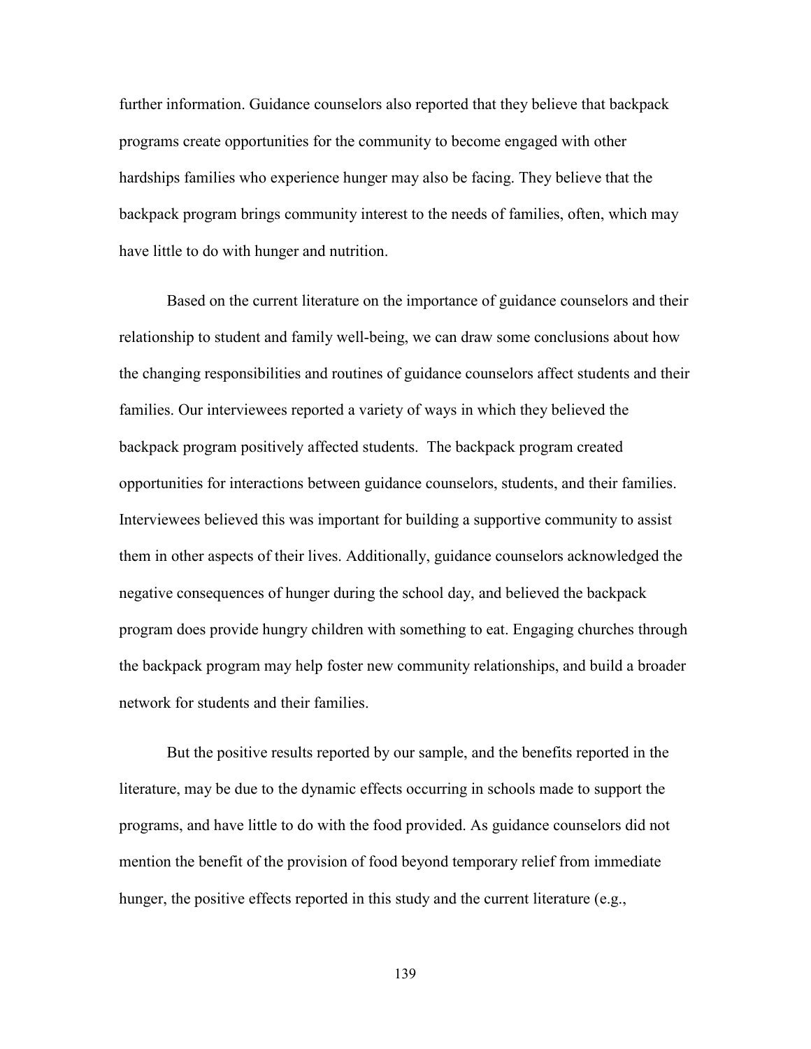further information. Guidance counselors also reported that they believe that backpack programs create opportunities for the community to become engaged with other hardships families who experience hunger may also be facing. They believe that the backpack program brings community interest to the needs of families, often, which may have little to do with hunger and nutrition.

Based on the current literature on the importance of guidance counselors and their relationship to student and family well-being, we can draw some conclusions about how the changing responsibilities and routines of guidance counselors affect students and their families. Our interviewees reported a variety of ways in which they believed the backpack program positively affected students. The backpack program created opportunities for interactions between guidance counselors, students, and their families. Interviewees believed this was important for building a supportive community to assist them in other aspects of their lives. Additionally, guidance counselors acknowledged the negative consequences of hunger during the school day, and believed the backpack program does provide hungry children with something to eat. Engaging churches through the backpack program may help foster new community relationships, and build a broader network for students and their families.

But the positive results reported by our sample, and the benefits reported in the literature, may be due to the dynamic effects occurring in schools made to support the programs, and have little to do with the food provided. As guidance counselors did not mention the benefit of the provision of food beyond temporary relief from immediate hunger, the positive effects reported in this study and the current literature (e.g.,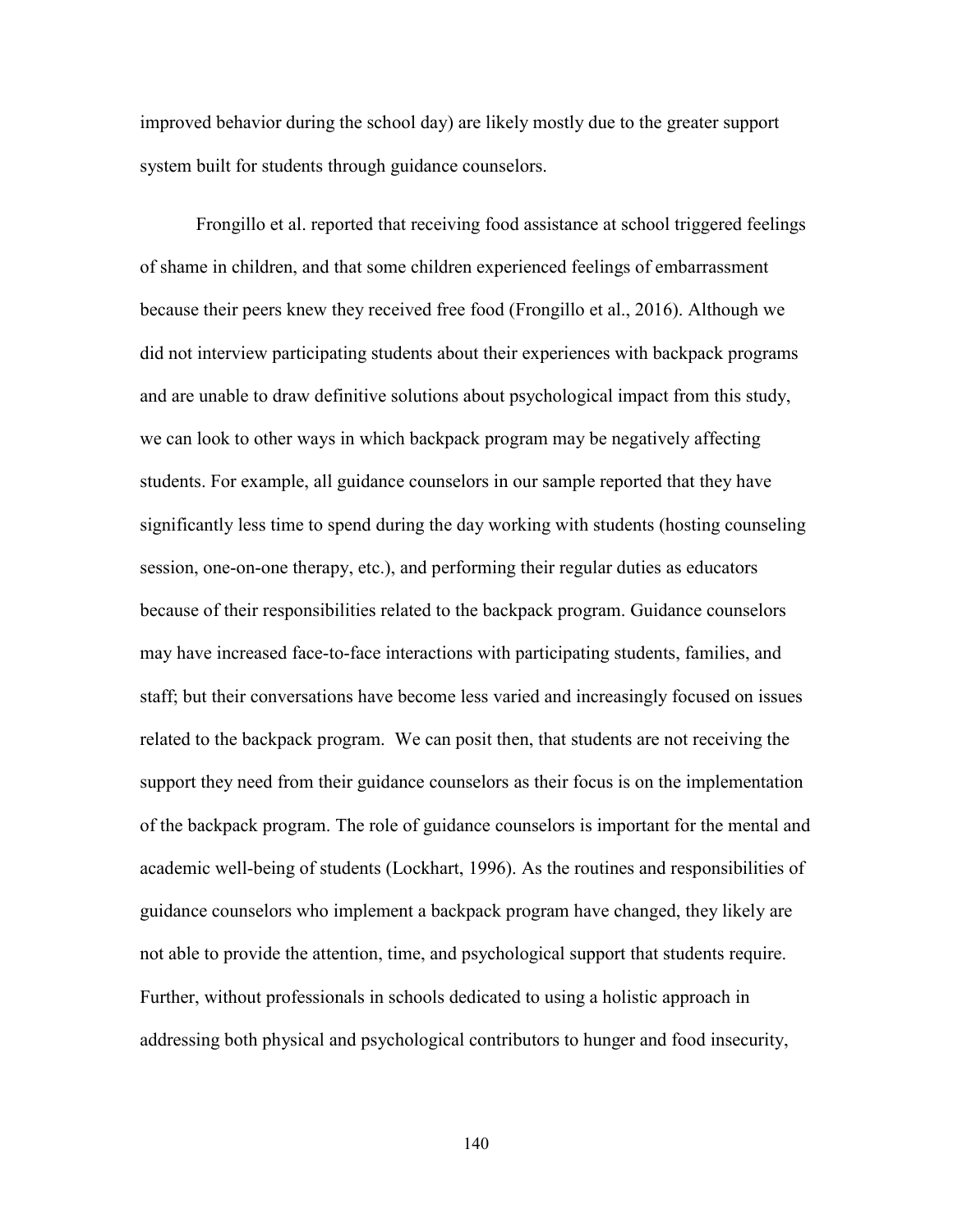improved behavior during the school day) are likely mostly due to the greater support system built for students through guidance counselors.

Frongillo et al. reported that receiving food assistance at school triggered feelings of shame in children, and that some children experienced feelings of embarrassment because their peers knew they received free food (Frongillo et al., 2016). Although we did not interview participating students about their experiences with backpack programs and are unable to draw definitive solutions about psychological impact from this study, we can look to other ways in which backpack program may be negatively affecting students. For example, all guidance counselors in our sample reported that they have significantly less time to spend during the day working with students (hosting counseling session, one-on-one therapy, etc.), and performing their regular duties as educators because of their responsibilities related to the backpack program. Guidance counselors may have increased face-to-face interactions with participating students, families, and staff; but their conversations have become less varied and increasingly focused on issues related to the backpack program. We can posit then, that students are not receiving the support they need from their guidance counselors as their focus is on the implementation of the backpack program. The role of guidance counselors is important for the mental and academic well-being of students (Lockhart, 1996). As the routines and responsibilities of guidance counselors who implement a backpack program have changed, they likely are not able to provide the attention, time, and psychological support that students require. Further, without professionals in schools dedicated to using a holistic approach in addressing both physical and psychological contributors to hunger and food insecurity,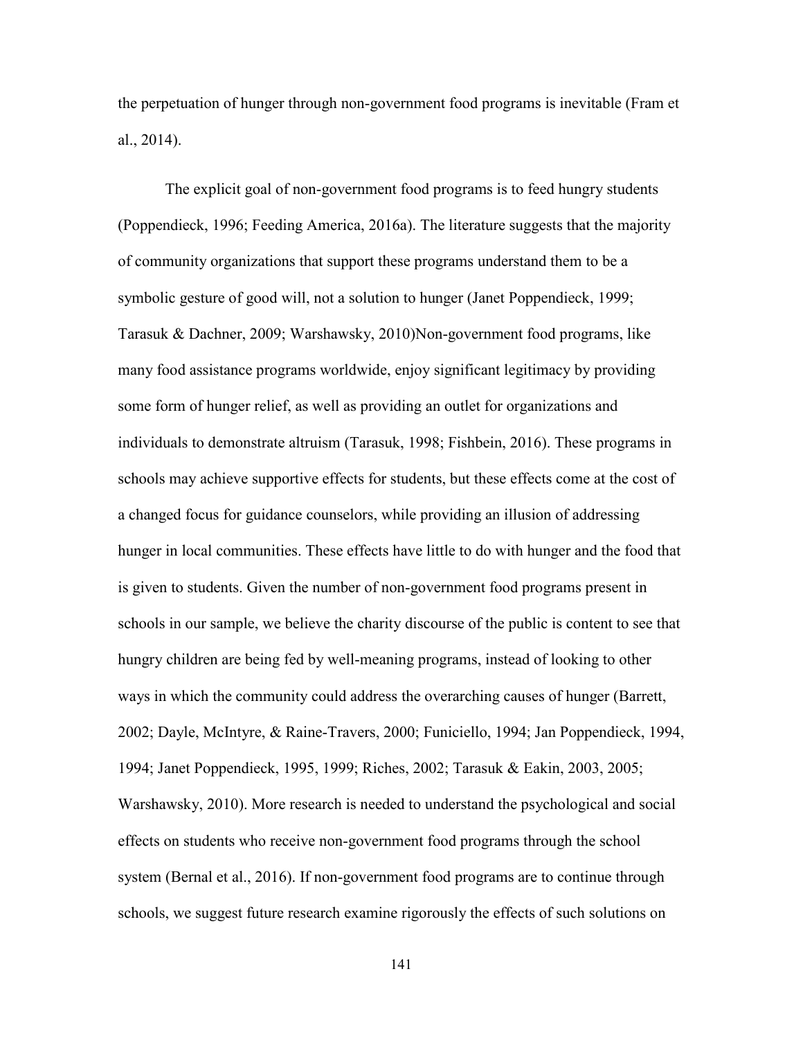the perpetuation of hunger through non-government food programs is inevitable (Fram et al., 2014).

The explicit goal of non-government food programs is to feed hungry students (Poppendieck, 1996; Feeding America, 2016a). The literature suggests that the majority of community organizations that support these programs understand them to be a symbolic gesture of good will, not a solution to hunger (Janet Poppendieck, 1999; Tarasuk & Dachner, 2009; Warshawsky, 2010)Non-government food programs, like many food assistance programs worldwide, enjoy significant legitimacy by providing some form of hunger relief, as well as providing an outlet for organizations and individuals to demonstrate altruism (Tarasuk, 1998; Fishbein, 2016). These programs in schools may achieve supportive effects for students, but these effects come at the cost of a changed focus for guidance counselors, while providing an illusion of addressing hunger in local communities. These effects have little to do with hunger and the food that is given to students. Given the number of non-government food programs present in schools in our sample, we believe the charity discourse of the public is content to see that hungry children are being fed by well-meaning programs, instead of looking to other ways in which the community could address the overarching causes of hunger (Barrett, 2002; Dayle, McIntyre, & Raine-Travers, 2000; Funiciello, 1994; Jan Poppendieck, 1994, 1994; Janet Poppendieck, 1995, 1999; Riches, 2002; Tarasuk & Eakin, 2003, 2005; Warshawsky, 2010). More research is needed to understand the psychological and social effects on students who receive non-government food programs through the school system (Bernal et al., 2016). If non-government food programs are to continue through schools, we suggest future research examine rigorously the effects of such solutions on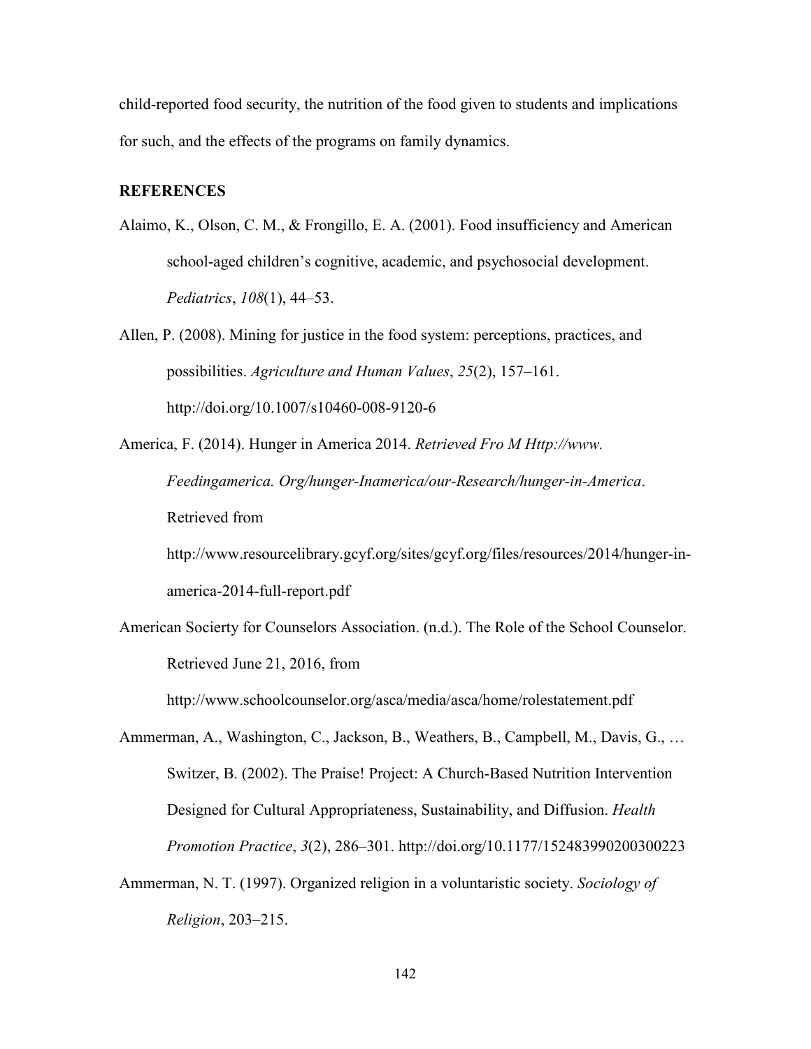child-reported food security, the nutrition of the food given to students and implications for such, and the effects of the programs on family dynamics.

## REFERENCES

Alaimo, K., Olson, C. M., & Frongillo, E. A. (2001). Food insufficiency and American school-aged children's cognitive, academic, and psychosocial development. *Pediatrics*, *108*(1), 44–53.

Allen, P. (2008). Mining for justice in the food system: perceptions, practices, and possibilities. *Agriculture and Human Values*, *25*(2), 157–161. http://doi.org/10.1007/s10460-008-9120-6

America, F. (2014). Hunger in America 2014. *Retrieved Fro M Http://www. Feedingamerica. Org/hunger-Inamerica/our-Research/hunger-in-America*. Retrieved from http://www.resourcelibrary.gcyf.org/sites/gcyf.org/files/resources/2014/hunger-in-america-2014-full-report.pdf

American Socierty for Counselors Association. (n.d.). The Role of the School Counselor. Retrieved June 21, 2016, from http://www.schoolcounselor.org/asca/media/asca/home/rolestatement.pdf

Ammerman, A., Washington, C., Jackson, B., Weathers, B., Campbell, M., Davis, G., … Switzer, B. (2002). The Praise! Project: A Church-Based Nutrition Intervention Designed for Cultural Appropriateness, Sustainability, and Diffusion. *Health Promotion Practice*, *3*(2), 286–301. http://doi.org/10.1177/152483990200300223

Ammerman, N. T. (1997). Organized religion in a voluntaristic society. *Sociology of Religion*, 203–215.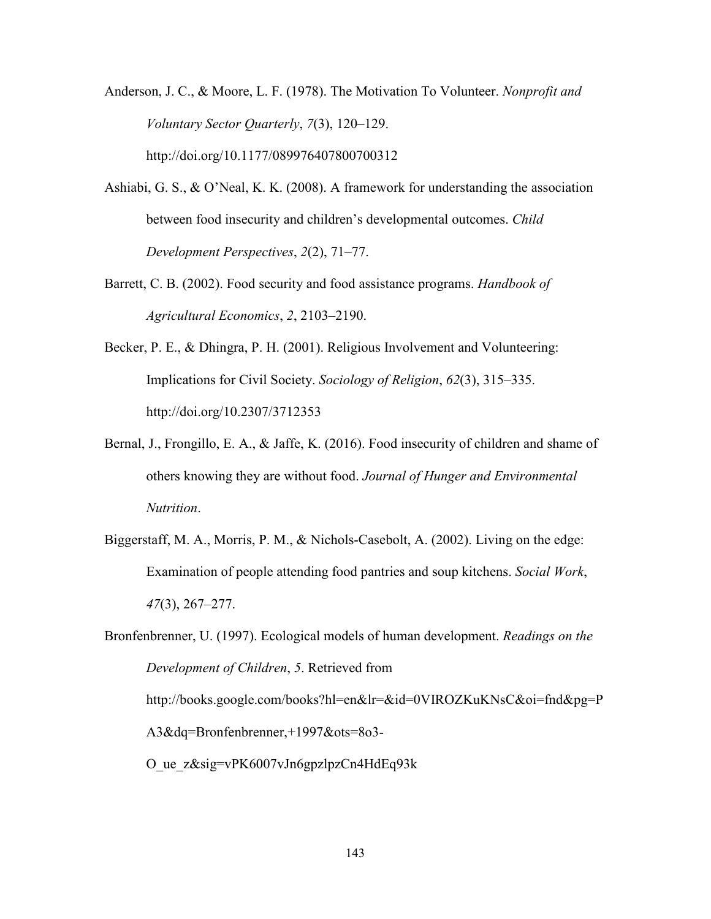Anderson, J. C., & Moore, L. F. (1978). The Motivation To Volunteer. *Nonprofit and Voluntary Sector Quarterly*, *7*(3), 120–129. http://doi.org/10.1177/089976407800700312

Ashiabi, G. S., & O'Neal, K. K. (2008). A framework for understanding the association between food insecurity and children's developmental outcomes. *Child Development Perspectives*, *2*(2), 71–77.

Barrett, C. B. (2002). Food security and food assistance programs. *Handbook of Agricultural Economics*, *2*, 2103–2190.

Becker, P. E., & Dhingra, P. H. (2001). Religious Involvement and Volunteering: Implications for Civil Society. *Sociology of Religion*, *62*(3), 315–335. http://doi.org/10.2307/3712353

Bernal, J., Frongillo, E. A., & Jaffe, K. (2016). Food insecurity of children and shame of others knowing they are without food. *Journal of Hunger and Environmental Nutrition*.

Biggerstaff, M. A., Morris, P. M., & Nichols-Casebolt, A. (2002). Living on the edge: Examination of people attending food pantries and soup kitchens. *Social Work*, *47*(3), 267–277.

Bronfenbrenner, U. (1997). Ecological models of human development. *Readings on the Development of Children*, *5*. Retrieved from http://books.google.com/books?hl=en&lr=&id=0VIROZKuKNsC&oi=fnd&pg=PA3&dq=Bronfenbrenner,+1997&ots=8o3-O_ue_z&sig=vPK6007vJn6gpzlpzCn4HdEq93k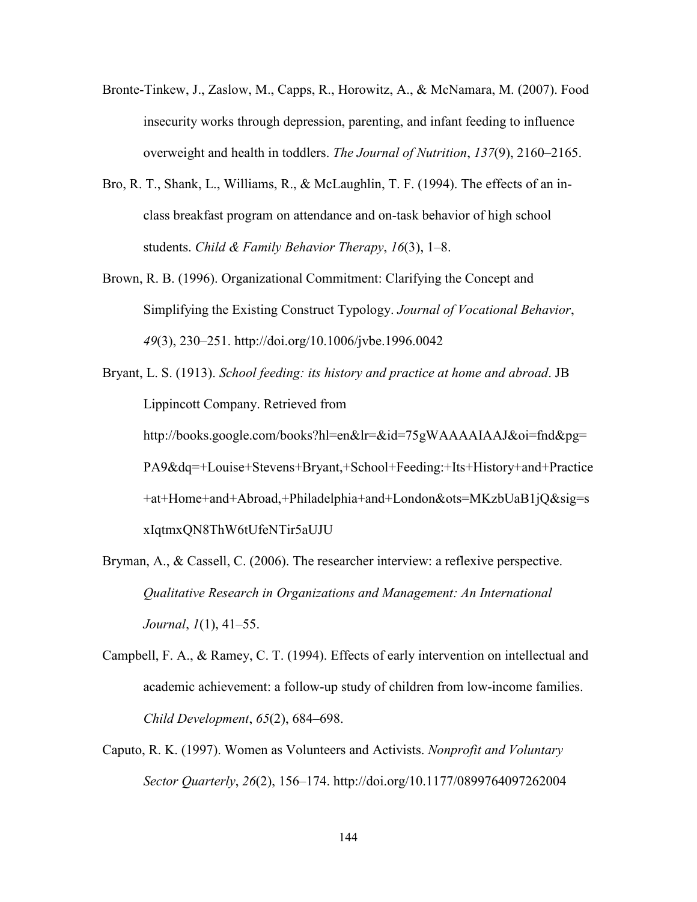Bronte-Tinkew, J., Zaslow, M., Capps, R., Horowitz, A., & McNamara, M. (2007). Food insecurity works through depression, parenting, and infant feeding to influence overweight and health in toddlers. *The Journal of Nutrition*, *137*(9), 2160–2165.

Bro, R. T., Shank, L., Williams, R., & McLaughlin, T. F. (1994). The effects of an in-class breakfast program on attendance and on-task behavior of high school students. *Child & Family Behavior Therapy*, *16*(3), 1–8.

Brown, R. B. (1996). Organizational Commitment: Clarifying the Concept and Simplifying the Existing Construct Typology. *Journal of Vocational Behavior*, *49*(3), 230–251. http://doi.org/10.1006/jvbe.1996.0042

Bryant, L. S. (1913). *School feeding: its history and practice at home and abroad*. JB Lippincott Company. Retrieved from http://books.google.com/books?hl=en&lr=&id=75gWAAAAIAAJ&oi=fnd&pg=PA9&dq=+Louise+Stevens+Bryant,+School+Feeding:+Its+History+and+Practice+at+Home+and+Abroad,+Philadelphia+and+London&ots=MKzbUaB1jQ&sig=sxIqtmxQN8ThW6tUfeNTir5aUJU

Bryman, A., & Cassell, C. (2006). The researcher interview: a reflexive perspective. *Qualitative Research in Organizations and Management: An International Journal*, *1*(1), 41–55.

Campbell, F. A., & Ramey, C. T. (1994). Effects of early intervention on intellectual and academic achievement: a follow-up study of children from low-income families. *Child Development*, *65*(2), 684–698.

Caputo, R. K. (1997). Women as Volunteers and Activists. *Nonprofit and Voluntary Sector Quarterly*, *26*(2), 156–174. http://doi.org/10.1177/0899764097262004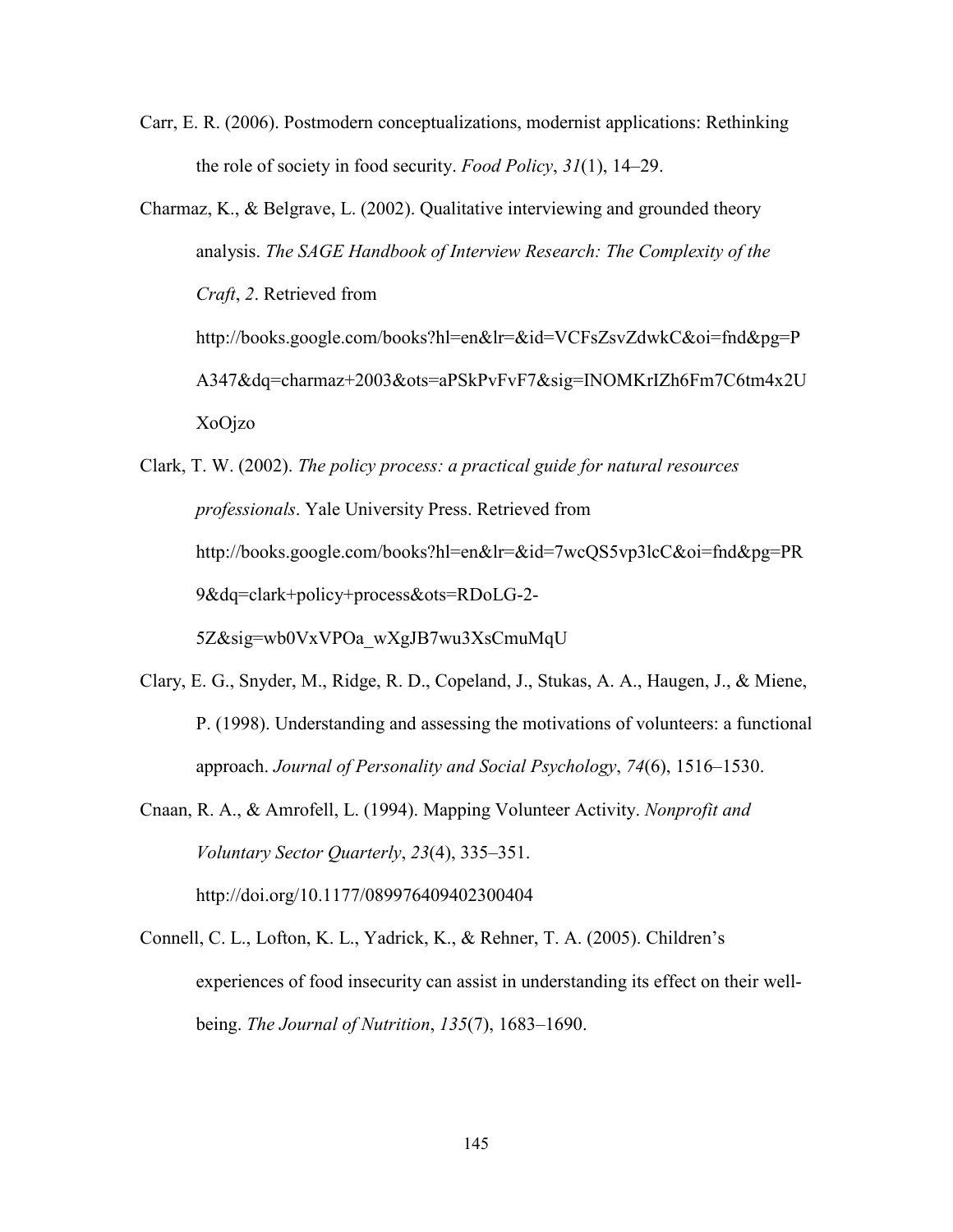Carr, E. R. (2006). Postmodern conceptualizations, modernist applications: Rethinking the role of society in food security. *Food Policy*, *31*(1), 14–29.

Charmaz, K., & Belgrave, L. (2002). Qualitative interviewing and grounded theory analysis. *The SAGE Handbook of Interview Research: The Complexity of the Craft*, *2*. Retrieved from http://books.google.com/books?hl=en&lr=&id=VCFsZsvZdwkC&oi=fnd&pg=PA347&dq=charmaz+2003&ots=aPSkPvFvF7&sig=INOMKrIZh6Fm7C6tm4x2UXoOjzo

Clark, T. W. (2002). *The policy process: a practical guide for natural resources professionals*. Yale University Press. Retrieved from http://books.google.com/books?hl=en&lr=&id=7wcQS5vp3lcC&oi=fnd&pg=PR9&dq=clark+policy+process&ots=RDoLG-2-5Z&sig=wb0VxVPOa_wXgJB7wu3XsCmuMqU

Clary, E. G., Snyder, M., Ridge, R. D., Copeland, J., Stukas, A. A., Haugen, J., & Miene, P. (1998). Understanding and assessing the motivations of volunteers: a functional approach. *Journal of Personality and Social Psychology*, *74*(6), 1516–1530.

Cnaan, R. A., & Amrofell, L. (1994). Mapping Volunteer Activity. *Nonprofit and Voluntary Sector Quarterly*, *23*(4), 335–351. http://doi.org/10.1177/089976409402300404

Connell, C. L., Lofton, K. L., Yadrick, K., & Rehner, T. A. (2005). Children's experiences of food insecurity can assist in understanding its effect on their well-being. *The Journal of Nutrition*, *135*(7), 1683–1690.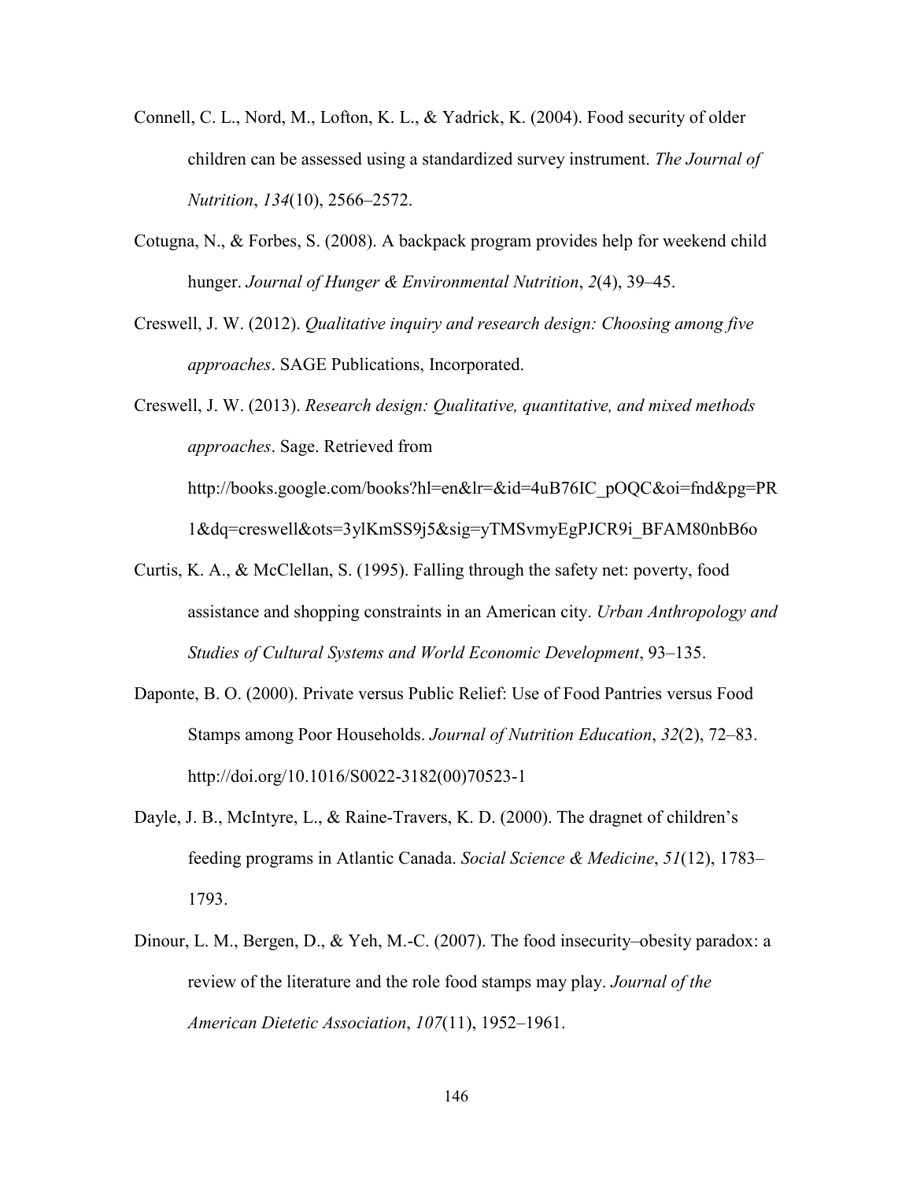Connell, C. L., Nord, M., Lofton, K. L., & Yadrick, K. (2004). Food security of older children can be assessed using a standardized survey instrument. *The Journal of Nutrition*, *134*(10), 2566–2572.

Cotugna, N., & Forbes, S. (2008). A backpack program provides help for weekend child hunger. *Journal of Hunger & Environmental Nutrition*, *2*(4), 39–45.

Creswell, J. W. (2012). *Qualitative inquiry and research design: Choosing among five approaches*. SAGE Publications, Incorporated.

Creswell, J. W. (2013). *Research design: Qualitative, quantitative, and mixed methods approaches*. Sage. Retrieved from http://books.google.com/books?hl=en&lr=&id=4uB76IC_pOQC&oi=fnd&pg=PR1&dq=creswell&ots=3ylKmSS9j5&sig=yTMSvmyEgPJCR9i_BFAM80nbB6o

Curtis, K. A., & McClellan, S. (1995). Falling through the safety net: poverty, food assistance and shopping constraints in an American city. *Urban Anthropology and Studies of Cultural Systems and World Economic Development*, 93–135.

Daponte, B. O. (2000). Private versus Public Relief: Use of Food Pantries versus Food Stamps among Poor Households. *Journal of Nutrition Education*, *32*(2), 72–83. http://doi.org/10.1016/S0022-3182(00)70523-1

Dayle, J. B., McIntyre, L., & Raine-Travers, K. D. (2000). The dragnet of children's feeding programs in Atlantic Canada. *Social Science & Medicine*, *51*(12), 1783–1793.

Dinour, L. M., Bergen, D., & Yeh, M.-C. (2007). The food insecurity–obesity paradox: a review of the literature and the role food stamps may play. *Journal of the American Dietetic Association*, *107*(11), 1952–1961.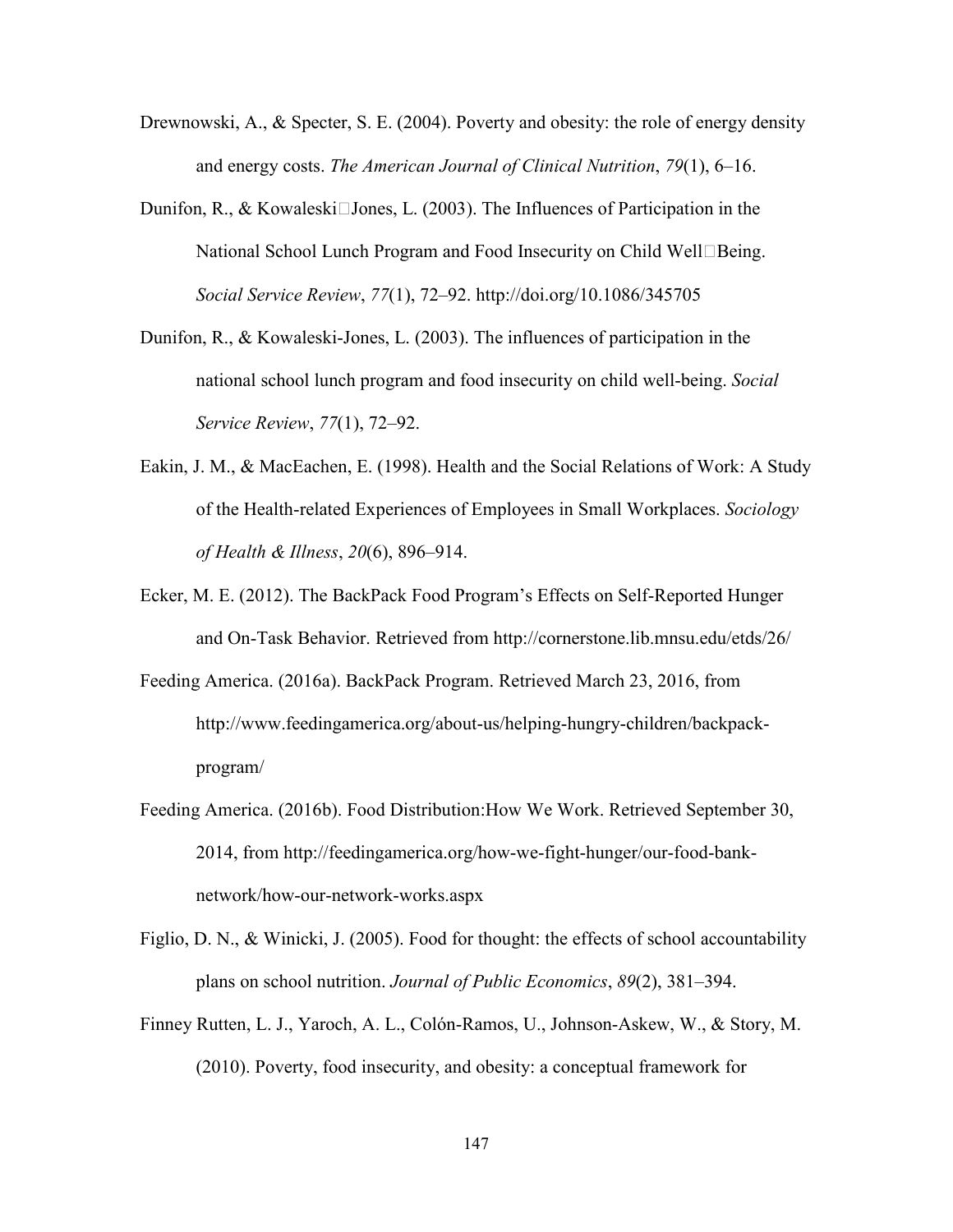Drewnowski, A., & Specter, S. E. (2004). Poverty and obesity: the role of energy density and energy costs. *The American Journal of Clinical Nutrition*, *79*(1), 6–16.

Dunifon, R., & Kowaleski□Jones, L. (2003). The Influences of Participation in the National School Lunch Program and Food Insecurity on Child Well□Being. *Social Service Review*, *77*(1), 72–92. http://doi.org/10.1086/345705

Dunifon, R., & Kowaleski-Jones, L. (2003). The influences of participation in the national school lunch program and food insecurity on child well-being. *Social Service Review*, *77*(1), 72–92.

Eakin, J. M., & MacEachen, E. (1998). Health and the Social Relations of Work: A Study of the Health-related Experiences of Employees in Small Workplaces. *Sociology of Health & Illness*, *20*(6), 896–914.

Ecker, M. E. (2012). The BackPack Food Program's Effects on Self-Reported Hunger and On-Task Behavior. Retrieved from http://cornerstone.lib.mnsu.edu/etds/26/

Feeding America. (2016a). BackPack Program. Retrieved March 23, 2016, from http://www.feedingamerica.org/about-us/helping-hungry-children/backpack-program/

Feeding America. (2016b). Food Distribution:How We Work. Retrieved September 30, 2014, from http://feedingamerica.org/how-we-fight-hunger/our-food-bank-network/how-our-network-works.aspx

Figlio, D. N., & Winicki, J. (2005). Food for thought: the effects of school accountability plans on school nutrition. *Journal of Public Economics*, *89*(2), 381–394.

Finney Rutten, L. J., Yaroch, A. L., Colón-Ramos, U., Johnson-Askew, W., & Story, M. (2010). Poverty, food insecurity, and obesity: a conceptual framework for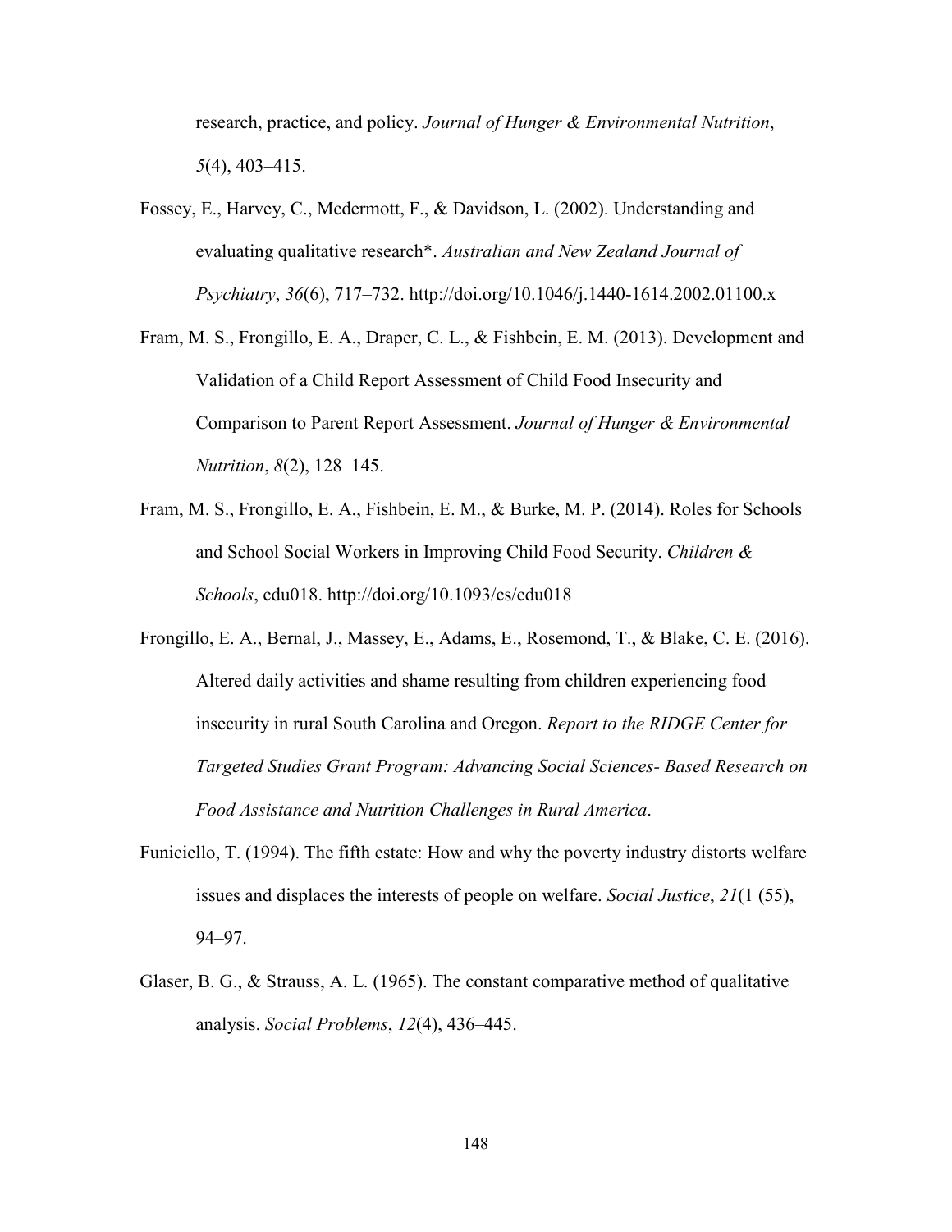research, practice, and policy. *Journal of Hunger & Environmental Nutrition*, *5*(4), 403–415.

Fossey, E., Harvey, C., Mcdermott, F., & Davidson, L. (2002). Understanding and evaluating qualitative research*. *Australian and New Zealand Journal of Psychiatry*, *36*(6), 717–732. http://doi.org/10.1046/j.1440-1614.2002.01100.x

Fram, M. S., Frongillo, E. A., Draper, C. L., & Fishbein, E. M. (2013). Development and Validation of a Child Report Assessment of Child Food Insecurity and Comparison to Parent Report Assessment. *Journal of Hunger & Environmental Nutrition*, *8*(2), 128–145.

Fram, M. S., Frongillo, E. A., Fishbein, E. M., & Burke, M. P. (2014). Roles for Schools and School Social Workers in Improving Child Food Security. *Children & Schools*, cdu018. http://doi.org/10.1093/cs/cdu018

Frongillo, E. A., Bernal, J., Massey, E., Adams, E., Rosemond, T., & Blake, C. E. (2016). Altered daily activities and shame resulting from children experiencing food insecurity in rural South Carolina and Oregon. *Report to the RIDGE Center for Targeted Studies Grant Program: Advancing Social Sciences- Based Research on Food Assistance and Nutrition Challenges in Rural America*.

Funiciello, T. (1994). The fifth estate: How and why the poverty industry distorts welfare issues and displaces the interests of people on welfare. *Social Justice*, *21*(1 (55), 94–97.

Glaser, B. G., & Strauss, A. L. (1965). The constant comparative method of qualitative analysis. *Social Problems*, *12*(4), 436–445.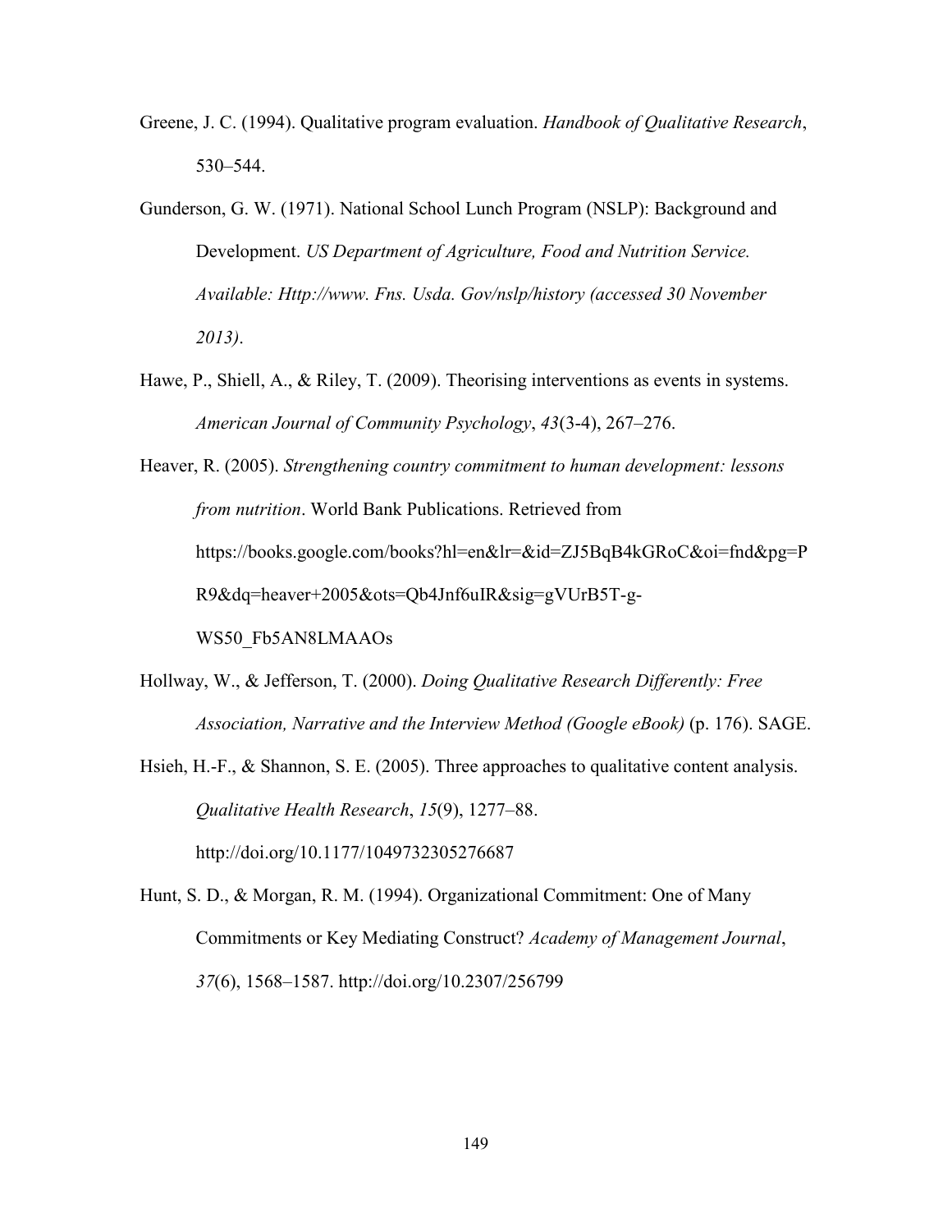Greene, J. C. (1994). Qualitative program evaluation. *Handbook of Qualitative Research*, 530–544.

Gunderson, G. W. (1971). National School Lunch Program (NSLP): Background and Development. *US Department of Agriculture, Food and Nutrition Service. Available: Http://www. Fns. Usda. Gov/nslp/history (accessed 30 November 2013)*.

Hawe, P., Shiell, A., & Riley, T. (2009). Theorising interventions as events in systems. *American Journal of Community Psychology*, *43*(3-4), 267–276.

Heaver, R. (2005). *Strengthening country commitment to human development: lessons from nutrition*. World Bank Publications. Retrieved from https://books.google.com/books?hl=en&lr=&id=ZJ5BqB4kGRoC&oi=fnd&pg=PR9&dq=heaver+2005&ots=Qb4Jnf6uIR&sig=gVUrB5T-g-WS50_Fb5AN8LMAAOs

Hollway, W., & Jefferson, T. (2000). *Doing Qualitative Research Differently: Free Association, Narrative and the Interview Method (Google eBook)* (p. 176). SAGE.

Hsieh, H.-F., & Shannon, S. E. (2005). Three approaches to qualitative content analysis. *Qualitative Health Research*, *15*(9), 1277–88. http://doi.org/10.1177/1049732305276687

Hunt, S. D., & Morgan, R. M. (1994). Organizational Commitment: One of Many Commitments or Key Mediating Construct? *Academy of Management Journal*, *37*(6), 1568–1587. http://doi.org/10.2307/256799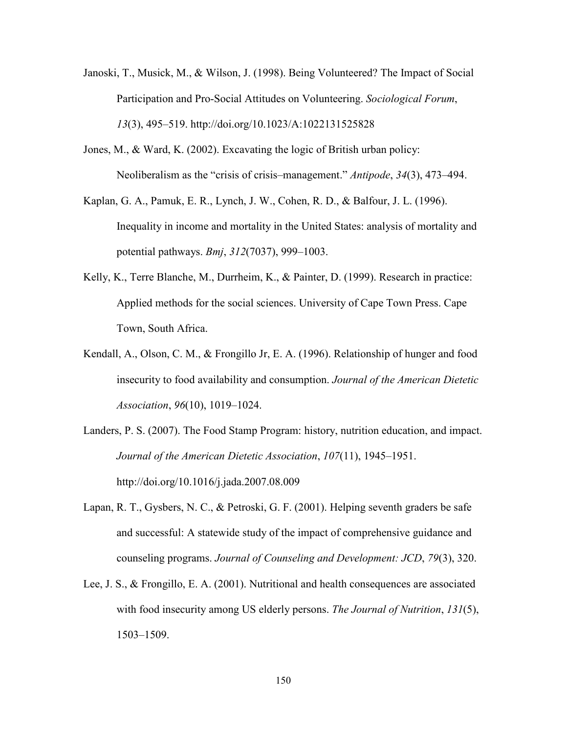Janoski, T., Musick, M., & Wilson, J. (1998). Being Volunteered? The Impact of Social Participation and Pro-Social Attitudes on Volunteering. *Sociological Forum*, *13*(3), 495–519. http://doi.org/10.1023/A:1022131525828

Jones, M., & Ward, K. (2002). Excavating the logic of British urban policy: Neoliberalism as the "crisis of crisis–management." *Antipode*, *34*(3), 473–494.

Kaplan, G. A., Pamuk, E. R., Lynch, J. W., Cohen, R. D., & Balfour, J. L. (1996). Inequality in income and mortality in the United States: analysis of mortality and potential pathways. *Bmj*, *312*(7037), 999–1003.

Kelly, K., Terre Blanche, M., Durrheim, K., & Painter, D. (1999). Research in practice: Applied methods for the social sciences. University of Cape Town Press. Cape Town, South Africa.

Kendall, A., Olson, C. M., & Frongillo Jr, E. A. (1996). Relationship of hunger and food insecurity to food availability and consumption. *Journal of the American Dietetic Association*, *96*(10), 1019–1024.

Landers, P. S. (2007). The Food Stamp Program: history, nutrition education, and impact. *Journal of the American Dietetic Association*, *107*(11), 1945–1951. http://doi.org/10.1016/j.jada.2007.08.009

Lapan, R. T., Gysbers, N. C., & Petroski, G. F. (2001). Helping seventh graders be safe and successful: A statewide study of the impact of comprehensive guidance and counseling programs. *Journal of Counseling and Development: JCD*, *79*(3), 320.

Lee, J. S., & Frongillo, E. A. (2001). Nutritional and health consequences are associated with food insecurity among US elderly persons. *The Journal of Nutrition*, *131*(5), 1503–1509.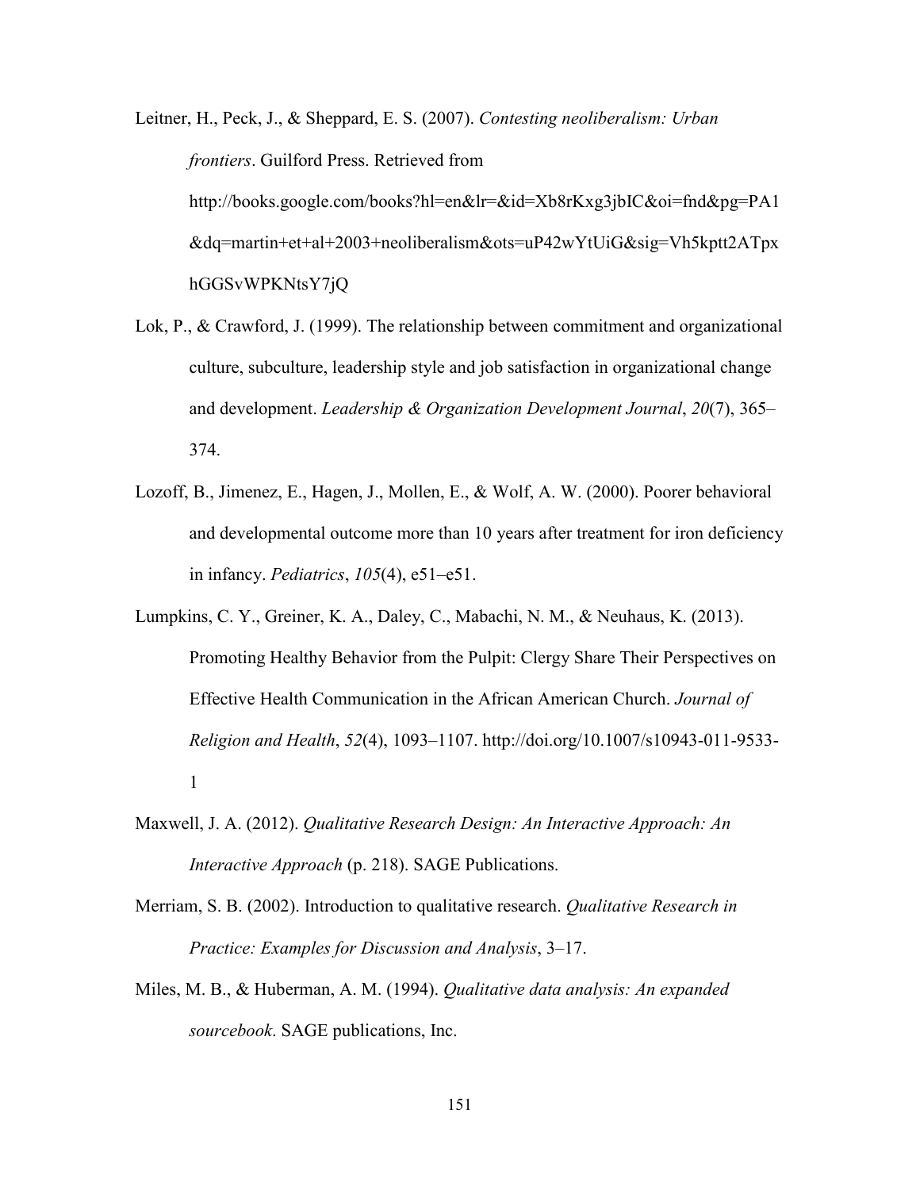Leitner, H., Peck, J., & Sheppard, E. S. (2007). *Contesting neoliberalism: Urban frontiers*. Guilford Press. Retrieved from http://books.google.com/books?hl=en&lr=&id=Xb8rKxg3jbIC&oi=fnd&pg=PA1&dq=martin+et+al+2003+neoliberalism&ots=uP42wYtUiG&sig=Vh5kptt2ATpxhGGSvWPKNtsY7jQ

Lok, P., & Crawford, J. (1999). The relationship between commitment and organizational culture, subculture, leadership style and job satisfaction in organizational change and development. *Leadership & Organization Development Journal*, *20*(7), 365–374.

Lozoff, B., Jimenez, E., Hagen, J., Mollen, E., & Wolf, A. W. (2000). Poorer behavioral and developmental outcome more than 10 years after treatment for iron deficiency in infancy. *Pediatrics*, *105*(4), e51–e51.

Lumpkins, C. Y., Greiner, K. A., Daley, C., Mabachi, N. M., & Neuhaus, K. (2013). Promoting Healthy Behavior from the Pulpit: Clergy Share Their Perspectives on Effective Health Communication in the African American Church. *Journal of Religion and Health*, *52*(4), 1093–1107. http://doi.org/10.1007/s10943-011-9533-1

Maxwell, J. A. (2012). *Qualitative Research Design: An Interactive Approach: An Interactive Approach* (p. 218). SAGE Publications.

Merriam, S. B. (2002). Introduction to qualitative research. *Qualitative Research in Practice: Examples for Discussion and Analysis*, 3–17.

Miles, M. B., & Huberman, A. M. (1994). *Qualitative data analysis: An expanded sourcebook*. SAGE publications, Inc.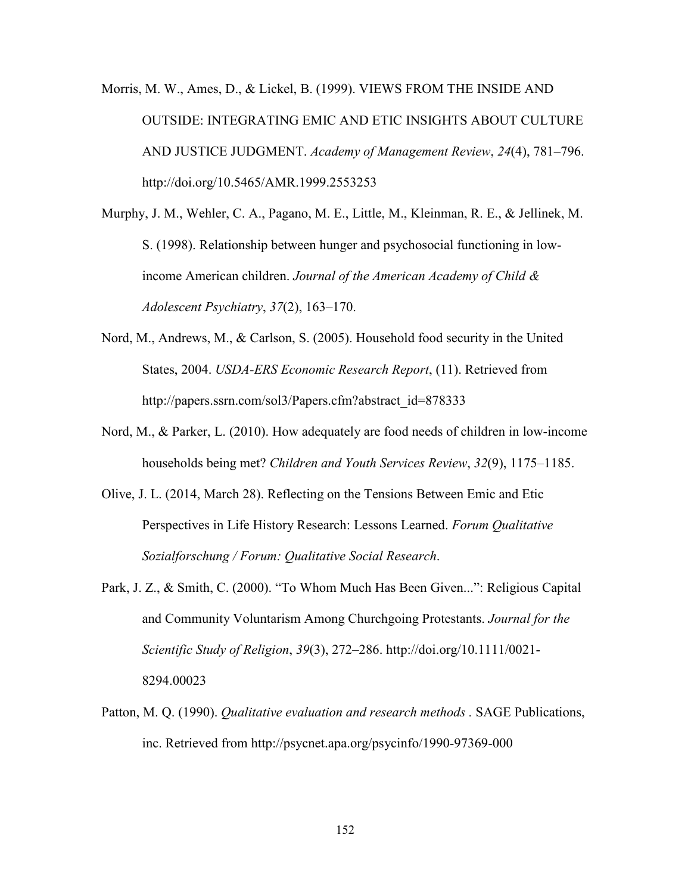Morris, M. W., Ames, D., & Lickel, B. (1999). VIEWS FROM THE INSIDE AND OUTSIDE: INTEGRATING EMIC AND ETIC INSIGHTS ABOUT CULTURE AND JUSTICE JUDGMENT. *Academy of Management Review*, *24*(4), 781–796. http://doi.org/10.5465/AMR.1999.2553253

Murphy, J. M., Wehler, C. A., Pagano, M. E., Little, M., Kleinman, R. E., & Jellinek, M. S. (1998). Relationship between hunger and psychosocial functioning in low-income American children. *Journal of the American Academy of Child & Adolescent Psychiatry*, *37*(2), 163–170.

Nord, M., Andrews, M., & Carlson, S. (2005). Household food security in the United States, 2004. *USDA-ERS Economic Research Report*, (11). Retrieved from http://papers.ssrn.com/sol3/Papers.cfm?abstract_id=878333

Nord, M., & Parker, L. (2010). How adequately are food needs of children in low-income households being met? *Children and Youth Services Review*, *32*(9), 1175–1185.

Olive, J. L. (2014, March 28). Reflecting on the Tensions Between Emic and Etic Perspectives in Life History Research: Lessons Learned. *Forum Qualitative Sozialforschung / Forum: Qualitative Social Research*.

Park, J. Z., & Smith, C. (2000). "To Whom Much Has Been Given...": Religious Capital and Community Voluntarism Among Churchgoing Protestants. *Journal for the Scientific Study of Religion*, *39*(3), 272–286. http://doi.org/10.1111/0021-8294.00023

Patton, M. Q. (1990). *Qualitative evaluation and research methods .* SAGE Publications, inc. Retrieved from http://psycnet.apa.org/psycinfo/1990-97369-000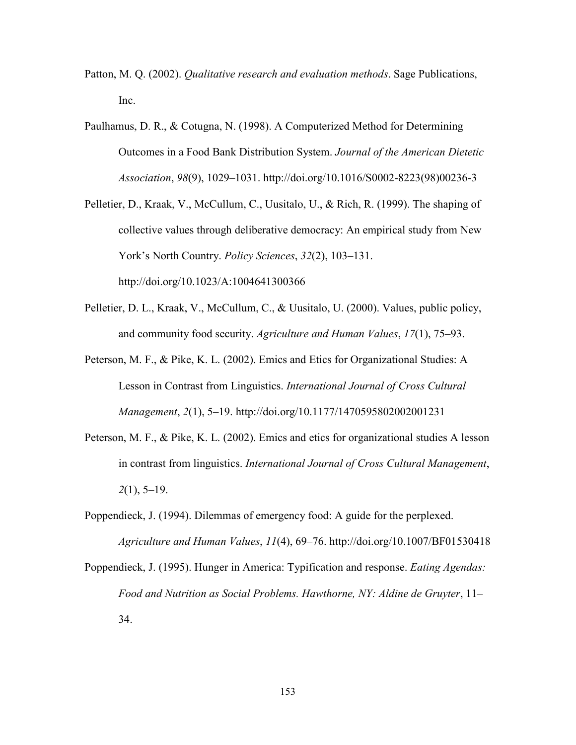Patton, M. Q. (2002). *Qualitative research and evaluation methods*. Sage Publications, Inc.

Paulhamus, D. R., & Cotugna, N. (1998). A Computerized Method for Determining Outcomes in a Food Bank Distribution System. *Journal of the American Dietetic Association*, *98*(9), 1029–1031. http://doi.org/10.1016/S0002-8223(98)00236-3

Pelletier, D., Kraak, V., McCullum, C., Uusitalo, U., & Rich, R. (1999). The shaping of collective values through deliberative democracy: An empirical study from New York's North Country. *Policy Sciences*, *32*(2), 103–131. http://doi.org/10.1023/A:1004641300366

Pelletier, D. L., Kraak, V., McCullum, C., & Uusitalo, U. (2000). Values, public policy, and community food security. *Agriculture and Human Values*, *17*(1), 75–93.

Peterson, M. F., & Pike, K. L. (2002). Emics and Etics for Organizational Studies: A Lesson in Contrast from Linguistics. *International Journal of Cross Cultural Management*, *2*(1), 5–19. http://doi.org/10.1177/147059580200200123l

Peterson, M. F., & Pike, K. L. (2002). Emics and etics for organizational studies A lesson in contrast from linguistics. *International Journal of Cross Cultural Management*, *2*(1), 5–19.

Poppendieck, J. (1994). Dilemmas of emergency food: A guide for the perplexed. *Agriculture and Human Values*, *11*(4), 69–76. http://doi.org/10.1007/BF01530418

Poppendieck, J. (1995). Hunger in America: Typification and response. *Eating Agendas: Food and Nutrition as Social Problems. Hawthorne, NY: Aldine de Gruyter*, 11–34.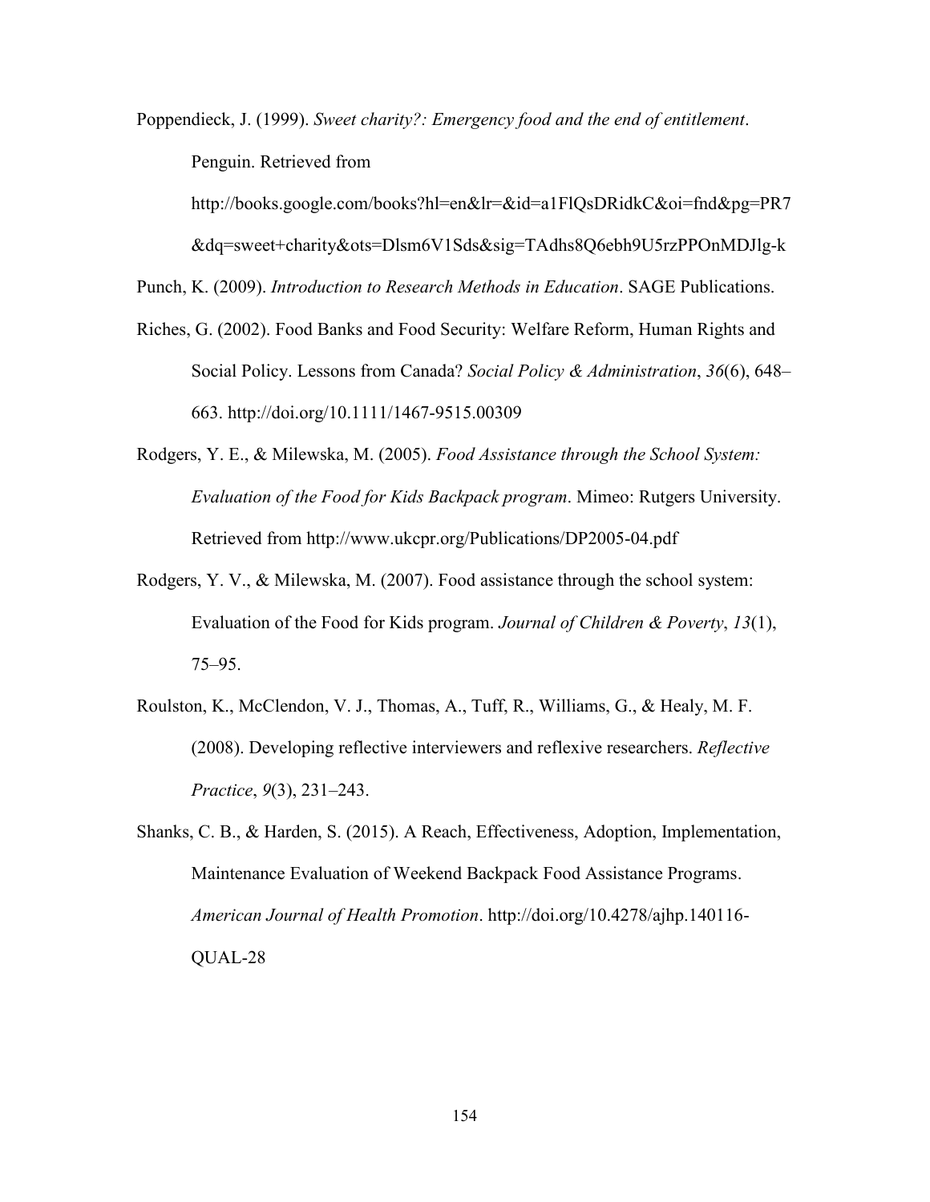Poppendieck, J. (1999). *Sweet charity?: Emergency food and the end of entitlement*. Penguin. Retrieved from http://books.google.com/books?hl=en&lr=&id=a1FlQsDRidkC&oi=fnd&pg=PR7&dq=sweet+charity&ots=Dlsm6V1Sds&sig=TAdhs8Q6ebh9U5rzPPOnMDJlg-k

Punch, K. (2009). *Introduction to Research Methods in Education*. SAGE Publications.

Riches, G. (2002). Food Banks and Food Security: Welfare Reform, Human Rights and Social Policy. Lessons from Canada? *Social Policy & Administration*, *36*(6), 648–663. http://doi.org/10.1111/1467-9515.00309

Rodgers, Y. E., & Milewska, M. (2005). *Food Assistance through the School System: Evaluation of the Food for Kids Backpack program*. Mimeo: Rutgers University. Retrieved from http://www.ukcpr.org/Publications/DP2005-04.pdf

Rodgers, Y. V., & Milewska, M. (2007). Food assistance through the school system: Evaluation of the Food for Kids program. *Journal of Children & Poverty*, *13*(1), 75–95.

Roulston, K., McClendon, V. J., Thomas, A., Tuff, R., Williams, G., & Healy, M. F. (2008). Developing reflective interviewers and reflexive researchers. *Reflective Practice*, *9*(3), 231–243.

Shanks, C. B., & Harden, S. (2015). A Reach, Effectiveness, Adoption, Implementation, Maintenance Evaluation of Weekend Backpack Food Assistance Programs. *American Journal of Health Promotion*. http://doi.org/10.4278/ajhp.140116-QUAL-28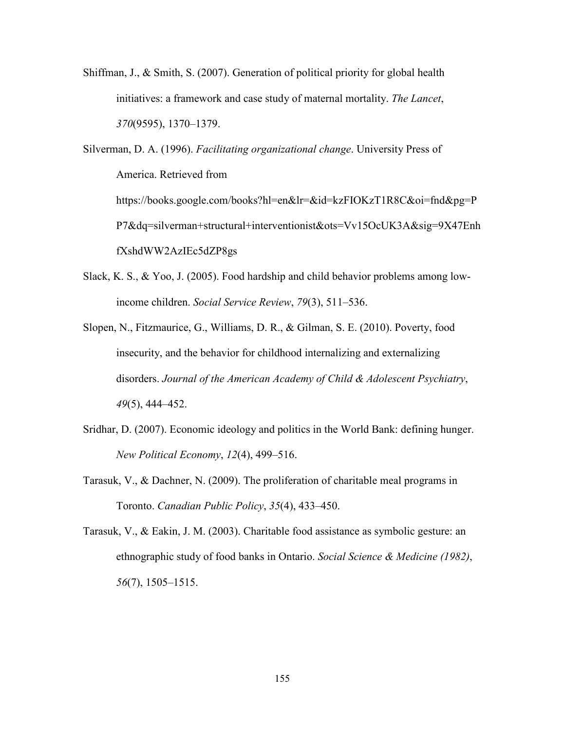Shiffman, J., & Smith, S. (2007). Generation of political priority for global health initiatives: a framework and case study of maternal mortality. *The Lancet*, *370*(9595), 1370–1379.

Silverman, D. A. (1996). *Facilitating organizational change*. University Press of America. Retrieved from https://books.google.com/books?hl=en&lr=&id=kzFIOKzT1R8C&oi=fnd&pg=PP7&dq=silverman+structural+interventionist&ots=Vv15OcUK3A&sig=9X47EnhfXshdWW2AzIEc5dZP8gs

Slack, K. S., & Yoo, J. (2005). Food hardship and child behavior problems among low-income children. *Social Service Review*, *79*(3), 511–536.

Slopen, N., Fitzmaurice, G., Williams, D. R., & Gilman, S. E. (2010). Poverty, food insecurity, and the behavior for childhood internalizing and externalizing disorders. *Journal of the American Academy of Child & Adolescent Psychiatry*, *49*(5), 444–452.

Sridhar, D. (2007). Economic ideology and politics in the World Bank: defining hunger. *New Political Economy*, *12*(4), 499–516.

Tarasuk, V., & Dachner, N. (2009). The proliferation of charitable meal programs in Toronto. *Canadian Public Policy*, *35*(4), 433–450.

Tarasuk, V., & Eakin, J. M. (2003). Charitable food assistance as symbolic gesture: an ethnographic study of food banks in Ontario. *Social Science & Medicine (1982)*, *56*(7), 1505–1515.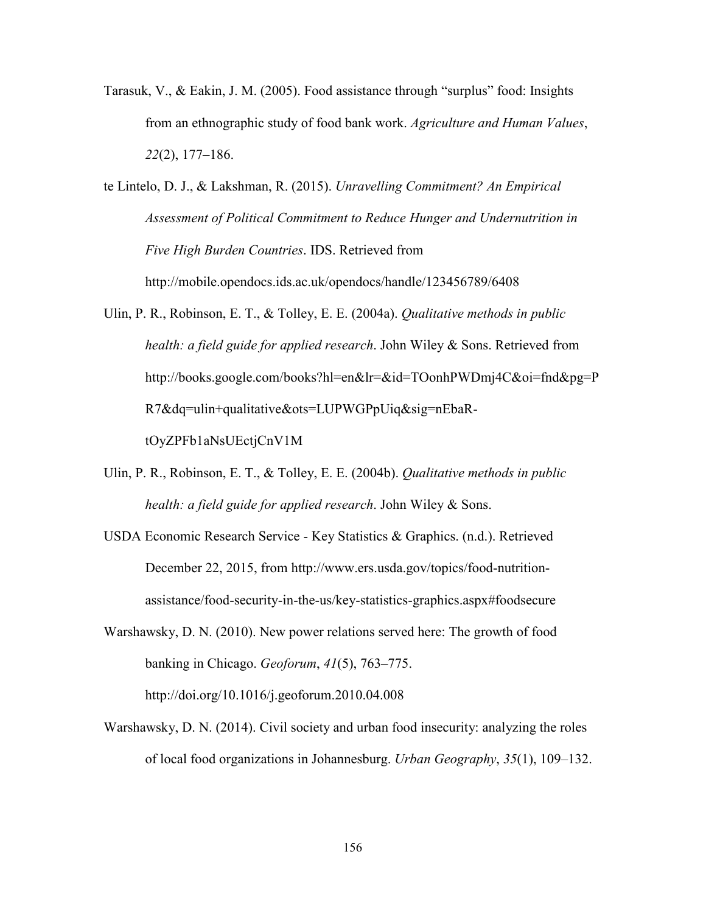Tarasuk, V., & Eakin, J. M. (2005). Food assistance through "surplus" food: Insights from an ethnographic study of food bank work. *Agriculture and Human Values*, *22*(2), 177–186.

te Lintelo, D. J., & Lakshman, R. (2015). *Unravelling Commitment? An Empirical Assessment of Political Commitment to Reduce Hunger and Undernutrition in Five High Burden Countries*. IDS. Retrieved from http://mobile.opendocs.ids.ac.uk/opendocs/handle/123456789/6408

Ulin, P. R., Robinson, E. T., & Tolley, E. E. (2004a). *Qualitative methods in public health: a field guide for applied research*. John Wiley & Sons. Retrieved from http://books.google.com/books?hl=en&lr=&id=TOonhPWDmj4C&oi=fnd&pg=PR7&dq=ulin+qualitative&ots=LUPWGPpUiq&sig=nEbaR-tOyZPFb1aNsUEctjCnV1M

Ulin, P. R., Robinson, E. T., & Tolley, E. E. (2004b). *Qualitative methods in public health: a field guide for applied research*. John Wiley & Sons.

USDA Economic Research Service - Key Statistics & Graphics. (n.d.). Retrieved December 22, 2015, from http://www.ers.usda.gov/topics/food-nutrition-assistance/food-security-in-the-us/key-statistics-graphics.aspx#foodsecure

Warshawsky, D. N. (2010). New power relations served here: The growth of food banking in Chicago. *Geoforum*, *41*(5), 763–775. http://doi.org/10.1016/j.geoforum.2010.04.008

Warshawsky, D. N. (2014). Civil society and urban food insecurity: analyzing the roles of local food organizations in Johannesburg. *Urban Geography*, *35*(1), 109–132.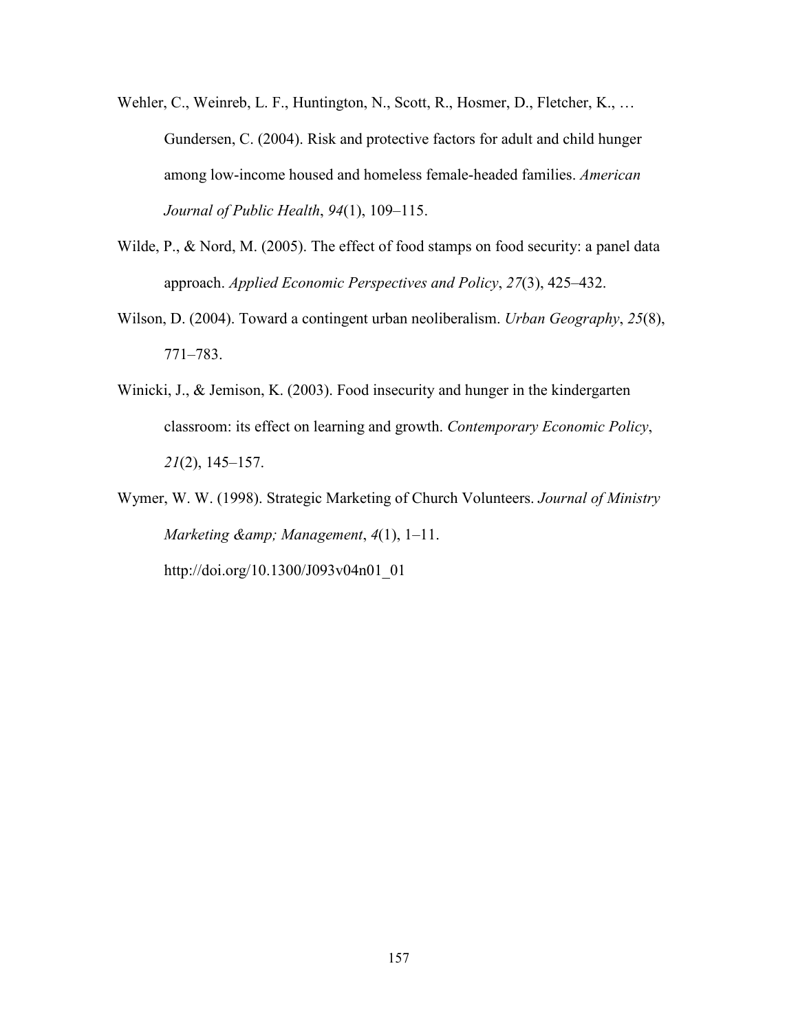Wehler, C., Weinreb, L. F., Huntington, N., Scott, R., Hosmer, D., Fletcher, K., … Gundersen, C. (2004). Risk and protective factors for adult and child hunger among low-income housed and homeless female-headed families. *American Journal of Public Health*, *94*(1), 109–115.

Wilde, P., & Nord, M. (2005). The effect of food stamps on food security: a panel data approach. *Applied Economic Perspectives and Policy*, *27*(3), 425–432.

Wilson, D. (2004). Toward a contingent urban neoliberalism. *Urban Geography*, *25*(8), 771–783.

Winicki, J., & Jemison, K. (2003). Food insecurity and hunger in the kindergarten classroom: its effect on learning and growth. *Contemporary Economic Policy*, *21*(2), 145–157.

Wymer, W. W. (1998). Strategic Marketing of Church Volunteers. *Journal of Ministry Marketing &amp; Management*, *4*(1), 1–11. http://doi.org/10.1300/J093v04n01_01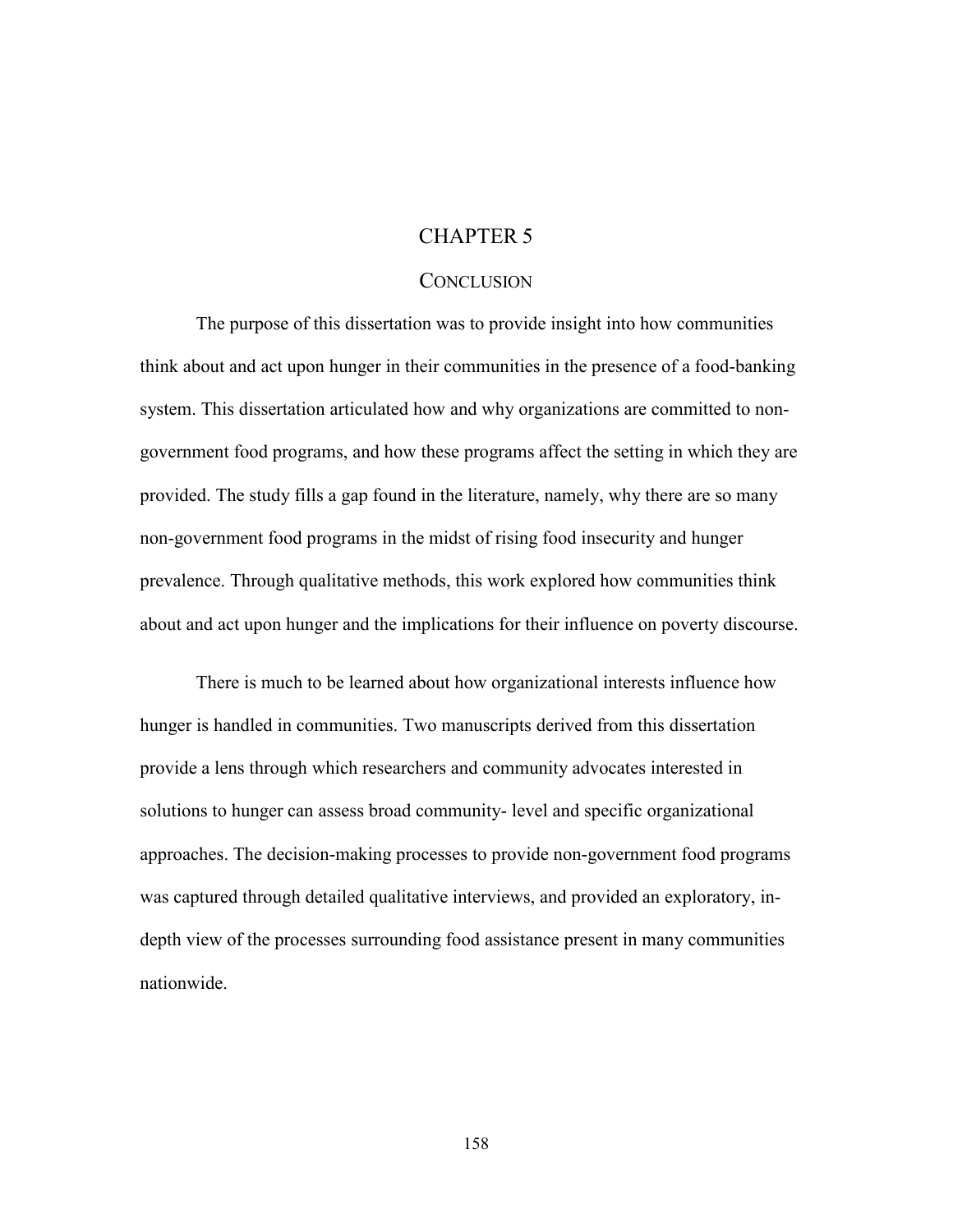# CHAPTER 5

## CONCLUSION

The purpose of this dissertation was to provide insight into how communities think about and act upon hunger in their communities in the presence of a food-banking system. This dissertation articulated how and why organizations are committed to non-government food programs, and how these programs affect the setting in which they are provided. The study fills a gap found in the literature, namely, why there are so many non-government food programs in the midst of rising food insecurity and hunger prevalence. Through qualitative methods, this work explored how communities think about and act upon hunger and the implications for their influence on poverty discourse.

There is much to be learned about how organizational interests influence how hunger is handled in communities. Two manuscripts derived from this dissertation provide a lens through which researchers and community advocates interested in solutions to hunger can assess broad community- level and specific organizational approaches. The decision-making processes to provide non-government food programs was captured through detailed qualitative interviews, and provided an exploratory, in-depth view of the processes surrounding food assistance present in many communities nationwide.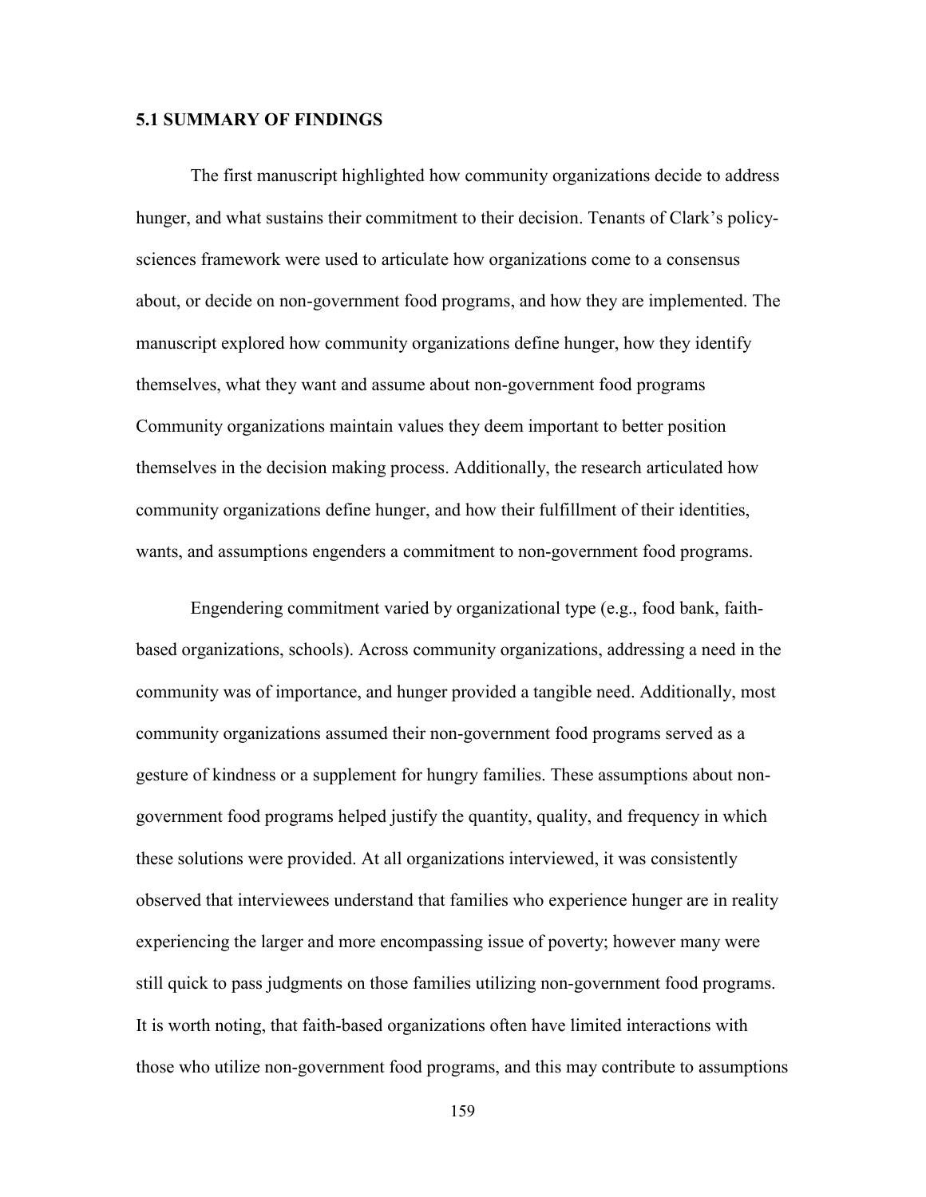## 5.1 SUMMARY OF FINDINGS

The first manuscript highlighted how community organizations decide to address hunger, and what sustains their commitment to their decision. Tenants of Clark's policy-sciences framework were used to articulate how organizations come to a consensus about, or decide on non-government food programs, and how they are implemented. The manuscript explored how community organizations define hunger, how they identify themselves, what they want and assume about non-government food programs Community organizations maintain values they deem important to better position themselves in the decision making process. Additionally, the research articulated how community organizations define hunger, and how their fulfillment of their identities, wants, and assumptions engenders a commitment to non-government food programs.

Engendering commitment varied by organizational type (e.g., food bank, faith-based organizations, schools). Across community organizations, addressing a need in the community was of importance, and hunger provided a tangible need. Additionally, most community organizations assumed their non-government food programs served as a gesture of kindness or a supplement for hungry families. These assumptions about non-government food programs helped justify the quantity, quality, and frequency in which these solutions were provided. At all organizations interviewed, it was consistently observed that interviewees understand that families who experience hunger are in reality experiencing the larger and more encompassing issue of poverty; however many were still quick to pass judgments on those families utilizing non-government food programs. It is worth noting, that faith-based organizations often have limited interactions with those who utilize non-government food programs, and this may contribute to assumptions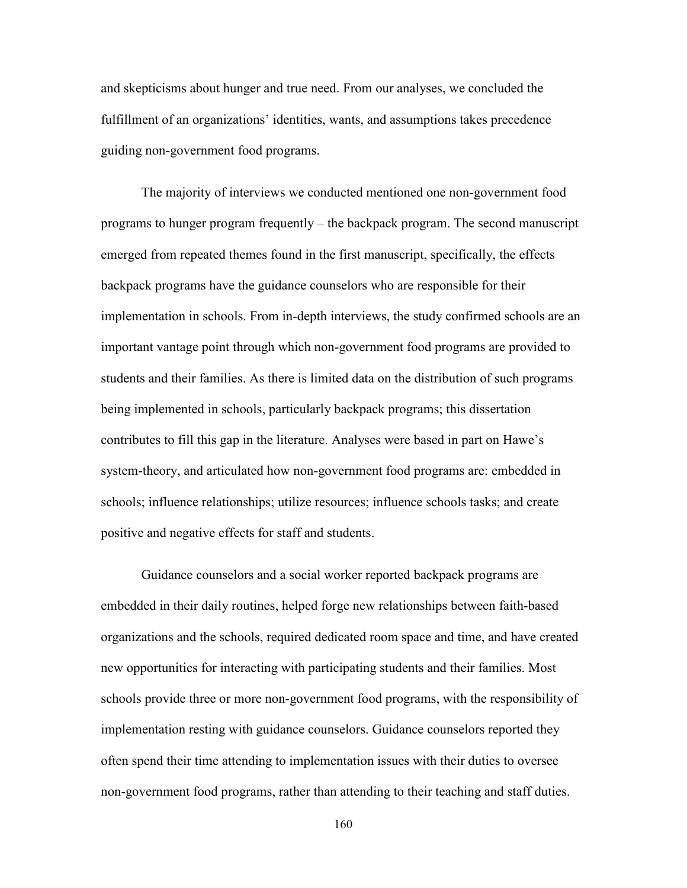and skepticisms about hunger and true need. From our analyses, we concluded the fulfillment of an organizations' identities, wants, and assumptions takes precedence guiding non-government food programs.

The majority of interviews we conducted mentioned one non-government food programs to hunger program frequently – the backpack program. The second manuscript emerged from repeated themes found in the first manuscript, specifically, the effects backpack programs have the guidance counselors who are responsible for their implementation in schools. From in-depth interviews, the study confirmed schools are an important vantage point through which non-government food programs are provided to students and their families. As there is limited data on the distribution of such programs being implemented in schools, particularly backpack programs; this dissertation contributes to fill this gap in the literature. Analyses were based in part on Hawe's system-theory, and articulated how non-government food programs are: embedded in schools; influence relationships; utilize resources; influence schools tasks; and create positive and negative effects for staff and students.

Guidance counselors and a social worker reported backpack programs are embedded in their daily routines, helped forge new relationships between faith-based organizations and the schools, required dedicated room space and time, and have created new opportunities for interacting with participating students and their families. Most schools provide three or more non-government food programs, with the responsibility of implementation resting with guidance counselors. Guidance counselors reported they often spend their time attending to implementation issues with their duties to oversee non-government food programs, rather than attending to their teaching and staff duties.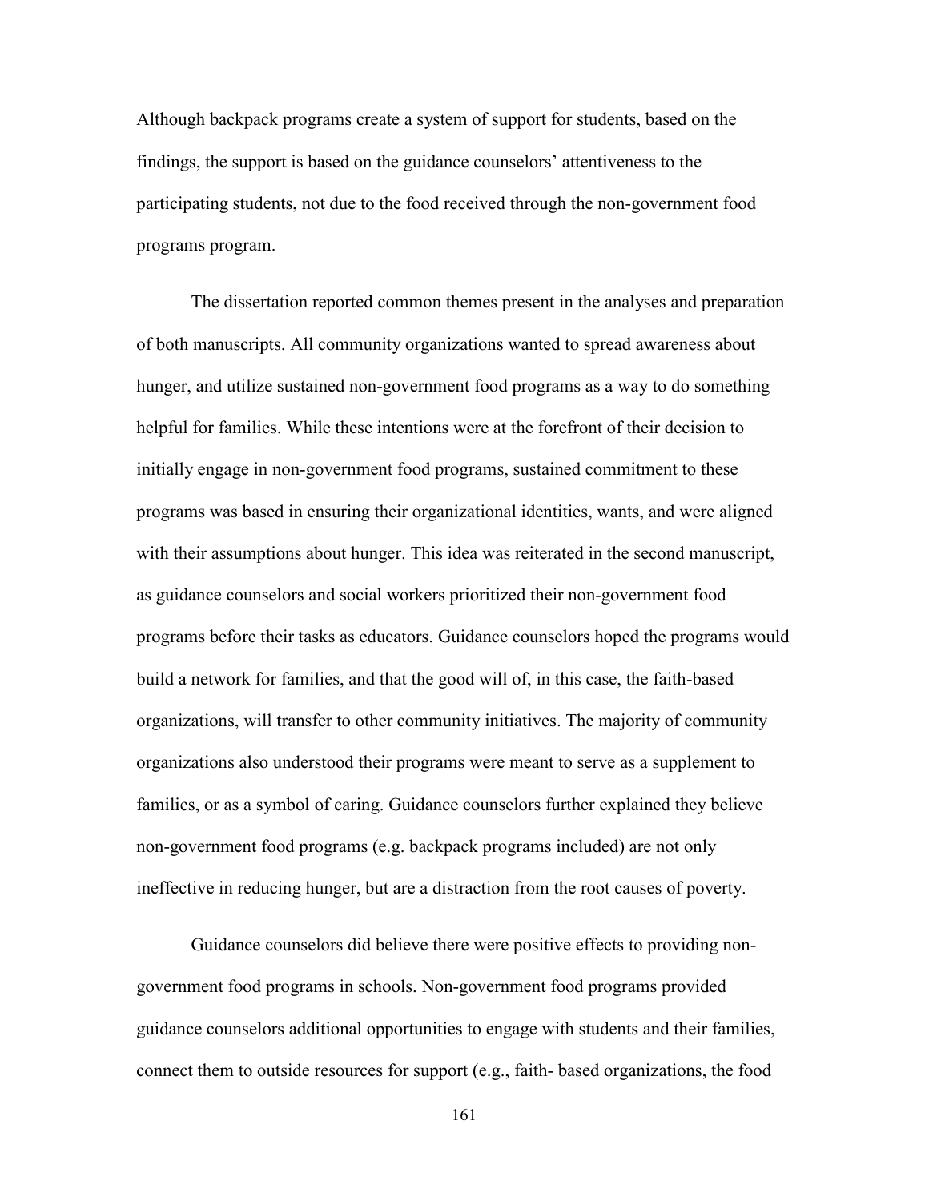Although backpack programs create a system of support for students, based on the findings, the support is based on the guidance counselors' attentiveness to the participating students, not due to the food received through the non-government food programs program.

The dissertation reported common themes present in the analyses and preparation of both manuscripts. All community organizations wanted to spread awareness about hunger, and utilize sustained non-government food programs as a way to do something helpful for families. While these intentions were at the forefront of their decision to initially engage in non-government food programs, sustained commitment to these programs was based in ensuring their organizational identities, wants, and were aligned with their assumptions about hunger. This idea was reiterated in the second manuscript, as guidance counselors and social workers prioritized their non-government food programs before their tasks as educators. Guidance counselors hoped the programs would build a network for families, and that the good will of, in this case, the faith-based organizations, will transfer to other community initiatives. The majority of community organizations also understood their programs were meant to serve as a supplement to families, or as a symbol of caring. Guidance counselors further explained they believe non-government food programs (e.g. backpack programs included) are not only ineffective in reducing hunger, but are a distraction from the root causes of poverty.

Guidance counselors did believe there were positive effects to providing non-government food programs in schools. Non-government food programs provided guidance counselors additional opportunities to engage with students and their families, connect them to outside resources for support (e.g., faith- based organizations, the food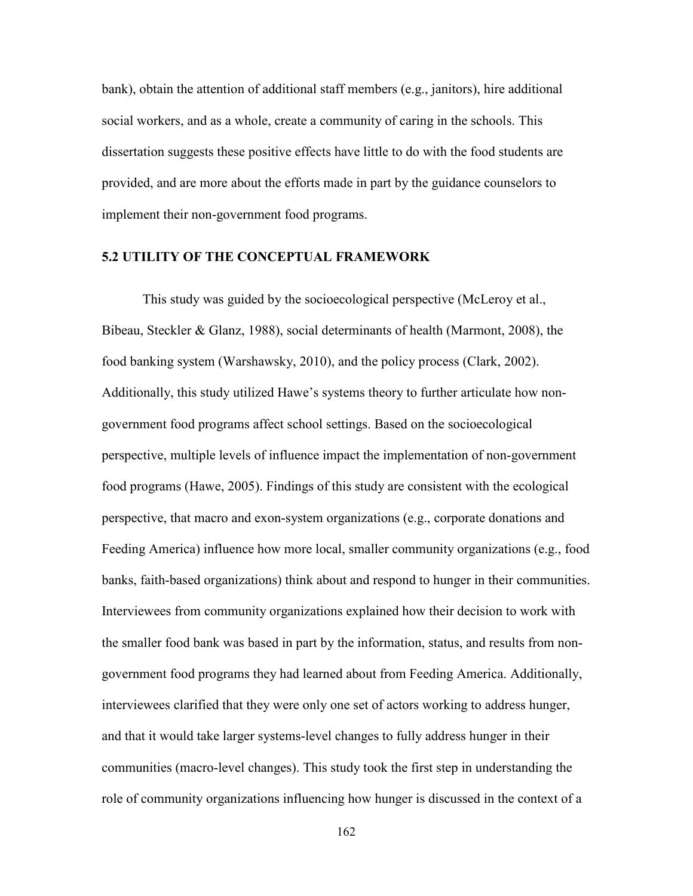bank), obtain the attention of additional staff members (e.g., janitors), hire additional social workers, and as a whole, create a community of caring in the schools. This dissertation suggests these positive effects have little to do with the food students are provided, and are more about the efforts made in part by the guidance counselors to implement their non-government food programs.

## 5.2 UTILITY OF THE CONCEPTUAL FRAMEWORK

This study was guided by the socioecological perspective (McLeroy et al., Bibeau, Steckler & Glanz, 1988), social determinants of health (Marmont, 2008), the food banking system (Warshawsky, 2010), and the policy process (Clark, 2002). Additionally, this study utilized Hawe's systems theory to further articulate how non-government food programs affect school settings. Based on the socioecological perspective, multiple levels of influence impact the implementation of non-government food programs (Hawe, 2005). Findings of this study are consistent with the ecological perspective, that macro and exon-system organizations (e.g., corporate donations and Feeding America) influence how more local, smaller community organizations (e.g., food banks, faith-based organizations) think about and respond to hunger in their communities. Interviewees from community organizations explained how their decision to work with the smaller food bank was based in part by the information, status, and results from non-government food programs they had learned about from Feeding America. Additionally, interviewees clarified that they were only one set of actors working to address hunger, and that it would take larger systems-level changes to fully address hunger in their communities (macro-level changes). This study took the first step in understanding the role of community organizations influencing how hunger is discussed in the context of a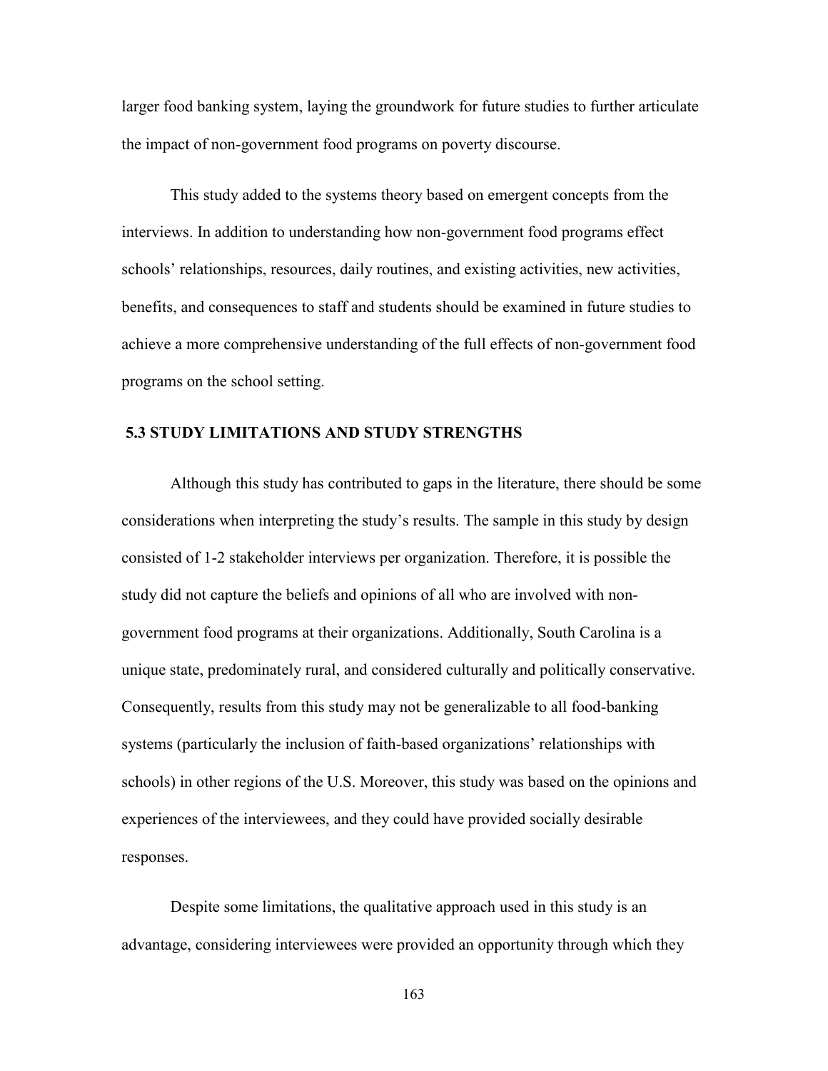larger food banking system, laying the groundwork for future studies to further articulate the impact of non-government food programs on poverty discourse.

This study added to the systems theory based on emergent concepts from the interviews. In addition to understanding how non-government food programs effect schools' relationships, resources, daily routines, and existing activities, new activities, benefits, and consequences to staff and students should be examined in future studies to achieve a more comprehensive understanding of the full effects of non-government food programs on the school setting.

## 5.3 STUDY LIMITATIONS AND STUDY STRENGTHS

Although this study has contributed to gaps in the literature, there should be some considerations when interpreting the study's results. The sample in this study by design consisted of 1-2 stakeholder interviews per organization. Therefore, it is possible the study did not capture the beliefs and opinions of all who are involved with non-government food programs at their organizations. Additionally, South Carolina is a unique state, predominately rural, and considered culturally and politically conservative. Consequently, results from this study may not be generalizable to all food-banking systems (particularly the inclusion of faith-based organizations' relationships with schools) in other regions of the U.S. Moreover, this study was based on the opinions and experiences of the interviewees, and they could have provided socially desirable responses.

Despite some limitations, the qualitative approach used in this study is an advantage, considering interviewees were provided an opportunity through which they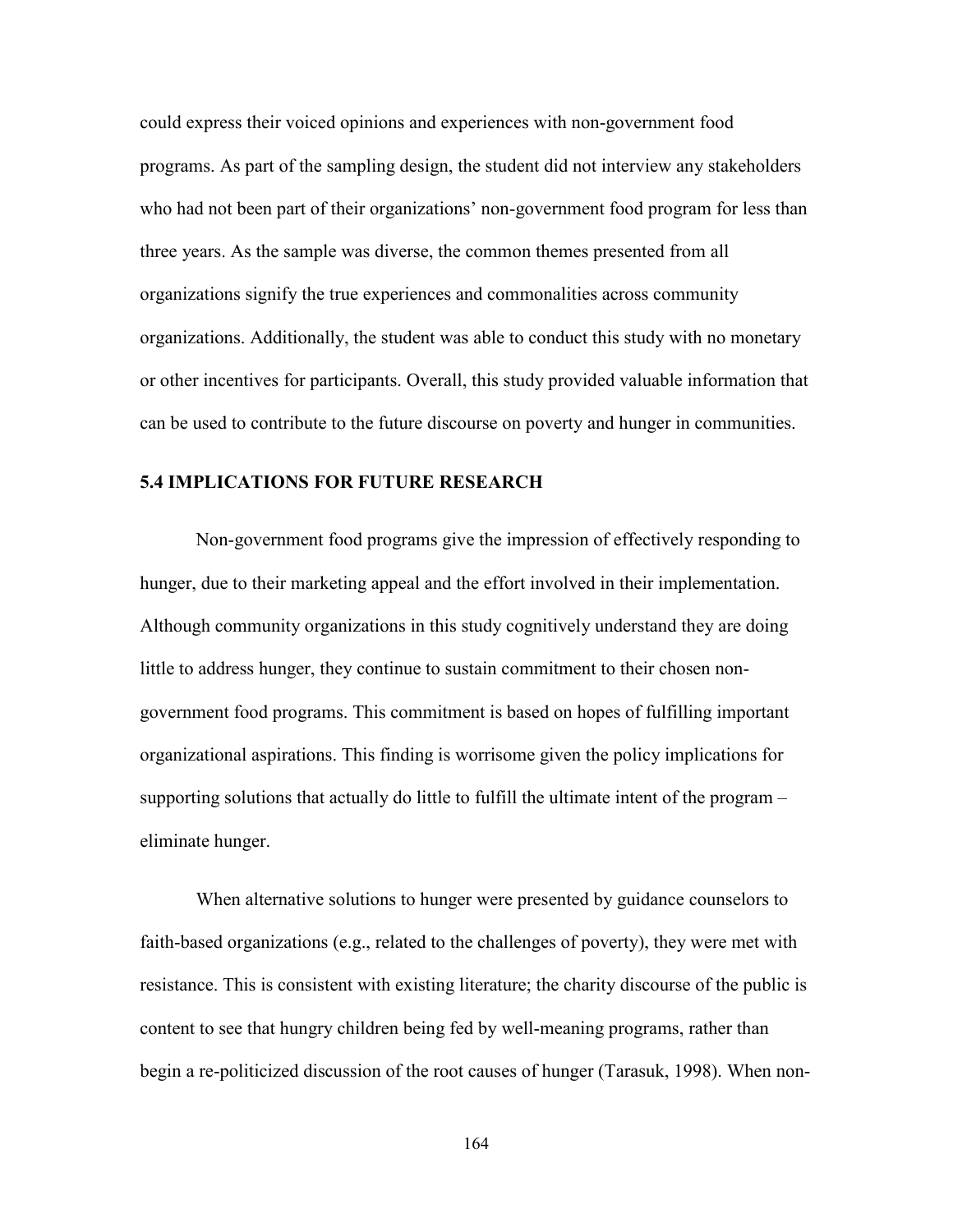could express their voiced opinions and experiences with non-government food programs. As part of the sampling design, the student did not interview any stakeholders who had not been part of their organizations' non-government food program for less than three years. As the sample was diverse, the common themes presented from all organizations signify the true experiences and commonalities across community organizations. Additionally, the student was able to conduct this study with no monetary or other incentives for participants. Overall, this study provided valuable information that can be used to contribute to the future discourse on poverty and hunger in communities.

### 5.4 IMPLICATIONS FOR FUTURE RESEARCH

Non-government food programs give the impression of effectively responding to hunger, due to their marketing appeal and the effort involved in their implementation. Although community organizations in this study cognitively understand they are doing little to address hunger, they continue to sustain commitment to their chosen non-government food programs. This commitment is based on hopes of fulfilling important organizational aspirations. This finding is worrisome given the policy implications for supporting solutions that actually do little to fulfill the ultimate intent of the program – eliminate hunger.

When alternative solutions to hunger were presented by guidance counselors to faith-based organizations (e.g., related to the challenges of poverty), they were met with resistance. This is consistent with existing literature; the charity discourse of the public is content to see that hungry children being fed by well-meaning programs, rather than begin a re-politicized discussion of the root causes of hunger (Tarasuk, 1998). When non-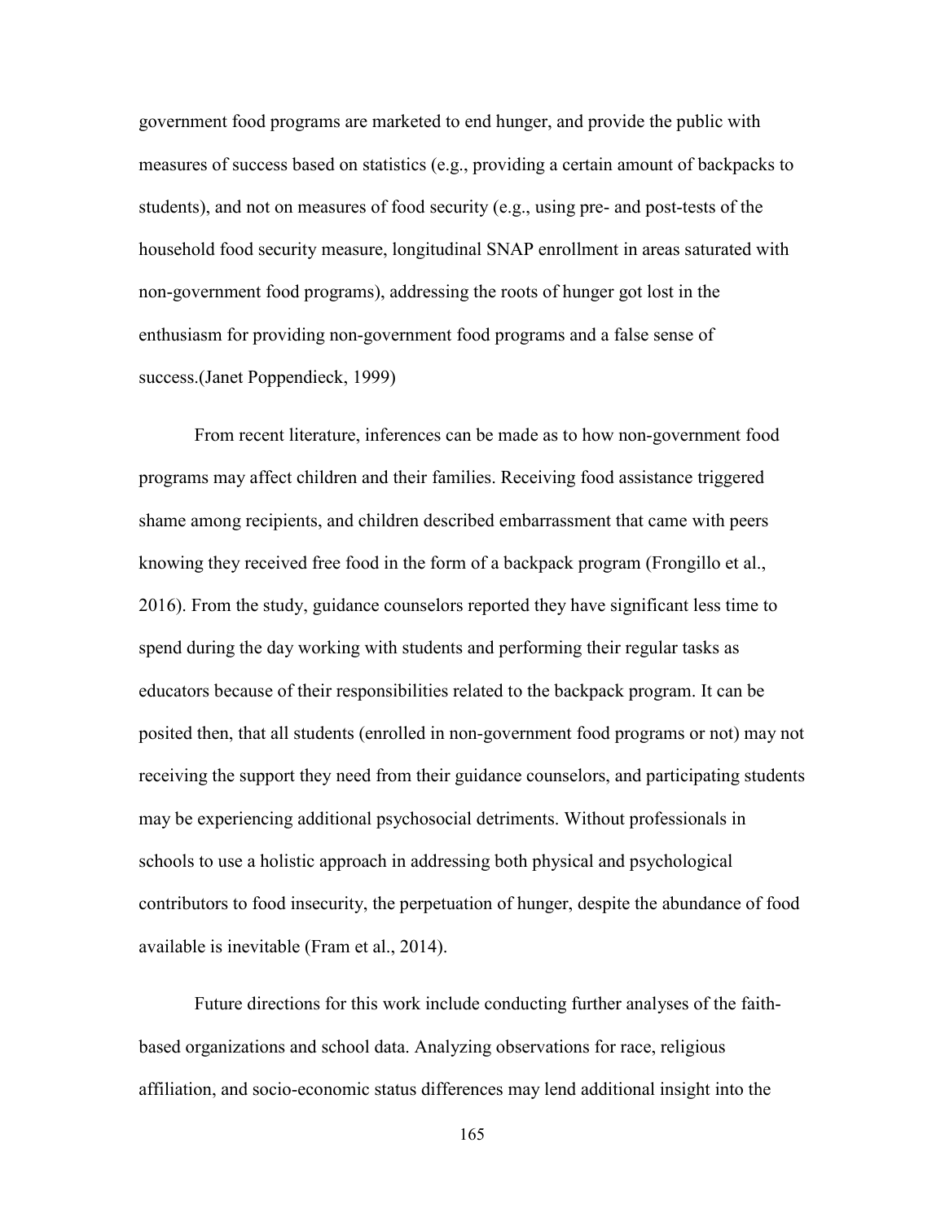government food programs are marketed to end hunger, and provide the public with measures of success based on statistics (e.g., providing a certain amount of backpacks to students), and not on measures of food security (e.g., using pre- and post-tests of the household food security measure, longitudinal SNAP enrollment in areas saturated with non-government food programs), addressing the roots of hunger got lost in the enthusiasm for providing non-government food programs and a false sense of success.(Janet Poppendieck, 1999)

From recent literature, inferences can be made as to how non-government food programs may affect children and their families. Receiving food assistance triggered shame among recipients, and children described embarrassment that came with peers knowing they received free food in the form of a backpack program (Frongillo et al., 2016). From the study, guidance counselors reported they have significant less time to spend during the day working with students and performing their regular tasks as educators because of their responsibilities related to the backpack program. It can be posited then, that all students (enrolled in non-government food programs or not) may not receiving the support they need from their guidance counselors, and participating students may be experiencing additional psychosocial detriments. Without professionals in schools to use a holistic approach in addressing both physical and psychological contributors to food insecurity, the perpetuation of hunger, despite the abundance of food available is inevitable (Fram et al., 2014).

Future directions for this work include conducting further analyses of the faith-based organizations and school data. Analyzing observations for race, religious affiliation, and socio-economic status differences may lend additional insight into the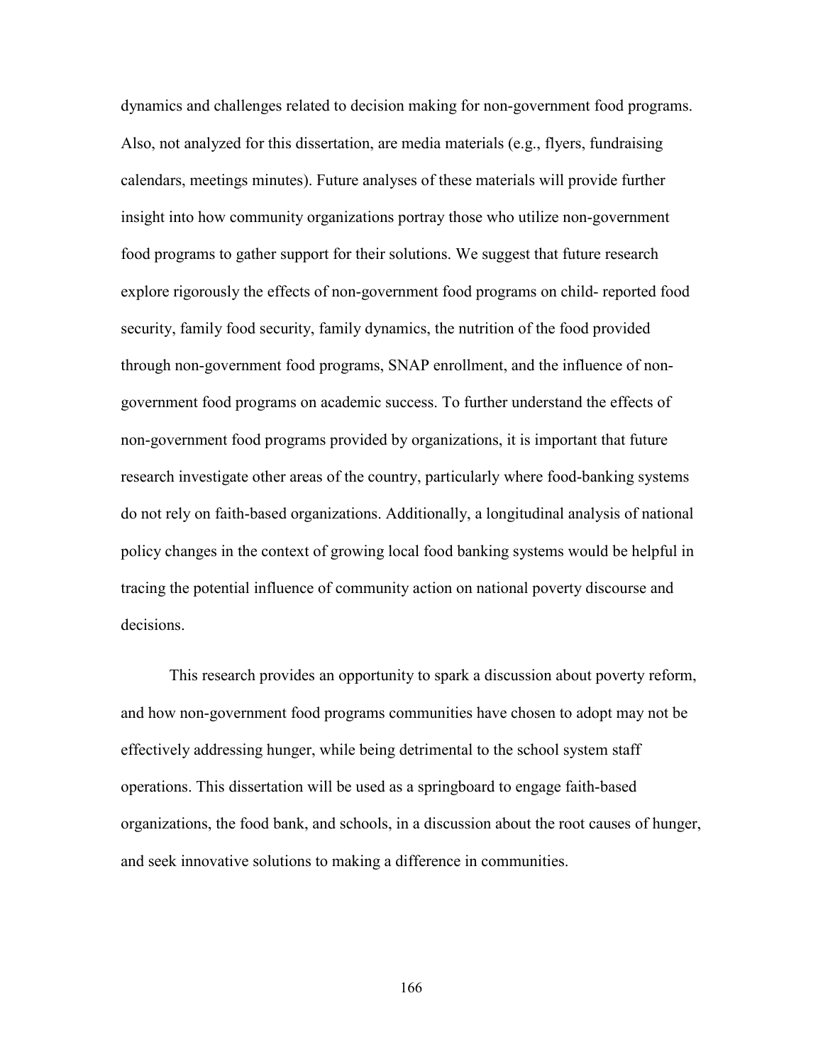dynamics and challenges related to decision making for non-government food programs. Also, not analyzed for this dissertation, are media materials (e.g., flyers, fundraising calendars, meetings minutes). Future analyses of these materials will provide further insight into how community organizations portray those who utilize non-government food programs to gather support for their solutions. We suggest that future research explore rigorously the effects of non-government food programs on child- reported food security, family food security, family dynamics, the nutrition of the food provided through non-government food programs, SNAP enrollment, and the influence of non-government food programs on academic success. To further understand the effects of non-government food programs provided by organizations, it is important that future research investigate other areas of the country, particularly where food-banking systems do not rely on faith-based organizations. Additionally, a longitudinal analysis of national policy changes in the context of growing local food banking systems would be helpful in tracing the potential influence of community action on national poverty discourse and decisions.

This research provides an opportunity to spark a discussion about poverty reform, and how non-government food programs communities have chosen to adopt may not be effectively addressing hunger, while being detrimental to the school system staff operations. This dissertation will be used as a springboard to engage faith-based organizations, the food bank, and schools, in a discussion about the root causes of hunger, and seek innovative solutions to making a difference in communities.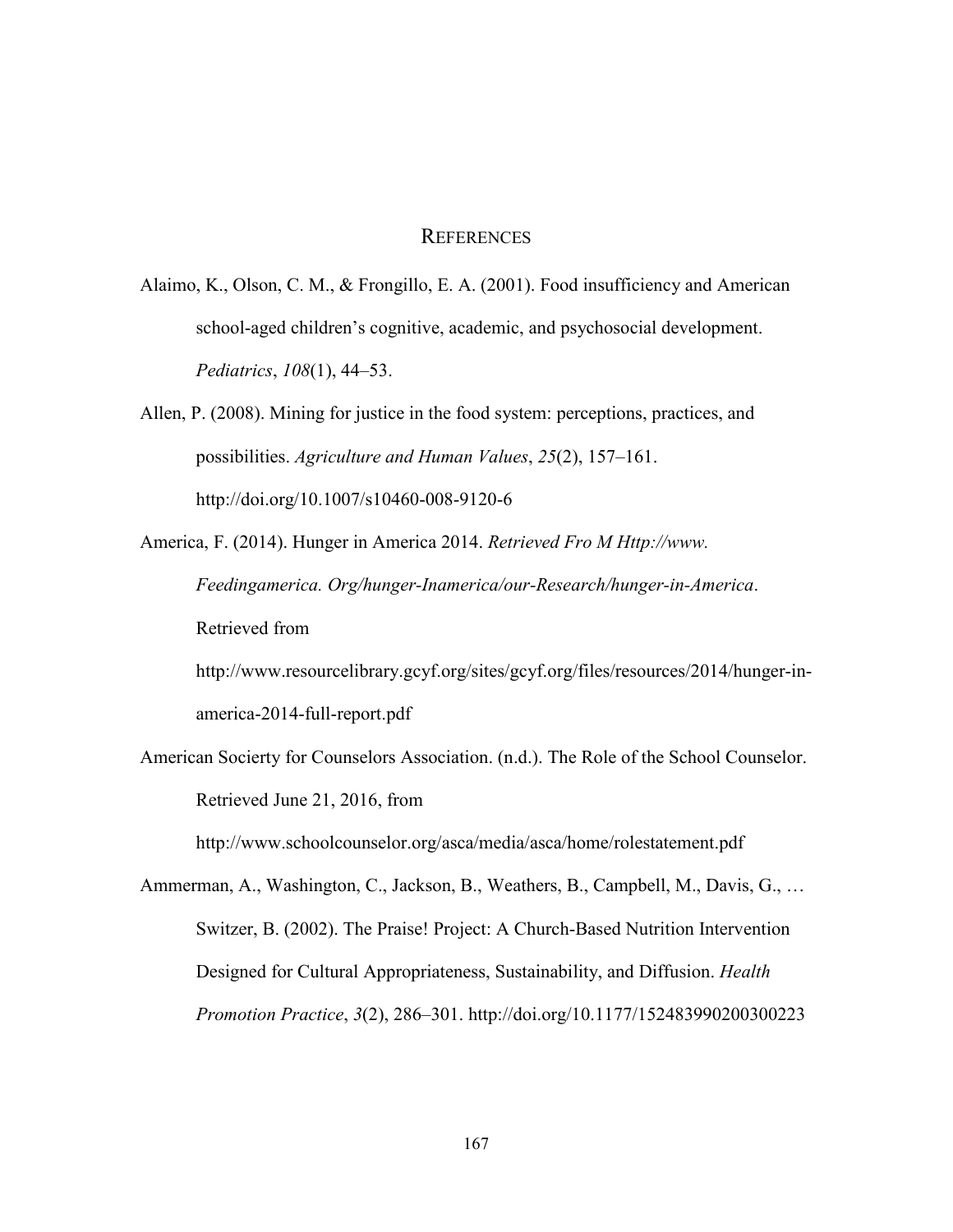# REFERENCES

Alaimo, K., Olson, C. M., & Frongillo, E. A. (2001). Food insufficiency and American school-aged children's cognitive, academic, and psychosocial development. *Pediatrics*, *108*(1), 44–53.

Allen, P. (2008). Mining for justice in the food system: perceptions, practices, and possibilities. *Agriculture and Human Values*, *25*(2), 157–161. http://doi.org/10.1007/s10460-008-9120-6

America, F. (2014). Hunger in America 2014. *Retrieved Fro M Http://www. Feedingamerica. Org/hunger-Inamerica/our-Research/hunger-in-America*. Retrieved from http://www.resourcelibrary.gcyf.org/sites/gcyf.org/files/resources/2014/hunger-in-america-2014-full-report.pdf

American Socierty for Counselors Association. (n.d.). The Role of the School Counselor. Retrieved June 21, 2016, from http://www.schoolcounselor.org/asca/media/asca/home/rolestatement.pdf

Ammerman, A., Washington, C., Jackson, B., Weathers, B., Campbell, M., Davis, G., … Switzer, B. (2002). The Praise! Project: A Church-Based Nutrition Intervention Designed for Cultural Appropriateness, Sustainability, and Diffusion. *Health Promotion Practice*, *3*(2), 286–301. http://doi.org/10.1177/152483990200300223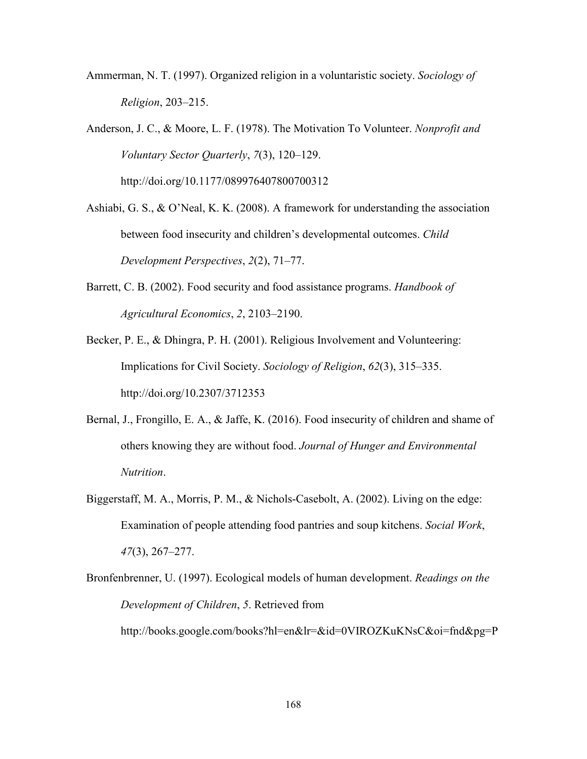Ammerman, N. T. (1997). Organized religion in a voluntaristic society. *Sociology of Religion*, 203–215.

Anderson, J. C., & Moore, L. F. (1978). The Motivation To Volunteer. *Nonprofit and Voluntary Sector Quarterly*, *7*(3), 120–129. http://doi.org/10.1177/089976407800700312

Ashiabi, G. S., & O'Neal, K. K. (2008). A framework for understanding the association between food insecurity and children's developmental outcomes. *Child Development Perspectives*, *2*(2), 71–77.

Barrett, C. B. (2002). Food security and food assistance programs. *Handbook of Agricultural Economics*, *2*, 2103–2190.

Becker, P. E., & Dhingra, P. H. (2001). Religious Involvement and Volunteering: Implications for Civil Society. *Sociology of Religion*, *62*(3), 315–335. http://doi.org/10.2307/3712353

Bernal, J., Frongillo, E. A., & Jaffe, K. (2016). Food insecurity of children and shame of others knowing they are without food. *Journal of Hunger and Environmental Nutrition*.

Biggerstaff, M. A., Morris, P. M., & Nichols-Casebolt, A. (2002). Living on the edge: Examination of people attending food pantries and soup kitchens. *Social Work*, *47*(3), 267–277.

Bronfenbrenner, U. (1997). Ecological models of human development. *Readings on the Development of Children*, *5*. Retrieved from http://books.google.com/books?hl=en&lr=&id=0VIROZKuKNsC&oi=fnd&pg=P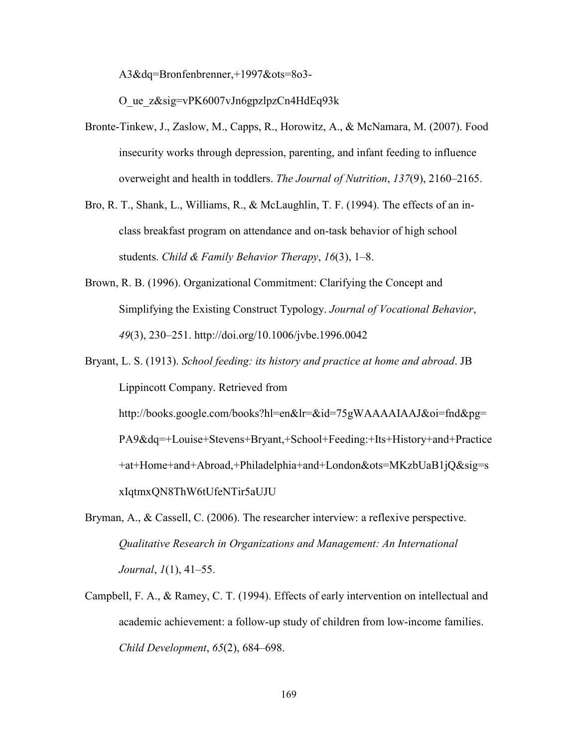A3&dq=Bronfenbrenner,+1997&ots=8o3-O_ue_z&sig=vPK6007vJn6gpzlpzCn4HdEq93k

Bronte-Tinkew, J., Zaslow, M., Capps, R., Horowitz, A., & McNamara, M. (2007). Food insecurity works through depression, parenting, and infant feeding to influence overweight and health in toddlers. *The Journal of Nutrition*, *137*(9), 2160–2165.

Bro, R. T., Shank, L., Williams, R., & McLaughlin, T. F. (1994). The effects of an in-class breakfast program on attendance and on-task behavior of high school students. *Child & Family Behavior Therapy*, *16*(3), 1–8.

Brown, R. B. (1996). Organizational Commitment: Clarifying the Concept and Simplifying the Existing Construct Typology. *Journal of Vocational Behavior*, *49*(3), 230–251. http://doi.org/10.1006/jvbe.1996.0042

Bryant, L. S. (1913). *School feeding: its history and practice at home and abroad*. JB Lippincott Company. Retrieved from http://books.google.com/books?hl=en&lr=&id=75gWAAAAIAAJ&oi=fnd&pg=PA9&dq=+Louise+Stevens+Bryant,+School+Feeding:+Its+History+and+Practice+at+Home+and+Abroad,+Philadelphia+and+London&ots=MKzbUaB1jQ&sig=sxIqtmxQN8ThW6tUfeNTir5aUJU

Bryman, A., & Cassell, C. (2006). The researcher interview: a reflexive perspective. *Qualitative Research in Organizations and Management: An International Journal*, *1*(1), 41–55.

Campbell, F. A., & Ramey, C. T. (1994). Effects of early intervention on intellectual and academic achievement: a follow-up study of children from low-income families. *Child Development*, *65*(2), 684–698.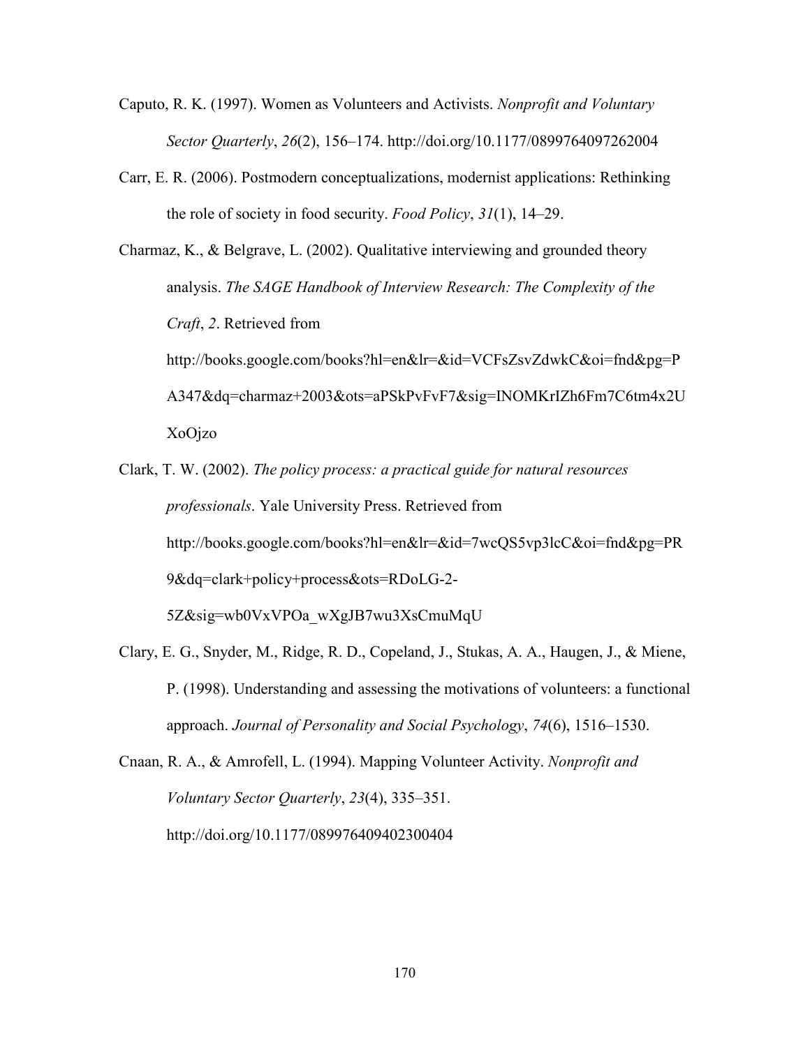Caputo, R. K. (1997). Women as Volunteers and Activists. *Nonprofit and Voluntary Sector Quarterly*, *26*(2), 156–174. http://doi.org/10.1177/0899764097262004

Carr, E. R. (2006). Postmodern conceptualizations, modernist applications: Rethinking the role of society in food security. *Food Policy*, *31*(1), 14–29.

Charmaz, K., & Belgrave, L. (2002). Qualitative interviewing and grounded theory analysis. *The SAGE Handbook of Interview Research: The Complexity of the Craft*, *2*. Retrieved from http://books.google.com/books?hl=en&lr=&id=VCFsZsvZdwkC&oi=fnd&pg=PA347&dq=charmaz+2003&ots=aPSkPvFvF7&sig=INOMKrIZh6Fm7C6tm4x2UXoOjzo

Clark, T. W. (2002). *The policy process: a practical guide for natural resources professionals*. Yale University Press. Retrieved from http://books.google.com/books?hl=en&lr=&id=7wcQS5vp3lcC&oi=fnd&pg=PR9&dq=clark+policy+process&ots=RDoLG-2-5Z&sig=wb0VxVPOa_wXgJB7wu3XsCmuMqU

Clary, E. G., Snyder, M., Ridge, R. D., Copeland, J., Stukas, A. A., Haugen, J., & Miene, P. (1998). Understanding and assessing the motivations of volunteers: a functional approach. *Journal of Personality and Social Psychology*, *74*(6), 1516–1530.

Cnaan, R. A., & Amrofell, L. (1994). Mapping Volunteer Activity. *Nonprofit and Voluntary Sector Quarterly*, *23*(4), 335–351. http://doi.org/10.1177/089976409402300404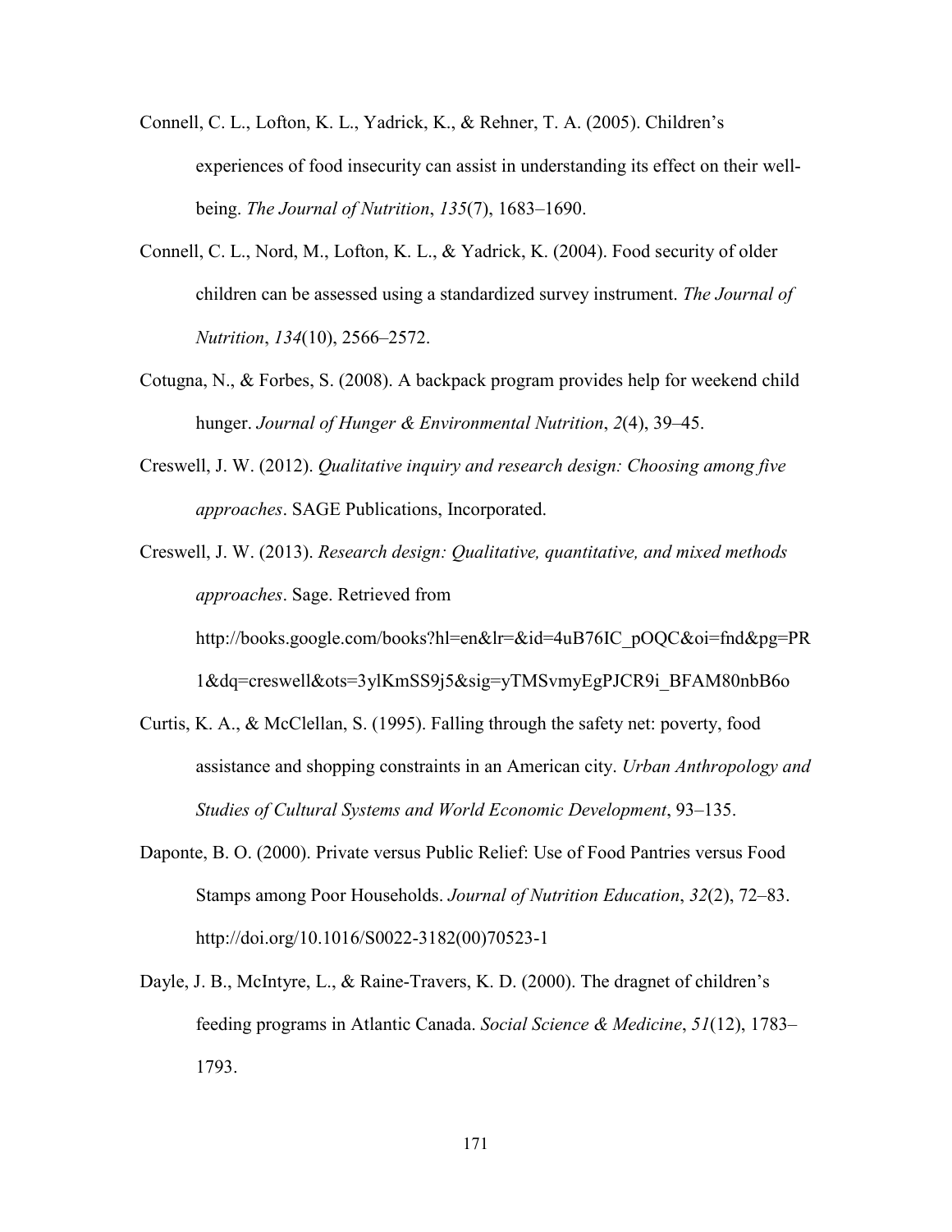Connell, C. L., Lofton, K. L., Yadrick, K., & Rehner, T. A. (2005). Children's experiences of food insecurity can assist in understanding its effect on their well-being. *The Journal of Nutrition*, *135*(7), 1683–1690.

Connell, C. L., Nord, M., Lofton, K. L., & Yadrick, K. (2004). Food security of older children can be assessed using a standardized survey instrument. *The Journal of Nutrition*, *134*(10), 2566–2572.

Cotugna, N., & Forbes, S. (2008). A backpack program provides help for weekend child hunger. *Journal of Hunger & Environmental Nutrition*, *2*(4), 39–45.

Creswell, J. W. (2012). *Qualitative inquiry and research design: Choosing among five approaches*. SAGE Publications, Incorporated.

Creswell, J. W. (2013). *Research design: Qualitative, quantitative, and mixed methods approaches*. Sage. Retrieved from http://books.google.com/books?hl=en&lr=&id=4uB76IC_pOQC&oi=fnd&pg=PR1&dq=creswell&ots=3ylKmSS9j5&sig=yTMSvmyEgPJCR9i_BFAM80nbB6o

Curtis, K. A., & McClellan, S. (1995). Falling through the safety net: poverty, food assistance and shopping constraints in an American city. *Urban Anthropology and Studies of Cultural Systems and World Economic Development*, 93–135.

Daponte, B. O. (2000). Private versus Public Relief: Use of Food Pantries versus Food Stamps among Poor Households. *Journal of Nutrition Education*, *32*(2), 72–83. http://doi.org/10.1016/S0022-3182(00)70523-1

Dayle, J. B., McIntyre, L., & Raine-Travers, K. D. (2000). The dragnet of children's feeding programs in Atlantic Canada. *Social Science & Medicine*, *51*(12), 1783–1793.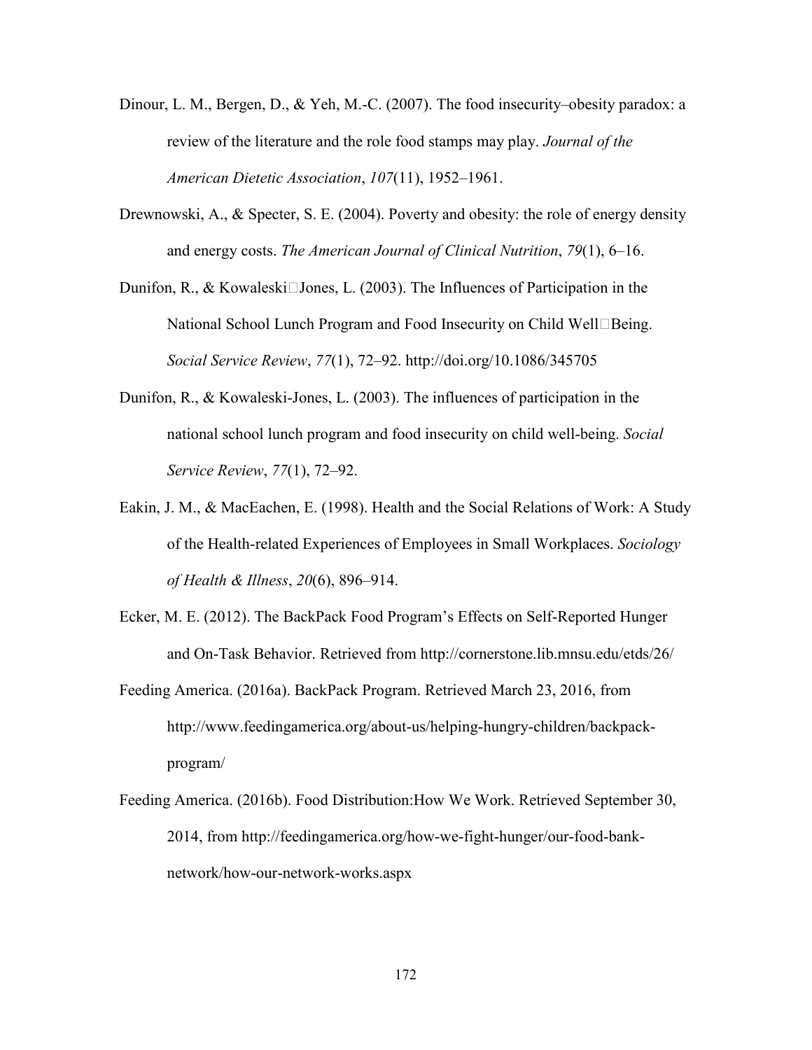Dinour, L. M., Bergen, D., & Yeh, M.-C. (2007). The food insecurity–obesity paradox: a review of the literature and the role food stamps may play. *Journal of the American Dietetic Association*, *107*(11), 1952–1961.

Drewnowski, A., & Specter, S. E. (2004). Poverty and obesity: the role of energy density and energy costs. *The American Journal of Clinical Nutrition*, *79*(1), 6–16.

Dunifon, R., & Kowaleski□Jones, L. (2003). The Influences of Participation in the National School Lunch Program and Food Insecurity on Child Well□Being. *Social Service Review*, *77*(1), 72–92. http://doi.org/10.1086/345705

Dunifon, R., & Kowaleski-Jones, L. (2003). The influences of participation in the national school lunch program and food insecurity on child well-being. *Social Service Review*, *77*(1), 72–92.

Eakin, J. M., & MacEachen, E. (1998). Health and the Social Relations of Work: A Study of the Health-related Experiences of Employees in Small Workplaces. *Sociology of Health & Illness*, *20*(6), 896–914.

Ecker, M. E. (2012). The BackPack Food Program's Effects on Self-Reported Hunger and On-Task Behavior. Retrieved from http://cornerstone.lib.mnsu.edu/etds/26/

Feeding America. (2016a). BackPack Program. Retrieved March 23, 2016, from http://www.feedingamerica.org/about-us/helping-hungry-children/backpack-program/

Feeding America. (2016b). Food Distribution:How We Work. Retrieved September 30, 2014, from http://feedingamerica.org/how-we-fight-hunger/our-food-bank-network/how-our-network-works.aspx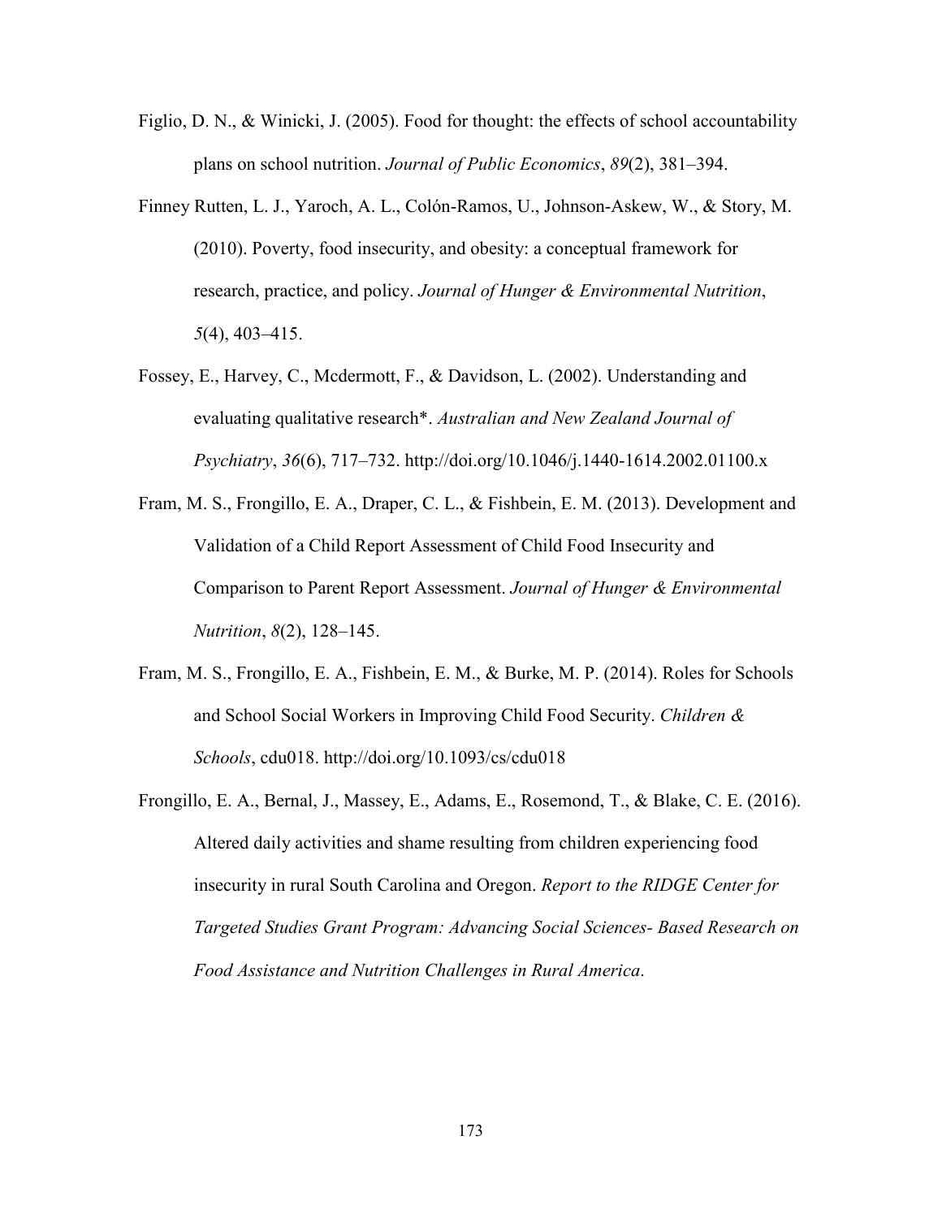Figlio, D. N., & Winicki, J. (2005). Food for thought: the effects of school accountability plans on school nutrition. *Journal of Public Economics*, *89*(2), 381–394.

Finney Rutten, L. J., Yaroch, A. L., Colón-Ramos, U., Johnson-Askew, W., & Story, M. (2010). Poverty, food insecurity, and obesity: a conceptual framework for research, practice, and policy. *Journal of Hunger & Environmental Nutrition*, *5*(4), 403–415.

Fossey, E., Harvey, C., Mcdermott, F., & Davidson, L. (2002). Understanding and evaluating qualitative research*. *Australian and New Zealand Journal of Psychiatry*, *36*(6), 717–732. http://doi.org/10.1046/j.1440-1614.2002.01100.x

Fram, M. S., Frongillo, E. A., Draper, C. L., & Fishbein, E. M. (2013). Development and Validation of a Child Report Assessment of Child Food Insecurity and Comparison to Parent Report Assessment. *Journal of Hunger & Environmental Nutrition*, *8*(2), 128–145.

Fram, M. S., Frongillo, E. A., Fishbein, E. M., & Burke, M. P. (2014). Roles for Schools and School Social Workers in Improving Child Food Security. *Children & Schools*, cdu018. http://doi.org/10.1093/cs/cdu018

Frongillo, E. A., Bernal, J., Massey, E., Adams, E., Rosemond, T., & Blake, C. E. (2016). Altered daily activities and shame resulting from children experiencing food insecurity in rural South Carolina and Oregon. *Report to the RIDGE Center for Targeted Studies Grant Program: Advancing Social Sciences- Based Research on Food Assistance and Nutrition Challenges in Rural America*.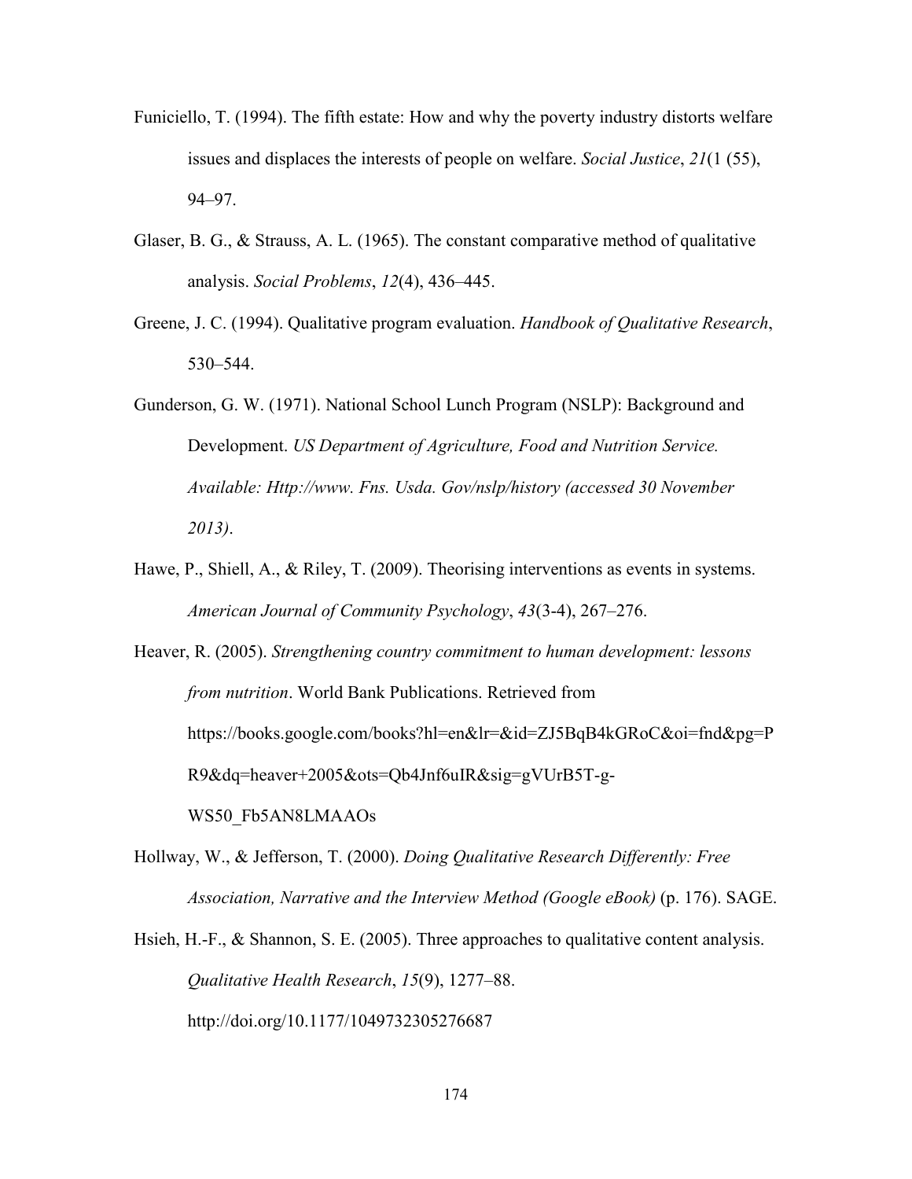Funiciello, T. (1994). The fifth estate: How and why the poverty industry distorts welfare issues and displaces the interests of people on welfare. *Social Justice*, *21*(1 (55), 94–97.

Glaser, B. G., & Strauss, A. L. (1965). The constant comparative method of qualitative analysis. *Social Problems*, *12*(4), 436–445.

Greene, J. C. (1994). Qualitative program evaluation. *Handbook of Qualitative Research*, 530–544.

Gunderson, G. W. (1971). National School Lunch Program (NSLP): Background and Development. *US Department of Agriculture, Food and Nutrition Service. Available: Http://www. Fns. Usda. Gov/nslp/history (accessed 30 November 2013)*.

Hawe, P., Shiell, A., & Riley, T. (2009). Theorising interventions as events in systems. *American Journal of Community Psychology*, *43*(3-4), 267–276.

Heaver, R. (2005). *Strengthening country commitment to human development: lessons from nutrition*. World Bank Publications. Retrieved from https://books.google.com/books?hl=en&lr=&id=ZJ5BqB4kGRoC&oi=fnd&pg=PR9&dq=heaver+2005&ots=Qb4Jnf6uIR&sig=gVUrB5T-g-WS50_Fb5AN8LMAAOs

Hollway, W., & Jefferson, T. (2000). *Doing Qualitative Research Differently: Free Association, Narrative and the Interview Method (Google eBook)* (p. 176). SAGE.

Hsieh, H.-F., & Shannon, S. E. (2005). Three approaches to qualitative content analysis. *Qualitative Health Research*, *15*(9), 1277–88. http://doi.org/10.1177/1049732305276687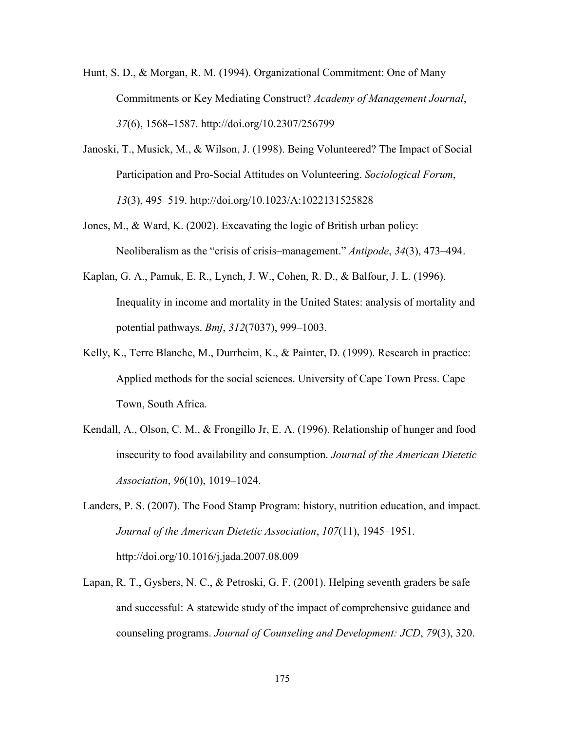Hunt, S. D., & Morgan, R. M. (1994). Organizational Commitment: One of Many Commitments or Key Mediating Construct? *Academy of Management Journal*, *37*(6), 1568–1587. http://doi.org/10.2307/256799

Janoski, T., Musick, M., & Wilson, J. (1998). Being Volunteered? The Impact of Social Participation and Pro-Social Attitudes on Volunteering. *Sociological Forum*, *13*(3), 495–519. http://doi.org/10.1023/A:1022131525828

Jones, M., & Ward, K. (2002). Excavating the logic of British urban policy: Neoliberalism as the "crisis of crisis–management." *Antipode*, *34*(3), 473–494.

Kaplan, G. A., Pamuk, E. R., Lynch, J. W., Cohen, R. D., & Balfour, J. L. (1996). Inequality in income and mortality in the United States: analysis of mortality and potential pathways. *Bmj*, *312*(7037), 999–1003.

Kelly, K., Terre Blanche, M., Durrheim, K., & Painter, D. (1999). Research in practice: Applied methods for the social sciences. University of Cape Town Press. Cape Town, South Africa.

Kendall, A., Olson, C. M., & Frongillo Jr, E. A. (1996). Relationship of hunger and food insecurity to food availability and consumption. *Journal of the American Dietetic Association*, *96*(10), 1019–1024.

Landers, P. S. (2007). The Food Stamp Program: history, nutrition education, and impact. *Journal of the American Dietetic Association*, *107*(11), 1945–1951. http://doi.org/10.1016/j.jada.2007.08.009

Lapan, R. T., Gysbers, N. C., & Petroski, G. F. (2001). Helping seventh graders be safe and successful: A statewide study of the impact of comprehensive guidance and counseling programs. *Journal of Counseling and Development: JCD*, *79*(3), 320.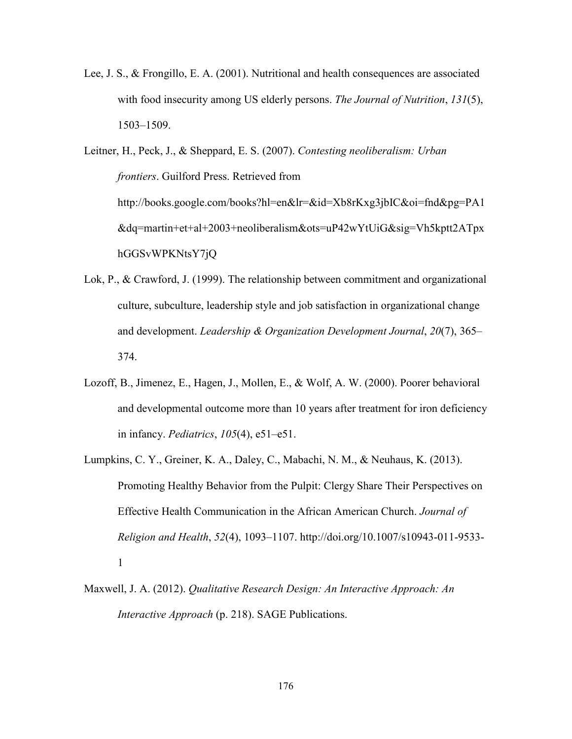Lee, J. S., & Frongillo, E. A. (2001). Nutritional and health consequences are associated with food insecurity among US elderly persons. *The Journal of Nutrition*, *131*(5), 1503–1509.

Leitner, H., Peck, J., & Sheppard, E. S. (2007). *Contesting neoliberalism: Urban frontiers*. Guilford Press. Retrieved from http://books.google.com/books?hl=en&lr=&id=Xb8rKxg3jbIC&oi=fnd&pg=PA1&dq=martin+et+al+2003+neoliberalism&ots=uP42wYtUiG&sig=Vh5kptt2ATpxhGGSvWPKNtsY7jQ

Lok, P., & Crawford, J. (1999). The relationship between commitment and organizational culture, subculture, leadership style and job satisfaction in organizational change and development. *Leadership & Organization Development Journal*, *20*(7), 365–374.

Lozoff, B., Jimenez, E., Hagen, J., Mollen, E., & Wolf, A. W. (2000). Poorer behavioral and developmental outcome more than 10 years after treatment for iron deficiency in infancy. *Pediatrics*, *105*(4), e51–e51.

Lumpkins, C. Y., Greiner, K. A., Daley, C., Mabachi, N. M., & Neuhaus, K. (2013). Promoting Healthy Behavior from the Pulpit: Clergy Share Their Perspectives on Effective Health Communication in the African American Church. *Journal of Religion and Health*, *52*(4), 1093–1107. http://doi.org/10.1007/s10943-011-9533-1

Maxwell, J. A. (2012). *Qualitative Research Design: An Interactive Approach: An Interactive Approach* (p. 218). SAGE Publications.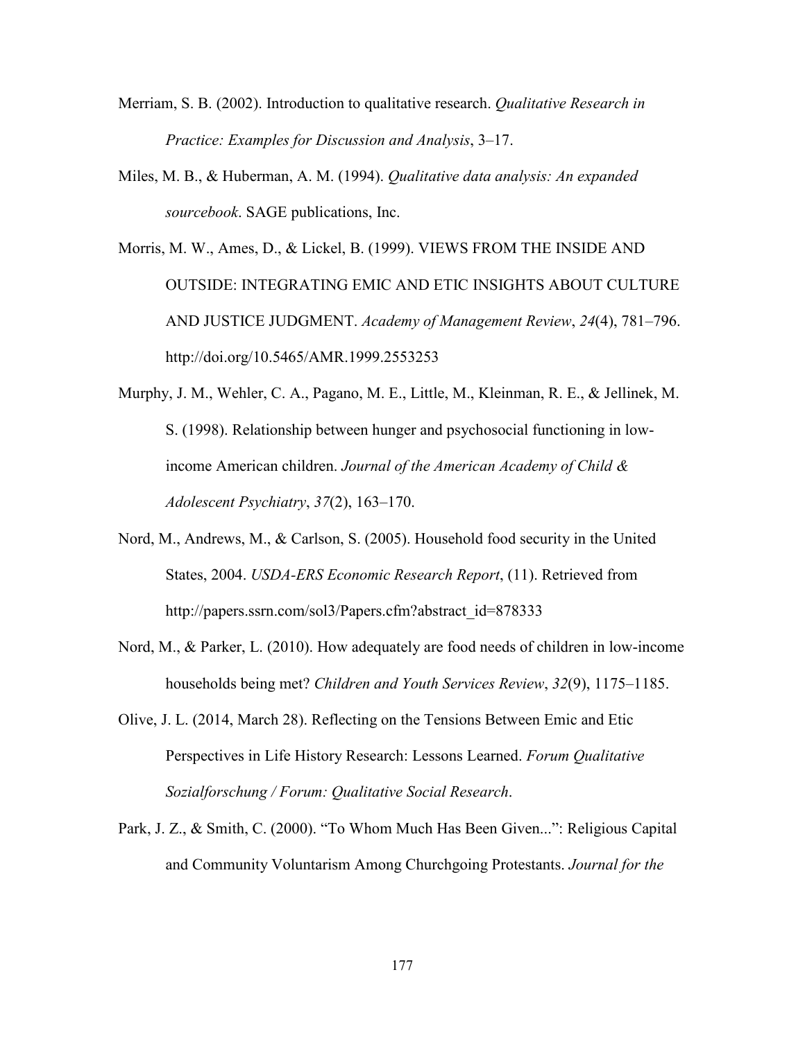Merriam, S. B. (2002). Introduction to qualitative research. *Qualitative Research in Practice: Examples for Discussion and Analysis*, 3–17.

Miles, M. B., & Huberman, A. M. (1994). *Qualitative data analysis: An expanded sourcebook*. SAGE publications, Inc.

Morris, M. W., Ames, D., & Lickel, B. (1999). VIEWS FROM THE INSIDE AND OUTSIDE: INTEGRATING EMIC AND ETIC INSIGHTS ABOUT CULTURE AND JUSTICE JUDGMENT. *Academy of Management Review*, *24*(4), 781–796. http://doi.org/10.5465/AMR.1999.2553253

Murphy, J. M., Wehler, C. A., Pagano, M. E., Little, M., Kleinman, R. E., & Jellinek, M. S. (1998). Relationship between hunger and psychosocial functioning in low-income American children. *Journal of the American Academy of Child & Adolescent Psychiatry*, *37*(2), 163–170.

Nord, M., Andrews, M., & Carlson, S. (2005). Household food security in the United States, 2004. *USDA-ERS Economic Research Report*, (11). Retrieved from http://papers.ssrn.com/sol3/Papers.cfm?abstract_id=878333

Nord, M., & Parker, L. (2010). How adequately are food needs of children in low-income households being met? *Children and Youth Services Review*, *32*(9), 1175–1185.

Olive, J. L. (2014, March 28). Reflecting on the Tensions Between Emic and Etic Perspectives in Life History Research: Lessons Learned. *Forum Qualitative Sozialforschung / Forum: Qualitative Social Research*.

Park, J. Z., & Smith, C. (2000). "To Whom Much Has Been Given...": Religious Capital and Community Voluntarism Among Churchgoing Protestants. *Journal for the*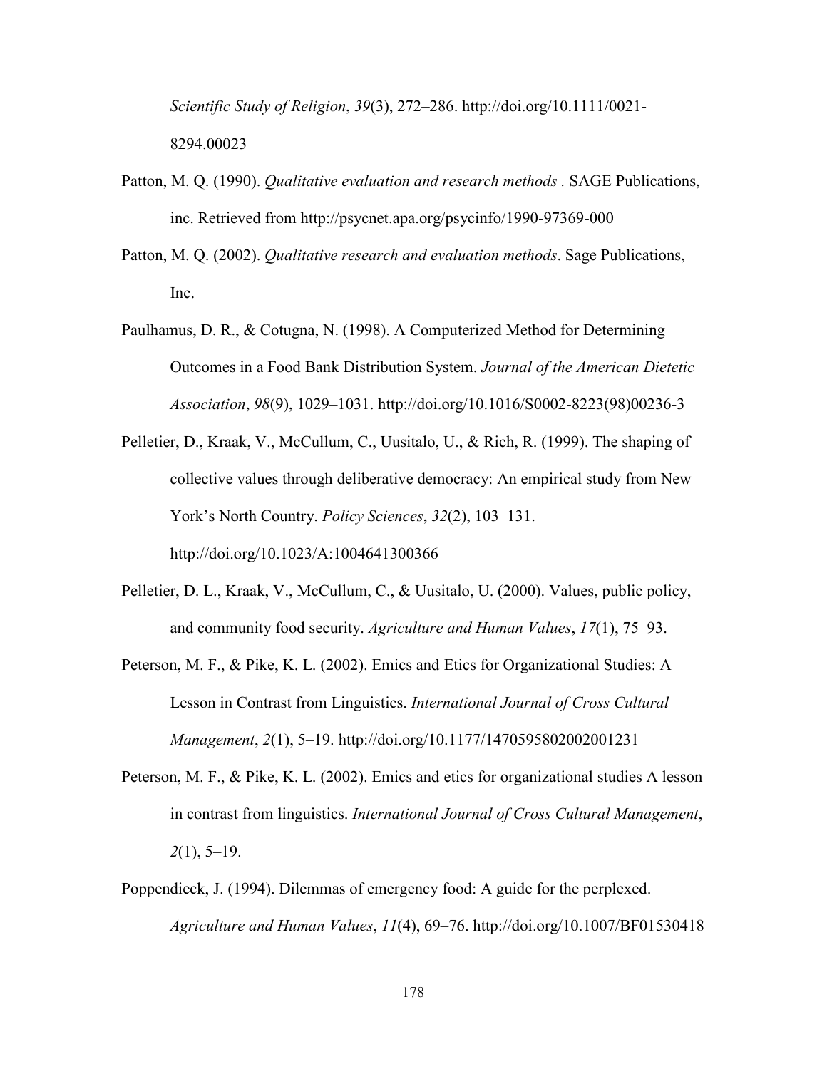*Scientific Study of Religion*, *39*(3), 272–286. http://doi.org/10.1111/0021-8294.00023

Patton, M. Q. (1990). *Qualitative evaluation and research methods* . SAGE Publications, inc. Retrieved from http://psycnet.apa.org/psycinfo/1990-97369-000

Patton, M. Q. (2002). *Qualitative research and evaluation methods*. Sage Publications, Inc.

Paulhamus, D. R., & Cotugna, N. (1998). A Computerized Method for Determining Outcomes in a Food Bank Distribution System. *Journal of the American Dietetic Association*, *98*(9), 1029–1031. http://doi.org/10.1016/S0002-8223(98)00236-3

Pelletier, D., Kraak, V., McCullum, C., Uusitalo, U., & Rich, R. (1999). The shaping of collective values through deliberative democracy: An empirical study from New York's North Country. *Policy Sciences*, *32*(2), 103–131. http://doi.org/10.1023/A:1004641300366

Pelletier, D. L., Kraak, V., McCullum, C., & Uusitalo, U. (2000). Values, public policy, and community food security. *Agriculture and Human Values*, *17*(1), 75–93.

Peterson, M. F., & Pike, K. L. (2002). Emics and Etics for Organizational Studies: A Lesson in Contrast from Linguistics. *International Journal of Cross Cultural Management*, *2*(1), 5–19. http://doi.org/10.1177/1470595802002001231

Peterson, M. F., & Pike, K. L. (2002). Emics and etics for organizational studies A lesson in contrast from linguistics. *International Journal of Cross Cultural Management*, *2*(1), 5–19.

Poppendieck, J. (1994). Dilemmas of emergency food: A guide for the perplexed. *Agriculture and Human Values*, *11*(4), 69–76. http://doi.org/10.1007/BF01530418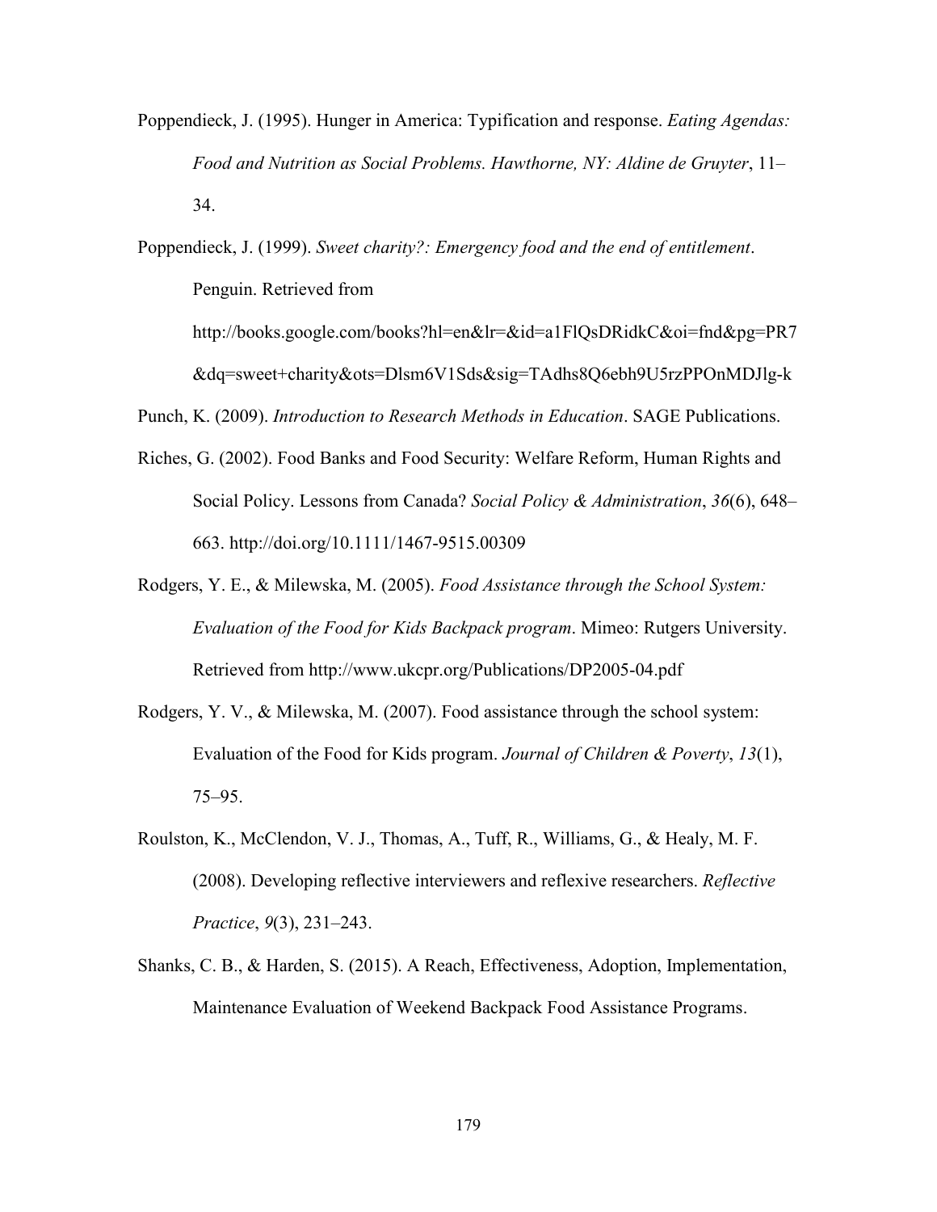Poppendieck, J. (1995). Hunger in America: Typification and response. *Eating Agendas: Food and Nutrition as Social Problems. Hawthorne, NY: Aldine de Gruyter*, 11–34.

Poppendieck, J. (1999). *Sweet charity?: Emergency food and the end of entitlement*. Penguin. Retrieved from http://books.google.com/books?hl=en&lr=&id=a1FlQsDRidkC&oi=fnd&pg=PR7&dq=sweet+charity&ots=Dlsm6V1Sds&sig=TAdhs8Q6ebh9U5rzPPOnMDJlg-k

Punch, K. (2009). *Introduction to Research Methods in Education*. SAGE Publications.

Riches, G. (2002). Food Banks and Food Security: Welfare Reform, Human Rights and Social Policy. Lessons from Canada? *Social Policy & Administration*, *36*(6), 648–663. http://doi.org/10.1111/1467-9515.00309

Rodgers, Y. E., & Milewska, M. (2005). *Food Assistance through the School System: Evaluation of the Food for Kids Backpack program*. Mimeo: Rutgers University. Retrieved from http://www.ukcpr.org/Publications/DP2005-04.pdf

Rodgers, Y. V., & Milewska, M. (2007). Food assistance through the school system: Evaluation of the Food for Kids program. *Journal of Children & Poverty*, *13*(1), 75–95.

Roulston, K., McClendon, V. J., Thomas, A., Tuff, R., Williams, G., & Healy, M. F. (2008). Developing reflective interviewers and reflexive researchers. *Reflective Practice*, *9*(3), 231–243.

Shanks, C. B., & Harden, S. (2015). A Reach, Effectiveness, Adoption, Implementation, Maintenance Evaluation of Weekend Backpack Food Assistance Programs.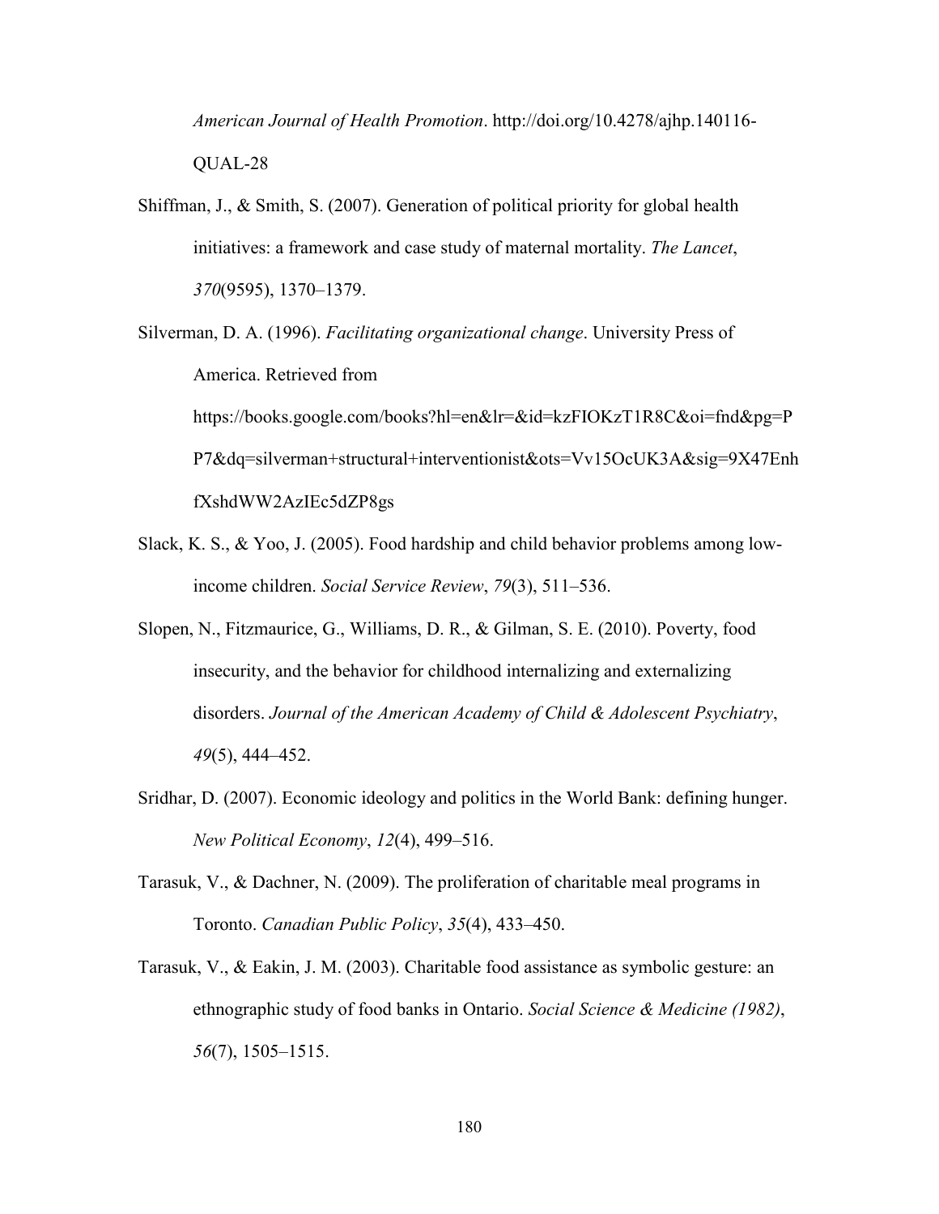*American Journal of Health Promotion*. http://doi.org/10.4278/ajhp.140116-QUAL-28

Shiffman, J., & Smith, S. (2007). Generation of political priority for global health initiatives: a framework and case study of maternal mortality. *The Lancet*, *370*(9595), 1370–1379.

Silverman, D. A. (1996). *Facilitating organizational change*. University Press of America. Retrieved from https://books.google.com/books?hl=en&lr=&id=kzFIOKzT1R8C&oi=fnd&pg=PP7&dq=silverman+structural+interventionist&ots=Vv15OcUK3A&sig=9X47EnhfXshdWW2AzIEc5dZP8gs

Slack, K. S., & Yoo, J. (2005). Food hardship and child behavior problems among low-income children. *Social Service Review*, *79*(3), 511–536.

Slopen, N., Fitzmaurice, G., Williams, D. R., & Gilman, S. E. (2010). Poverty, food insecurity, and the behavior for childhood internalizing and externalizing disorders. *Journal of the American Academy of Child & Adolescent Psychiatry*, *49*(5), 444–452.

Sridhar, D. (2007). Economic ideology and politics in the World Bank: defining hunger. *New Political Economy*, *12*(4), 499–516.

Tarasuk, V., & Dachner, N. (2009). The proliferation of charitable meal programs in Toronto. *Canadian Public Policy*, *35*(4), 433–450.

Tarasuk, V., & Eakin, J. M. (2003). Charitable food assistance as symbolic gesture: an ethnographic study of food banks in Ontario. *Social Science & Medicine (1982)*, *56*(7), 1505–1515.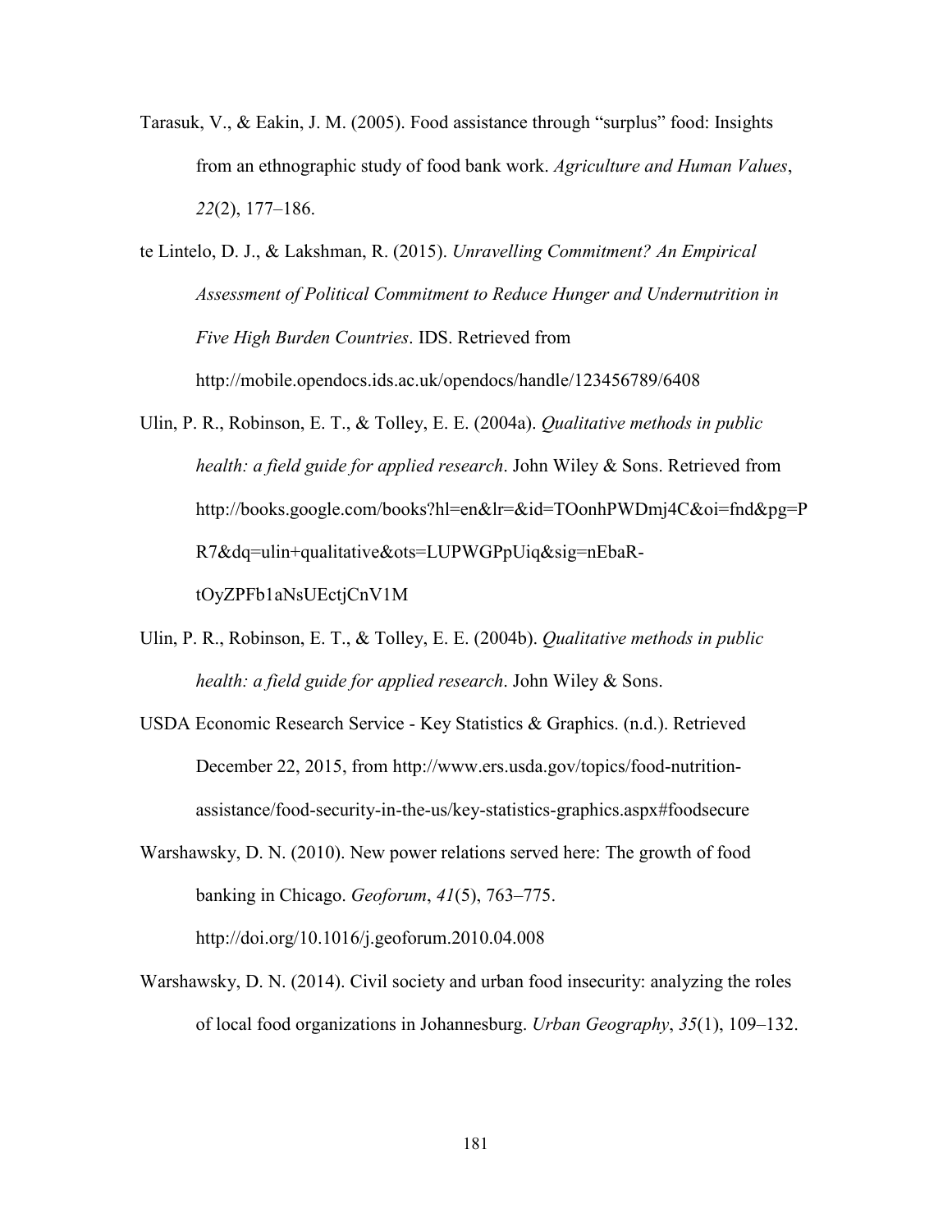Tarasuk, V., & Eakin, J. M. (2005). Food assistance through "surplus" food: Insights from an ethnographic study of food bank work. *Agriculture and Human Values*, *22*(2), 177–186.

te Lintelo, D. J., & Lakshman, R. (2015). *Unravelling Commitment? An Empirical Assessment of Political Commitment to Reduce Hunger and Undernutrition in Five High Burden Countries*. IDS. Retrieved from http://mobile.opendocs.ids.ac.uk/opendocs/handle/123456789/6408

Ulin, P. R., Robinson, E. T., & Tolley, E. E. (2004a). *Qualitative methods in public health: a field guide for applied research*. John Wiley & Sons. Retrieved from http://books.google.com/books?hl=en&lr=&id=TOonhPWDmj4C&oi=fnd&pg=PR7&dq=ulin+qualitative&ots=LUPWGPpUiq&sig=nEbaR-tOyZPFb1aNsUEctjCnV1M

Ulin, P. R., Robinson, E. T., & Tolley, E. E. (2004b). *Qualitative methods in public health: a field guide for applied research*. John Wiley & Sons.

USDA Economic Research Service - Key Statistics & Graphics. (n.d.). Retrieved December 22, 2015, from http://www.ers.usda.gov/topics/food-nutrition-assistance/food-security-in-the-us/key-statistics-graphics.aspx#foodsecure

Warshawsky, D. N. (2010). New power relations served here: The growth of food banking in Chicago. *Geoforum*, *41*(5), 763–775. http://doi.org/10.1016/j.geoforum.2010.04.008

Warshawsky, D. N. (2014). Civil society and urban food insecurity: analyzing the roles of local food organizations in Johannesburg. *Urban Geography*, *35*(1), 109–132.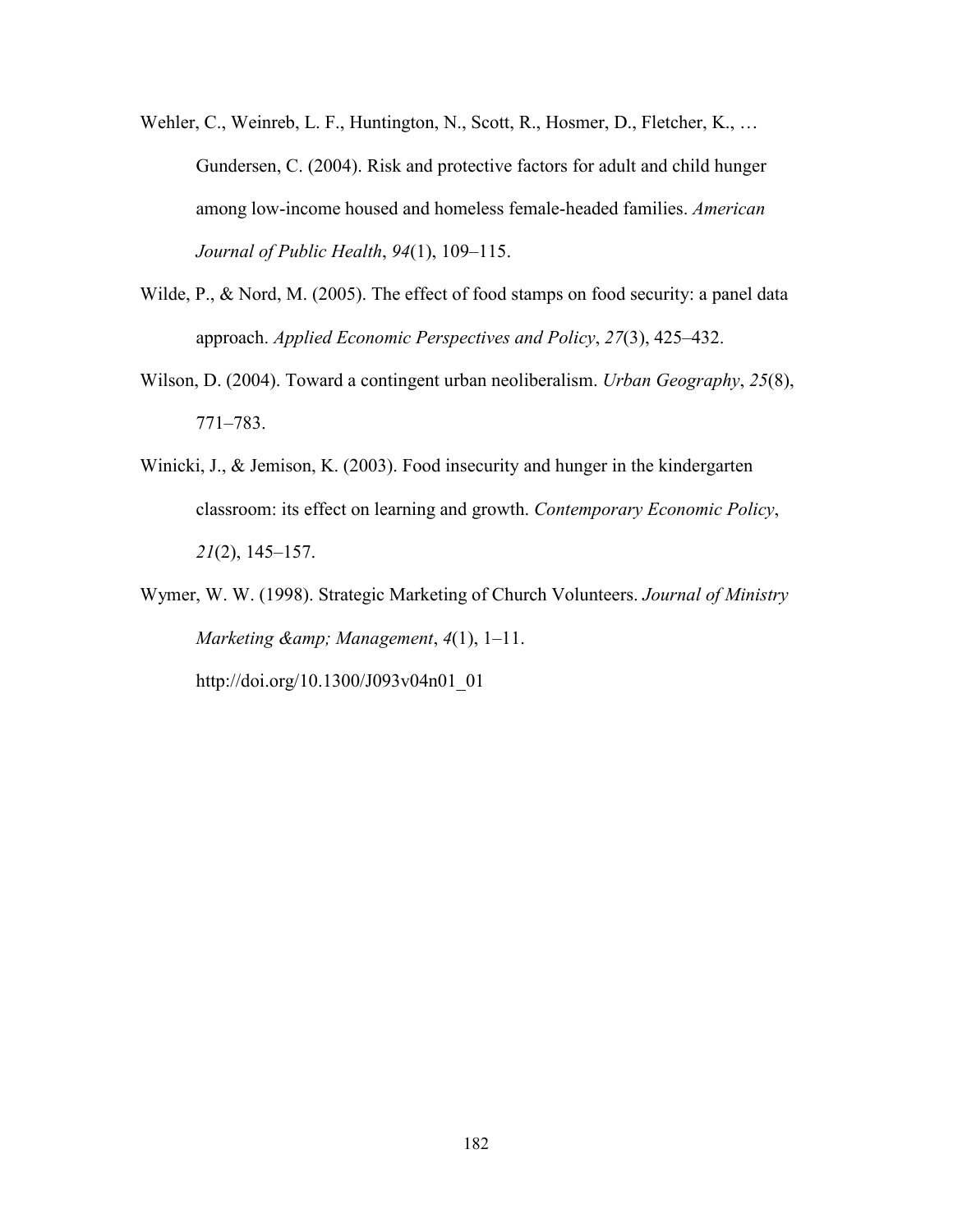Wehler, C., Weinreb, L. F., Huntington, N., Scott, R., Hosmer, D., Fletcher, K., … Gundersen, C. (2004). Risk and protective factors for adult and child hunger among low-income housed and homeless female-headed families. *American Journal of Public Health*, *94*(1), 109–115.

Wilde, P., & Nord, M. (2005). The effect of food stamps on food security: a panel data approach. *Applied Economic Perspectives and Policy*, *27*(3), 425–432.

Wilson, D. (2004). Toward a contingent urban neoliberalism. *Urban Geography*, *25*(8), 771–783.

Winicki, J., & Jemison, K. (2003). Food insecurity and hunger in the kindergarten classroom: its effect on learning and growth. *Contemporary Economic Policy*, *21*(2), 145–157.

Wymer, W. W. (1998). Strategic Marketing of Church Volunteers. *Journal of Ministry Marketing &amp; Management*, *4*(1), 1–11. http://doi.org/10.1300/J093v04n01_01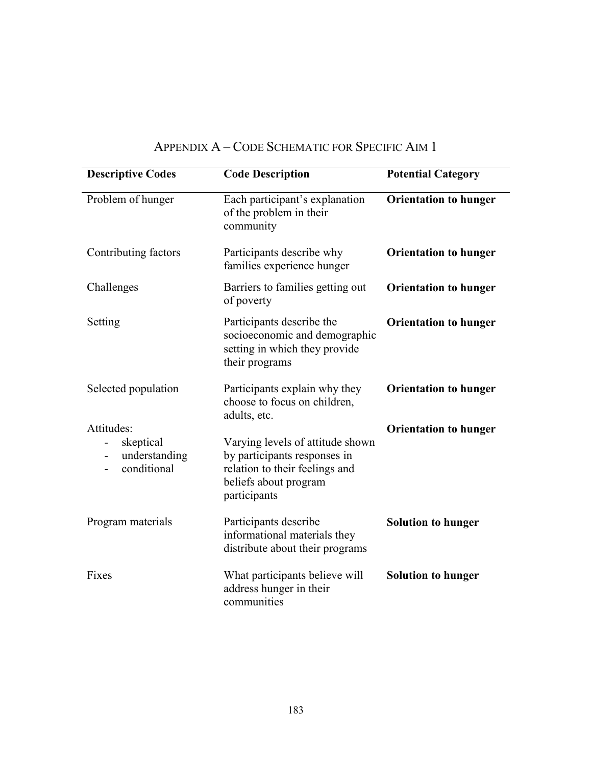## APPENDIX A – CODE SCHEMATIC FOR SPECIFIC AIM 1

| Descriptive Codes | Code Description | Potential Category |
|---|---|---|
| Problem of hunger | Each participant's explanation of the problem in their community | **Orientation to hunger** |
| Contributing factors | Participants describe why families experience hunger | **Orientation to hunger** |
| Challenges | Barriers to families getting out of poverty | **Orientation to hunger** |
| Setting | Participants describe the socioeconomic and demographic setting in which they provide their programs | **Orientation to hunger** |
| Selected population | Participants explain why they choose to focus on children, adults, etc. | **Orientation to hunger** |
| Attitudes:<br>- skeptical<br>- understanding<br>- conditional | Varying levels of attitude shown by participants responses in relation to their feelings and beliefs about program participants | **Orientation to hunger** |
| Program materials | Participants describe informational materials they distribute about their programs | **Solution to hunger** |
| Fixes | What participants believe will address hunger in their communities | **Solution to hunger** |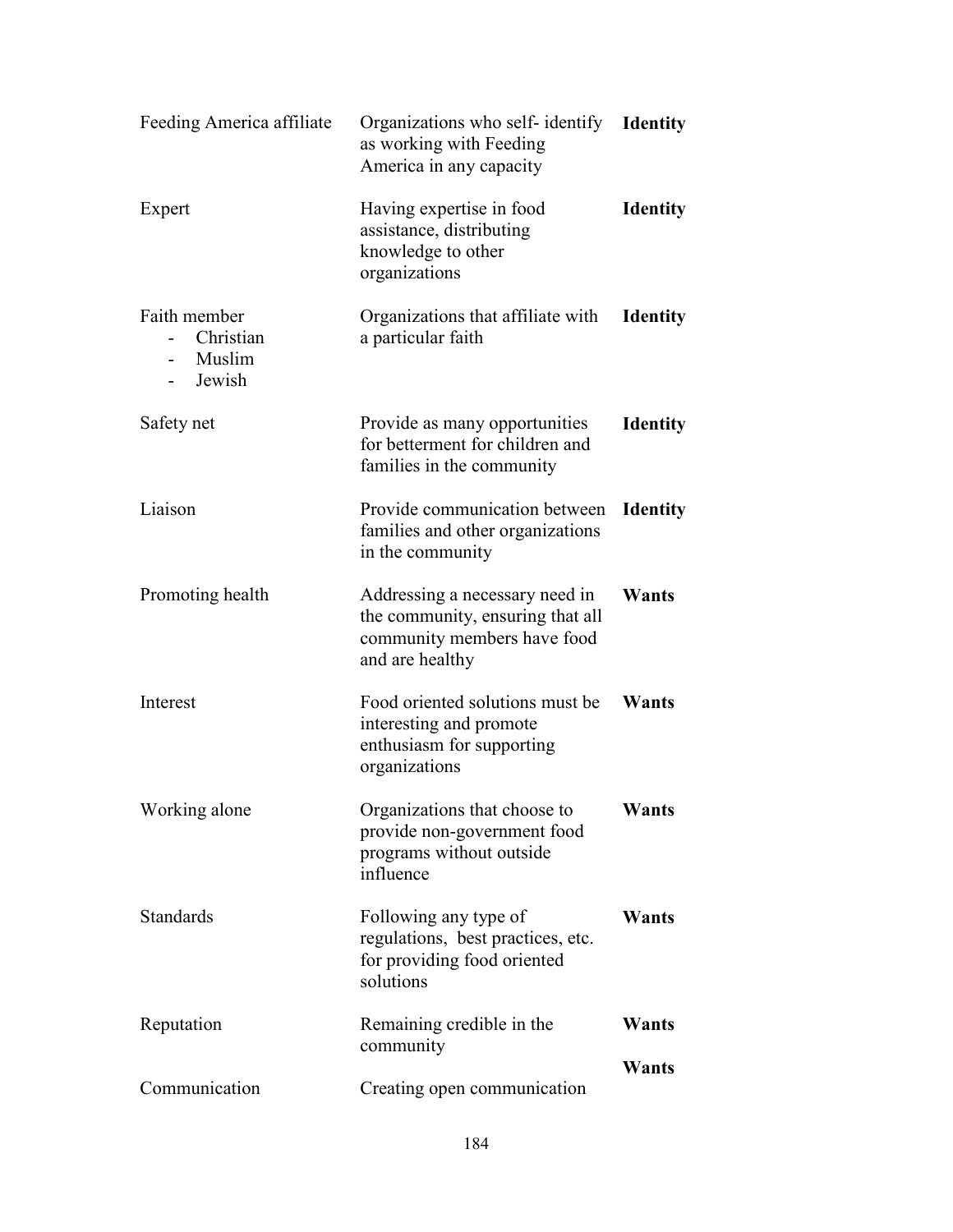| | | |
|---|---|---|
| Feeding America affiliate | Organizations who self- identify as working with Feeding America in any capacity | **Identity** |
| Expert | Having expertise in food assistance, distributing knowledge to other organizations | **Identity** |
| Faith member<br>- Christian<br>- Muslim<br>- Jewish | Organizations that affiliate with a particular faith | **Identity** |
| Safety net | Provide as many opportunities for betterment for children and families in the community | **Identity** |
| Liaison | Provide communication between families and other organizations in the community | **Identity** |
| Promoting health | Addressing a necessary need in the community, ensuring that all community members have food and are healthy | **Wants** |
| Interest | Food oriented solutions must be interesting and promote enthusiasm for supporting organizations | **Wants** |
| Working alone | Organizations that choose to provide non-government food programs without outside influence | **Wants** |
| Standards | Following any type of regulations, best practices, etc. for providing food oriented solutions | **Wants** |
| Reputation | Remaining credible in the community | **Wants** |
| Communication | Creating open communication | **Wants** |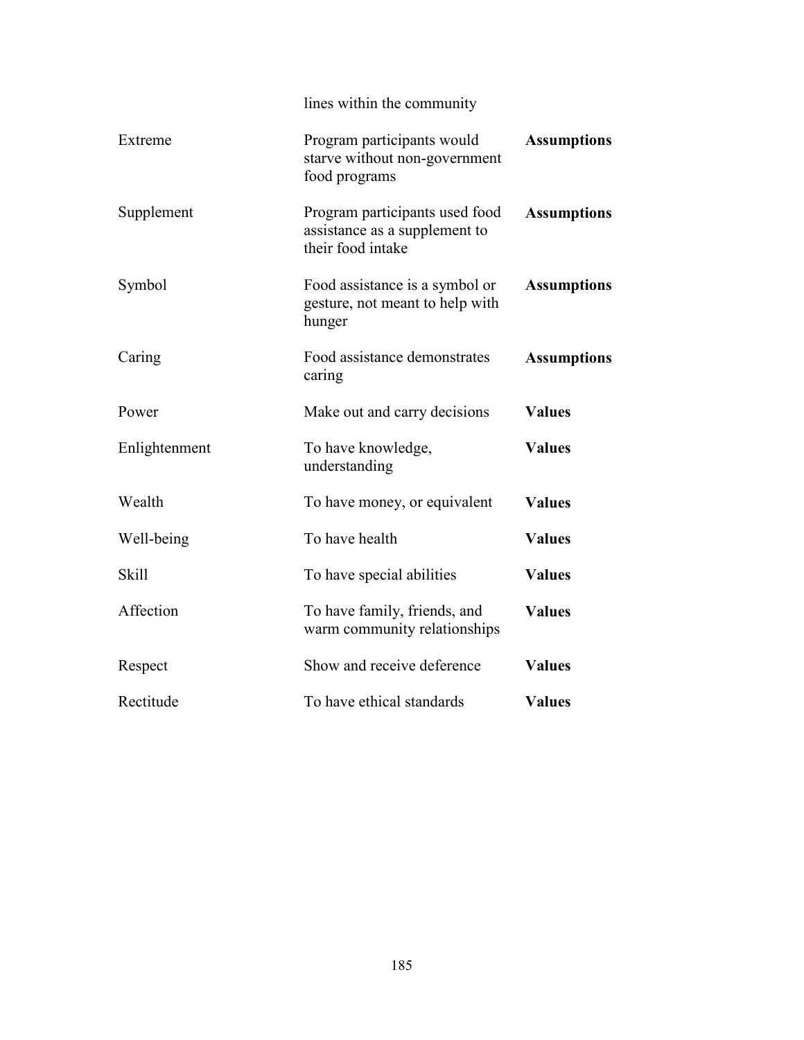| | | |
|---|---|---|
| | lines within the community | |
| Extreme | Program participants would starve without non-government food programs | **Assumptions** |
| Supplement | Program participants used food assistance as a supplement to their food intake | **Assumptions** |
| Symbol | Food assistance is a symbol or gesture, not meant to help with hunger | **Assumptions** |
| Caring | Food assistance demonstrates caring | **Assumptions** |
| Power | Make out and carry decisions | **Values** |
| Enlightenment | To have knowledge, understanding | **Values** |
| Wealth | To have money, or equivalent | **Values** |
| Well-being | To have health | **Values** |
| Skill | To have special abilities | **Values** |
| Affection | To have family, friends, and warm community relationships | **Values** |
| Respect | Show and receive deference | **Values** |
| Rectitude | To have ethical standards | **Values** |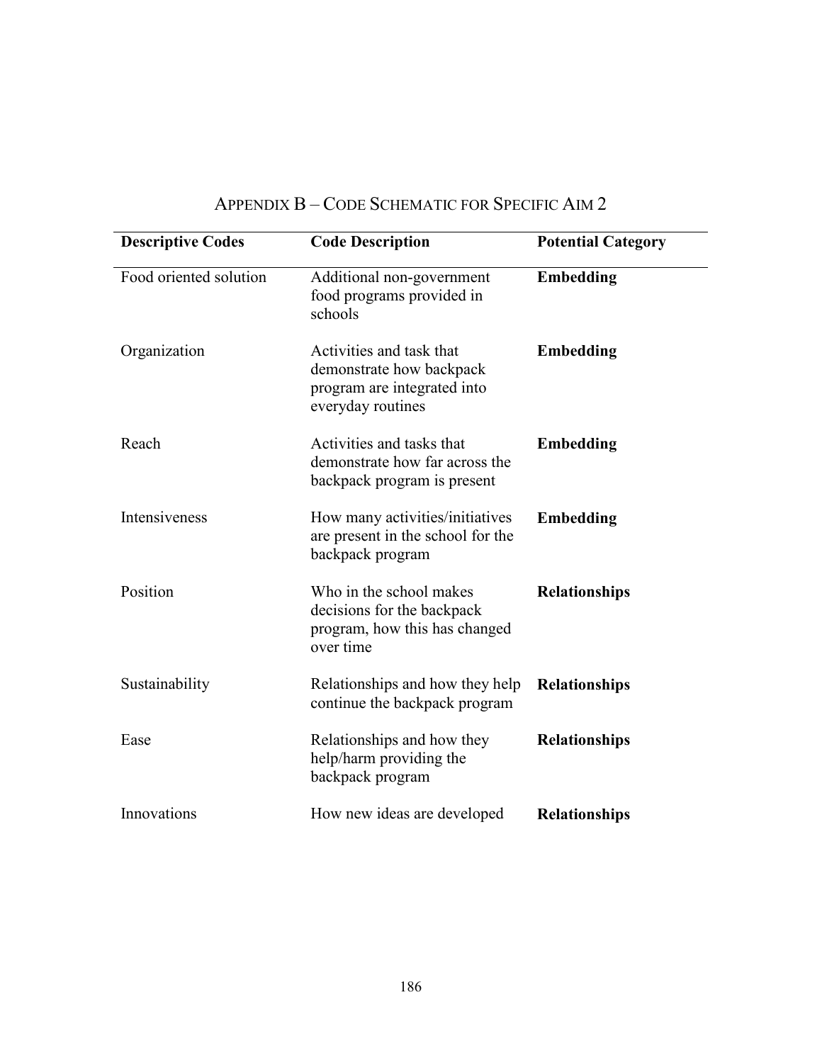# Appendix B – Code Schematic for Specific Aim 2

| Descriptive Codes | Code Description | Potential Category |
|---|---|---|
| Food oriented solution | Additional non-government food programs provided in schools | **Embedding** |
| Organization | Activities and task that demonstrate how backpack program are integrated into everyday routines | **Embedding** |
| Reach | Activities and tasks that demonstrate how far across the backpack program is present | **Embedding** |
| Intensiveness | How many activities/initiatives are present in the school for the backpack program | **Embedding** |
| Position | Who in the school makes decisions for the backpack program, how this has changed over time | **Relationships** |
| Sustainability | Relationships and how they help continue the backpack program | **Relationships** |
| Ease | Relationships and how they help/harm providing the backpack program | **Relationships** |
| Innovations | How new ideas are developed | **Relationships** |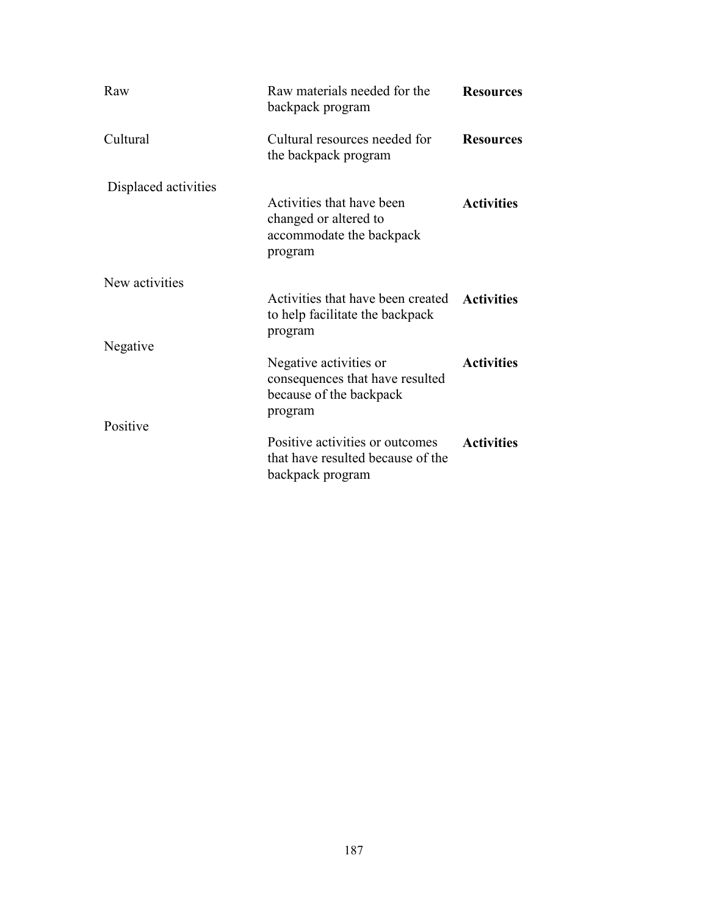| | | |
|---|---|---|
| Raw | Raw materials needed for the backpack program | **Resources** |
| Cultural | Cultural resources needed for the backpack program | **Resources** |
| Displaced activities | Activities that have been changed or altered to accommodate the backpack program | **Activities** |
| New activities | Activities that have been created to help facilitate the backpack program | **Activities** |
| Negative | Negative activities or consequences that have resulted because of the backpack program | **Activities** |
| Positive | Positive activities or outcomes that have resulted because of the backpack program | **Activities** |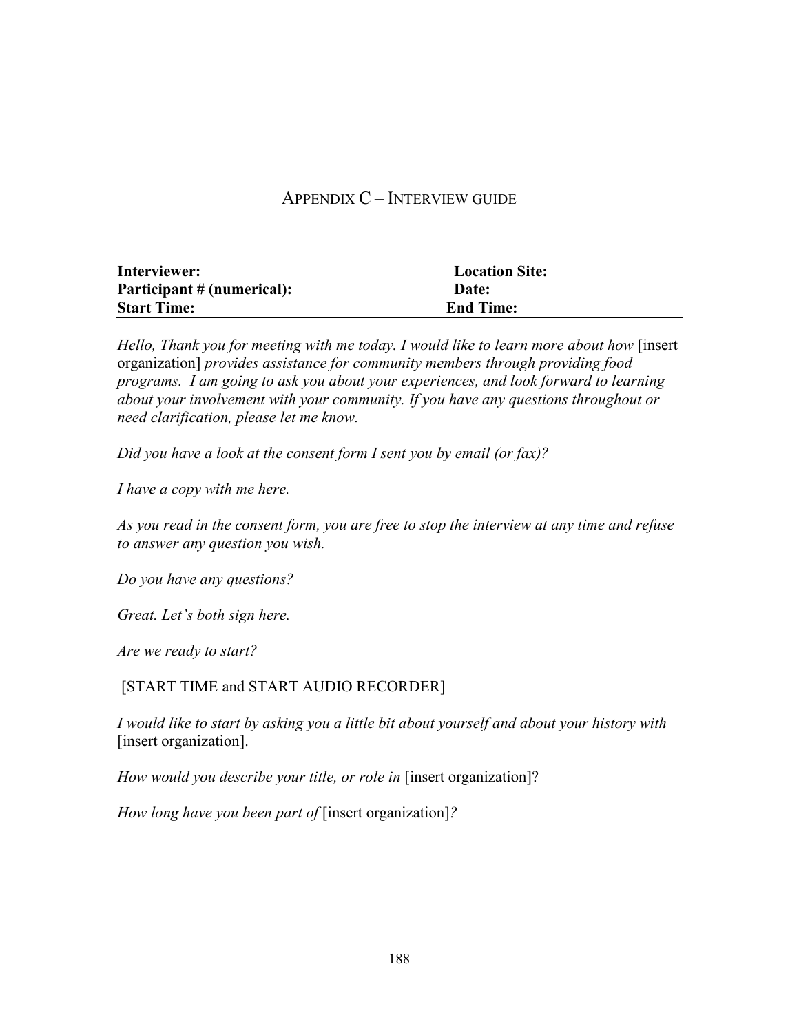# APPENDIX C – INTERVIEW GUIDE

| **Interviewer:** | **Location Site:** |
|---|---|
| **Participant # (numerical):** | **Date:** |
| **Start Time:** | **End Time:** |

*Hello, Thank you for meeting with me today. I would like to learn more about how* [insert organization] *provides assistance for community members through providing food programs. I am going to ask you about your experiences, and look forward to learning about your involvement with your community. If you have any questions throughout or need clarification, please let me know.*

*Did you have a look at the consent form I sent you by email (or fax)?*

*I have a copy with me here.*

*As you read in the consent form, you are free to stop the interview at any time and refuse to answer any question you wish.*

*Do you have any questions?*

*Great. Let's both sign here.*

*Are we ready to start?*

[START TIME and START AUDIO RECORDER]

*I would like to start by asking you a little bit about yourself and about your history with* [insert organization].

*How would you describe your title, or role in* [insert organization]?

*How long have you been part of* [insert organization]*?*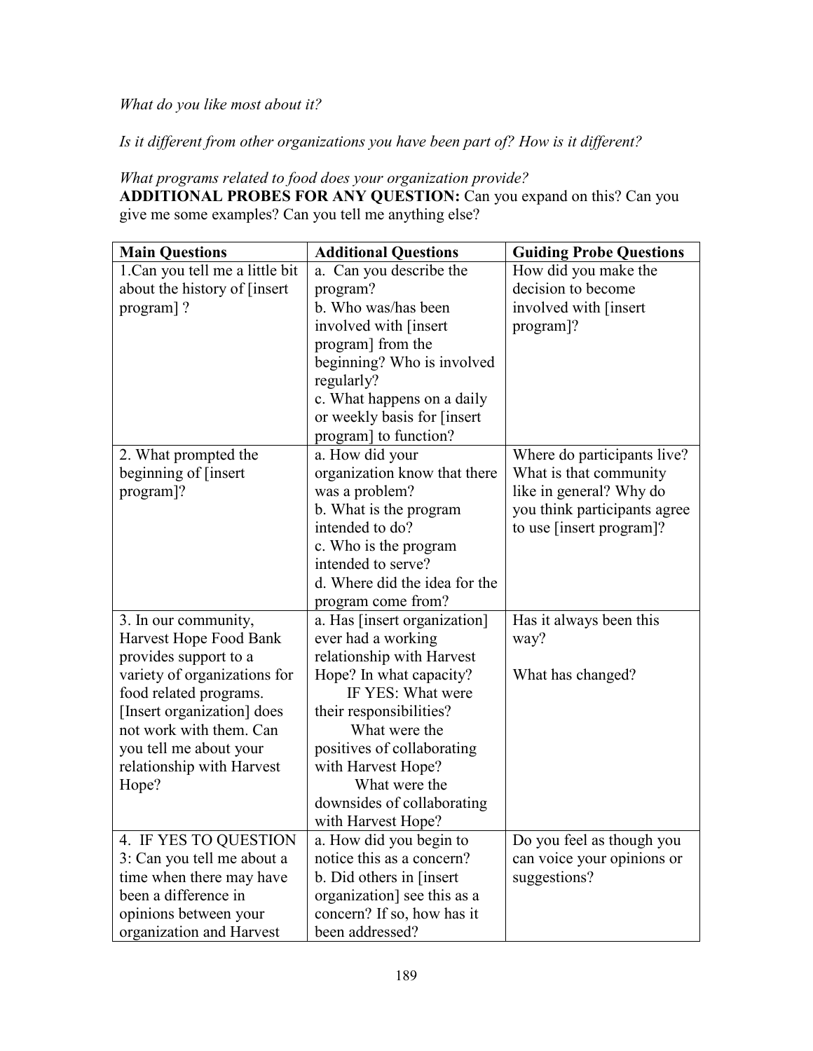*What do you like most about it?*

*Is it different from other organizations you have been part of? How is it different?*

*What programs related to food does your organization provide?*
**ADDITIONAL PROBES FOR ANY QUESTION:** Can you expand on this? Can you give me some examples? Can you tell me anything else?

| Main Questions | Additional Questions | Guiding Probe Questions |
|---|---|---|
| 1.Can you tell me a little bit about the history of [insert program] ? | a. Can you describe the program?<br>b. Who was/has been involved with [insert program] from the beginning? Who is involved regularly?<br>c. What happens on a daily or weekly basis for [insert program] to function? | How did you make the decision to become involved with [insert program]? |
| 2. What prompted the beginning of [insert program]? | a. How did your organization know that there was a problem?<br>b. What is the program intended to do?<br>c. Who is the program intended to serve?<br>d. Where did the idea for the program come from? | Where do participants live? What is that community like in general? Why do you think participants agree to use [insert program]? |
| 3. In our community, Harvest Hope Food Bank provides support to a variety of organizations for food related programs. [Insert organization] does not work with them. Can you tell me about your relationship with Harvest Hope? | a. Has [insert organization] ever had a working relationship with Harvest Hope? In what capacity?<br>IF YES: What were their responsibilities?<br>What were the positives of collaborating with Harvest Hope?<br>What were the downsides of collaborating with Harvest Hope? | Has it always been this way?<br><br>What has changed? |
| 4. IF YES TO QUESTION 3: Can you tell me about a time when there may have been a difference in opinions between your organization and Harvest | a. How did you begin to notice this as a concern?<br>b. Did others in [insert organization] see this as a concern? If so, how has it been addressed? | Do you feel as though you can voice your opinions or suggestions? |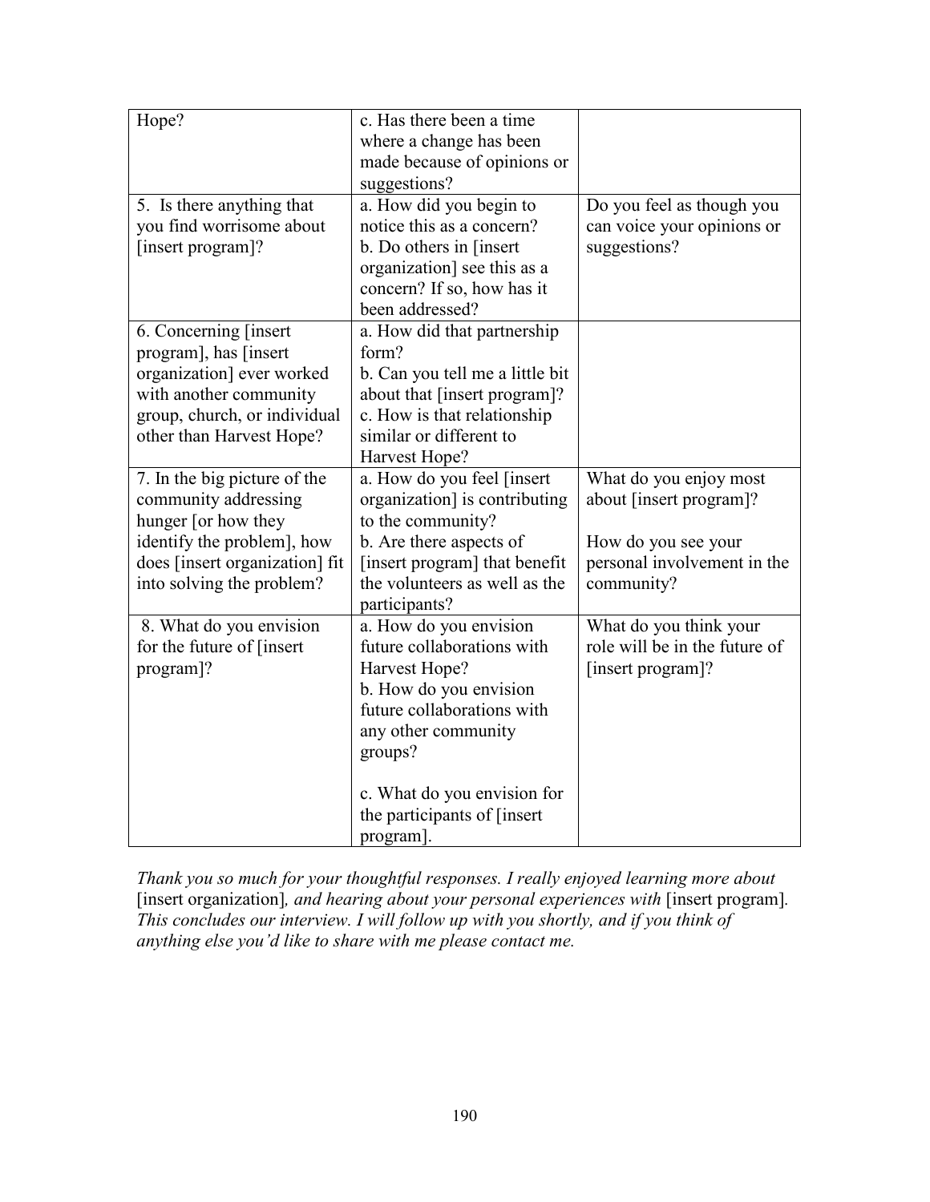| | | |
|---|---|---|
| Hope? | c. Has there been a time where a change has been made because of opinions or suggestions? | |
| 5. Is there anything that you find worrisome about [insert program]? | a. How did you begin to notice this as a concern?<br>b. Do others in [insert organization] see this as a concern? If so, how has it been addressed? | Do you feel as though you can voice your opinions or suggestions? |
| 6. Concerning [insert program], has [insert organization] ever worked with another community group, church, or individual other than Harvest Hope? | a. How did that partnership form?<br>b. Can you tell me a little bit about that [insert program]?<br>c. How is that relationship similar or different to Harvest Hope? | |
| 7. In the big picture of the community addressing hunger [or how they identify the problem], how does [insert organization] fit into solving the problem? | a. How do you feel [insert organization] is contributing to the community?<br>b. Are there aspects of [insert program] that benefit the volunteers as well as the participants? | What do you enjoy most about [insert program]?<br><br>How do you see your personal involvement in the community? |
| 8. What do you envision for the future of [insert program]? | a. How do you envision future collaborations with Harvest Hope?<br>b. How do you envision future collaborations with any other community groups?<br><br>c. What do you envision for the participants of [insert program]. | What do you think your role will be in the future of [insert program]? |

*Thank you so much for your thoughtful responses. I really enjoyed learning more about* [insert organization]*, and hearing about your personal experiences with* [insert program]. *This concludes our interview. I will follow up with you shortly, and if you think of anything else you'd like to share with me please contact me.*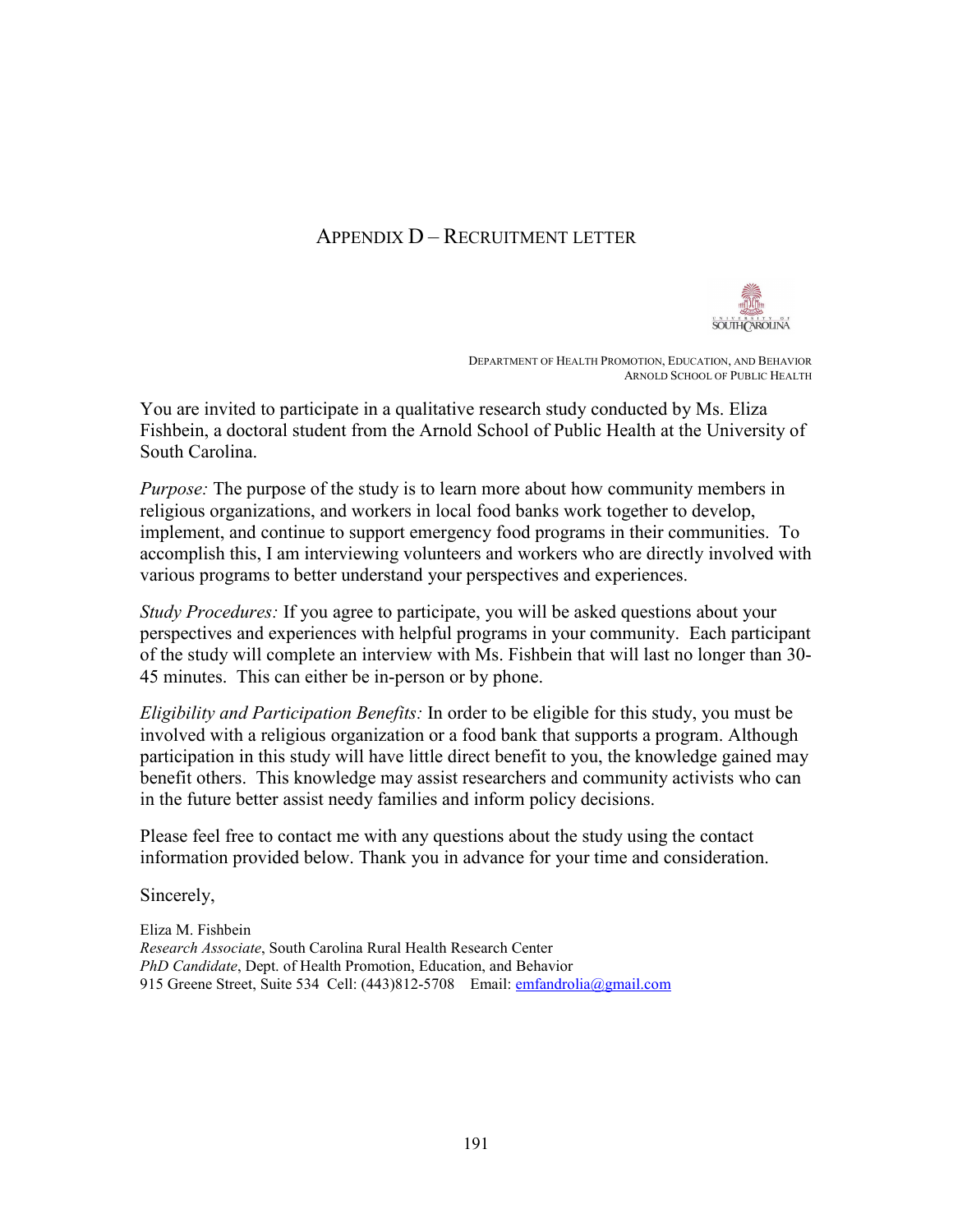## Appendix D – Recruitment Letter

UNIVERSITY OF SOUTH CAROLINA

DEPARTMENT OF HEALTH PROMOTION, EDUCATION, AND BEHAVIOR
ARNOLD SCHOOL OF PUBLIC HEALTH

You are invited to participate in a qualitative research study conducted by Ms. Eliza Fishbein, a doctoral student from the Arnold School of Public Health at the University of South Carolina.

*Purpose:* The purpose of the study is to learn more about how community members in religious organizations, and workers in local food banks work together to develop, implement, and continue to support emergency food programs in their communities. To accomplish this, I am interviewing volunteers and workers who are directly involved with various programs to better understand your perspectives and experiences.

*Study Procedures:* If you agree to participate, you will be asked questions about your perspectives and experiences with helpful programs in your community. Each participant of the study will complete an interview with Ms. Fishbein that will last no longer than 30-45 minutes. This can either be in-person or by phone.

*Eligibility and Participation Benefits:* In order to be eligible for this study, you must be involved with a religious organization or a food bank that supports a program. Although participation in this study will have little direct benefit to you, the knowledge gained may benefit others. This knowledge may assist researchers and community activists who can in the future better assist needy families and inform policy decisions.

Please feel free to contact me with any questions about the study using the contact information provided below. Thank you in advance for your time and consideration.

Sincerely,

Eliza M. Fishbein
*Research Associate*, South Carolina Rural Health Research Center
*PhD Candidate*, Dept. of Health Promotion, Education, and Behavior
915 Greene Street, Suite 534 Cell: (443)812-5708 Email: emfandrolia@gmail.com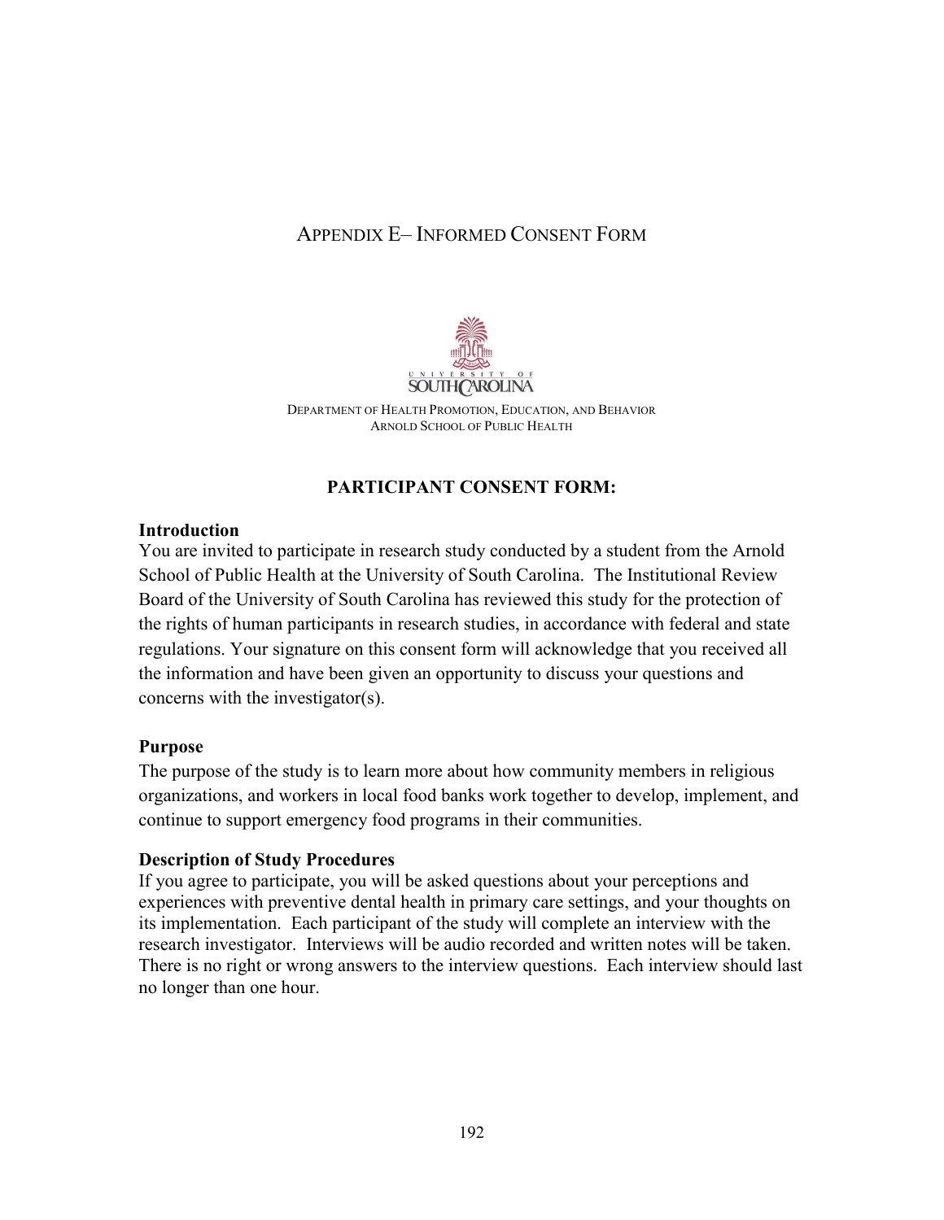## APPENDIX E– INFORMED CONSENT FORM

UNIVERSITY OF SOUTH CAROLINA

DEPARTMENT OF HEALTH PROMOTION, EDUCATION, AND BEHAVIOR
ARNOLD SCHOOL OF PUBLIC HEALTH

### PARTICIPANT CONSENT FORM:

**Introduction**
You are invited to participate in research study conducted by a student from the Arnold School of Public Health at the University of South Carolina. The Institutional Review Board of the University of South Carolina has reviewed this study for the protection of the rights of human participants in research studies, in accordance with federal and state regulations. Your signature on this consent form will acknowledge that you received all the information and have been given an opportunity to discuss your questions and concerns with the investigator(s).

**Purpose**
The purpose of the study is to learn more about how community members in religious organizations, and workers in local food banks work together to develop, implement, and continue to support emergency food programs in their communities.

**Description of Study Procedures**
If you agree to participate, you will be asked questions about your perceptions and experiences with preventive dental health in primary care settings, and your thoughts on its implementation. Each participant of the study will complete an interview with the research investigator. Interviews will be audio recorded and written notes will be taken. There is no right or wrong answers to the interview questions. Each interview should last no longer than one hour.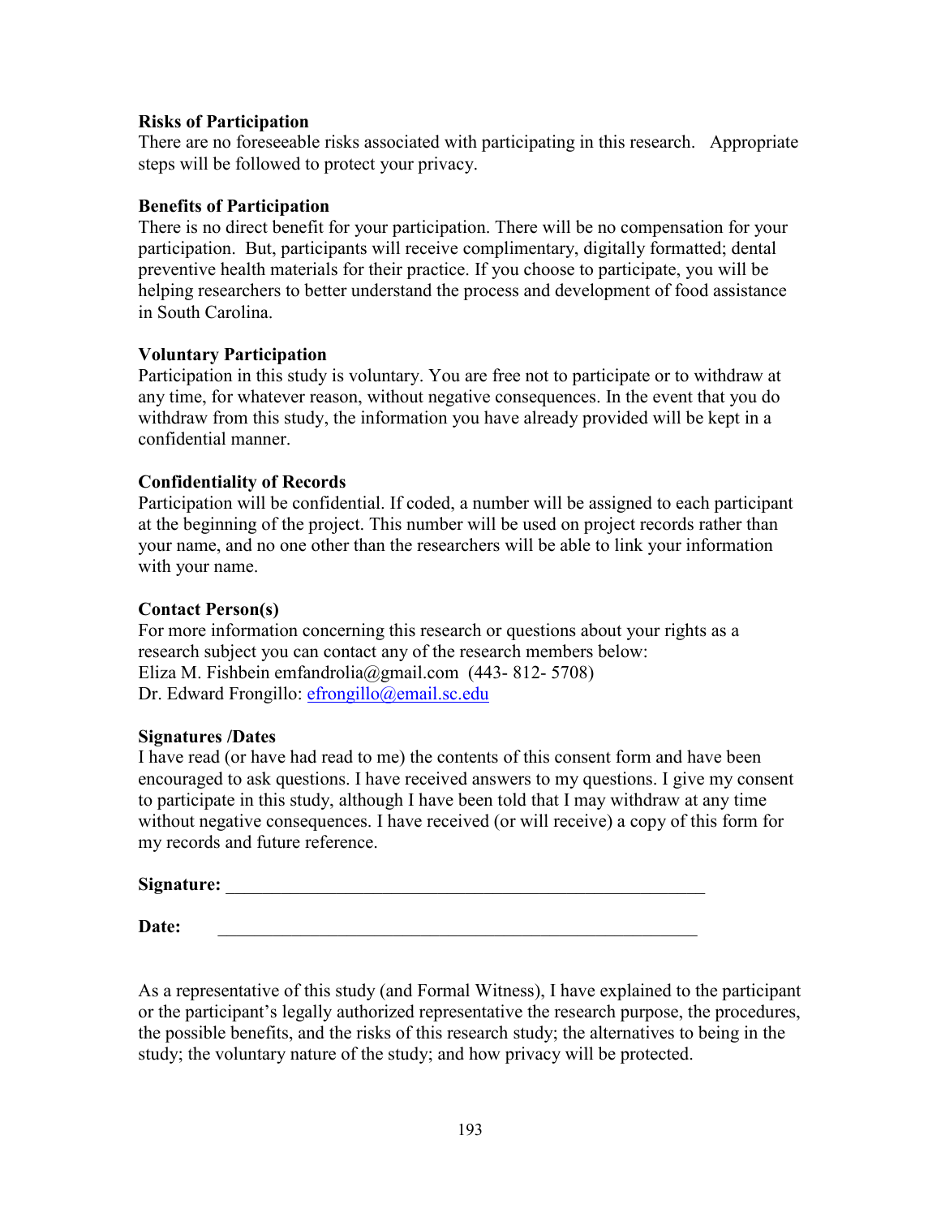**Risks of Participation**

There are no foreseeable risks associated with participating in this research. Appropriate steps will be followed to protect your privacy.

**Benefits of Participation**

There is no direct benefit for your participation. There will be no compensation for your participation. But, participants will receive complimentary, digitally formatted; dental preventive health materials for their practice. If you choose to participate, you will be helping researchers to better understand the process and development of food assistance in South Carolina.

**Voluntary Participation**

Participation in this study is voluntary. You are free not to participate or to withdraw at any time, for whatever reason, without negative consequences. In the event that you do withdraw from this study, the information you have already provided will be kept in a confidential manner.

**Confidentiality of Records**

Participation will be confidential. If coded, a number will be assigned to each participant at the beginning of the project. This number will be used on project records rather than your name, and no one other than the researchers will be able to link your information with your name.

**Contact Person(s)**

For more information concerning this research or questions about your rights as a research subject you can contact any of the research members below:
Eliza M. Fishbein emfandrolia@gmail.com (443- 812- 5708)
Dr. Edward Frongillo: efrongillo@email.sc.edu

**Signatures /Dates**

I have read (or have had read to me) the contents of this consent form and have been encouraged to ask questions. I have received answers to my questions. I give my consent to participate in this study, although I have been told that I may withdraw at any time without negative consequences. I have received (or will receive) a copy of this form for my records and future reference.

**Signature:** ______________________________________________________

**Date:** ______________________________________________________

As a representative of this study (and Formal Witness), I have explained to the participant or the participant's legally authorized representative the research purpose, the procedures, the possible benefits, and the risks of this research study; the alternatives to being in the study; the voluntary nature of the study; and how privacy will be protected.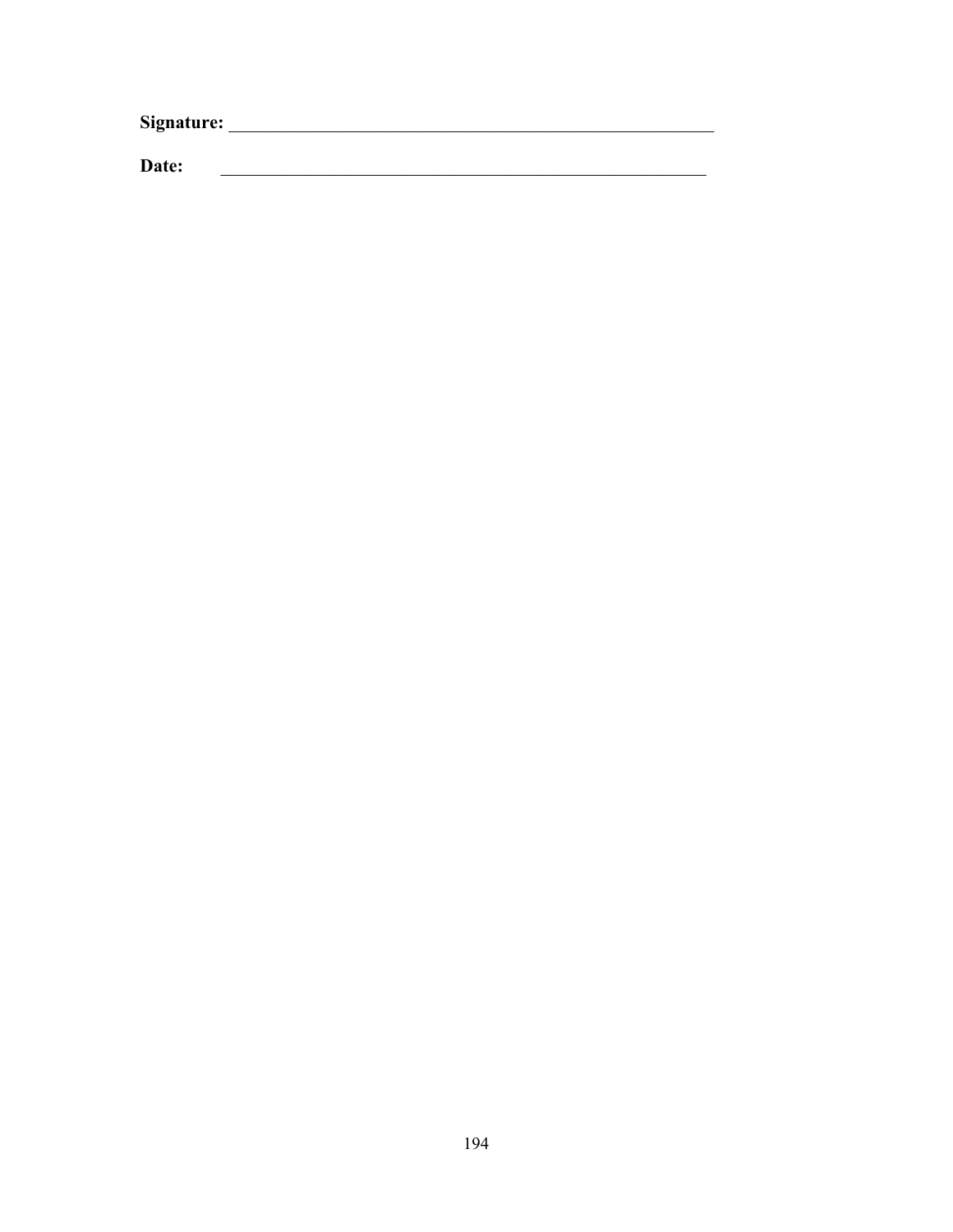**Signature:** _______________________________________________________

**Date:** _______________________________________________________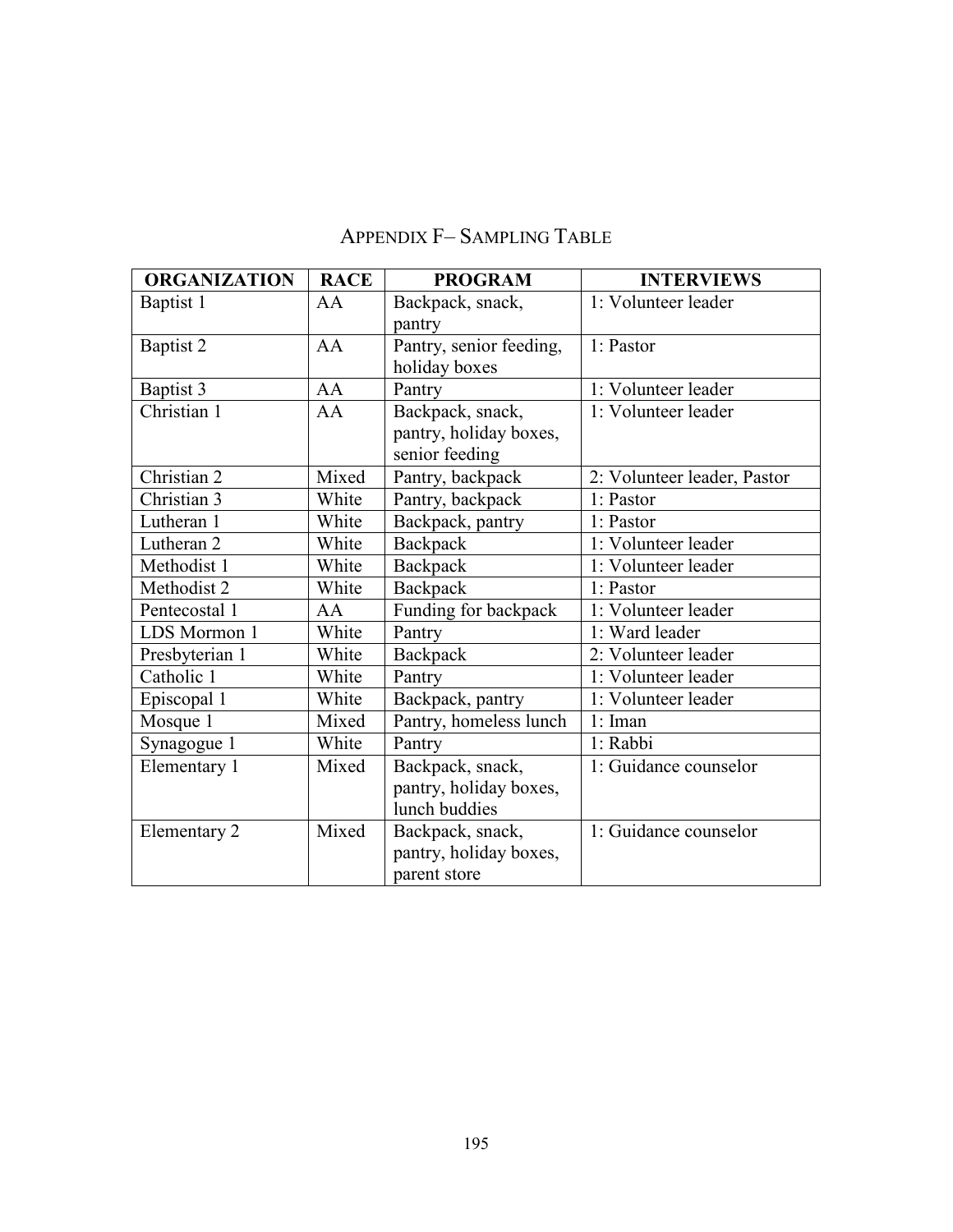## Appendix F– Sampling Table

| ORGANIZATION | RACE | PROGRAM | INTERVIEWS |
|---|---|---|---|
| Baptist 1 | AA | Backpack, snack, pantry | 1: Volunteer leader |
| Baptist 2 | AA | Pantry, senior feeding, holiday boxes | 1: Pastor |
| Baptist 3 | AA | Pantry | 1: Volunteer leader |
| Christian 1 | AA | Backpack, snack, pantry, holiday boxes, senior feeding | 1: Volunteer leader |
| Christian 2 | Mixed | Pantry, backpack | 2: Volunteer leader, Pastor |
| Christian 3 | White | Pantry, backpack | 1: Pastor |
| Lutheran 1 | White | Backpack, pantry | 1: Pastor |
| Lutheran 2 | White | Backpack | 1: Volunteer leader |
| Methodist 1 | White | Backpack | 1: Volunteer leader |
| Methodist 2 | White | Backpack | 1: Pastor |
| Pentecostal 1 | AA | Funding for backpack | 1: Volunteer leader |
| LDS Mormon 1 | White | Pantry | 1: Ward leader |
| Presbyterian 1 | White | Backpack | 2: Volunteer leader |
| Catholic 1 | White | Pantry | 1: Volunteer leader |
| Episcopal 1 | White | Backpack, pantry | 1: Volunteer leader |
| Mosque 1 | Mixed | Pantry, homeless lunch | 1: Iman |
| Synagogue 1 | White | Pantry | 1: Rabbi |
| Elementary 1 | Mixed | Backpack, snack, pantry, holiday boxes, lunch buddies | 1: Guidance counselor |
| Elementary 2 | Mixed | Backpack, snack, pantry, holiday boxes, parent store | 1: Guidance counselor |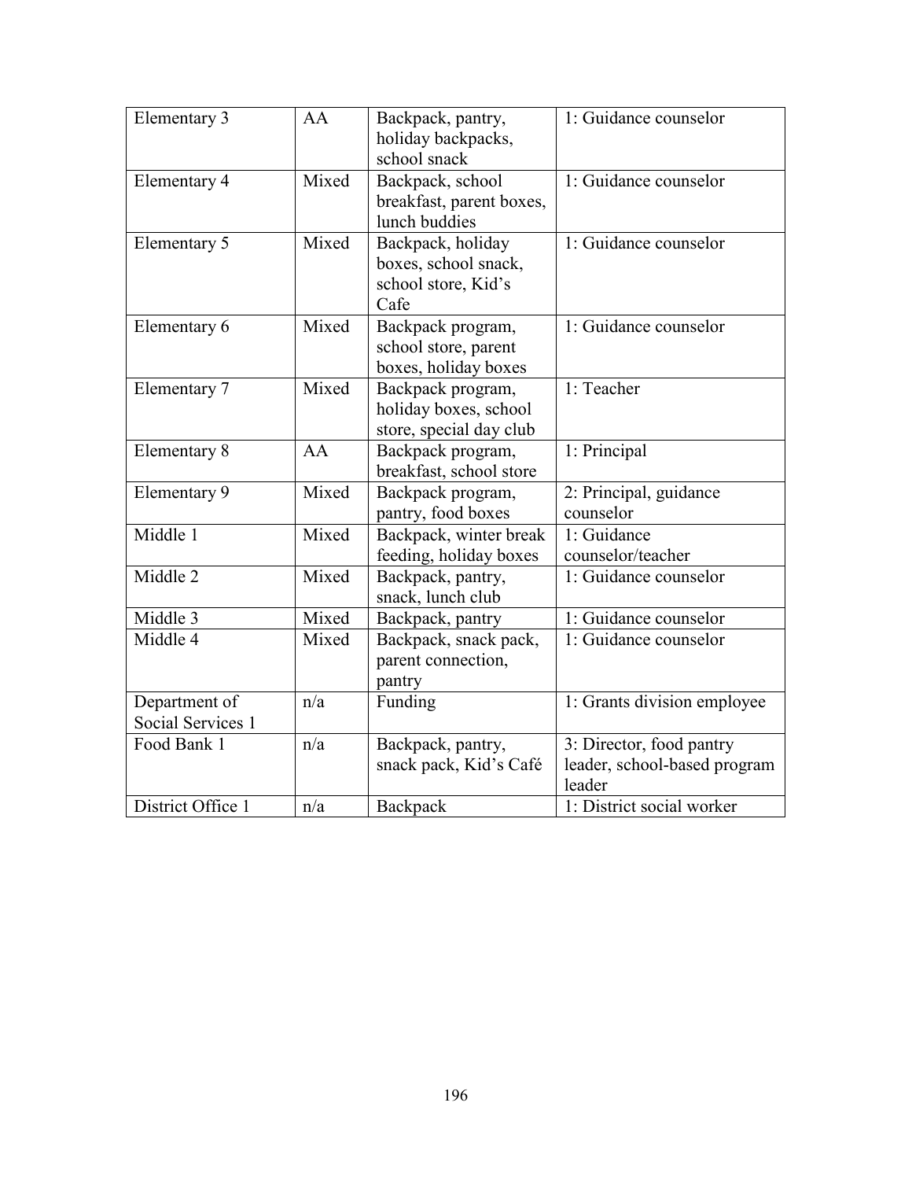| | | | |
|---|---|---|---|
| Elementary 3 | AA | Backpack, pantry, holiday backpacks, school snack | 1: Guidance counselor |
| Elementary 4 | Mixed | Backpack, school breakfast, parent boxes, lunch buddies | 1: Guidance counselor |
| Elementary 5 | Mixed | Backpack, holiday boxes, school snack, school store, Kid's Cafe | 1: Guidance counselor |
| Elementary 6 | Mixed | Backpack program, school store, parent boxes, holiday boxes | 1: Guidance counselor |
| Elementary 7 | Mixed | Backpack program, holiday boxes, school store, special day club | 1: Teacher |
| Elementary 8 | AA | Backpack program, breakfast, school store | 1: Principal |
| Elementary 9 | Mixed | Backpack program, pantry, food boxes | 2: Principal, guidance counselor |
| Middle 1 | Mixed | Backpack, winter break feeding, holiday boxes | 1: Guidance counselor/teacher |
| Middle 2 | Mixed | Backpack, pantry, snack, lunch club | 1: Guidance counselor |
| Middle 3 | Mixed | Backpack, pantry | 1: Guidance counselor |
| Middle 4 | Mixed | Backpack, snack pack, parent connection, pantry | 1: Guidance counselor |
| Department of Social Services 1 | n/a | Funding | 1: Grants division employee |
| Food Bank 1 | n/a | Backpack, pantry, snack pack, Kid's Café | 3: Director, food pantry leader, school-based program leader |
| District Office 1 | n/a | Backpack | 1: District social worker |